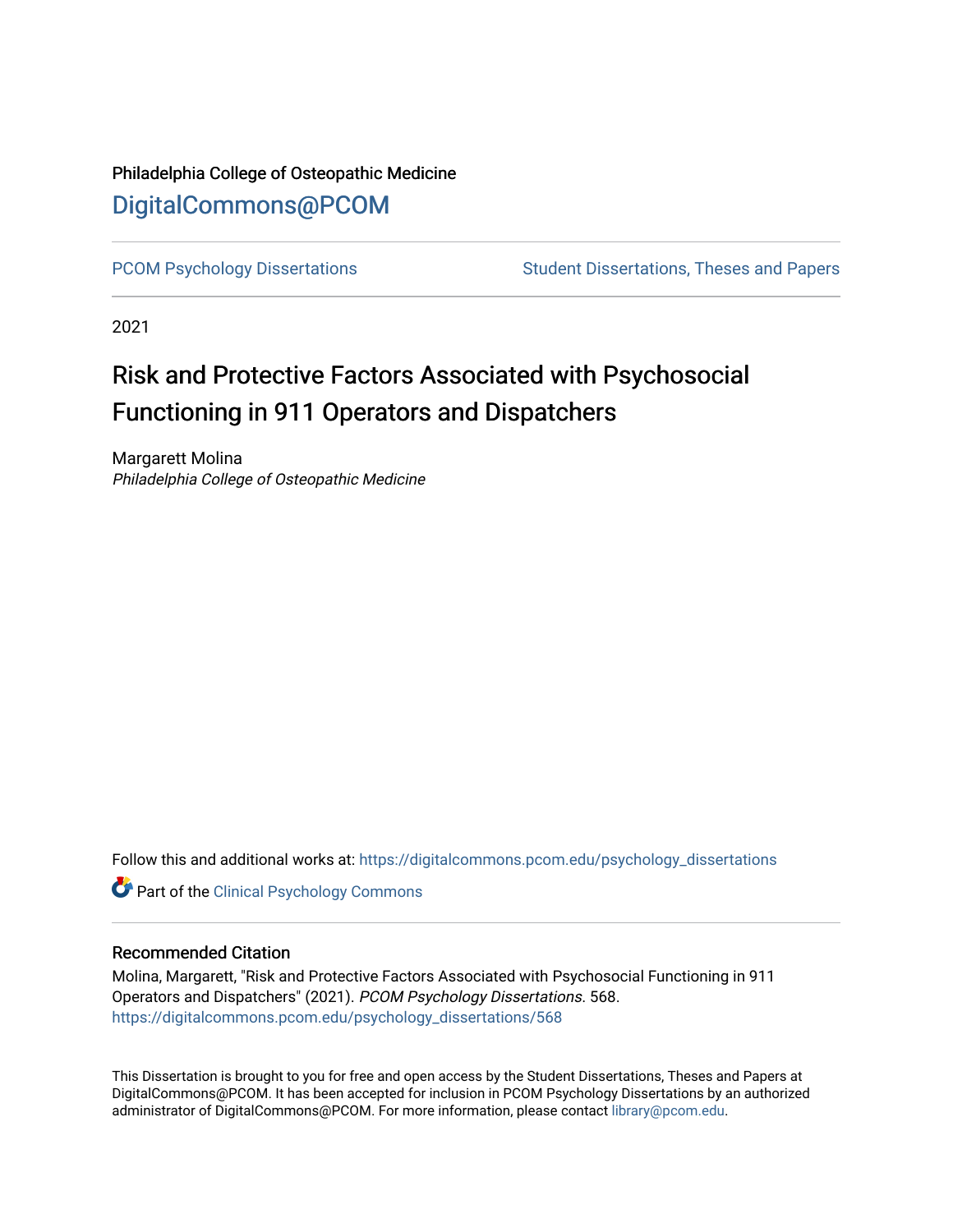Philadelphia College of Osteopathic Medicine

# DigitalCommons@PCOM

PCOM Psychology Dissertations | Student Dissertations, Theses and Papers

2021

# Risk and Protective Factors Associated with Psychosocial Functioning in 911 Operators and Dispatchers

Margarett Molina
*Philadelphia College of Osteopathic Medicine*

Follow this and additional works at: https://digitalcommons.pcom.edu/psychology_dissertations

Part of the Clinical Psychology Commons

## Recommended Citation

Molina, Margarett, "Risk and Protective Factors Associated with Psychosocial Functioning in 911 Operators and Dispatchers" (2021). *PCOM Psychology Dissertations*. 568.
https://digitalcommons.pcom.edu/psychology_dissertations/568

This Dissertation is brought to you for free and open access by the Student Dissertations, Theses and Papers at DigitalCommons@PCOM. It has been accepted for inclusion in PCOM Psychology Dissertations by an authorized administrator of DigitalCommons@PCOM. For more information, please contact library@pcom.edu.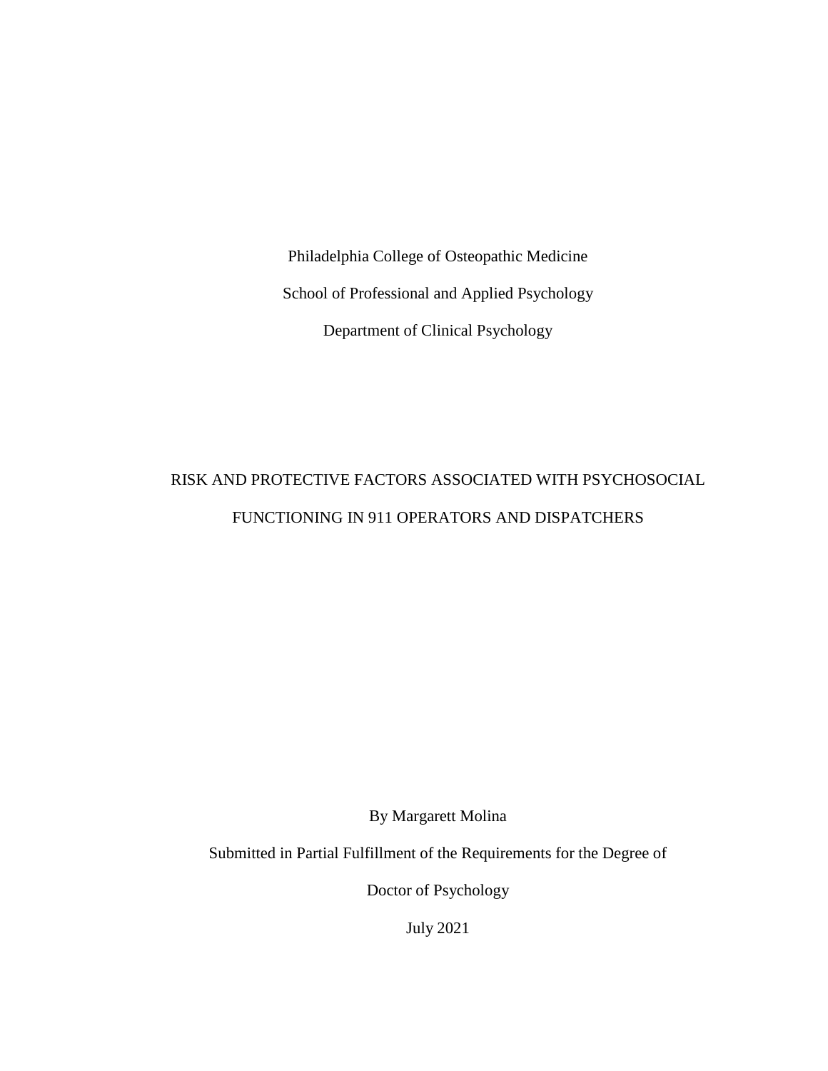Philadelphia College of Osteopathic Medicine

School of Professional and Applied Psychology

Department of Clinical Psychology

# RISK AND PROTECTIVE FACTORS ASSOCIATED WITH PSYCHOSOCIAL FUNCTIONING IN 911 OPERATORS AND DISPATCHERS

By Margarett Molina

Submitted in Partial Fulfillment of the Requirements for the Degree of

Doctor of Psychology

July 2021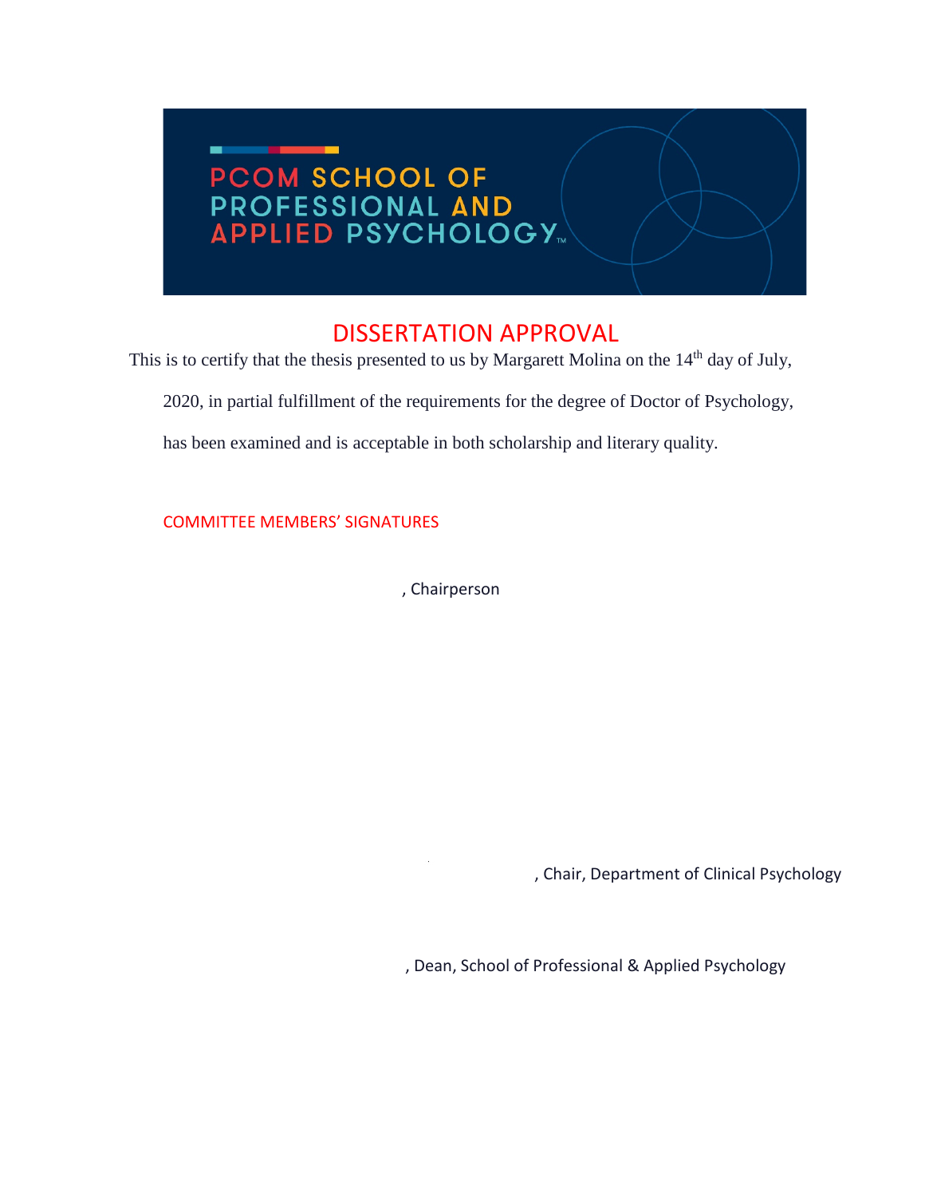PCOM SCHOOL OF PROFESSIONAL AND APPLIED PSYCHOLOGY™

## DISSERTATION APPROVAL

This is to certify that the thesis presented to us by Margarett Molina on the 14th day of July, 2020, in partial fulfillment of the requirements for the degree of Doctor of Psychology, has been examined and is acceptable in both scholarship and literary quality.

COMMITTEE MEMBERS' SIGNATURES

, Chairperson

, Chair, Department of Clinical Psychology

, Dean, School of Professional & Applied Psychology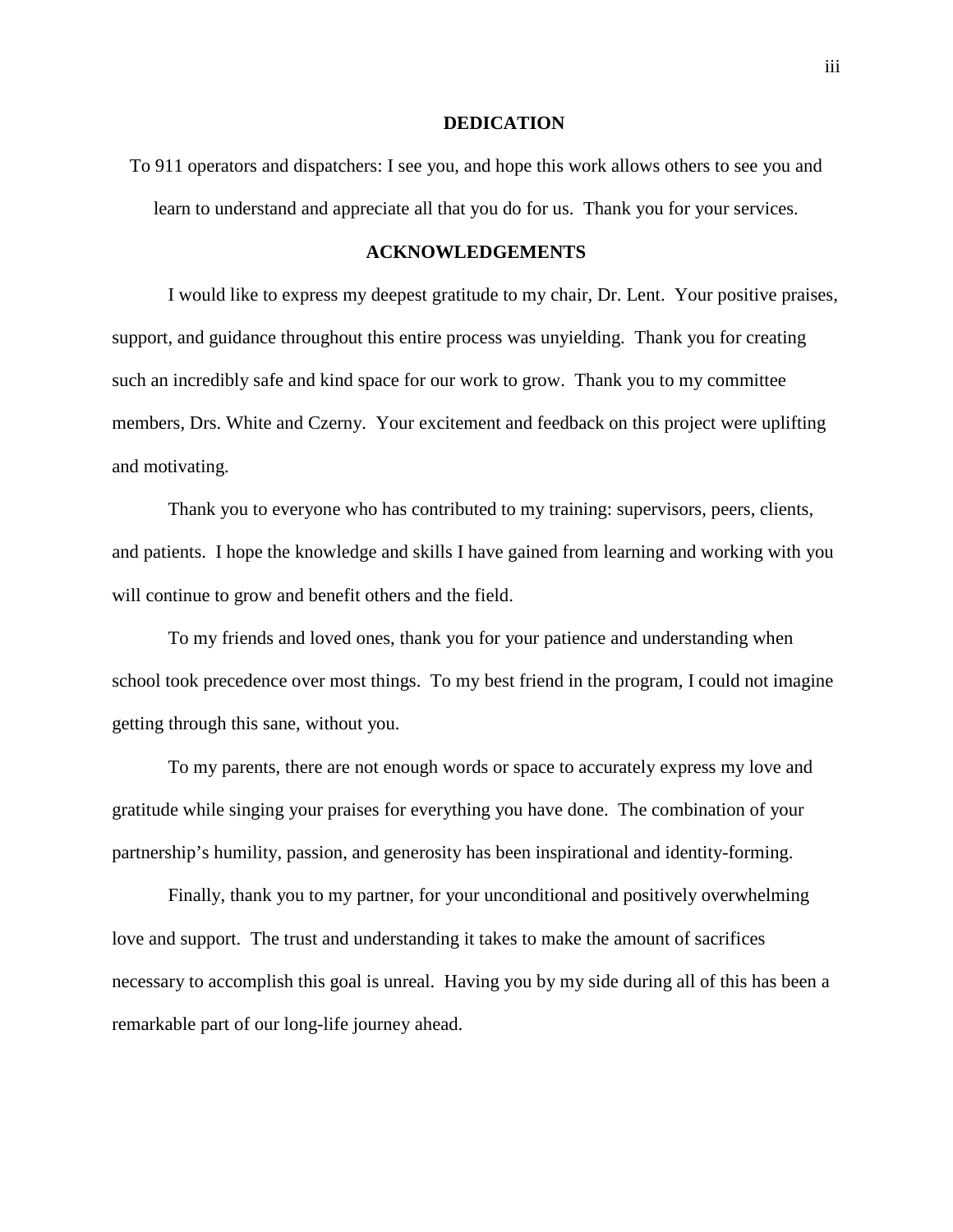## DEDICATION

To 911 operators and dispatchers: I see you, and hope this work allows others to see you and learn to understand and appreciate all that you do for us. Thank you for your services.

## ACKNOWLEDGEMENTS

I would like to express my deepest gratitude to my chair, Dr. Lent. Your positive praises, support, and guidance throughout this entire process was unyielding. Thank you for creating such an incredibly safe and kind space for our work to grow. Thank you to my committee members, Drs. White and Czerny. Your excitement and feedback on this project were uplifting and motivating.

Thank you to everyone who has contributed to my training: supervisors, peers, clients, and patients. I hope the knowledge and skills I have gained from learning and working with you will continue to grow and benefit others and the field.

To my friends and loved ones, thank you for your patience and understanding when school took precedence over most things. To my best friend in the program, I could not imagine getting through this sane, without you.

To my parents, there are not enough words or space to accurately express my love and gratitude while singing your praises for everything you have done. The combination of your partnership's humility, passion, and generosity has been inspirational and identity-forming.

Finally, thank you to my partner, for your unconditional and positively overwhelming love and support. The trust and understanding it takes to make the amount of sacrifices necessary to accomplish this goal is unreal. Having you by my side during all of this has been a remarkable part of our long-life journey ahead.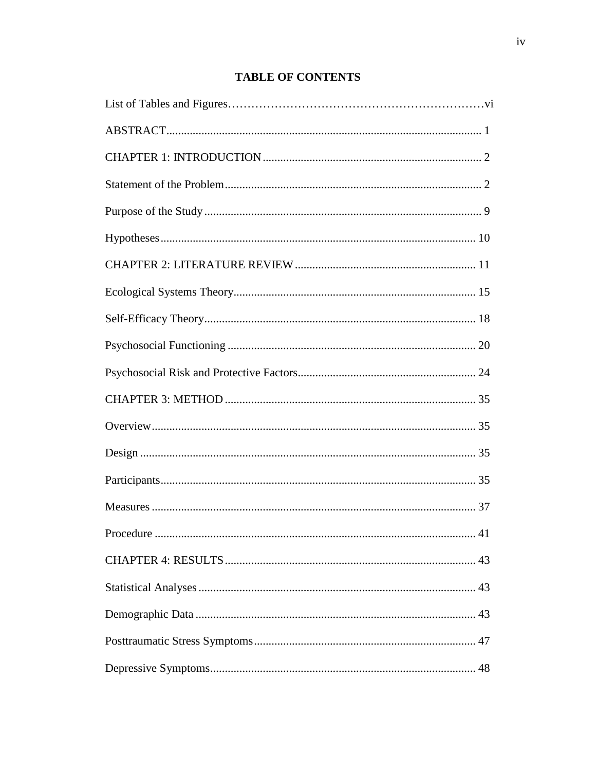# TABLE OF CONTENTS

List of Tables and Figures……………………………………………………………vi

ABSTRACT........................................................................................................... 1

CHAPTER 1: INTRODUCTION........................................................................... 2

Statement of the Problem........................................................................................ 2

Purpose of the Study............................................................................................... 9

Hypotheses........................................................................................................... 10

CHAPTER 2: LITERATURE REVIEW.............................................................. 11

Ecological Systems Theory................................................................................... 15

Self-Efficacy Theory............................................................................................. 18

Psychosocial Functioning ..................................................................................... 20

Psychosocial Risk and Protective Factors............................................................. 24

CHAPTER 3: METHOD ...................................................................................... 35

Overview............................................................................................................... 35

Design .................................................................................................................. 35

Participants............................................................................................................ 35

Measures ............................................................................................................... 37

Procedure .............................................................................................................. 41

CHAPTER 4: RESULTS ...................................................................................... 43

Statistical Analyses ............................................................................................... 43

Demographic Data ................................................................................................ 43

Posttraumatic Stress Symptoms............................................................................ 47

Depressive Symptoms........................................................................................... 48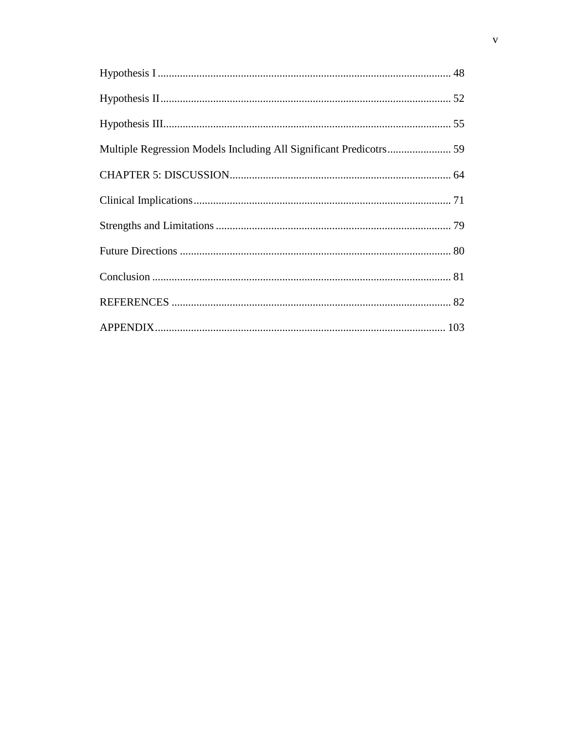Hypothesis I ........................................................................................................ 48

Hypothesis II ....................................................................................................... 52

Hypothesis III ..................................................................................................... 55

Multiple Regression Models Including All Significant Predicotrs ....................... 59

CHAPTER 5: DISCUSSION ................................................................................ 64

Clinical Implications ............................................................................................ 71

Strengths and Limitations .................................................................................... 79

Future Directions ................................................................................................. 80

Conclusion ........................................................................................................... 81

REFERENCES ..................................................................................................... 82

APPENDIX ......................................................................................................... 103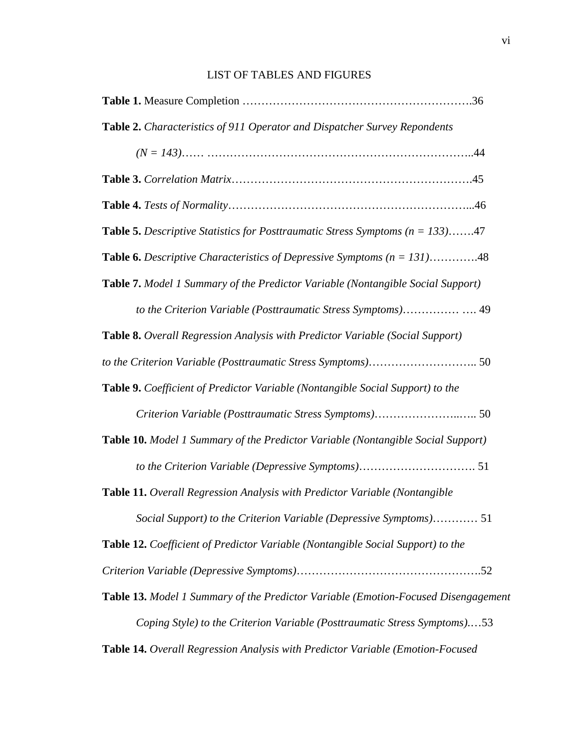LIST OF TABLES AND FIGURES

**Table 1.** Measure Completion …………………………………………………….36

**Table 2.** *Characteristics of 911 Operator and Dispatcher Survey Repondents*

*(N = 143)*…… ……………………………………………………………..44

**Table 3.** *Correlation Matrix*……………………………………………………….45

**Table 4.** *Tests of Normality*………………………………………………………...46

**Table 5.** *Descriptive Statistics for Posttraumatic Stress Symptoms (n = 133)*…….47

**Table 6.** *Descriptive Characteristics of Depressive Symptoms (n = 131)*………….48

**Table 7.** *Model 1 Summary of the Predictor Variable (Nontangible Social Support)*

*to the Criterion Variable (Posttraumatic Stress Symptoms)*…………… …. 49

**Table 8.** *Overall Regression Analysis with Predictor Variable (Social Support)*

*to the Criterion Variable (Posttraumatic Stress Symptoms)*……………………….. 50

**Table 9.** *Coefficient of Predictor Variable (Nontangible Social Support) to the*

*Criterion Variable (Posttraumatic Stress Symptoms)*…………………..….. 50

**Table 10.** *Model 1 Summary of the Predictor Variable (Nontangible Social Support)*

*to the Criterion Variable (Depressive Symptoms)*…………………………. 51

**Table 11.** *Overall Regression Analysis with Predictor Variable (Nontangible*

*Social Support) to the Criterion Variable (Depressive Symptoms)*………… 51

**Table 12.** *Coefficient of Predictor Variable (Nontangible Social Support) to the*

*Criterion Variable (Depressive Symptoms)*………………………………………….52

**Table 13.** *Model 1 Summary of the Predictor Variable (Emotion-Focused Disengagement*

*Coping Style) to the Criterion Variable (Posttraumatic Stress Symptoms).*…53

**Table 14.** *Overall Regression Analysis with Predictor Variable (Emotion-Focused*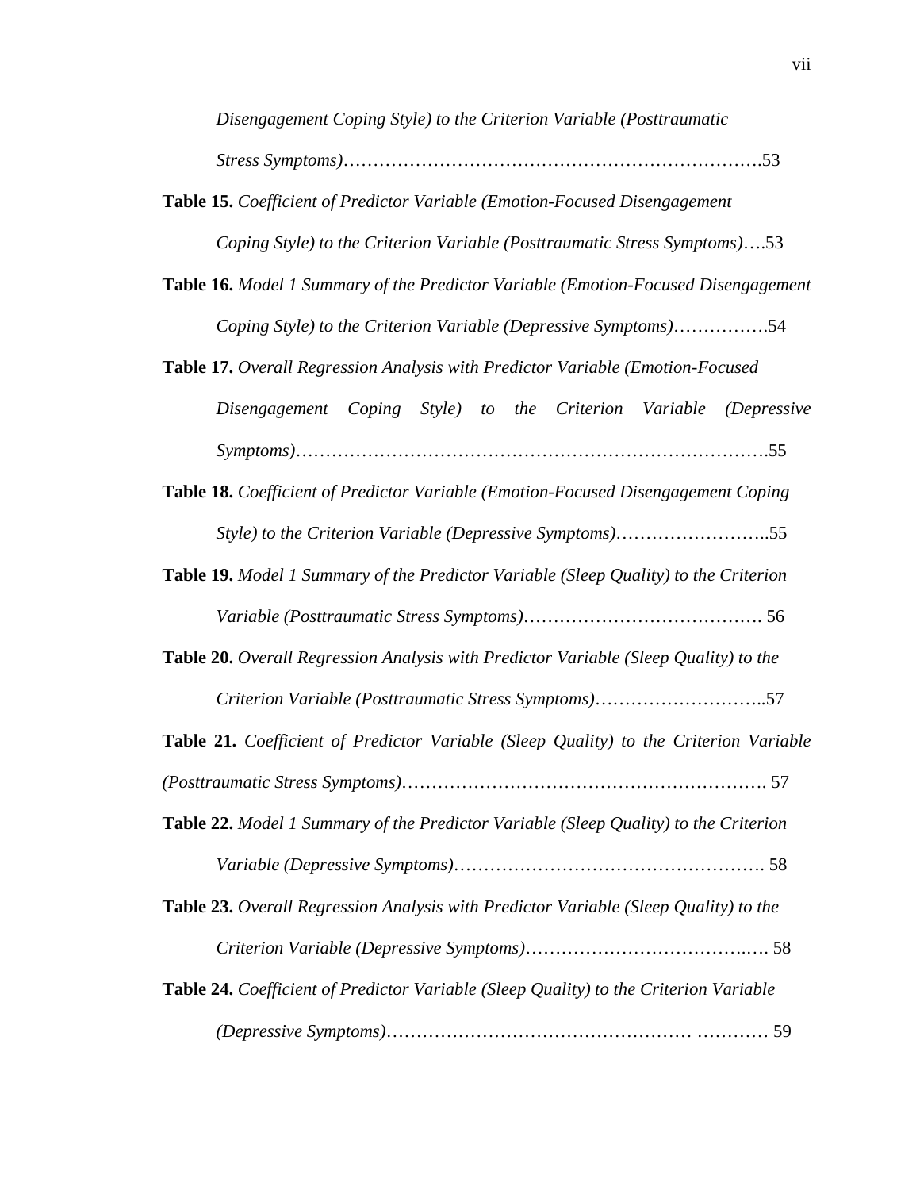*Disengagement Coping Style) to the Criterion Variable (Posttraumatic Stress Symptoms)*……………………………………………………………….53

**Table 15.** *Coefficient of Predictor Variable (Emotion-Focused Disengagement Coping Style) to the Criterion Variable (Posttraumatic Stress Symptoms)*….53

**Table 16.** *Model 1 Summary of the Predictor Variable (Emotion-Focused Disengagement Coping Style) to the Criterion Variable (Depressive Symptoms)*…………….54

**Table 17.** *Overall Regression Analysis with Predictor Variable (Emotion-Focused Disengagement Coping Style) to the Criterion Variable (Depressive Symptoms)*………………………………………………………………….55

**Table 18.** *Coefficient of Predictor Variable (Emotion-Focused Disengagement Coping Style) to the Criterion Variable (Depressive Symptoms)*……………………..55

**Table 19.** *Model 1 Summary of the Predictor Variable (Sleep Quality) to the Criterion Variable (Posttraumatic Stress Symptoms)*…………………………………. 56

**Table 20.** *Overall Regression Analysis with Predictor Variable (Sleep Quality) to the Criterion Variable (Posttraumatic Stress Symptoms)*………………………..57

**Table 21.** *Coefficient of Predictor Variable (Sleep Quality) to the Criterion Variable (Posttraumatic Stress Symptoms)*…………………………………………………. 57

**Table 22.** *Model 1 Summary of the Predictor Variable (Sleep Quality) to the Criterion Variable (Depressive Symptoms)*……………………………………………. 58

**Table 23.** *Overall Regression Analysis with Predictor Variable (Sleep Quality) to the Criterion Variable (Depressive Symptoms)*…………………………….…. 58

**Table 24.** *Coefficient of Predictor Variable (Sleep Quality) to the Criterion Variable (Depressive Symptoms)*…………………………………………… ………… 59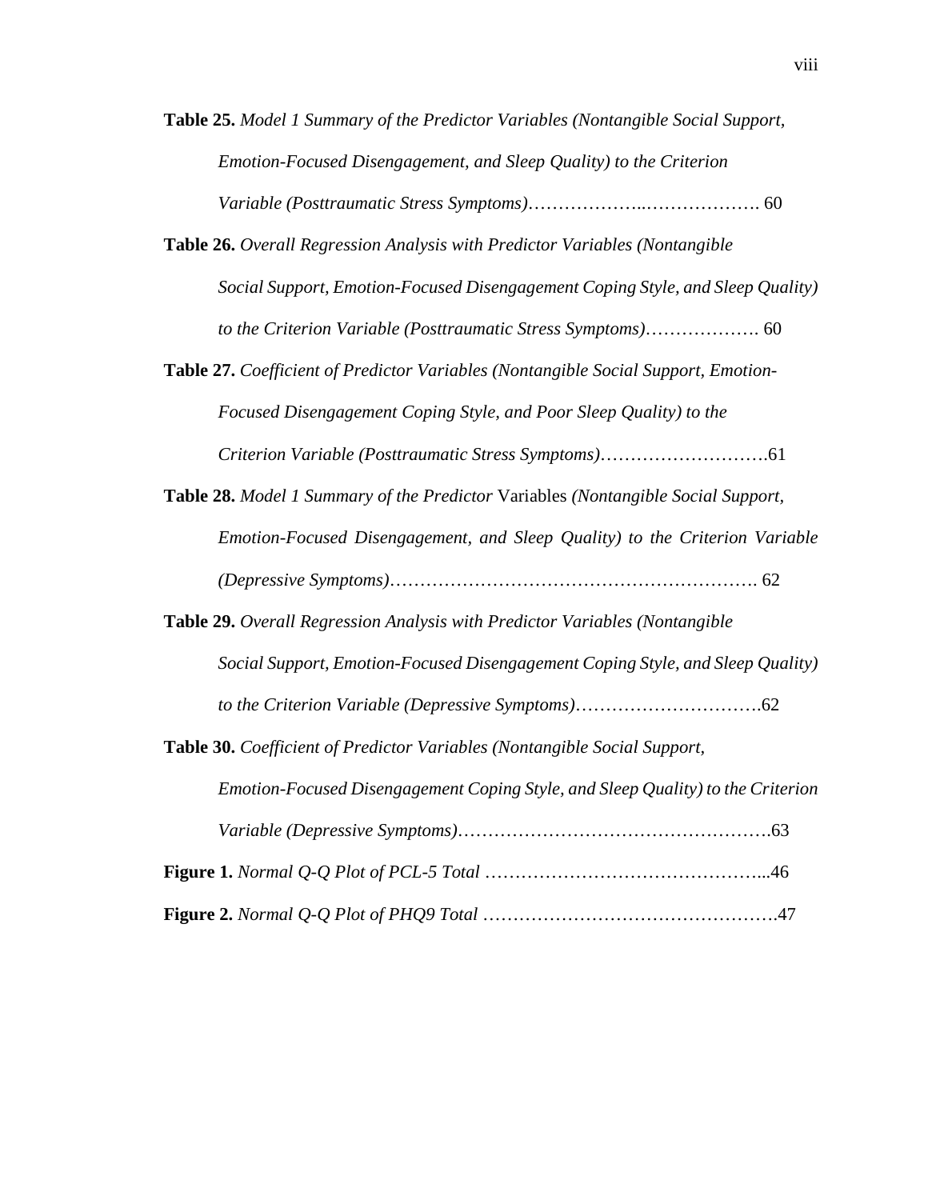**Table 25.** *Model 1 Summary of the Predictor Variables (Nontangible Social Support, Emotion-Focused Disengagement, and Sleep Quality) to the Criterion Variable (Posttraumatic Stress Symptoms)*……………….……………… 60

**Table 26.** *Overall Regression Analysis with Predictor Variables (Nontangible Social Support, Emotion-Focused Disengagement Coping Style, and Sleep Quality) to the Criterion Variable (Posttraumatic Stress Symptoms)*………………. 60

**Table 27.** *Coefficient of Predictor Variables (Nontangible Social Support, Emotion-Focused Disengagement Coping Style, and Poor Sleep Quality) to the Criterion Variable (Posttraumatic Stress Symptoms)*……………………….61

**Table 28.** *Model 1 Summary of the Predictor* Variables *(Nontangible Social Support, Emotion-Focused Disengagement, and Sleep Quality) to the Criterion Variable (Depressive Symptoms)*……………………………………………………. 62

**Table 29.** *Overall Regression Analysis with Predictor Variables (Nontangible Social Support, Emotion-Focused Disengagement Coping Style, and Sleep Quality) to the Criterion Variable (Depressive Symptoms)*………………………….62

**Table 30.** *Coefficient of Predictor Variables (Nontangible Social Support, Emotion-Focused Disengagement Coping Style, and Sleep Quality) to the Criterion Variable (Depressive Symptoms)*…………………………………………….63

**Figure 1.** *Normal Q-Q Plot of PCL-5 Total* ………………………………………...46

**Figure 2.** *Normal Q-Q Plot of PHQ9 Total* ………………………………………….47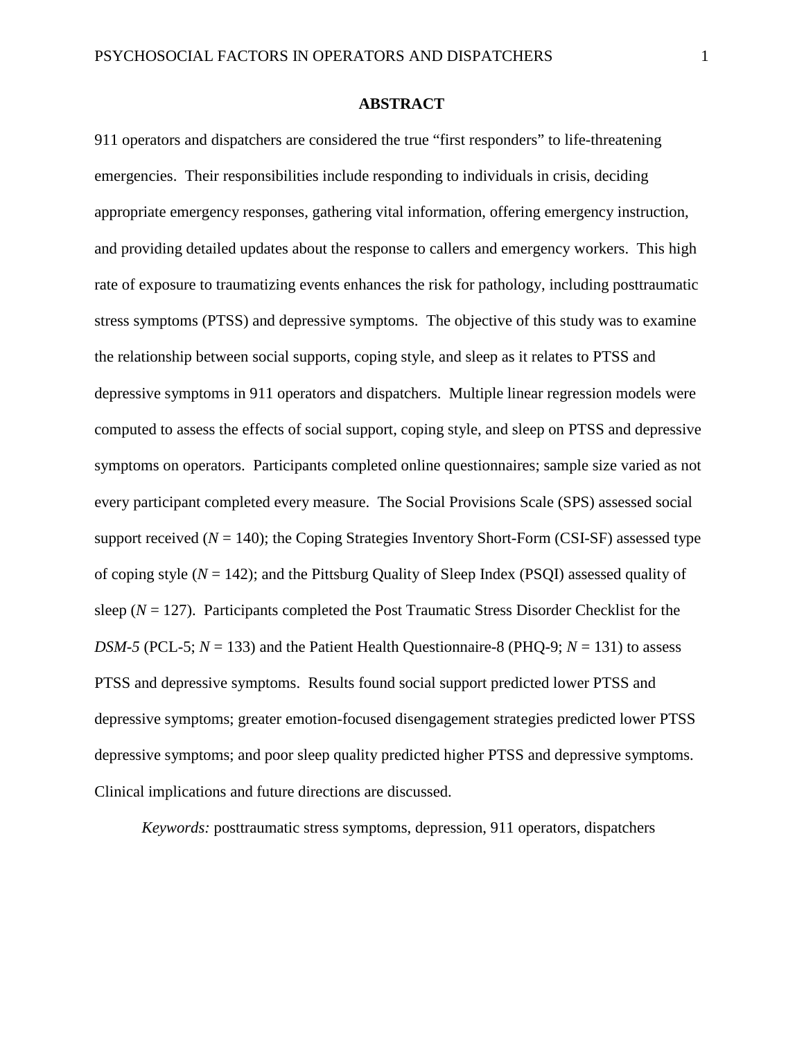# ABSTRACT

911 operators and dispatchers are considered the true "first responders" to life-threatening emergencies. Their responsibilities include responding to individuals in crisis, deciding appropriate emergency responses, gathering vital information, offering emergency instruction, and providing detailed updates about the response to callers and emergency workers. This high rate of exposure to traumatizing events enhances the risk for pathology, including posttraumatic stress symptoms (PTSS) and depressive symptoms. The objective of this study was to examine the relationship between social supports, coping style, and sleep as it relates to PTSS and depressive symptoms in 911 operators and dispatchers. Multiple linear regression models were computed to assess the effects of social support, coping style, and sleep on PTSS and depressive symptoms on operators. Participants completed online questionnaires; sample size varied as not every participant completed every measure. The Social Provisions Scale (SPS) assessed social support received ($N = 140$); the Coping Strategies Inventory Short-Form (CSI-SF) assessed type of coping style ($N = 142$); and the Pittsburg Quality of Sleep Index (PSQI) assessed quality of sleep ($N = 127$). Participants completed the Post Traumatic Stress Disorder Checklist for the *DSM-5* (PCL-5; $N = 133$) and the Patient Health Questionnaire-8 (PHQ-9; $N = 131$) to assess PTSS and depressive symptoms. Results found social support predicted lower PTSS and depressive symptoms; greater emotion-focused disengagement strategies predicted lower PTSS depressive symptoms; and poor sleep quality predicted higher PTSS and depressive symptoms. Clinical implications and future directions are discussed.

*Keywords:* posttraumatic stress symptoms, depression, 911 operators, dispatchers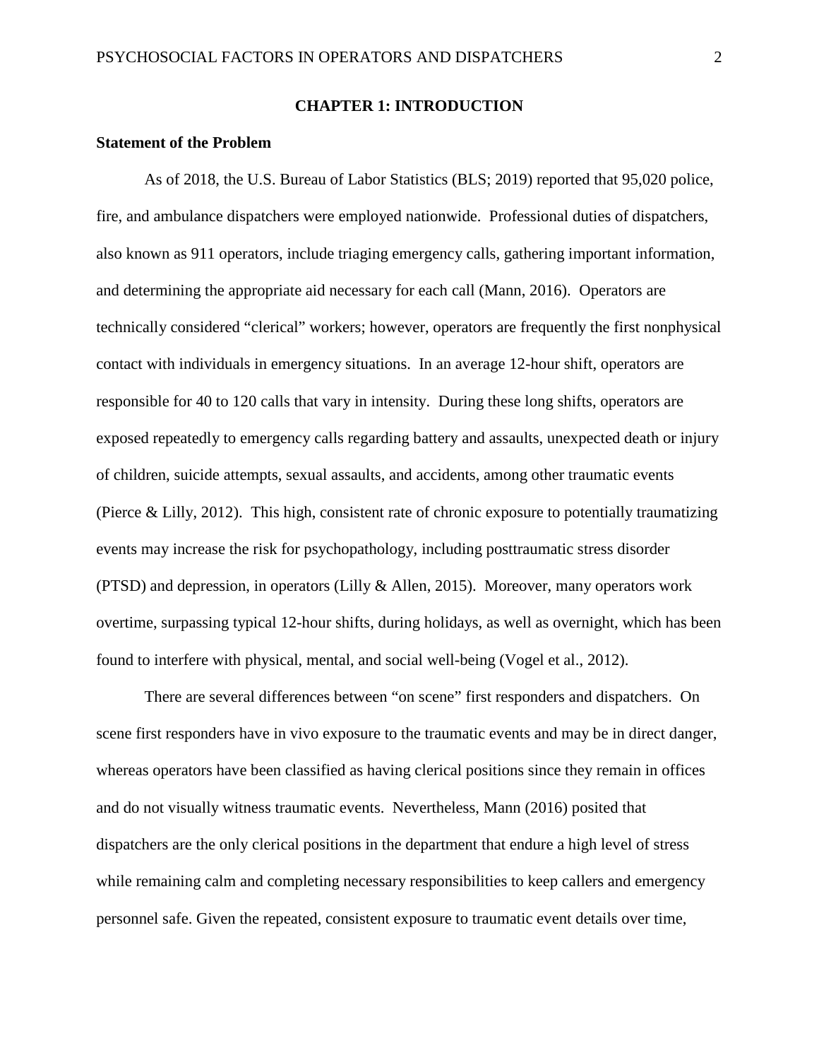# CHAPTER 1: INTRODUCTION

## Statement of the Problem

As of 2018, the U.S. Bureau of Labor Statistics (BLS; 2019) reported that 95,020 police, fire, and ambulance dispatchers were employed nationwide. Professional duties of dispatchers, also known as 911 operators, include triaging emergency calls, gathering important information, and determining the appropriate aid necessary for each call (Mann, 2016). Operators are technically considered "clerical" workers; however, operators are frequently the first nonphysical contact with individuals in emergency situations. In an average 12-hour shift, operators are responsible for 40 to 120 calls that vary in intensity. During these long shifts, operators are exposed repeatedly to emergency calls regarding battery and assaults, unexpected death or injury of children, suicide attempts, sexual assaults, and accidents, among other traumatic events (Pierce & Lilly, 2012). This high, consistent rate of chronic exposure to potentially traumatizing events may increase the risk for psychopathology, including posttraumatic stress disorder (PTSD) and depression, in operators (Lilly & Allen, 2015). Moreover, many operators work overtime, surpassing typical 12-hour shifts, during holidays, as well as overnight, which has been found to interfere with physical, mental, and social well-being (Vogel et al., 2012).

There are several differences between "on scene" first responders and dispatchers. On scene first responders have in vivo exposure to the traumatic events and may be in direct danger, whereas operators have been classified as having clerical positions since they remain in offices and do not visually witness traumatic events. Nevertheless, Mann (2016) posited that dispatchers are the only clerical positions in the department that endure a high level of stress while remaining calm and completing necessary responsibilities to keep callers and emergency personnel safe. Given the repeated, consistent exposure to traumatic event details over time,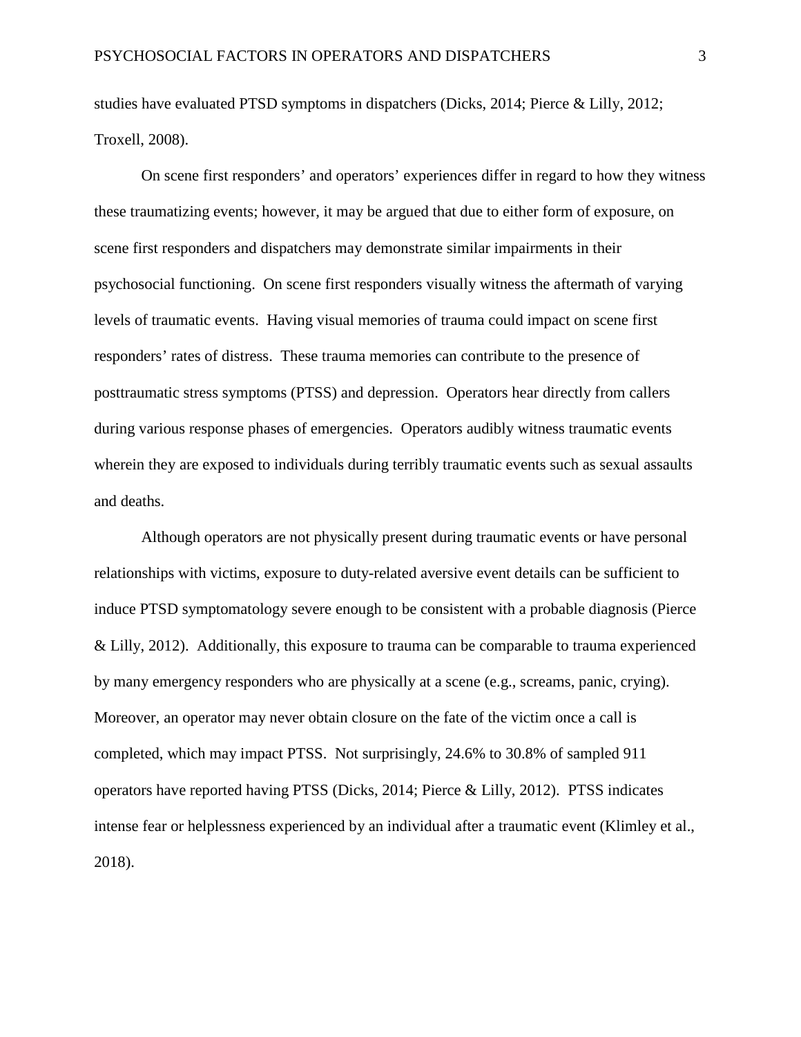studies have evaluated PTSD symptoms in dispatchers (Dicks, 2014; Pierce & Lilly, 2012; Troxell, 2008).

On scene first responders' and operators' experiences differ in regard to how they witness these traumatizing events; however, it may be argued that due to either form of exposure, on scene first responders and dispatchers may demonstrate similar impairments in their psychosocial functioning. On scene first responders visually witness the aftermath of varying levels of traumatic events. Having visual memories of trauma could impact on scene first responders' rates of distress. These trauma memories can contribute to the presence of posttraumatic stress symptoms (PTSS) and depression. Operators hear directly from callers during various response phases of emergencies. Operators audibly witness traumatic events wherein they are exposed to individuals during terribly traumatic events such as sexual assaults and deaths.

Although operators are not physically present during traumatic events or have personal relationships with victims, exposure to duty-related aversive event details can be sufficient to induce PTSD symptomatology severe enough to be consistent with a probable diagnosis (Pierce & Lilly, 2012). Additionally, this exposure to trauma can be comparable to trauma experienced by many emergency responders who are physically at a scene (e.g., screams, panic, crying). Moreover, an operator may never obtain closure on the fate of the victim once a call is completed, which may impact PTSS. Not surprisingly, 24.6% to 30.8% of sampled 911 operators have reported having PTSS (Dicks, 2014; Pierce & Lilly, 2012). PTSS indicates intense fear or helplessness experienced by an individual after a traumatic event (Klimley et al., 2018).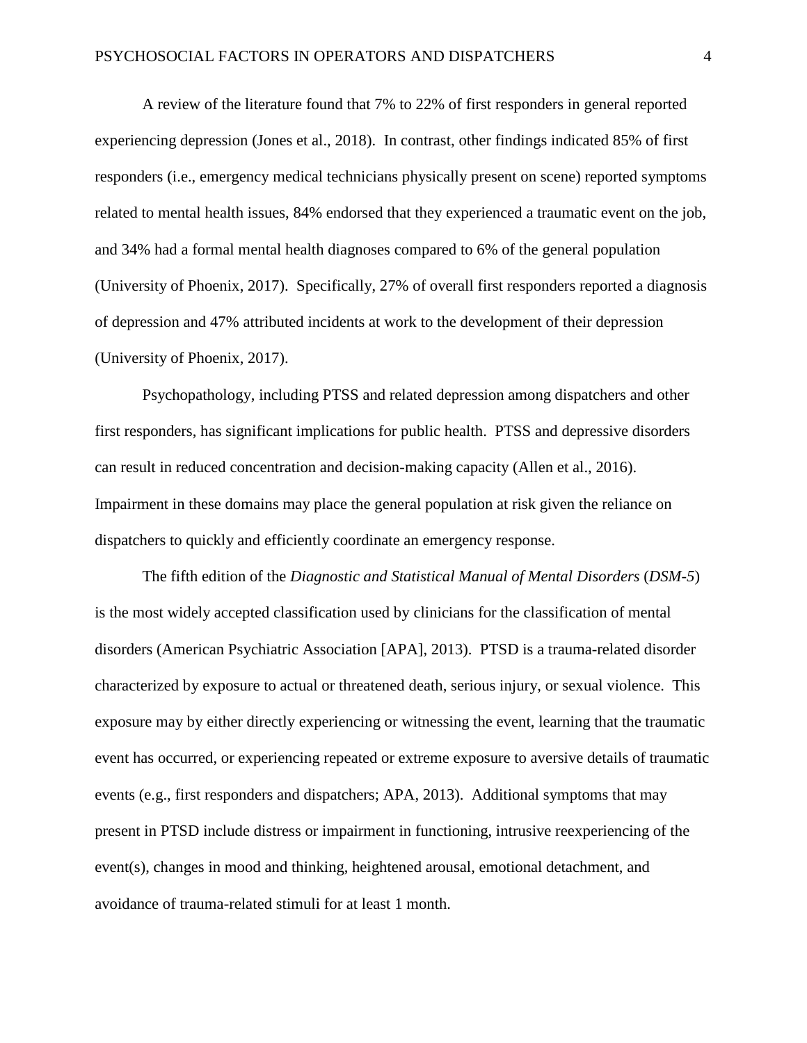A review of the literature found that 7% to 22% of first responders in general reported experiencing depression (Jones et al., 2018). In contrast, other findings indicated 85% of first responders (i.e., emergency medical technicians physically present on scene) reported symptoms related to mental health issues, 84% endorsed that they experienced a traumatic event on the job, and 34% had a formal mental health diagnoses compared to 6% of the general population (University of Phoenix, 2017). Specifically, 27% of overall first responders reported a diagnosis of depression and 47% attributed incidents at work to the development of their depression (University of Phoenix, 2017).

Psychopathology, including PTSS and related depression among dispatchers and other first responders, has significant implications for public health. PTSS and depressive disorders can result in reduced concentration and decision-making capacity (Allen et al., 2016). Impairment in these domains may place the general population at risk given the reliance on dispatchers to quickly and efficiently coordinate an emergency response.

The fifth edition of the *Diagnostic and Statistical Manual of Mental Disorders* (*DSM-5*) is the most widely accepted classification used by clinicians for the classification of mental disorders (American Psychiatric Association [APA], 2013). PTSD is a trauma-related disorder characterized by exposure to actual or threatened death, serious injury, or sexual violence. This exposure may by either directly experiencing or witnessing the event, learning that the traumatic event has occurred, or experiencing repeated or extreme exposure to aversive details of traumatic events (e.g., first responders and dispatchers; APA, 2013). Additional symptoms that may present in PTSD include distress or impairment in functioning, intrusive reexperiencing of the event(s), changes in mood and thinking, heightened arousal, emotional detachment, and avoidance of trauma-related stimuli for at least 1 month.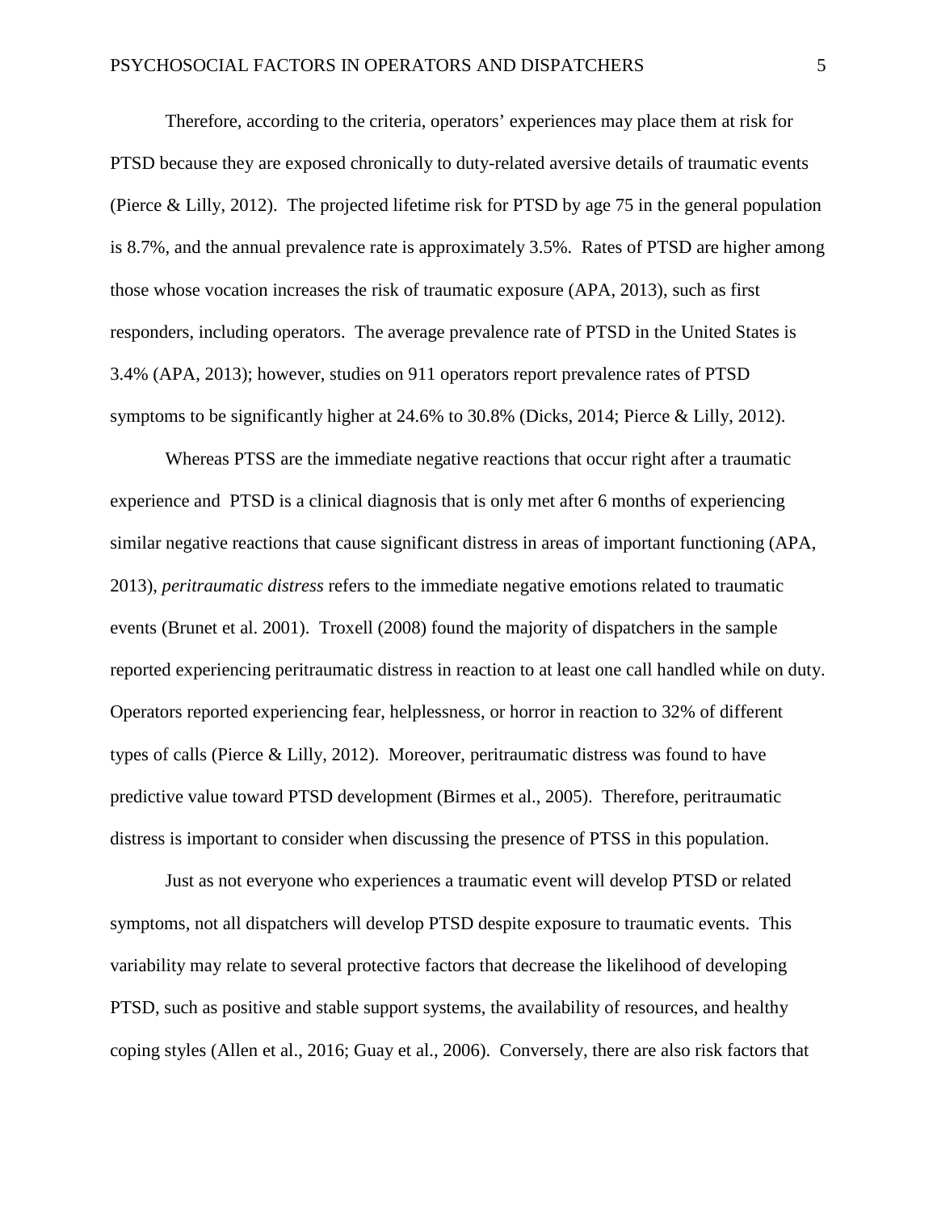Therefore, according to the criteria, operators' experiences may place them at risk for PTSD because they are exposed chronically to duty-related aversive details of traumatic events (Pierce & Lilly, 2012). The projected lifetime risk for PTSD by age 75 in the general population is 8.7%, and the annual prevalence rate is approximately 3.5%. Rates of PTSD are higher among those whose vocation increases the risk of traumatic exposure (APA, 2013), such as first responders, including operators. The average prevalence rate of PTSD in the United States is 3.4% (APA, 2013); however, studies on 911 operators report prevalence rates of PTSD symptoms to be significantly higher at 24.6% to 30.8% (Dicks, 2014; Pierce & Lilly, 2012).

Whereas PTSS are the immediate negative reactions that occur right after a traumatic experience and PTSD is a clinical diagnosis that is only met after 6 months of experiencing similar negative reactions that cause significant distress in areas of important functioning (APA, 2013), *peritraumatic distress* refers to the immediate negative emotions related to traumatic events (Brunet et al. 2001). Troxell (2008) found the majority of dispatchers in the sample reported experiencing peritraumatic distress in reaction to at least one call handled while on duty. Operators reported experiencing fear, helplessness, or horror in reaction to 32% of different types of calls (Pierce & Lilly, 2012). Moreover, peritraumatic distress was found to have predictive value toward PTSD development (Birmes et al., 2005). Therefore, peritraumatic distress is important to consider when discussing the presence of PTSS in this population.

Just as not everyone who experiences a traumatic event will develop PTSD or related symptoms, not all dispatchers will develop PTSD despite exposure to traumatic events. This variability may relate to several protective factors that decrease the likelihood of developing PTSD, such as positive and stable support systems, the availability of resources, and healthy coping styles (Allen et al., 2016; Guay et al., 2006). Conversely, there are also risk factors that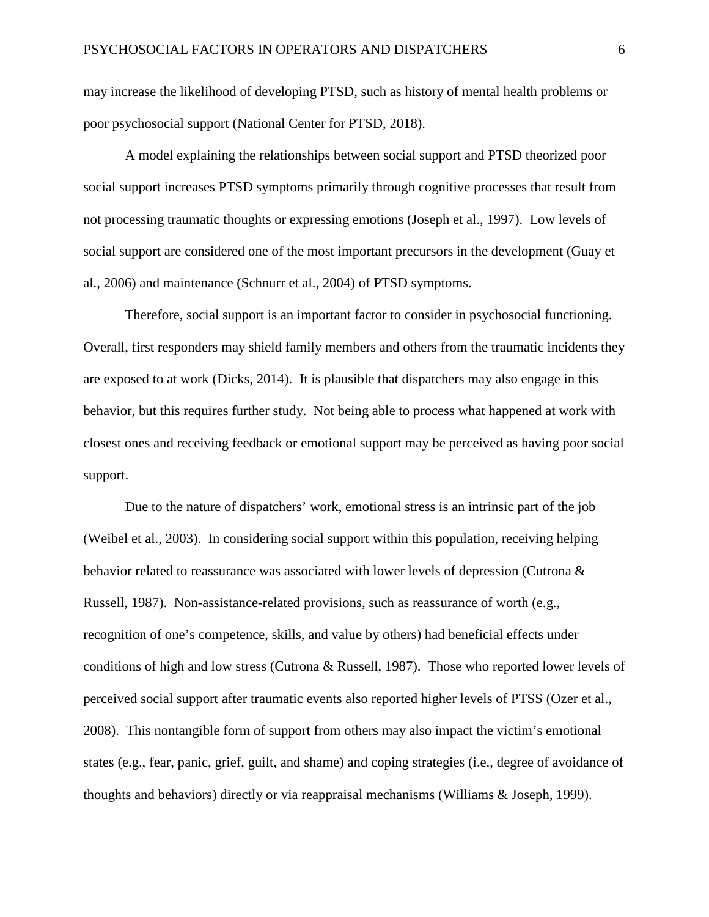may increase the likelihood of developing PTSD, such as history of mental health problems or poor psychosocial support (National Center for PTSD, 2018).

A model explaining the relationships between social support and PTSD theorized poor social support increases PTSD symptoms primarily through cognitive processes that result from not processing traumatic thoughts or expressing emotions (Joseph et al., 1997). Low levels of social support are considered one of the most important precursors in the development (Guay et al., 2006) and maintenance (Schnurr et al., 2004) of PTSD symptoms.

Therefore, social support is an important factor to consider in psychosocial functioning. Overall, first responders may shield family members and others from the traumatic incidents they are exposed to at work (Dicks, 2014). It is plausible that dispatchers may also engage in this behavior, but this requires further study. Not being able to process what happened at work with closest ones and receiving feedback or emotional support may be perceived as having poor social support.

Due to the nature of dispatchers' work, emotional stress is an intrinsic part of the job (Weibel et al., 2003). In considering social support within this population, receiving helping behavior related to reassurance was associated with lower levels of depression (Cutrona & Russell, 1987). Non-assistance-related provisions, such as reassurance of worth (e.g., recognition of one's competence, skills, and value by others) had beneficial effects under conditions of high and low stress (Cutrona & Russell, 1987). Those who reported lower levels of perceived social support after traumatic events also reported higher levels of PTSS (Ozer et al., 2008). This nontangible form of support from others may also impact the victim's emotional states (e.g., fear, panic, grief, guilt, and shame) and coping strategies (i.e., degree of avoidance of thoughts and behaviors) directly or via reappraisal mechanisms (Williams & Joseph, 1999).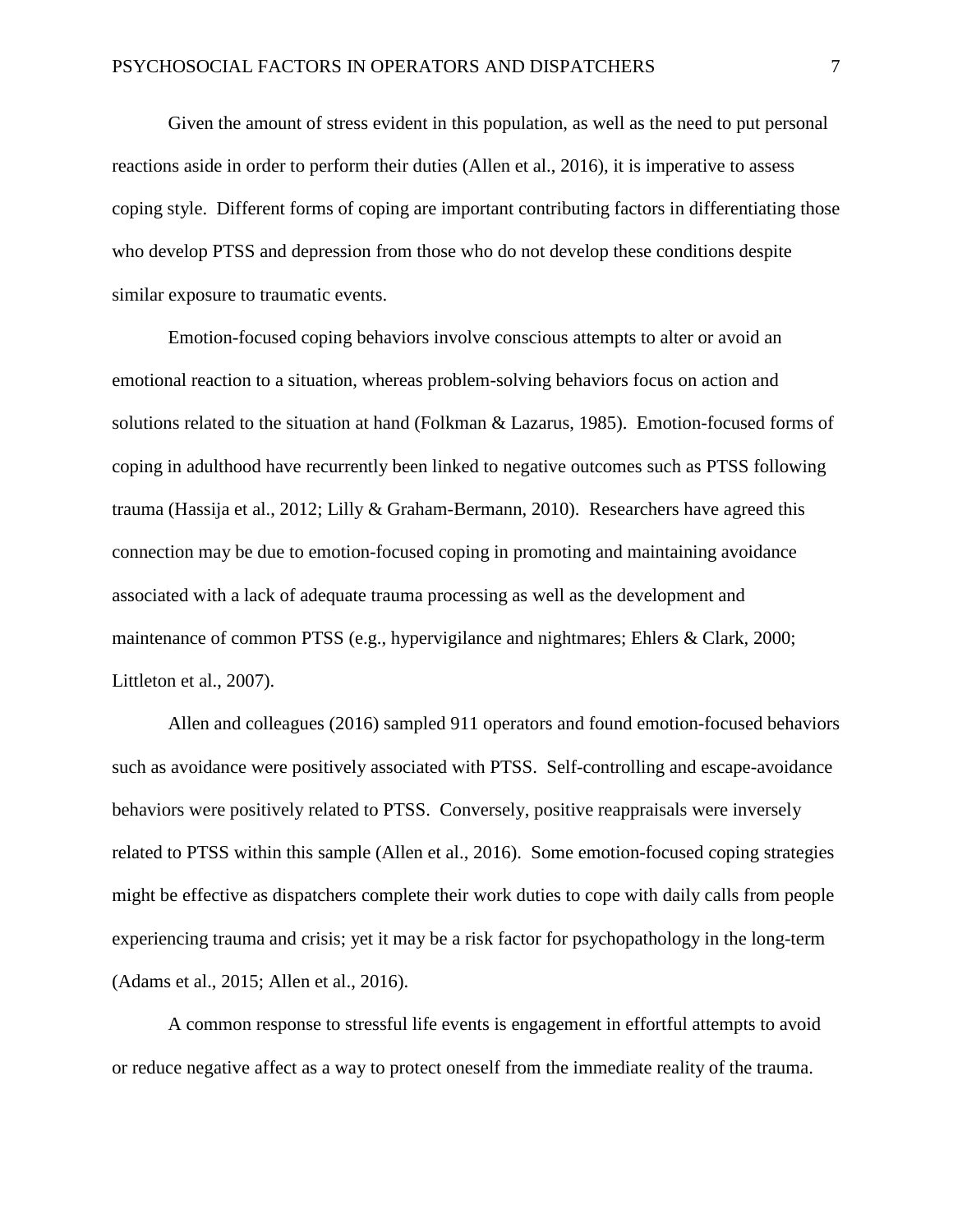Given the amount of stress evident in this population, as well as the need to put personal reactions aside in order to perform their duties (Allen et al., 2016), it is imperative to assess coping style. Different forms of coping are important contributing factors in differentiating those who develop PTSS and depression from those who do not develop these conditions despite similar exposure to traumatic events.

Emotion-focused coping behaviors involve conscious attempts to alter or avoid an emotional reaction to a situation, whereas problem-solving behaviors focus on action and solutions related to the situation at hand (Folkman & Lazarus, 1985). Emotion-focused forms of coping in adulthood have recurrently been linked to negative outcomes such as PTSS following trauma (Hassija et al., 2012; Lilly & Graham-Bermann, 2010). Researchers have agreed this connection may be due to emotion-focused coping in promoting and maintaining avoidance associated with a lack of adequate trauma processing as well as the development and maintenance of common PTSS (e.g., hypervigilance and nightmares; Ehlers & Clark, 2000; Littleton et al., 2007).

Allen and colleagues (2016) sampled 911 operators and found emotion-focused behaviors such as avoidance were positively associated with PTSS. Self-controlling and escape-avoidance behaviors were positively related to PTSS. Conversely, positive reappraisals were inversely related to PTSS within this sample (Allen et al., 2016). Some emotion-focused coping strategies might be effective as dispatchers complete their work duties to cope with daily calls from people experiencing trauma and crisis; yet it may be a risk factor for psychopathology in the long-term (Adams et al., 2015; Allen et al., 2016).

A common response to stressful life events is engagement in effortful attempts to avoid or reduce negative affect as a way to protect oneself from the immediate reality of the trauma.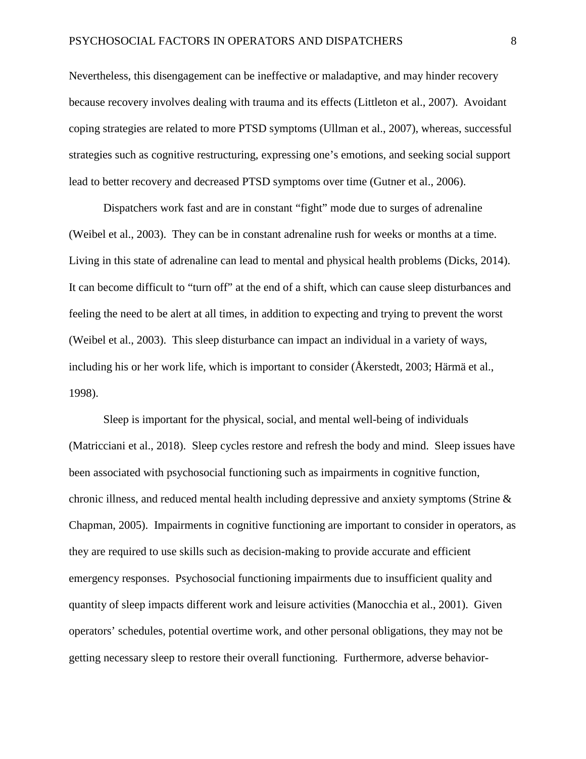Nevertheless, this disengagement can be ineffective or maladaptive, and may hinder recovery because recovery involves dealing with trauma and its effects (Littleton et al., 2007). Avoidant coping strategies are related to more PTSD symptoms (Ullman et al., 2007), whereas, successful strategies such as cognitive restructuring, expressing one's emotions, and seeking social support lead to better recovery and decreased PTSD symptoms over time (Gutner et al., 2006).

Dispatchers work fast and are in constant "fight" mode due to surges of adrenaline (Weibel et al., 2003). They can be in constant adrenaline rush for weeks or months at a time. Living in this state of adrenaline can lead to mental and physical health problems (Dicks, 2014). It can become difficult to "turn off" at the end of a shift, which can cause sleep disturbances and feeling the need to be alert at all times, in addition to expecting and trying to prevent the worst (Weibel et al., 2003). This sleep disturbance can impact an individual in a variety of ways, including his or her work life, which is important to consider (Åkerstedt, 2003; Härmä et al., 1998).

Sleep is important for the physical, social, and mental well-being of individuals (Matricciani et al., 2018). Sleep cycles restore and refresh the body and mind. Sleep issues have been associated with psychosocial functioning such as impairments in cognitive function, chronic illness, and reduced mental health including depressive and anxiety symptoms (Strine & Chapman, 2005). Impairments in cognitive functioning are important to consider in operators, as they are required to use skills such as decision-making to provide accurate and efficient emergency responses. Psychosocial functioning impairments due to insufficient quality and quantity of sleep impacts different work and leisure activities (Manocchia et al., 2001). Given operators' schedules, potential overtime work, and other personal obligations, they may not be getting necessary sleep to restore their overall functioning. Furthermore, adverse behavior-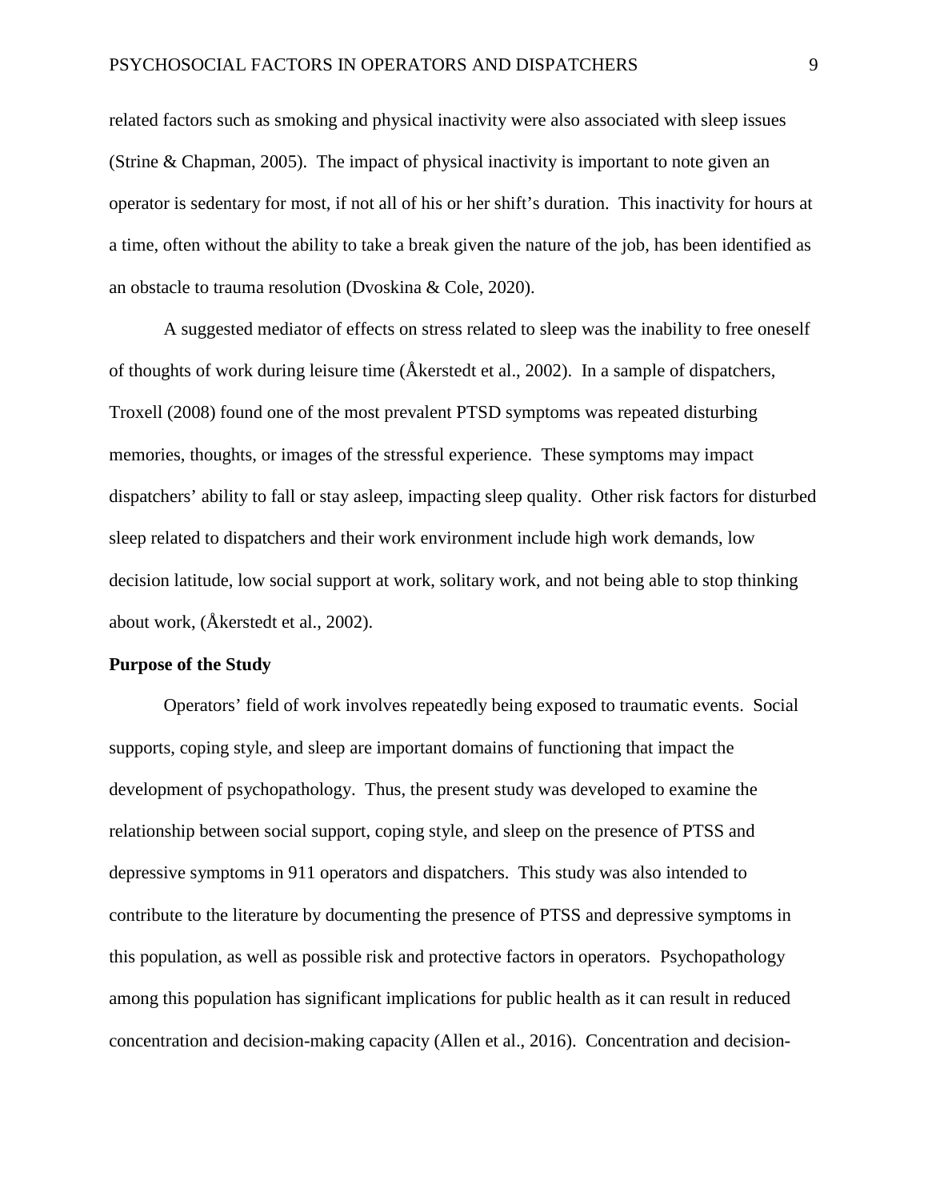related factors such as smoking and physical inactivity were also associated with sleep issues (Strine & Chapman, 2005). The impact of physical inactivity is important to note given an operator is sedentary for most, if not all of his or her shift's duration. This inactivity for hours at a time, often without the ability to take a break given the nature of the job, has been identified as an obstacle to trauma resolution (Dvoskina & Cole, 2020).

A suggested mediator of effects on stress related to sleep was the inability to free oneself of thoughts of work during leisure time (Åkerstedt et al., 2002). In a sample of dispatchers, Troxell (2008) found one of the most prevalent PTSD symptoms was repeated disturbing memories, thoughts, or images of the stressful experience. These symptoms may impact dispatchers' ability to fall or stay asleep, impacting sleep quality. Other risk factors for disturbed sleep related to dispatchers and their work environment include high work demands, low decision latitude, low social support at work, solitary work, and not being able to stop thinking about work, (Åkerstedt et al., 2002).

**Purpose of the Study**

Operators' field of work involves repeatedly being exposed to traumatic events. Social supports, coping style, and sleep are important domains of functioning that impact the development of psychopathology. Thus, the present study was developed to examine the relationship between social support, coping style, and sleep on the presence of PTSS and depressive symptoms in 911 operators and dispatchers. This study was also intended to contribute to the literature by documenting the presence of PTSS and depressive symptoms in this population, as well as possible risk and protective factors in operators. Psychopathology among this population has significant implications for public health as it can result in reduced concentration and decision-making capacity (Allen et al., 2016). Concentration and decision-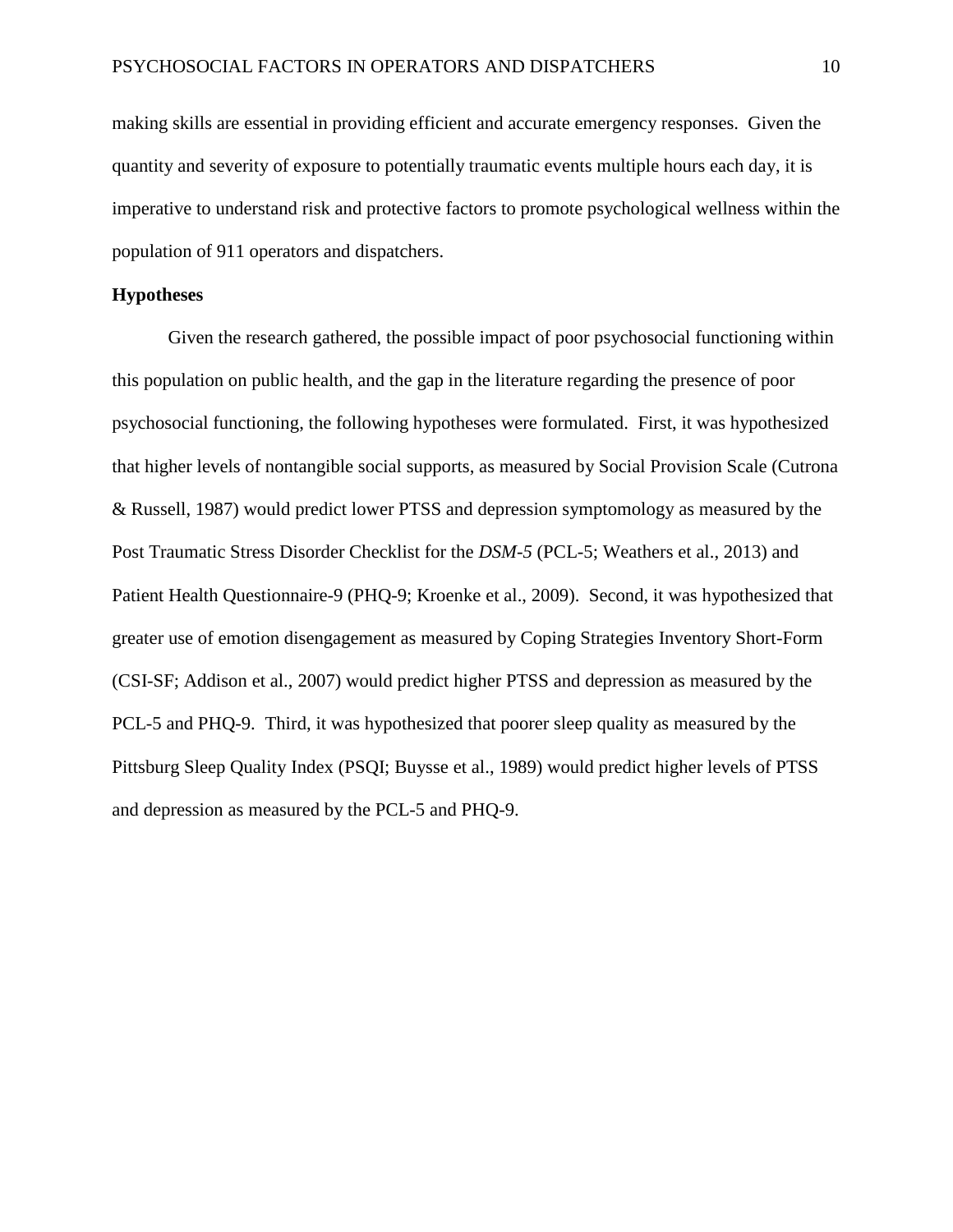making skills are essential in providing efficient and accurate emergency responses. Given the quantity and severity of exposure to potentially traumatic events multiple hours each day, it is imperative to understand risk and protective factors to promote psychological wellness within the population of 911 operators and dispatchers.

## Hypotheses

Given the research gathered, the possible impact of poor psychosocial functioning within this population on public health, and the gap in the literature regarding the presence of poor psychosocial functioning, the following hypotheses were formulated. First, it was hypothesized that higher levels of nontangible social supports, as measured by Social Provision Scale (Cutrona & Russell, 1987) would predict lower PTSS and depression symptomology as measured by the Post Traumatic Stress Disorder Checklist for the *DSM-5* (PCL-5; Weathers et al., 2013) and Patient Health Questionnaire-9 (PHQ-9; Kroenke et al., 2009). Second, it was hypothesized that greater use of emotion disengagement as measured by Coping Strategies Inventory Short-Form (CSI-SF; Addison et al., 2007) would predict higher PTSS and depression as measured by the PCL-5 and PHQ-9. Third, it was hypothesized that poorer sleep quality as measured by the Pittsburg Sleep Quality Index (PSQI; Buysse et al., 1989) would predict higher levels of PTSS and depression as measured by the PCL-5 and PHQ-9.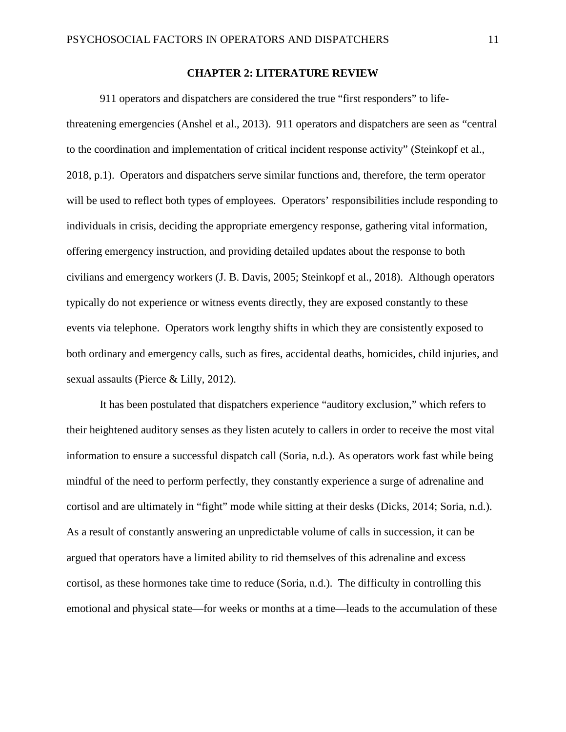## CHAPTER 2: LITERATURE REVIEW

911 operators and dispatchers are considered the true "first responders" to life-threatening emergencies (Anshel et al., 2013). 911 operators and dispatchers are seen as "central to the coordination and implementation of critical incident response activity" (Steinkopf et al., 2018, p.1). Operators and dispatchers serve similar functions and, therefore, the term operator will be used to reflect both types of employees. Operators' responsibilities include responding to individuals in crisis, deciding the appropriate emergency response, gathering vital information, offering emergency instruction, and providing detailed updates about the response to both civilians and emergency workers (J. B. Davis, 2005; Steinkopf et al., 2018). Although operators typically do not experience or witness events directly, they are exposed constantly to these events via telephone. Operators work lengthy shifts in which they are consistently exposed to both ordinary and emergency calls, such as fires, accidental deaths, homicides, child injuries, and sexual assaults (Pierce & Lilly, 2012).

It has been postulated that dispatchers experience "auditory exclusion," which refers to their heightened auditory senses as they listen acutely to callers in order to receive the most vital information to ensure a successful dispatch call (Soria, n.d.). As operators work fast while being mindful of the need to perform perfectly, they constantly experience a surge of adrenaline and cortisol and are ultimately in "fight" mode while sitting at their desks (Dicks, 2014; Soria, n.d.). As a result of constantly answering an unpredictable volume of calls in succession, it can be argued that operators have a limited ability to rid themselves of this adrenaline and excess cortisol, as these hormones take time to reduce (Soria, n.d.). The difficulty in controlling this emotional and physical state—for weeks or months at a time—leads to the accumulation of these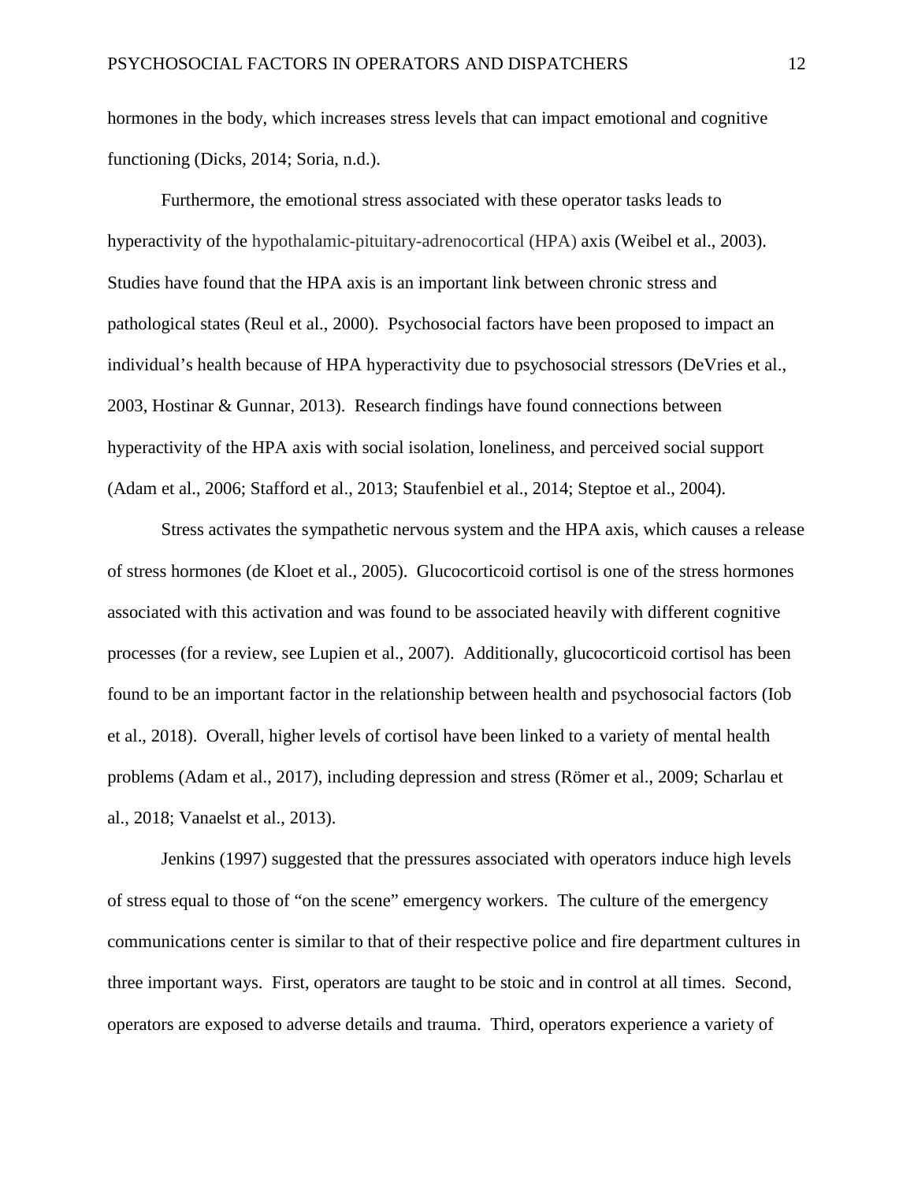hormones in the body, which increases stress levels that can impact emotional and cognitive functioning (Dicks, 2014; Soria, n.d.).

Furthermore, the emotional stress associated with these operator tasks leads to hyperactivity of the hypothalamic-pituitary-adrenocortical (HPA) axis (Weibel et al., 2003). Studies have found that the HPA axis is an important link between chronic stress and pathological states (Reul et al., 2000). Psychosocial factors have been proposed to impact an individual's health because of HPA hyperactivity due to psychosocial stressors (DeVries et al., 2003, Hostinar & Gunnar, 2013). Research findings have found connections between hyperactivity of the HPA axis with social isolation, loneliness, and perceived social support (Adam et al., 2006; Stafford et al., 2013; Staufenbiel et al., 2014; Steptoe et al., 2004).

Stress activates the sympathetic nervous system and the HPA axis, which causes a release of stress hormones (de Kloet et al., 2005). Glucocorticoid cortisol is one of the stress hormones associated with this activation and was found to be associated heavily with different cognitive processes (for a review, see Lupien et al., 2007). Additionally, glucocorticoid cortisol has been found to be an important factor in the relationship between health and psychosocial factors (Iob et al., 2018). Overall, higher levels of cortisol have been linked to a variety of mental health problems (Adam et al., 2017), including depression and stress (Römer et al., 2009; Scharlau et al., 2018; Vanaelst et al., 2013).

Jenkins (1997) suggested that the pressures associated with operators induce high levels of stress equal to those of "on the scene" emergency workers. The culture of the emergency communications center is similar to that of their respective police and fire department cultures in three important ways. First, operators are taught to be stoic and in control at all times. Second, operators are exposed to adverse details and trauma. Third, operators experience a variety of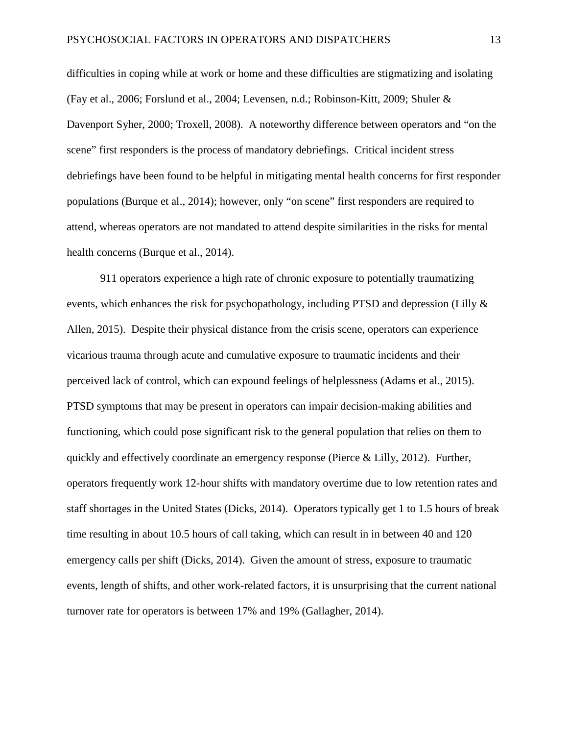difficulties in coping while at work or home and these difficulties are stigmatizing and isolating (Fay et al., 2006; Forslund et al., 2004; Levensen, n.d.; Robinson-Kitt, 2009; Shuler & Davenport Syher, 2000; Troxell, 2008). A noteworthy difference between operators and "on the scene" first responders is the process of mandatory debriefings. Critical incident stress debriefings have been found to be helpful in mitigating mental health concerns for first responder populations (Burque et al., 2014); however, only "on scene" first responders are required to attend, whereas operators are not mandated to attend despite similarities in the risks for mental health concerns (Burque et al., 2014).

911 operators experience a high rate of chronic exposure to potentially traumatizing events, which enhances the risk for psychopathology, including PTSD and depression (Lilly & Allen, 2015). Despite their physical distance from the crisis scene, operators can experience vicarious trauma through acute and cumulative exposure to traumatic incidents and their perceived lack of control, which can expound feelings of helplessness (Adams et al., 2015). PTSD symptoms that may be present in operators can impair decision-making abilities and functioning, which could pose significant risk to the general population that relies on them to quickly and effectively coordinate an emergency response (Pierce & Lilly, 2012). Further, operators frequently work 12-hour shifts with mandatory overtime due to low retention rates and staff shortages in the United States (Dicks, 2014). Operators typically get 1 to 1.5 hours of break time resulting in about 10.5 hours of call taking, which can result in in between 40 and 120 emergency calls per shift (Dicks, 2014). Given the amount of stress, exposure to traumatic events, length of shifts, and other work-related factors, it is unsurprising that the current national turnover rate for operators is between 17% and 19% (Gallagher, 2014).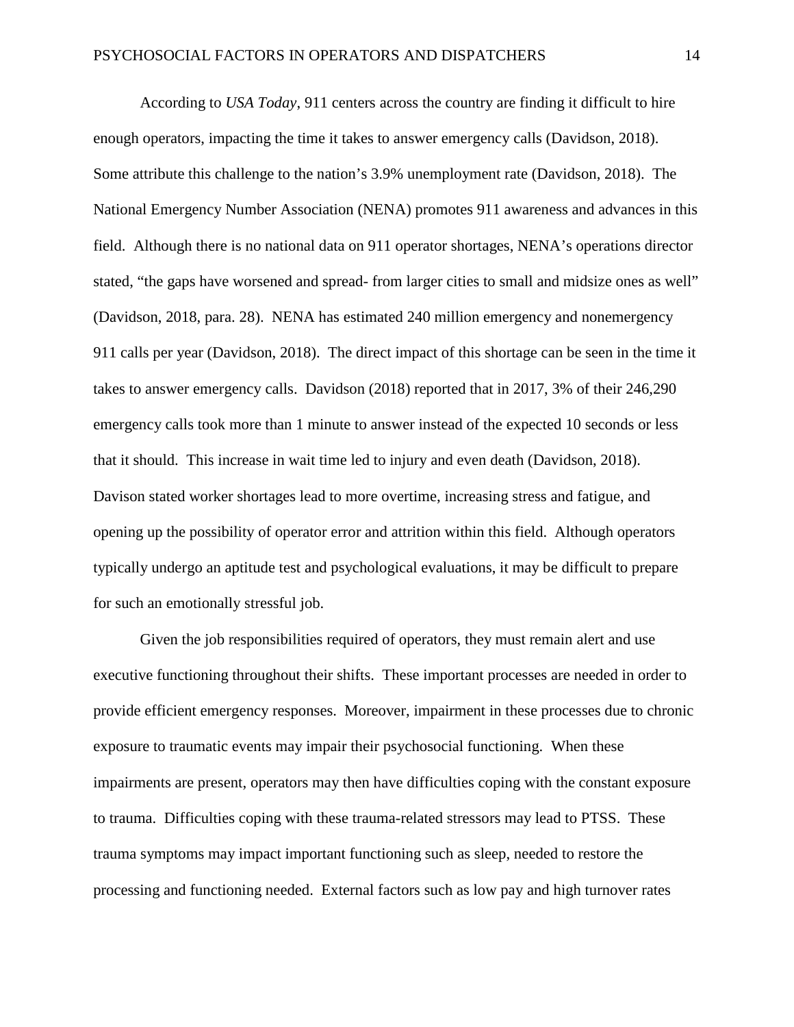According to *USA Today*, 911 centers across the country are finding it difficult to hire enough operators, impacting the time it takes to answer emergency calls (Davidson, 2018). Some attribute this challenge to the nation's 3.9% unemployment rate (Davidson, 2018). The National Emergency Number Association (NENA) promotes 911 awareness and advances in this field. Although there is no national data on 911 operator shortages, NENA's operations director stated, "the gaps have worsened and spread- from larger cities to small and midsize ones as well" (Davidson, 2018, para. 28). NENA has estimated 240 million emergency and nonemergency 911 calls per year (Davidson, 2018). The direct impact of this shortage can be seen in the time it takes to answer emergency calls. Davidson (2018) reported that in 2017, 3% of their 246,290 emergency calls took more than 1 minute to answer instead of the expected 10 seconds or less that it should. This increase in wait time led to injury and even death (Davidson, 2018). Davison stated worker shortages lead to more overtime, increasing stress and fatigue, and opening up the possibility of operator error and attrition within this field. Although operators typically undergo an aptitude test and psychological evaluations, it may be difficult to prepare for such an emotionally stressful job.

Given the job responsibilities required of operators, they must remain alert and use executive functioning throughout their shifts. These important processes are needed in order to provide efficient emergency responses. Moreover, impairment in these processes due to chronic exposure to traumatic events may impair their psychosocial functioning. When these impairments are present, operators may then have difficulties coping with the constant exposure to trauma. Difficulties coping with these trauma-related stressors may lead to PTSS. These trauma symptoms may impact important functioning such as sleep, needed to restore the processing and functioning needed. External factors such as low pay and high turnover rates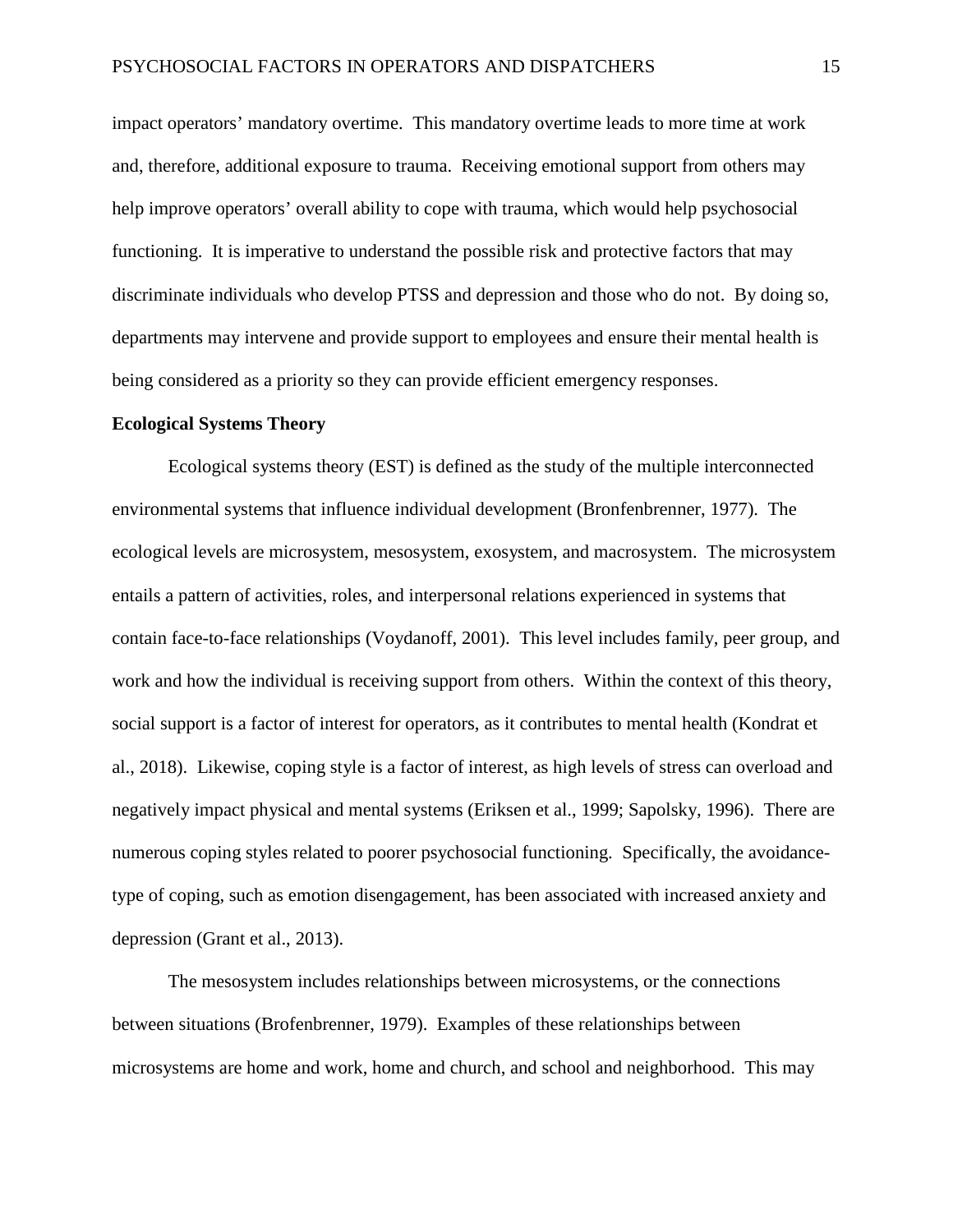impact operators' mandatory overtime. This mandatory overtime leads to more time at work and, therefore, additional exposure to trauma. Receiving emotional support from others may help improve operators' overall ability to cope with trauma, which would help psychosocial functioning. It is imperative to understand the possible risk and protective factors that may discriminate individuals who develop PTSS and depression and those who do not. By doing so, departments may intervene and provide support to employees and ensure their mental health is being considered as a priority so they can provide efficient emergency responses.

**Ecological Systems Theory**

Ecological systems theory (EST) is defined as the study of the multiple interconnected environmental systems that influence individual development (Bronfenbrenner, 1977). The ecological levels are microsystem, mesosystem, exosystem, and macrosystem. The microsystem entails a pattern of activities, roles, and interpersonal relations experienced in systems that contain face-to-face relationships (Voydanoff, 2001). This level includes family, peer group, and work and how the individual is receiving support from others. Within the context of this theory, social support is a factor of interest for operators, as it contributes to mental health (Kondrat et al., 2018). Likewise, coping style is a factor of interest, as high levels of stress can overload and negatively impact physical and mental systems (Eriksen et al., 1999; Sapolsky, 1996). There are numerous coping styles related to poorer psychosocial functioning. Specifically, the avoidance-type of coping, such as emotion disengagement, has been associated with increased anxiety and depression (Grant et al., 2013).

The mesosystem includes relationships between microsystems, or the connections between situations (Brofenbrenner, 1979). Examples of these relationships between microsystems are home and work, home and church, and school and neighborhood. This may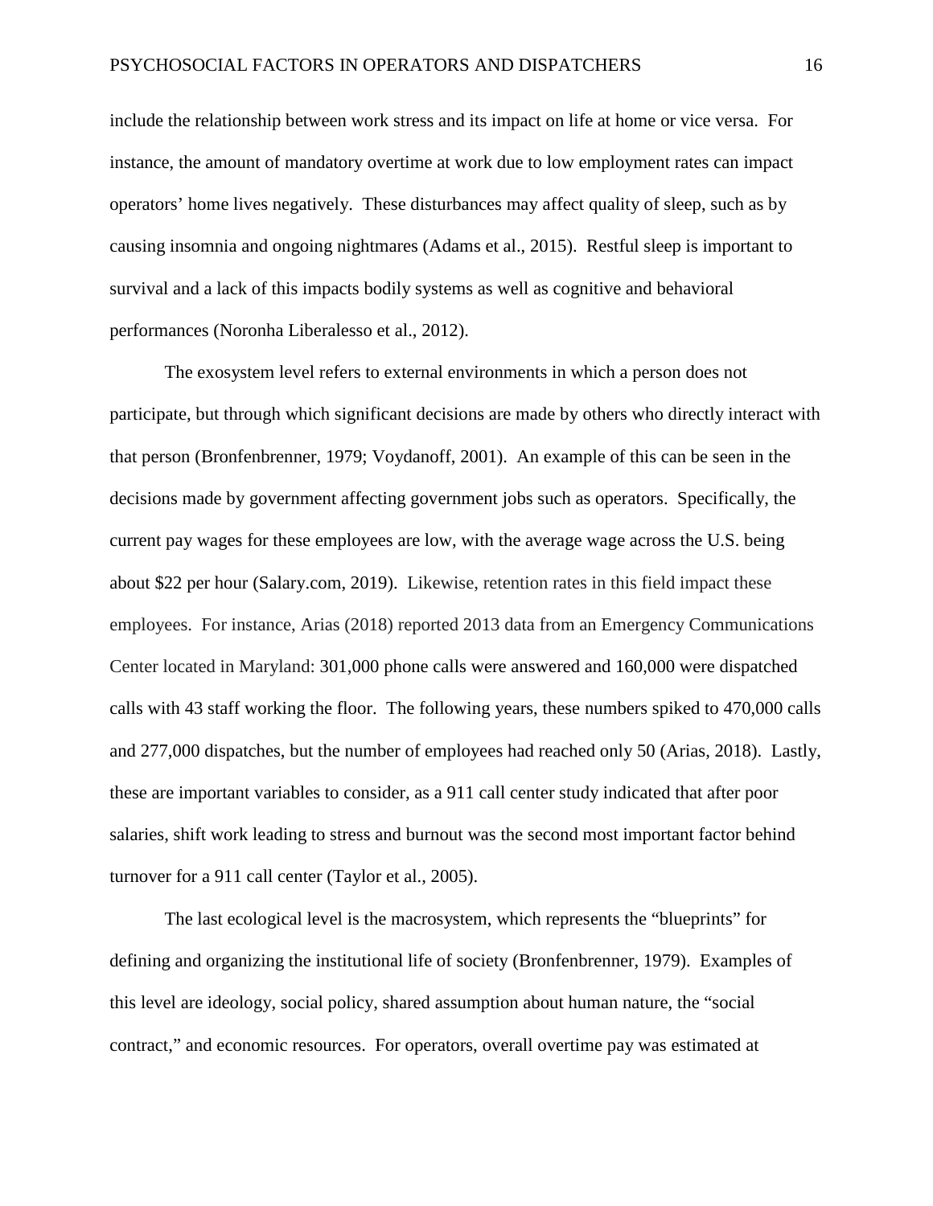include the relationship between work stress and its impact on life at home or vice versa. For instance, the amount of mandatory overtime at work due to low employment rates can impact operators' home lives negatively. These disturbances may affect quality of sleep, such as by causing insomnia and ongoing nightmares (Adams et al., 2015). Restful sleep is important to survival and a lack of this impacts bodily systems as well as cognitive and behavioral performances (Noronha Liberalesso et al., 2012).

The exosystem level refers to external environments in which a person does not participate, but through which significant decisions are made by others who directly interact with that person (Bronfenbrenner, 1979; Voydanoff, 2001). An example of this can be seen in the decisions made by government affecting government jobs such as operators. Specifically, the current pay wages for these employees are low, with the average wage across the U.S. being about $22 per hour (Salary.com, 2019). Likewise, retention rates in this field impact these employees. For instance, Arias (2018) reported 2013 data from an Emergency Communications Center located in Maryland: 301,000 phone calls were answered and 160,000 were dispatched calls with 43 staff working the floor. The following years, these numbers spiked to 470,000 calls and 277,000 dispatches, but the number of employees had reached only 50 (Arias, 2018). Lastly, these are important variables to consider, as a 911 call center study indicated that after poor salaries, shift work leading to stress and burnout was the second most important factor behind turnover for a 911 call center (Taylor et al., 2005).

The last ecological level is the macrosystem, which represents the "blueprints" for defining and organizing the institutional life of society (Bronfenbrenner, 1979). Examples of this level are ideology, social policy, shared assumption about human nature, the "social contract," and economic resources. For operators, overall overtime pay was estimated at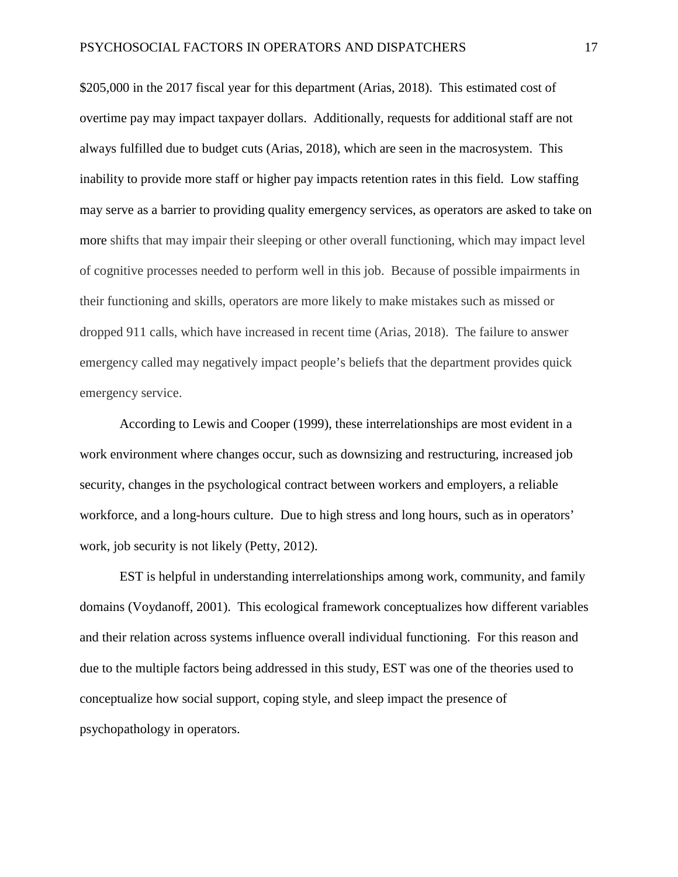$205,000 in the 2017 fiscal year for this department (Arias, 2018). This estimated cost of overtime pay may impact taxpayer dollars. Additionally, requests for additional staff are not always fulfilled due to budget cuts (Arias, 2018), which are seen in the macrosystem. This inability to provide more staff or higher pay impacts retention rates in this field. Low staffing may serve as a barrier to providing quality emergency services, as operators are asked to take on more shifts that may impair their sleeping or other overall functioning, which may impact level of cognitive processes needed to perform well in this job. Because of possible impairments in their functioning and skills, operators are more likely to make mistakes such as missed or dropped 911 calls, which have increased in recent time (Arias, 2018). The failure to answer emergency called may negatively impact people's beliefs that the department provides quick emergency service.

According to Lewis and Cooper (1999), these interrelationships are most evident in a work environment where changes occur, such as downsizing and restructuring, increased job security, changes in the psychological contract between workers and employers, a reliable workforce, and a long-hours culture. Due to high stress and long hours, such as in operators' work, job security is not likely (Petty, 2012).

EST is helpful in understanding interrelationships among work, community, and family domains (Voydanoff, 2001). This ecological framework conceptualizes how different variables and their relation across systems influence overall individual functioning. For this reason and due to the multiple factors being addressed in this study, EST was one of the theories used to conceptualize how social support, coping style, and sleep impact the presence of psychopathology in operators.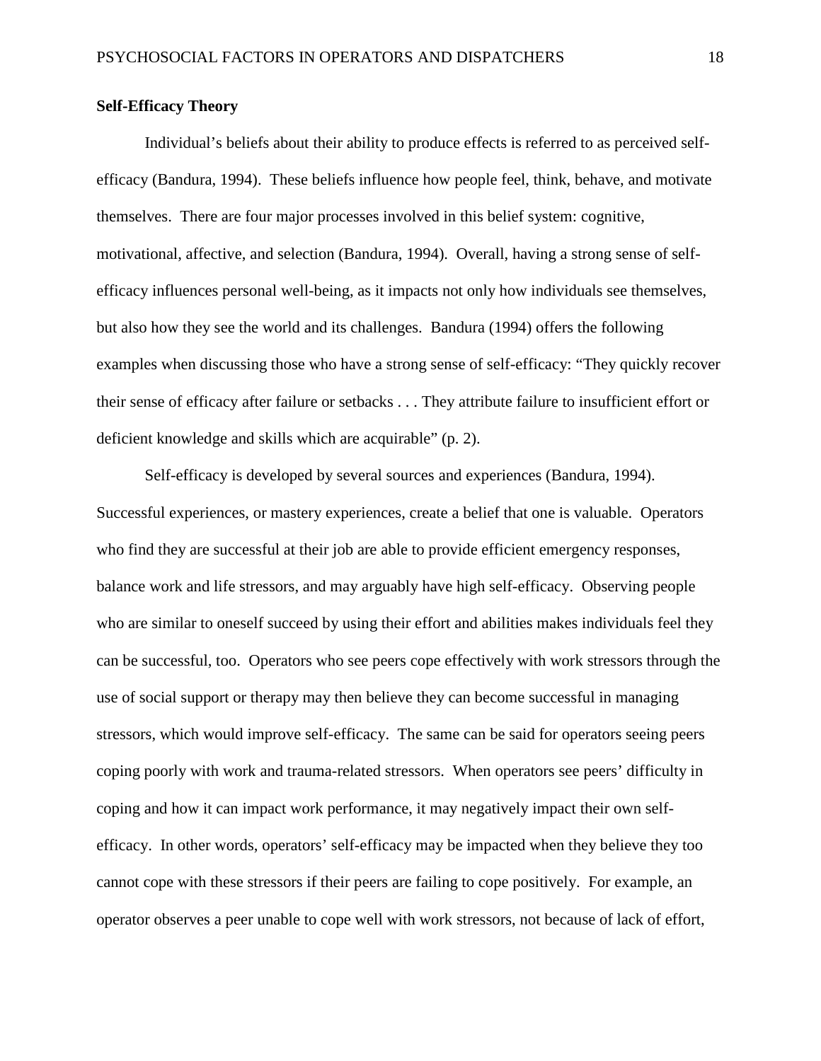**Self-Efficacy Theory**

Individual's beliefs about their ability to produce effects is referred to as perceived self-efficacy (Bandura, 1994). These beliefs influence how people feel, think, behave, and motivate themselves. There are four major processes involved in this belief system: cognitive, motivational, affective, and selection (Bandura, 1994). Overall, having a strong sense of self-efficacy influences personal well-being, as it impacts not only how individuals see themselves, but also how they see the world and its challenges. Bandura (1994) offers the following examples when discussing those who have a strong sense of self-efficacy: "They quickly recover their sense of efficacy after failure or setbacks . . . They attribute failure to insufficient effort or deficient knowledge and skills which are acquirable" (p. 2).

Self-efficacy is developed by several sources and experiences (Bandura, 1994). Successful experiences, or mastery experiences, create a belief that one is valuable. Operators who find they are successful at their job are able to provide efficient emergency responses, balance work and life stressors, and may arguably have high self-efficacy. Observing people who are similar to oneself succeed by using their effort and abilities makes individuals feel they can be successful, too. Operators who see peers cope effectively with work stressors through the use of social support or therapy may then believe they can become successful in managing stressors, which would improve self-efficacy. The same can be said for operators seeing peers coping poorly with work and trauma-related stressors. When operators see peers' difficulty in coping and how it can impact work performance, it may negatively impact their own self-efficacy. In other words, operators' self-efficacy may be impacted when they believe they too cannot cope with these stressors if their peers are failing to cope positively. For example, an operator observes a peer unable to cope well with work stressors, not because of lack of effort,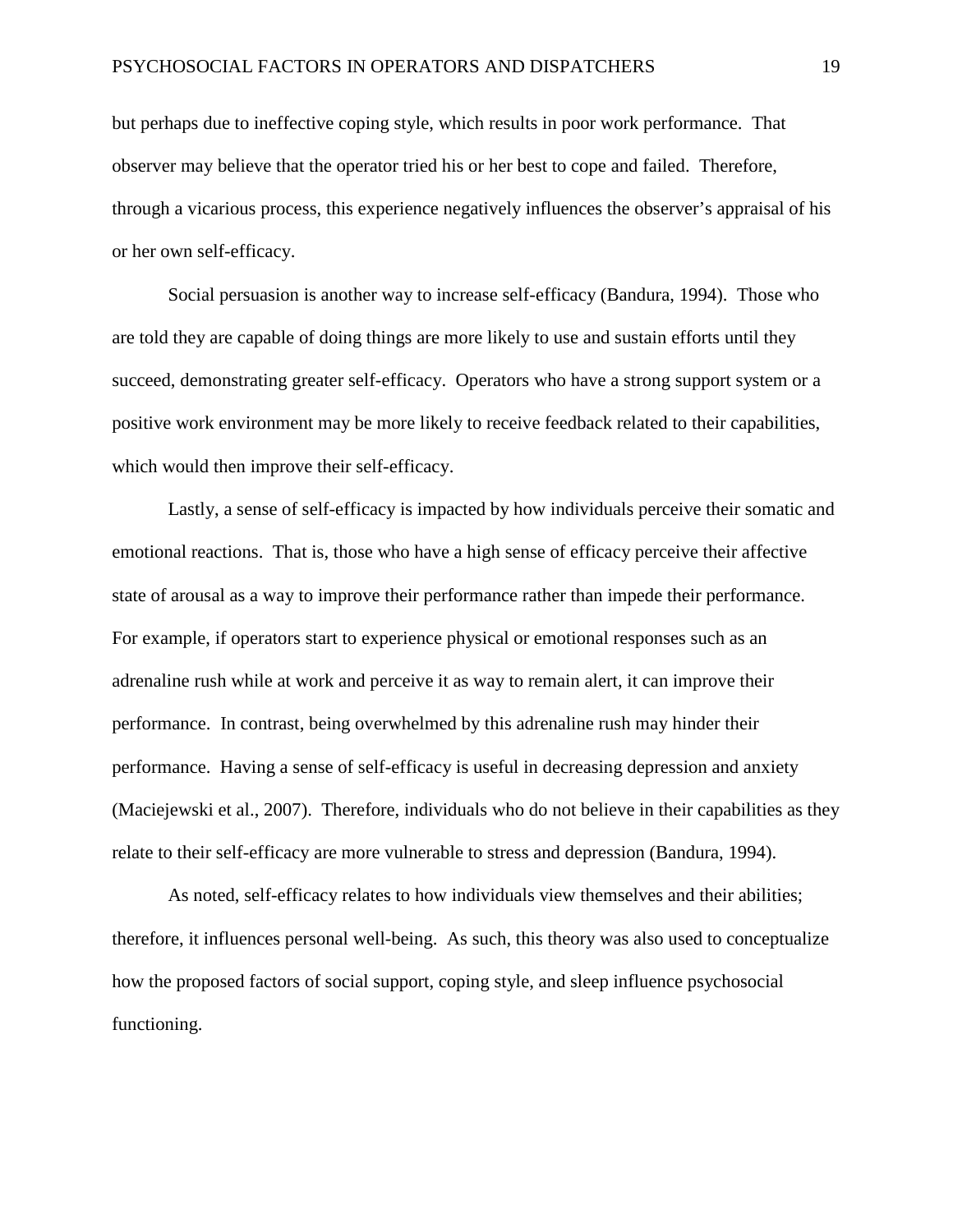but perhaps due to ineffective coping style, which results in poor work performance. That observer may believe that the operator tried his or her best to cope and failed. Therefore, through a vicarious process, this experience negatively influences the observer's appraisal of his or her own self-efficacy.

Social persuasion is another way to increase self-efficacy (Bandura, 1994). Those who are told they are capable of doing things are more likely to use and sustain efforts until they succeed, demonstrating greater self-efficacy. Operators who have a strong support system or a positive work environment may be more likely to receive feedback related to their capabilities, which would then improve their self-efficacy.

Lastly, a sense of self-efficacy is impacted by how individuals perceive their somatic and emotional reactions. That is, those who have a high sense of efficacy perceive their affective state of arousal as a way to improve their performance rather than impede their performance. For example, if operators start to experience physical or emotional responses such as an adrenaline rush while at work and perceive it as way to remain alert, it can improve their performance. In contrast, being overwhelmed by this adrenaline rush may hinder their performance. Having a sense of self-efficacy is useful in decreasing depression and anxiety (Maciejewski et al., 2007). Therefore, individuals who do not believe in their capabilities as they relate to their self-efficacy are more vulnerable to stress and depression (Bandura, 1994).

As noted, self-efficacy relates to how individuals view themselves and their abilities; therefore, it influences personal well-being. As such, this theory was also used to conceptualize how the proposed factors of social support, coping style, and sleep influence psychosocial functioning.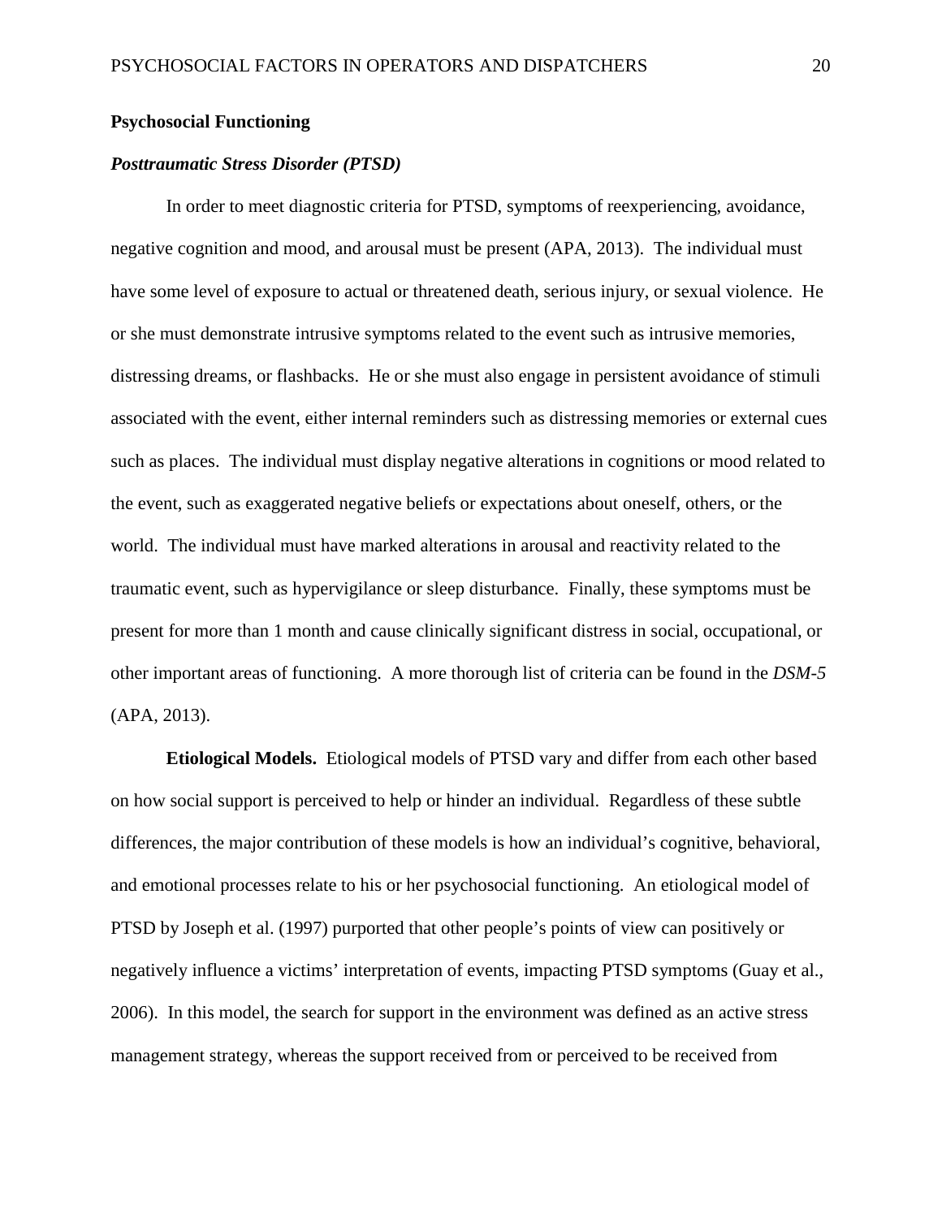## Psychosocial Functioning

### *Posttraumatic Stress Disorder (PTSD)*

In order to meet diagnostic criteria for PTSD, symptoms of reexperiencing, avoidance, negative cognition and mood, and arousal must be present (APA, 2013). The individual must have some level of exposure to actual or threatened death, serious injury, or sexual violence. He or she must demonstrate intrusive symptoms related to the event such as intrusive memories, distressing dreams, or flashbacks. He or she must also engage in persistent avoidance of stimuli associated with the event, either internal reminders such as distressing memories or external cues such as places. The individual must display negative alterations in cognitions or mood related to the event, such as exaggerated negative beliefs or expectations about oneself, others, or the world. The individual must have marked alterations in arousal and reactivity related to the traumatic event, such as hypervigilance or sleep disturbance. Finally, these symptoms must be present for more than 1 month and cause clinically significant distress in social, occupational, or other important areas of functioning. A more thorough list of criteria can be found in the *DSM-5* (APA, 2013).

**Etiological Models.** Etiological models of PTSD vary and differ from each other based on how social support is perceived to help or hinder an individual. Regardless of these subtle differences, the major contribution of these models is how an individual's cognitive, behavioral, and emotional processes relate to his or her psychosocial functioning. An etiological model of PTSD by Joseph et al. (1997) purported that other people's points of view can positively or negatively influence a victims' interpretation of events, impacting PTSD symptoms (Guay et al., 2006). In this model, the search for support in the environment was defined as an active stress management strategy, whereas the support received from or perceived to be received from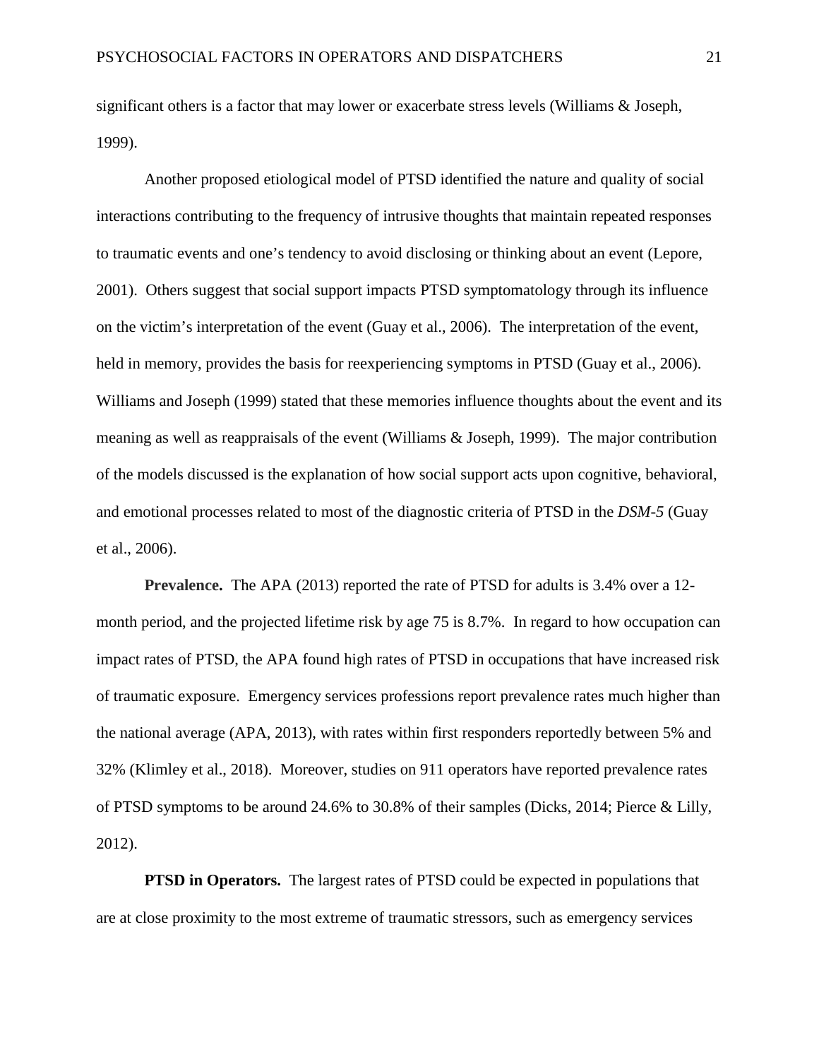significant others is a factor that may lower or exacerbate stress levels (Williams & Joseph, 1999).

Another proposed etiological model of PTSD identified the nature and quality of social interactions contributing to the frequency of intrusive thoughts that maintain repeated responses to traumatic events and one's tendency to avoid disclosing or thinking about an event (Lepore, 2001). Others suggest that social support impacts PTSD symptomatology through its influence on the victim's interpretation of the event (Guay et al., 2006). The interpretation of the event, held in memory, provides the basis for reexperiencing symptoms in PTSD (Guay et al., 2006). Williams and Joseph (1999) stated that these memories influence thoughts about the event and its meaning as well as reappraisals of the event (Williams & Joseph, 1999). The major contribution of the models discussed is the explanation of how social support acts upon cognitive, behavioral, and emotional processes related to most of the diagnostic criteria of PTSD in the *DSM-5* (Guay et al., 2006).

**Prevalence.** The APA (2013) reported the rate of PTSD for adults is 3.4% over a 12-month period, and the projected lifetime risk by age 75 is 8.7%. In regard to how occupation can impact rates of PTSD, the APA found high rates of PTSD in occupations that have increased risk of traumatic exposure. Emergency services professions report prevalence rates much higher than the national average (APA, 2013), with rates within first responders reportedly between 5% and 32% (Klimley et al., 2018). Moreover, studies on 911 operators have reported prevalence rates of PTSD symptoms to be around 24.6% to 30.8% of their samples (Dicks, 2014; Pierce & Lilly, 2012).

**PTSD in Operators.** The largest rates of PTSD could be expected in populations that are at close proximity to the most extreme of traumatic stressors, such as emergency services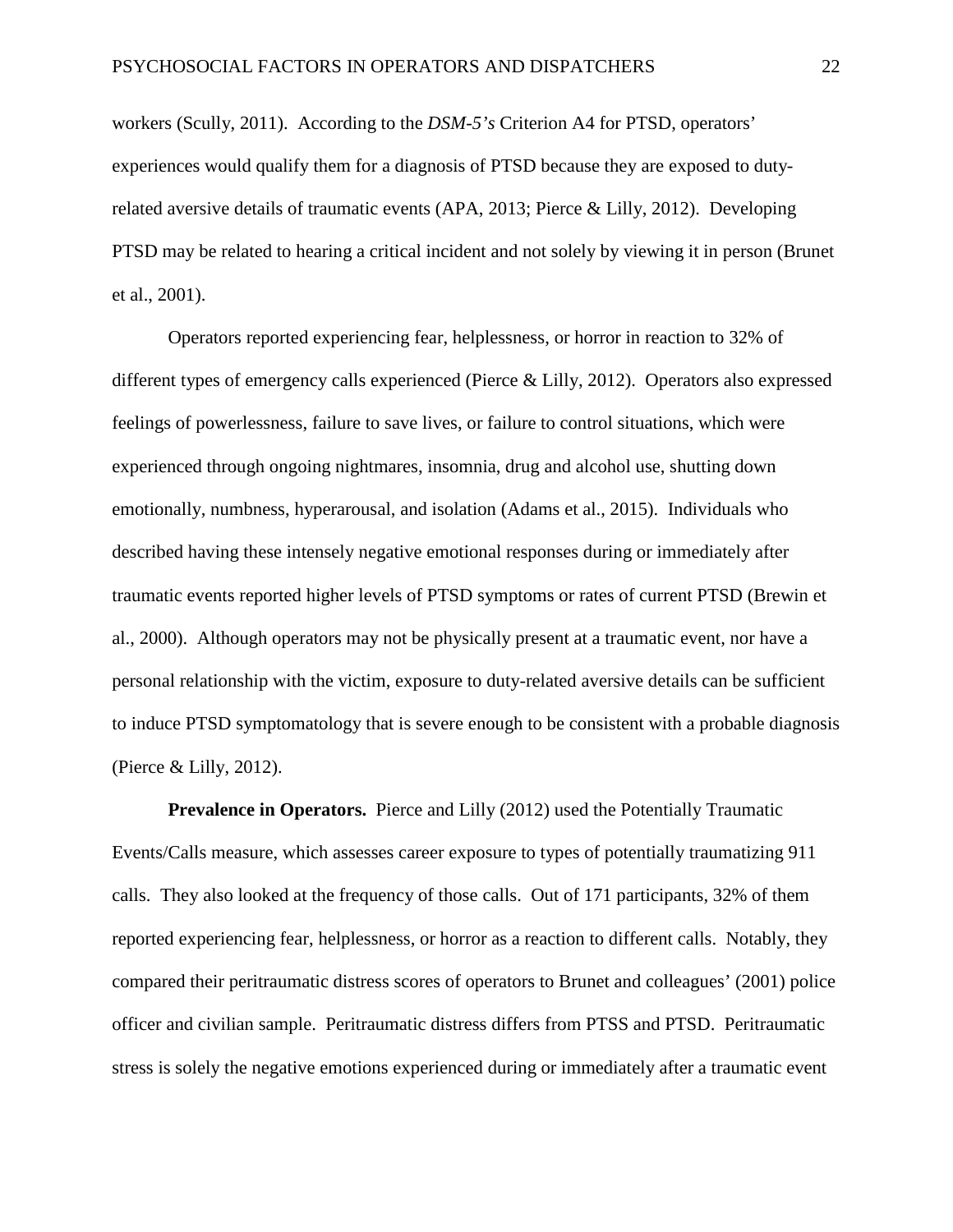workers (Scully, 2011). According to the *DSM-5's* Criterion A4 for PTSD, operators' experiences would qualify them for a diagnosis of PTSD because they are exposed to duty-related aversive details of traumatic events (APA, 2013; Pierce & Lilly, 2012). Developing PTSD may be related to hearing a critical incident and not solely by viewing it in person (Brunet et al., 2001).

Operators reported experiencing fear, helplessness, or horror in reaction to 32% of different types of emergency calls experienced (Pierce & Lilly, 2012). Operators also expressed feelings of powerlessness, failure to save lives, or failure to control situations, which were experienced through ongoing nightmares, insomnia, drug and alcohol use, shutting down emotionally, numbness, hyperarousal, and isolation (Adams et al., 2015). Individuals who described having these intensely negative emotional responses during or immediately after traumatic events reported higher levels of PTSD symptoms or rates of current PTSD (Brewin et al., 2000). Although operators may not be physically present at a traumatic event, nor have a personal relationship with the victim, exposure to duty-related aversive details can be sufficient to induce PTSD symptomatology that is severe enough to be consistent with a probable diagnosis (Pierce & Lilly, 2012).

**Prevalence in Operators.** Pierce and Lilly (2012) used the Potentially Traumatic Events/Calls measure, which assesses career exposure to types of potentially traumatizing 911 calls. They also looked at the frequency of those calls. Out of 171 participants, 32% of them reported experiencing fear, helplessness, or horror as a reaction to different calls. Notably, they compared their peritraumatic distress scores of operators to Brunet and colleagues' (2001) police officer and civilian sample. Peritraumatic distress differs from PTSS and PTSD. Peritraumatic stress is solely the negative emotions experienced during or immediately after a traumatic event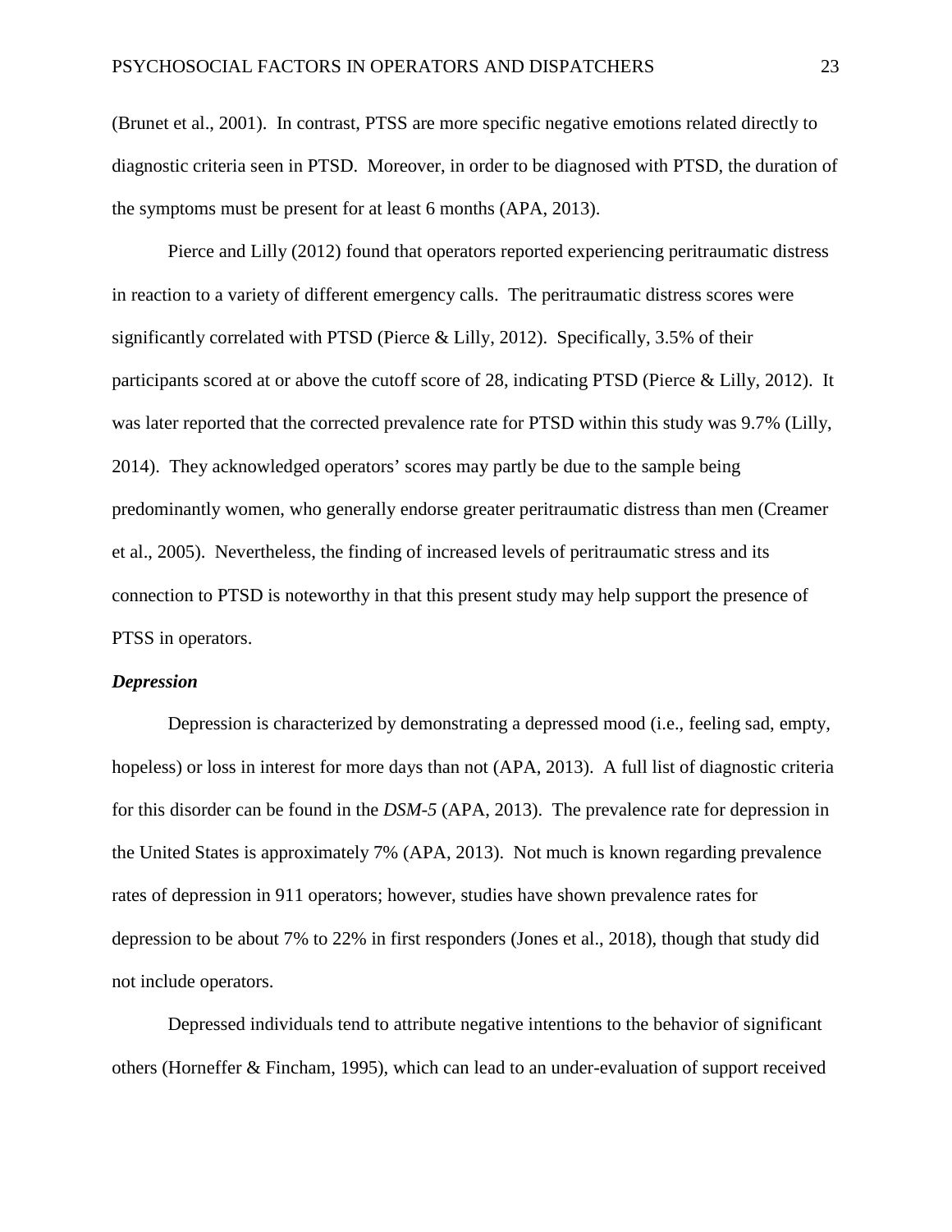(Brunet et al., 2001). In contrast, PTSS are more specific negative emotions related directly to diagnostic criteria seen in PTSD. Moreover, in order to be diagnosed with PTSD, the duration of the symptoms must be present for at least 6 months (APA, 2013).

Pierce and Lilly (2012) found that operators reported experiencing peritraumatic distress in reaction to a variety of different emergency calls. The peritraumatic distress scores were significantly correlated with PTSD (Pierce & Lilly, 2012). Specifically, 3.5% of their participants scored at or above the cutoff score of 28, indicating PTSD (Pierce & Lilly, 2012). It was later reported that the corrected prevalence rate for PTSD within this study was 9.7% (Lilly, 2014). They acknowledged operators' scores may partly be due to the sample being predominantly women, who generally endorse greater peritraumatic distress than men (Creamer et al., 2005). Nevertheless, the finding of increased levels of peritraumatic stress and its connection to PTSD is noteworthy in that this present study may help support the presence of PTSS in operators.

### *Depression*

Depression is characterized by demonstrating a depressed mood (i.e., feeling sad, empty, hopeless) or loss in interest for more days than not (APA, 2013). A full list of diagnostic criteria for this disorder can be found in the *DSM-5* (APA, 2013). The prevalence rate for depression in the United States is approximately 7% (APA, 2013). Not much is known regarding prevalence rates of depression in 911 operators; however, studies have shown prevalence rates for depression to be about 7% to 22% in first responders (Jones et al., 2018), though that study did not include operators.

Depressed individuals tend to attribute negative intentions to the behavior of significant others (Horneffer & Fincham, 1995), which can lead to an under-evaluation of support received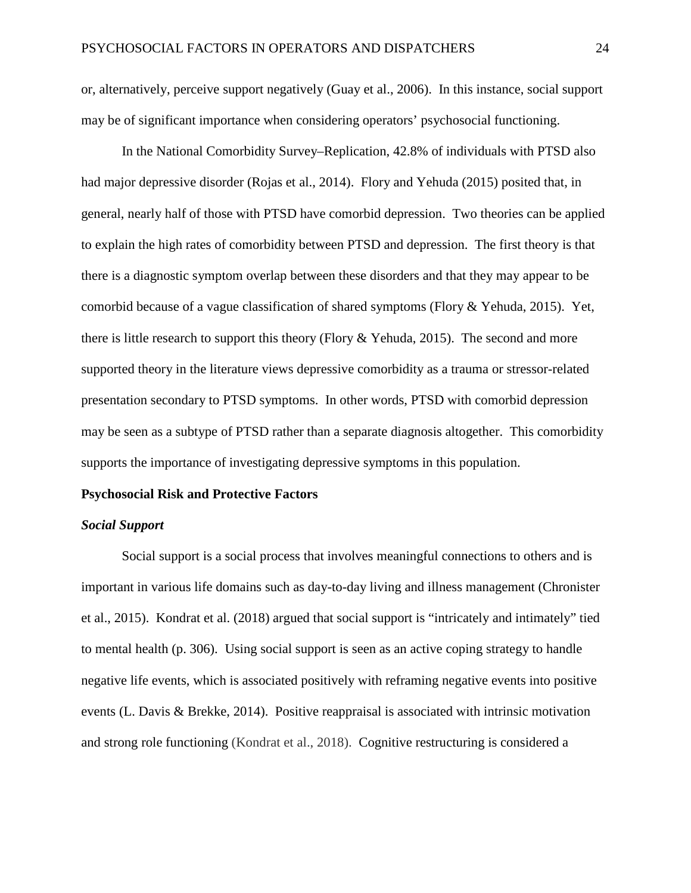or, alternatively, perceive support negatively (Guay et al., 2006). In this instance, social support may be of significant importance when considering operators' psychosocial functioning.

In the National Comorbidity Survey–Replication, 42.8% of individuals with PTSD also had major depressive disorder (Rojas et al., 2014). Flory and Yehuda (2015) posited that, in general, nearly half of those with PTSD have comorbid depression. Two theories can be applied to explain the high rates of comorbidity between PTSD and depression. The first theory is that there is a diagnostic symptom overlap between these disorders and that they may appear to be comorbid because of a vague classification of shared symptoms (Flory & Yehuda, 2015). Yet, there is little research to support this theory (Flory & Yehuda, 2015). The second and more supported theory in the literature views depressive comorbidity as a trauma or stressor-related presentation secondary to PTSD symptoms. In other words, PTSD with comorbid depression may be seen as a subtype of PTSD rather than a separate diagnosis altogether. This comorbidity supports the importance of investigating depressive symptoms in this population.

## Psychosocial Risk and Protective Factors

### *Social Support*

Social support is a social process that involves meaningful connections to others and is important in various life domains such as day-to-day living and illness management (Chronister et al., 2015). Kondrat et al. (2018) argued that social support is "intricately and intimately" tied to mental health (p. 306). Using social support is seen as an active coping strategy to handle negative life events, which is associated positively with reframing negative events into positive events (L. Davis & Brekke, 2014). Positive reappraisal is associated with intrinsic motivation and strong role functioning (Kondrat et al., 2018). Cognitive restructuring is considered a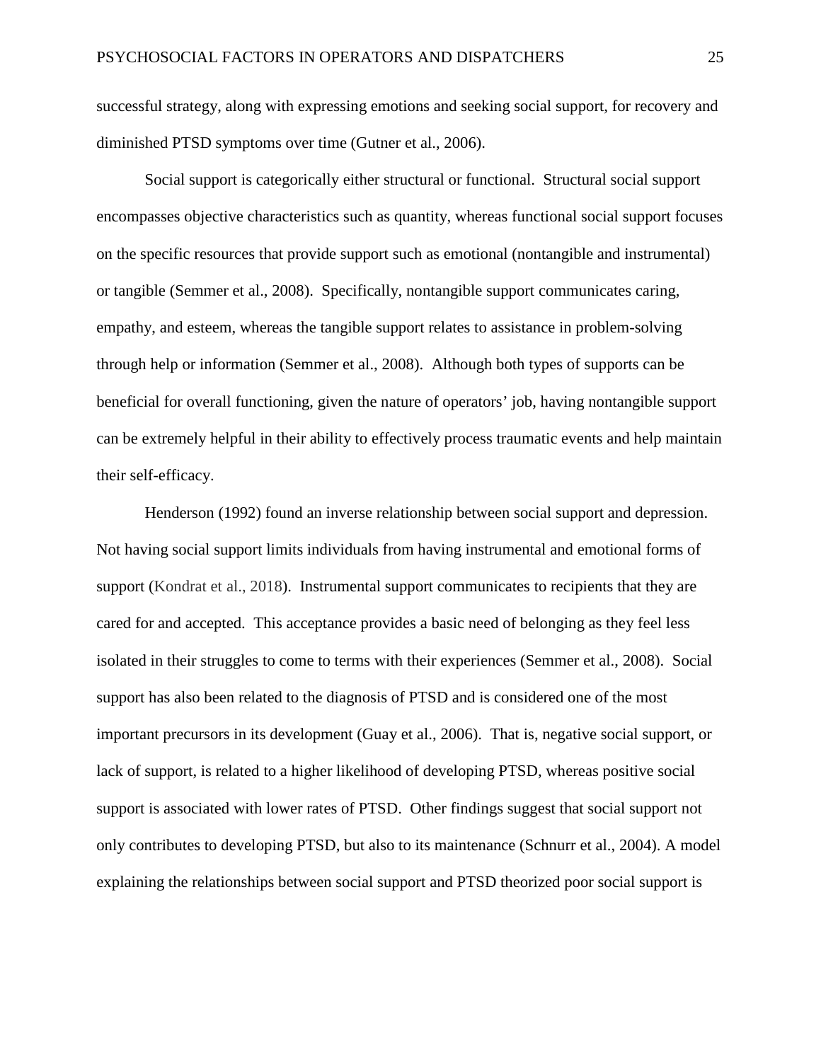successful strategy, along with expressing emotions and seeking social support, for recovery and diminished PTSD symptoms over time (Gutner et al., 2006).

Social support is categorically either structural or functional. Structural social support encompasses objective characteristics such as quantity, whereas functional social support focuses on the specific resources that provide support such as emotional (nontangible and instrumental) or tangible (Semmer et al., 2008). Specifically, nontangible support communicates caring, empathy, and esteem, whereas the tangible support relates to assistance in problem-solving through help or information (Semmer et al., 2008). Although both types of supports can be beneficial for overall functioning, given the nature of operators' job, having nontangible support can be extremely helpful in their ability to effectively process traumatic events and help maintain their self-efficacy.

Henderson (1992) found an inverse relationship between social support and depression. Not having social support limits individuals from having instrumental and emotional forms of support (Kondrat et al., 2018). Instrumental support communicates to recipients that they are cared for and accepted. This acceptance provides a basic need of belonging as they feel less isolated in their struggles to come to terms with their experiences (Semmer et al., 2008). Social support has also been related to the diagnosis of PTSD and is considered one of the most important precursors in its development (Guay et al., 2006). That is, negative social support, or lack of support, is related to a higher likelihood of developing PTSD, whereas positive social support is associated with lower rates of PTSD. Other findings suggest that social support not only contributes to developing PTSD, but also to its maintenance (Schnurr et al., 2004). A model explaining the relationships between social support and PTSD theorized poor social support is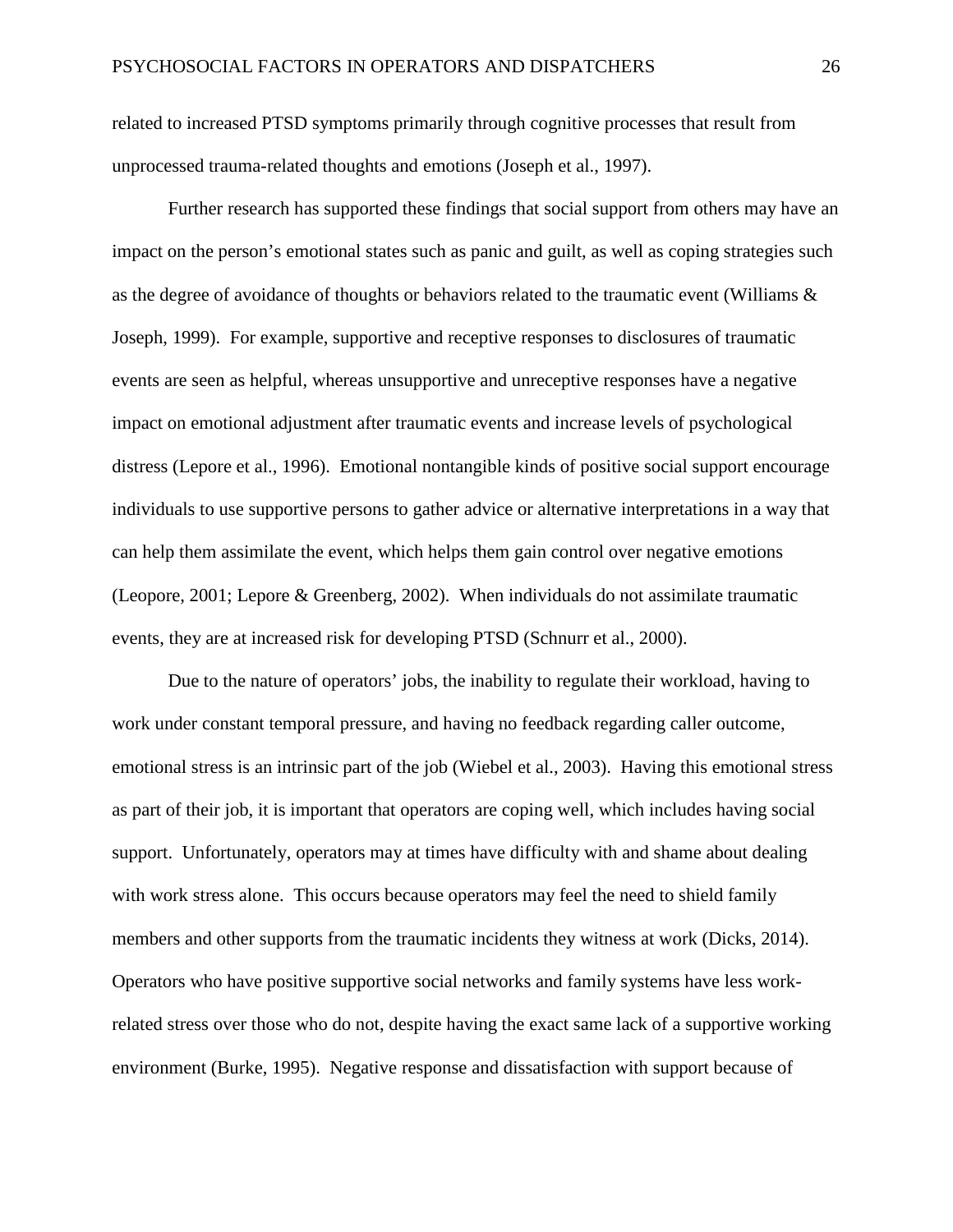related to increased PTSD symptoms primarily through cognitive processes that result from unprocessed trauma-related thoughts and emotions (Joseph et al., 1997).

Further research has supported these findings that social support from others may have an impact on the person's emotional states such as panic and guilt, as well as coping strategies such as the degree of avoidance of thoughts or behaviors related to the traumatic event (Williams & Joseph, 1999). For example, supportive and receptive responses to disclosures of traumatic events are seen as helpful, whereas unsupportive and unreceptive responses have a negative impact on emotional adjustment after traumatic events and increase levels of psychological distress (Lepore et al., 1996). Emotional nontangible kinds of positive social support encourage individuals to use supportive persons to gather advice or alternative interpretations in a way that can help them assimilate the event, which helps them gain control over negative emotions (Leopore, 2001; Lepore & Greenberg, 2002). When individuals do not assimilate traumatic events, they are at increased risk for developing PTSD (Schnurr et al., 2000).

Due to the nature of operators' jobs, the inability to regulate their workload, having to work under constant temporal pressure, and having no feedback regarding caller outcome, emotional stress is an intrinsic part of the job (Wiebel et al., 2003). Having this emotional stress as part of their job, it is important that operators are coping well, which includes having social support. Unfortunately, operators may at times have difficulty with and shame about dealing with work stress alone. This occurs because operators may feel the need to shield family members and other supports from the traumatic incidents they witness at work (Dicks, 2014). Operators who have positive supportive social networks and family systems have less work-related stress over those who do not, despite having the exact same lack of a supportive working environment (Burke, 1995). Negative response and dissatisfaction with support because of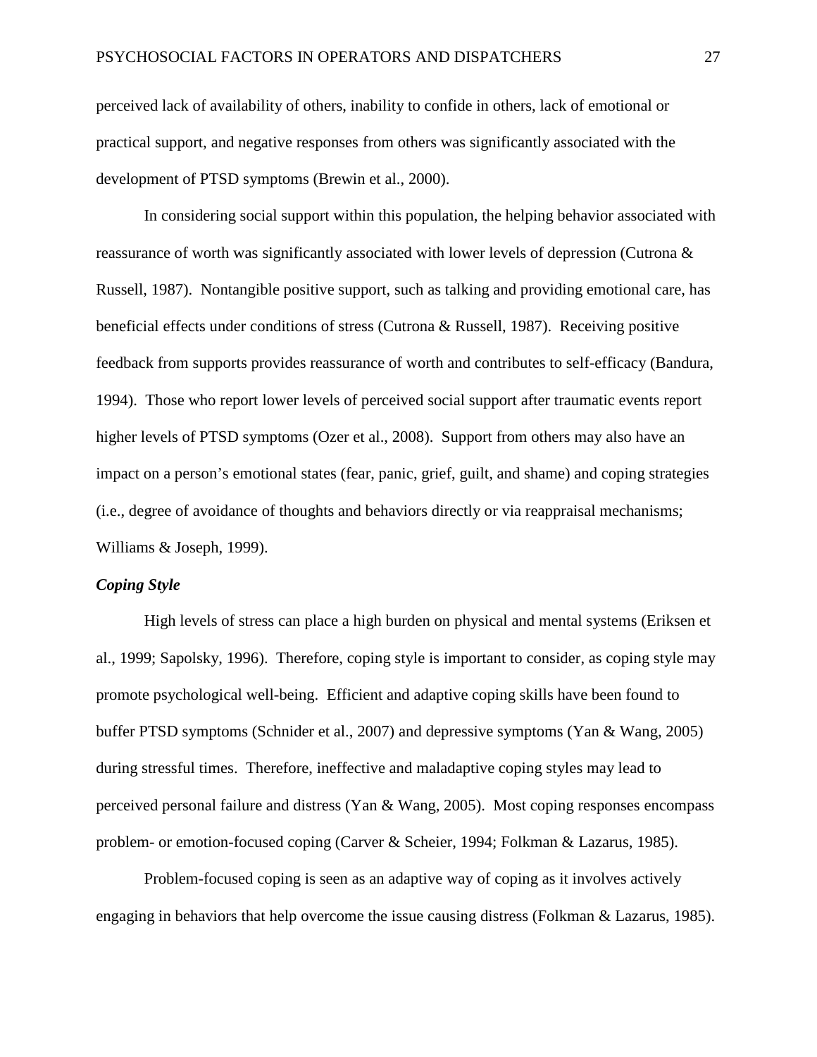perceived lack of availability of others, inability to confide in others, lack of emotional or practical support, and negative responses from others was significantly associated with the development of PTSD symptoms (Brewin et al., 2000).

In considering social support within this population, the helping behavior associated with reassurance of worth was significantly associated with lower levels of depression (Cutrona & Russell, 1987). Nontangible positive support, such as talking and providing emotional care, has beneficial effects under conditions of stress (Cutrona & Russell, 1987). Receiving positive feedback from supports provides reassurance of worth and contributes to self-efficacy (Bandura, 1994). Those who report lower levels of perceived social support after traumatic events report higher levels of PTSD symptoms (Ozer et al., 2008). Support from others may also have an impact on a person's emotional states (fear, panic, grief, guilt, and shame) and coping strategies (i.e., degree of avoidance of thoughts and behaviors directly or via reappraisal mechanisms; Williams & Joseph, 1999).

### ***Coping Style***

High levels of stress can place a high burden on physical and mental systems (Eriksen et al., 1999; Sapolsky, 1996). Therefore, coping style is important to consider, as coping style may promote psychological well-being. Efficient and adaptive coping skills have been found to buffer PTSD symptoms (Schnider et al., 2007) and depressive symptoms (Yan & Wang, 2005) during stressful times. Therefore, ineffective and maladaptive coping styles may lead to perceived personal failure and distress (Yan & Wang, 2005). Most coping responses encompass problem- or emotion-focused coping (Carver & Scheier, 1994; Folkman & Lazarus, 1985).

Problem-focused coping is seen as an adaptive way of coping as it involves actively engaging in behaviors that help overcome the issue causing distress (Folkman & Lazarus, 1985).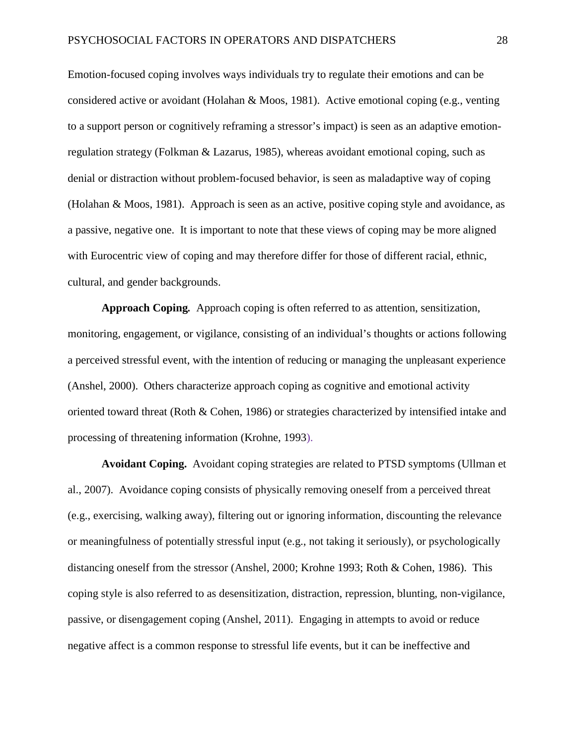Emotion-focused coping involves ways individuals try to regulate their emotions and can be considered active or avoidant (Holahan & Moos, 1981). Active emotional coping (e.g., venting to a support person or cognitively reframing a stressor's impact) is seen as an adaptive emotion-regulation strategy (Folkman & Lazarus, 1985), whereas avoidant emotional coping, such as denial or distraction without problem-focused behavior, is seen as maladaptive way of coping (Holahan & Moos, 1981). Approach is seen as an active, positive coping style and avoidance, as a passive, negative one. It is important to note that these views of coping may be more aligned with Eurocentric view of coping and may therefore differ for those of different racial, ethnic, cultural, and gender backgrounds.

**Approach Coping.** Approach coping is often referred to as attention, sensitization, monitoring, engagement, or vigilance, consisting of an individual's thoughts or actions following a perceived stressful event, with the intention of reducing or managing the unpleasant experience (Anshel, 2000). Others characterize approach coping as cognitive and emotional activity oriented toward threat (Roth & Cohen, 1986) or strategies characterized by intensified intake and processing of threatening information (Krohne, 1993).

**Avoidant Coping.** Avoidant coping strategies are related to PTSD symptoms (Ullman et al., 2007). Avoidance coping consists of physically removing oneself from a perceived threat (e.g., exercising, walking away), filtering out or ignoring information, discounting the relevance or meaningfulness of potentially stressful input (e.g., not taking it seriously), or psychologically distancing oneself from the stressor (Anshel, 2000; Krohne 1993; Roth & Cohen, 1986). This coping style is also referred to as desensitization, distraction, repression, blunting, non-vigilance, passive, or disengagement coping (Anshel, 2011). Engaging in attempts to avoid or reduce negative affect is a common response to stressful life events, but it can be ineffective and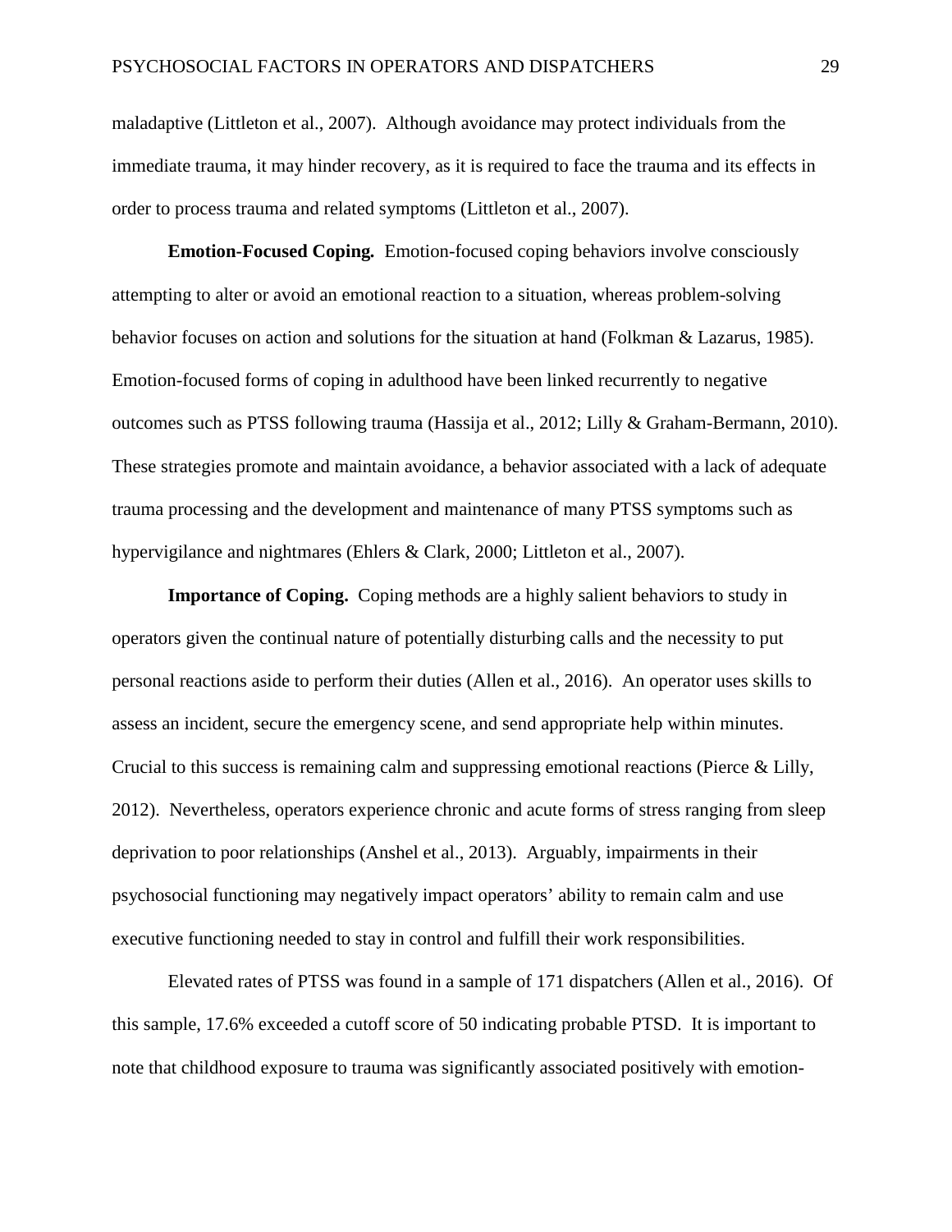maladaptive (Littleton et al., 2007). Although avoidance may protect individuals from the immediate trauma, it may hinder recovery, as it is required to face the trauma and its effects in order to process trauma and related symptoms (Littleton et al., 2007).

**Emotion-Focused Coping.** Emotion-focused coping behaviors involve consciously attempting to alter or avoid an emotional reaction to a situation, whereas problem-solving behavior focuses on action and solutions for the situation at hand (Folkman & Lazarus, 1985). Emotion-focused forms of coping in adulthood have been linked recurrently to negative outcomes such as PTSS following trauma (Hassija et al., 2012; Lilly & Graham-Bermann, 2010). These strategies promote and maintain avoidance, a behavior associated with a lack of adequate trauma processing and the development and maintenance of many PTSS symptoms such as hypervigilance and nightmares (Ehlers & Clark, 2000; Littleton et al., 2007).

**Importance of Coping.** Coping methods are a highly salient behaviors to study in operators given the continual nature of potentially disturbing calls and the necessity to put personal reactions aside to perform their duties (Allen et al., 2016). An operator uses skills to assess an incident, secure the emergency scene, and send appropriate help within minutes. Crucial to this success is remaining calm and suppressing emotional reactions (Pierce & Lilly, 2012). Nevertheless, operators experience chronic and acute forms of stress ranging from sleep deprivation to poor relationships (Anshel et al., 2013). Arguably, impairments in their psychosocial functioning may negatively impact operators' ability to remain calm and use executive functioning needed to stay in control and fulfill their work responsibilities.

Elevated rates of PTSS was found in a sample of 171 dispatchers (Allen et al., 2016). Of this sample, 17.6% exceeded a cutoff score of 50 indicating probable PTSD. It is important to note that childhood exposure to trauma was significantly associated positively with emotion-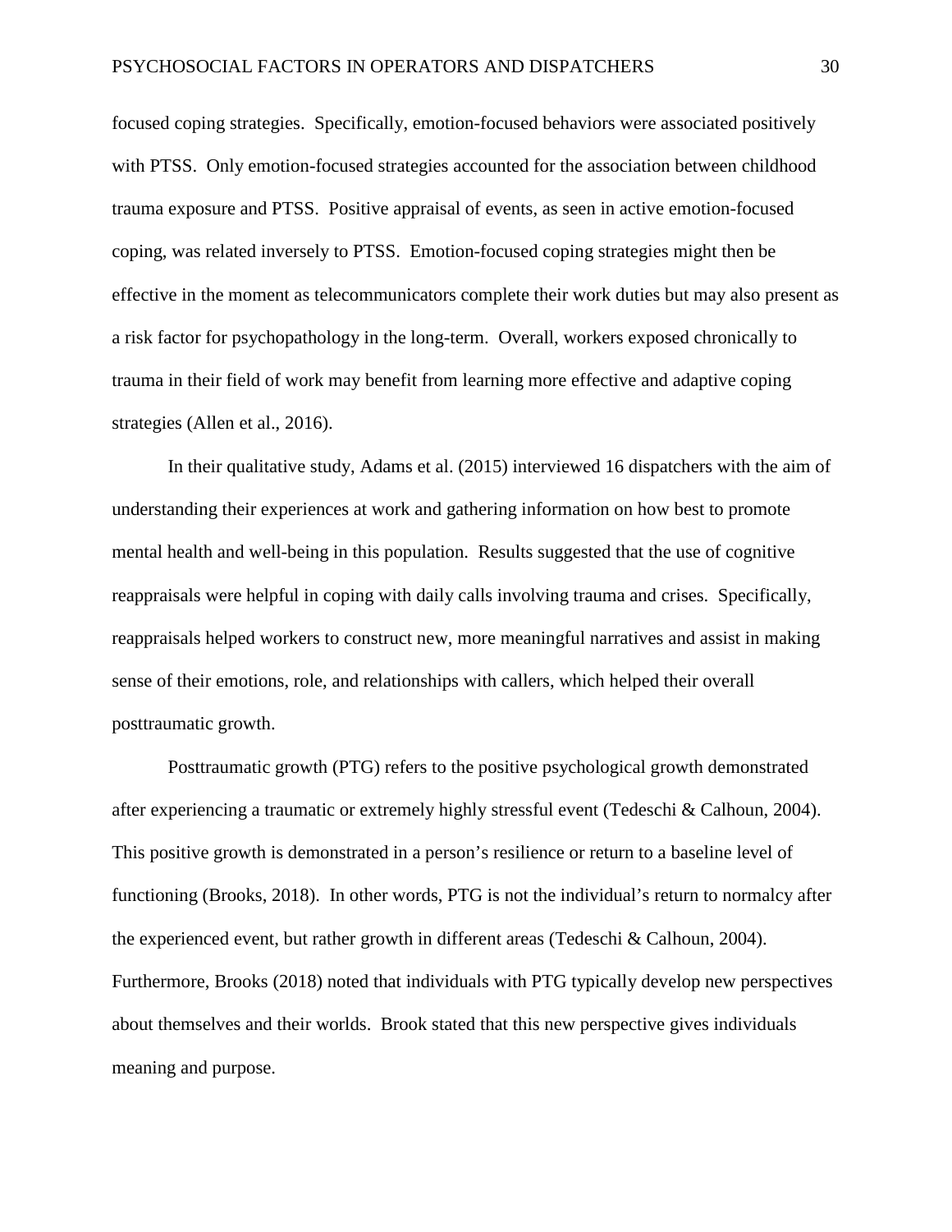focused coping strategies. Specifically, emotion-focused behaviors were associated positively with PTSS. Only emotion-focused strategies accounted for the association between childhood trauma exposure and PTSS. Positive appraisal of events, as seen in active emotion-focused coping, was related inversely to PTSS. Emotion-focused coping strategies might then be effective in the moment as telecommunicators complete their work duties but may also present as a risk factor for psychopathology in the long-term. Overall, workers exposed chronically to trauma in their field of work may benefit from learning more effective and adaptive coping strategies (Allen et al., 2016).

In their qualitative study, Adams et al. (2015) interviewed 16 dispatchers with the aim of understanding their experiences at work and gathering information on how best to promote mental health and well-being in this population. Results suggested that the use of cognitive reappraisals were helpful in coping with daily calls involving trauma and crises. Specifically, reappraisals helped workers to construct new, more meaningful narratives and assist in making sense of their emotions, role, and relationships with callers, which helped their overall posttraumatic growth.

Posttraumatic growth (PTG) refers to the positive psychological growth demonstrated after experiencing a traumatic or extremely highly stressful event (Tedeschi & Calhoun, 2004). This positive growth is demonstrated in a person's resilience or return to a baseline level of functioning (Brooks, 2018). In other words, PTG is not the individual's return to normalcy after the experienced event, but rather growth in different areas (Tedeschi & Calhoun, 2004). Furthermore, Brooks (2018) noted that individuals with PTG typically develop new perspectives about themselves and their worlds. Brook stated that this new perspective gives individuals meaning and purpose.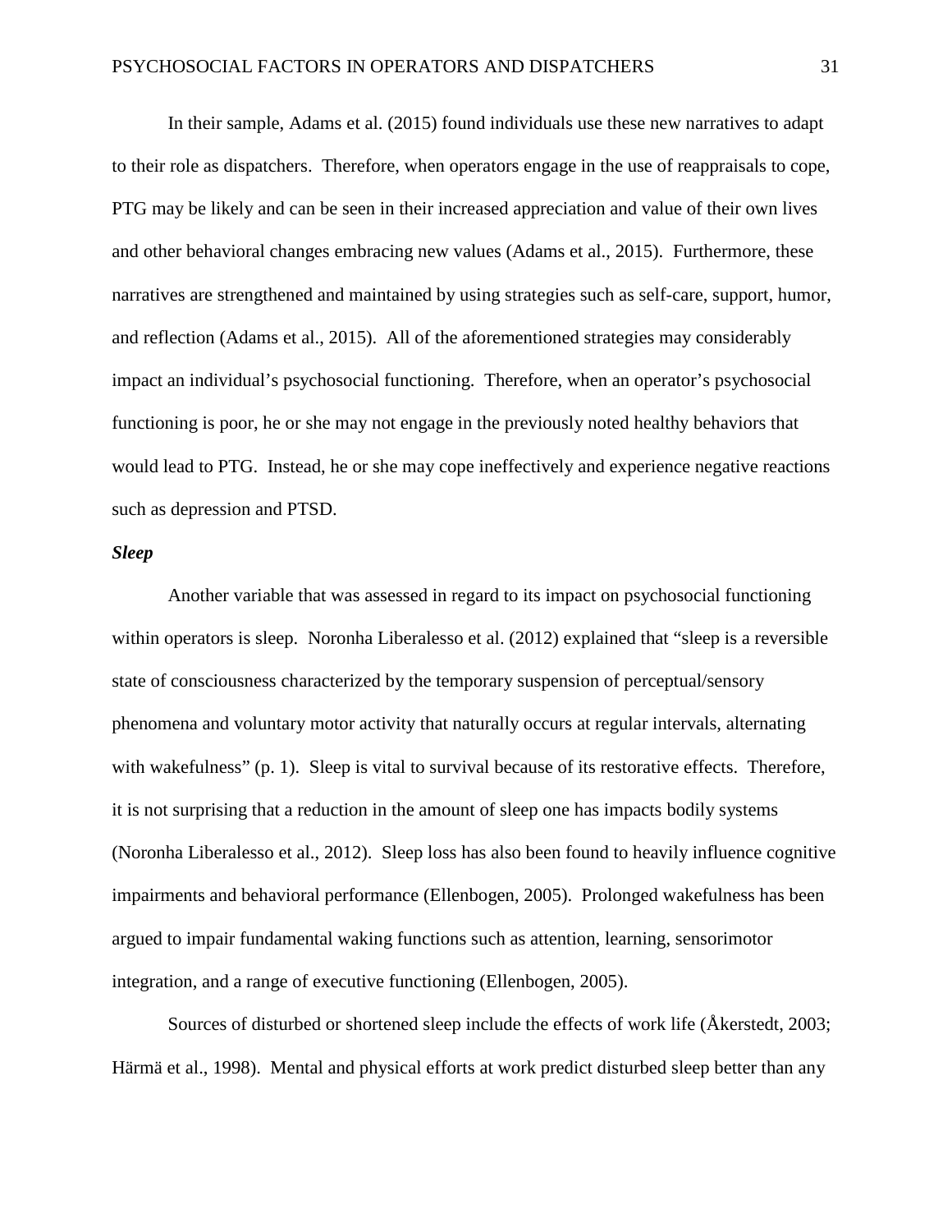In their sample, Adams et al. (2015) found individuals use these new narratives to adapt to their role as dispatchers. Therefore, when operators engage in the use of reappraisals to cope, PTG may be likely and can be seen in their increased appreciation and value of their own lives and other behavioral changes embracing new values (Adams et al., 2015). Furthermore, these narratives are strengthened and maintained by using strategies such as self-care, support, humor, and reflection (Adams et al., 2015). All of the aforementioned strategies may considerably impact an individual's psychosocial functioning. Therefore, when an operator's psychosocial functioning is poor, he or she may not engage in the previously noted healthy behaviors that would lead to PTG. Instead, he or she may cope ineffectively and experience negative reactions such as depression and PTSD.

***Sleep***

Another variable that was assessed in regard to its impact on psychosocial functioning within operators is sleep. Noronha Liberalesso et al. (2012) explained that "sleep is a reversible state of consciousness characterized by the temporary suspension of perceptual/sensory phenomena and voluntary motor activity that naturally occurs at regular intervals, alternating with wakefulness" (p. 1). Sleep is vital to survival because of its restorative effects. Therefore, it is not surprising that a reduction in the amount of sleep one has impacts bodily systems (Noronha Liberalesso et al., 2012). Sleep loss has also been found to heavily influence cognitive impairments and behavioral performance (Ellenbogen, 2005). Prolonged wakefulness has been argued to impair fundamental waking functions such as attention, learning, sensorimotor integration, and a range of executive functioning (Ellenbogen, 2005).

Sources of disturbed or shortened sleep include the effects of work life (Åkerstedt, 2003; Härmä et al., 1998). Mental and physical efforts at work predict disturbed sleep better than any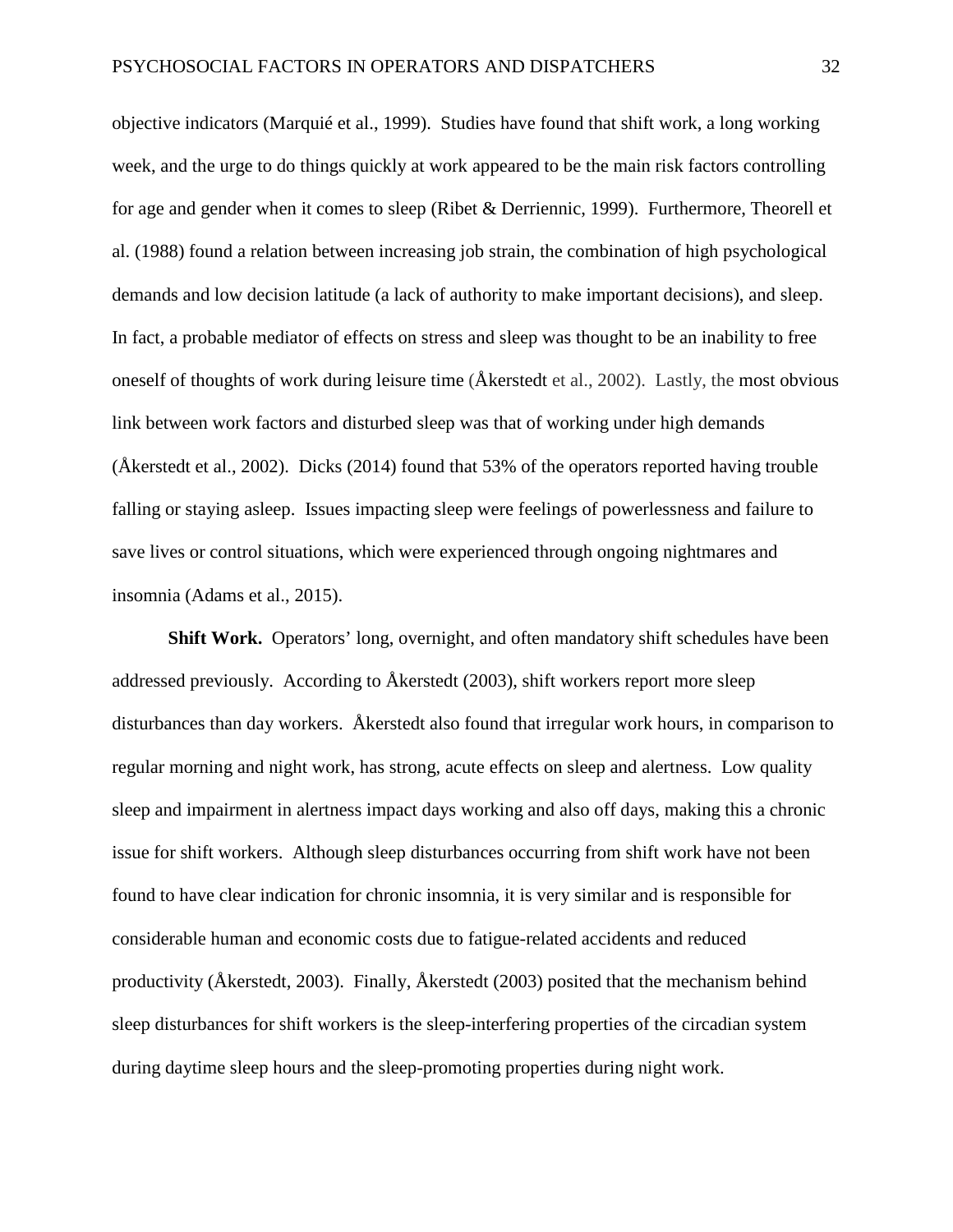objective indicators (Marquié et al., 1999). Studies have found that shift work, a long working week, and the urge to do things quickly at work appeared to be the main risk factors controlling for age and gender when it comes to sleep (Ribet & Derriennic, 1999). Furthermore, Theorell et al. (1988) found a relation between increasing job strain, the combination of high psychological demands and low decision latitude (a lack of authority to make important decisions), and sleep. In fact, a probable mediator of effects on stress and sleep was thought to be an inability to free oneself of thoughts of work during leisure time (Åkerstedt et al., 2002). Lastly, the most obvious link between work factors and disturbed sleep was that of working under high demands (Åkerstedt et al., 2002). Dicks (2014) found that 53% of the operators reported having trouble falling or staying asleep. Issues impacting sleep were feelings of powerlessness and failure to save lives or control situations, which were experienced through ongoing nightmares and insomnia (Adams et al., 2015).

**Shift Work.** Operators' long, overnight, and often mandatory shift schedules have been addressed previously. According to Åkerstedt (2003), shift workers report more sleep disturbances than day workers. Åkerstedt also found that irregular work hours, in comparison to regular morning and night work, has strong, acute effects on sleep and alertness. Low quality sleep and impairment in alertness impact days working and also off days, making this a chronic issue for shift workers. Although sleep disturbances occurring from shift work have not been found to have clear indication for chronic insomnia, it is very similar and is responsible for considerable human and economic costs due to fatigue-related accidents and reduced productivity (Åkerstedt, 2003). Finally, Åkerstedt (2003) posited that the mechanism behind sleep disturbances for shift workers is the sleep-interfering properties of the circadian system during daytime sleep hours and the sleep-promoting properties during night work.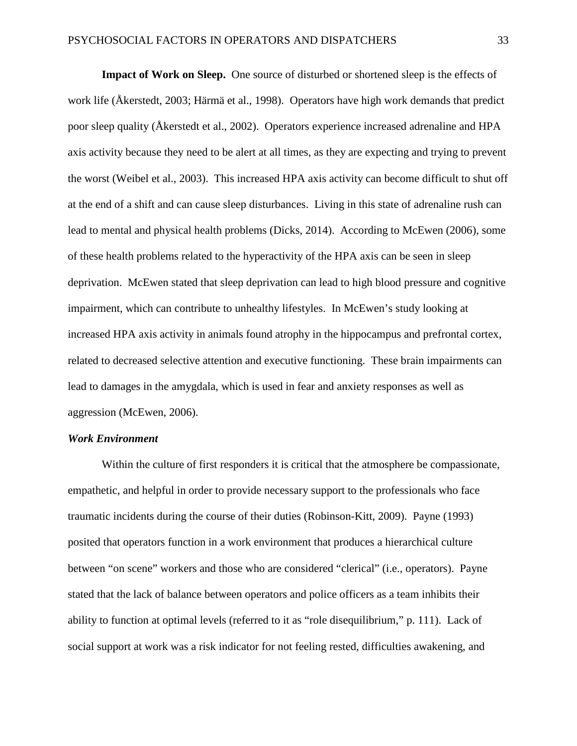**Impact of Work on Sleep.** One source of disturbed or shortened sleep is the effects of work life (Åkerstedt, 2003; Härmä et al., 1998). Operators have high work demands that predict poor sleep quality (Åkerstedt et al., 2002). Operators experience increased adrenaline and HPA axis activity because they need to be alert at all times, as they are expecting and trying to prevent the worst (Weibel et al., 2003). This increased HPA axis activity can become difficult to shut off at the end of a shift and can cause sleep disturbances. Living in this state of adrenaline rush can lead to mental and physical health problems (Dicks, 2014). According to McEwen (2006), some of these health problems related to the hyperactivity of the HPA axis can be seen in sleep deprivation. McEwen stated that sleep deprivation can lead to high blood pressure and cognitive impairment, which can contribute to unhealthy lifestyles. In McEwen's study looking at increased HPA axis activity in animals found atrophy in the hippocampus and prefrontal cortex, related to decreased selective attention and executive functioning. These brain impairments can lead to damages in the amygdala, which is used in fear and anxiety responses as well as aggression (McEwen, 2006).

### ***Work Environment***

Within the culture of first responders it is critical that the atmosphere be compassionate, empathetic, and helpful in order to provide necessary support to the professionals who face traumatic incidents during the course of their duties (Robinson-Kitt, 2009). Payne (1993) posited that operators function in a work environment that produces a hierarchical culture between "on scene" workers and those who are considered "clerical" (i.e., operators). Payne stated that the lack of balance between operators and police officers as a team inhibits their ability to function at optimal levels (referred to it as "role disequilibrium," p. 111). Lack of social support at work was a risk indicator for not feeling rested, difficulties awakening, and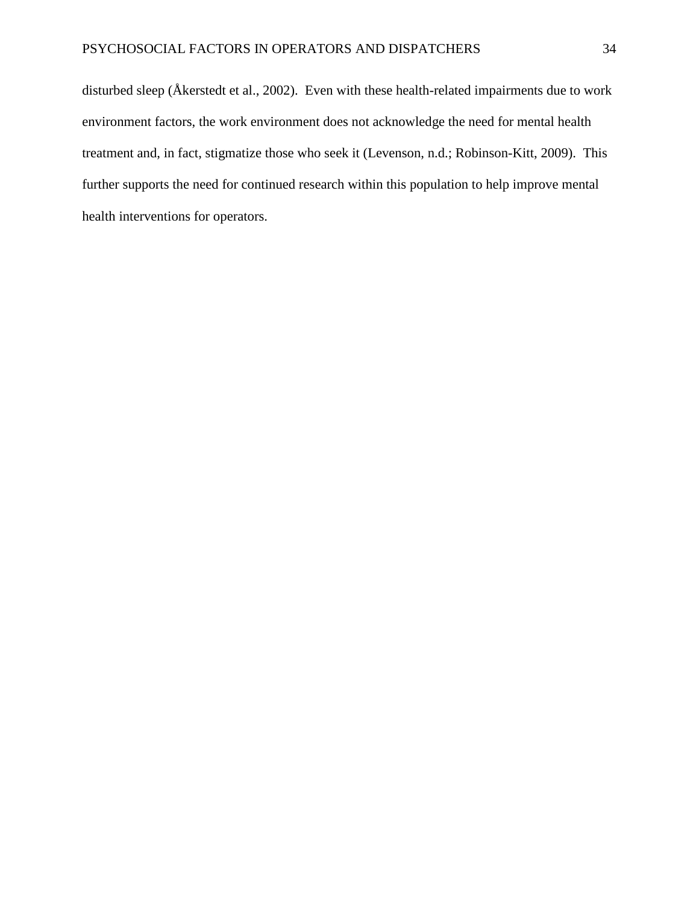disturbed sleep (Åkerstedt et al., 2002). Even with these health-related impairments due to work environment factors, the work environment does not acknowledge the need for mental health treatment and, in fact, stigmatize those who seek it (Levenson, n.d.; Robinson-Kitt, 2009). This further supports the need for continued research within this population to help improve mental health interventions for operators.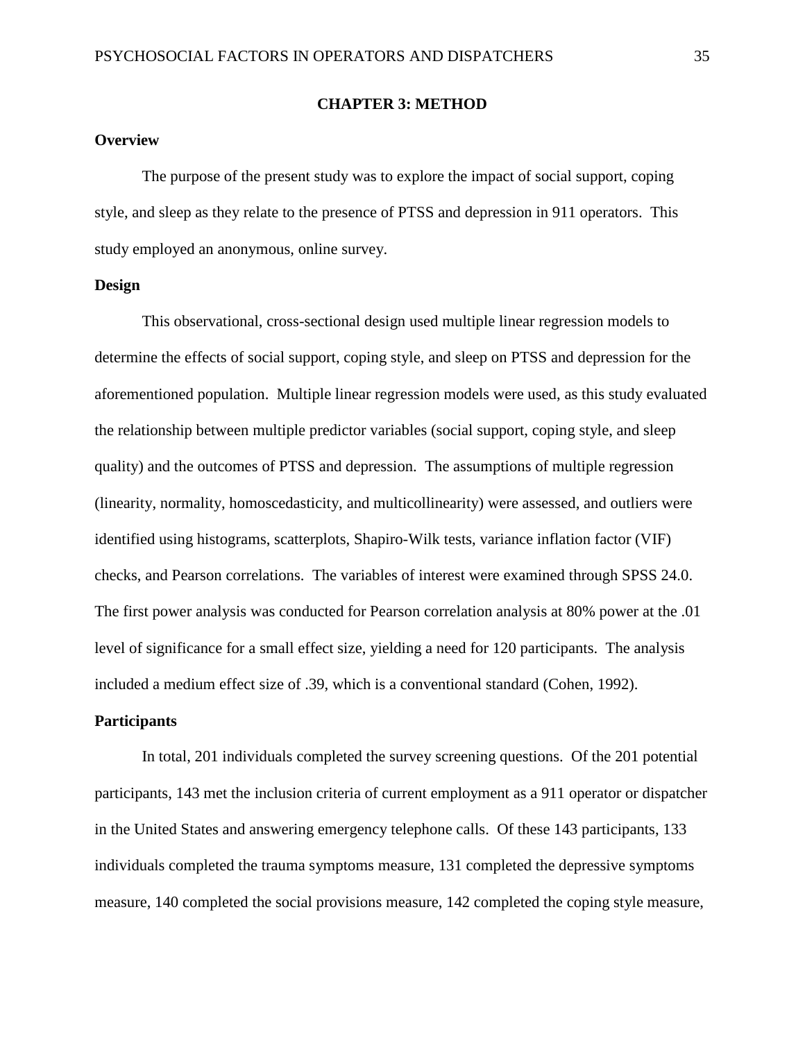# CHAPTER 3: METHOD

## Overview

The purpose of the present study was to explore the impact of social support, coping style, and sleep as they relate to the presence of PTSS and depression in 911 operators. This study employed an anonymous, online survey.

## Design

This observational, cross-sectional design used multiple linear regression models to determine the effects of social support, coping style, and sleep on PTSS and depression for the aforementioned population. Multiple linear regression models were used, as this study evaluated the relationship between multiple predictor variables (social support, coping style, and sleep quality) and the outcomes of PTSS and depression. The assumptions of multiple regression (linearity, normality, homoscedasticity, and multicollinearity) were assessed, and outliers were identified using histograms, scatterplots, Shapiro-Wilk tests, variance inflation factor (VIF) checks, and Pearson correlations. The variables of interest were examined through SPSS 24.0. The first power analysis was conducted for Pearson correlation analysis at 80% power at the .01 level of significance for a small effect size, yielding a need for 120 participants. The analysis included a medium effect size of .39, which is a conventional standard (Cohen, 1992).

## Participants

In total, 201 individuals completed the survey screening questions. Of the 201 potential participants, 143 met the inclusion criteria of current employment as a 911 operator or dispatcher in the United States and answering emergency telephone calls. Of these 143 participants, 133 individuals completed the trauma symptoms measure, 131 completed the depressive symptoms measure, 140 completed the social provisions measure, 142 completed the coping style measure,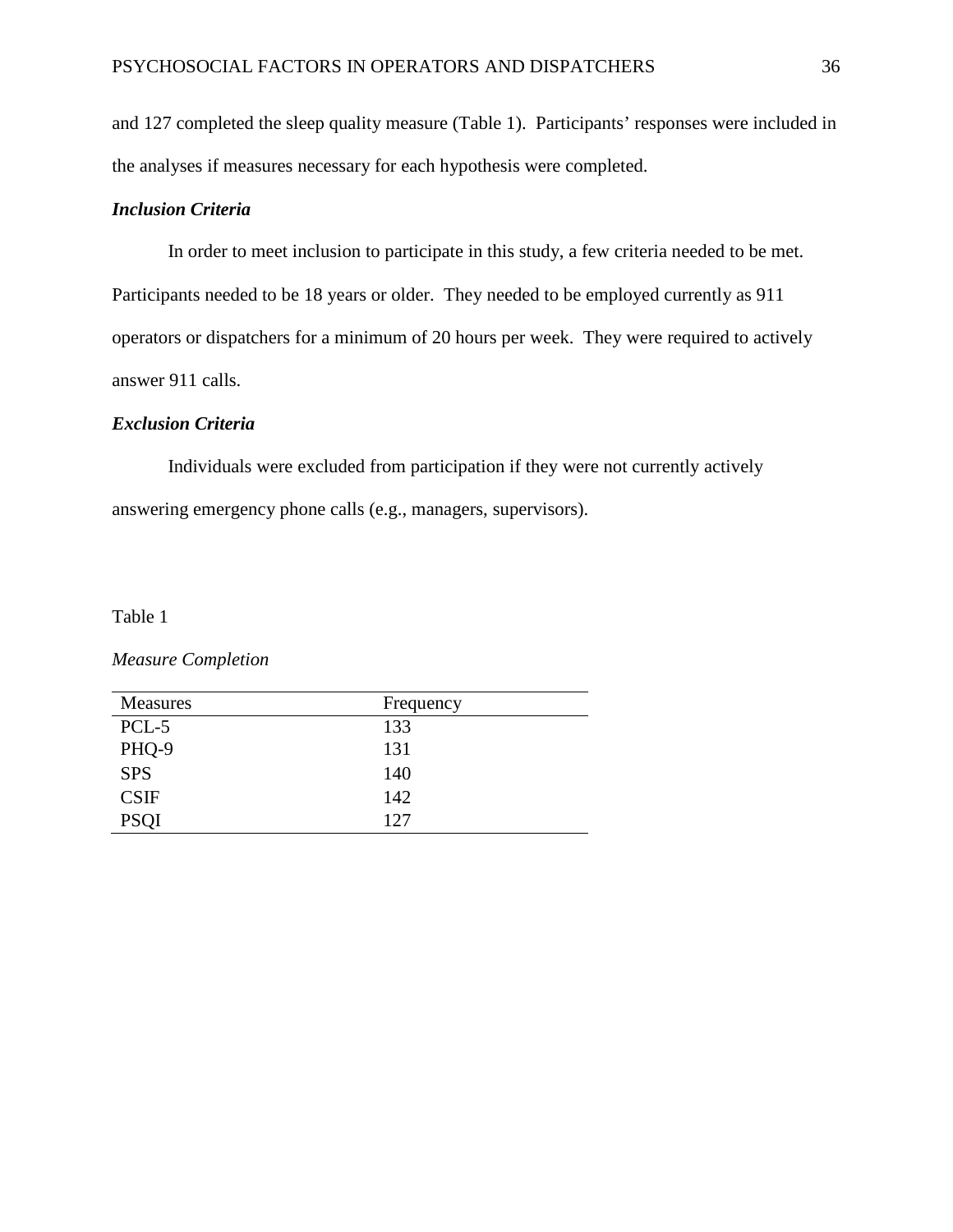and 127 completed the sleep quality measure (Table 1). Participants' responses were included in the analyses if measures necessary for each hypothesis were completed.

### *Inclusion Criteria*

In order to meet inclusion to participate in this study, a few criteria needed to be met. Participants needed to be 18 years or older. They needed to be employed currently as 911 operators or dispatchers for a minimum of 20 hours per week. They were required to actively answer 911 calls.

### *Exclusion Criteria*

Individuals were excluded from participation if they were not currently actively answering emergency phone calls (e.g., managers, supervisors).

Table 1

*Measure Completion*

| Measures | Frequency |
|---|---|
| PCL-5 | 133 |
| PHQ-9 | 131 |
| SPS | 140 |
| CSIF | 142 |
| PSQI | 127 |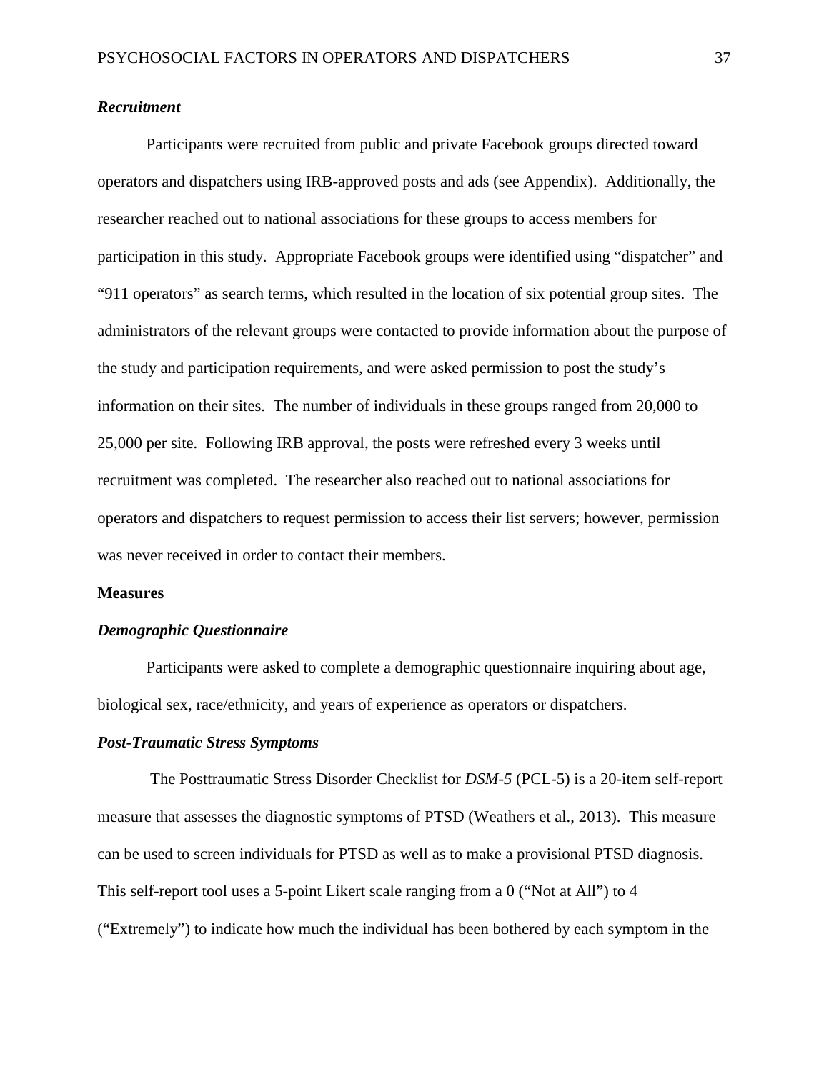### *Recruitment*

Participants were recruited from public and private Facebook groups directed toward operators and dispatchers using IRB-approved posts and ads (see Appendix). Additionally, the researcher reached out to national associations for these groups to access members for participation in this study. Appropriate Facebook groups were identified using “dispatcher” and “911 operators” as search terms, which resulted in the location of six potential group sites. The administrators of the relevant groups were contacted to provide information about the purpose of the study and participation requirements, and were asked permission to post the study’s information on their sites. The number of individuals in these groups ranged from 20,000 to 25,000 per site. Following IRB approval, the posts were refreshed every 3 weeks until recruitment was completed. The researcher also reached out to national associations for operators and dispatchers to request permission to access their list servers; however, permission was never received in order to contact their members.

## Measures

### *Demographic Questionnaire*

Participants were asked to complete a demographic questionnaire inquiring about age, biological sex, race/ethnicity, and years of experience as operators or dispatchers.

### *Post-Traumatic Stress Symptoms*

The Posttraumatic Stress Disorder Checklist for *DSM-5* (PCL-5) is a 20-item self-report measure that assesses the diagnostic symptoms of PTSD (Weathers et al., 2013). This measure can be used to screen individuals for PTSD as well as to make a provisional PTSD diagnosis. This self-report tool uses a 5-point Likert scale ranging from a 0 (“Not at All”) to 4 (“Extremely”) to indicate how much the individual has been bothered by each symptom in the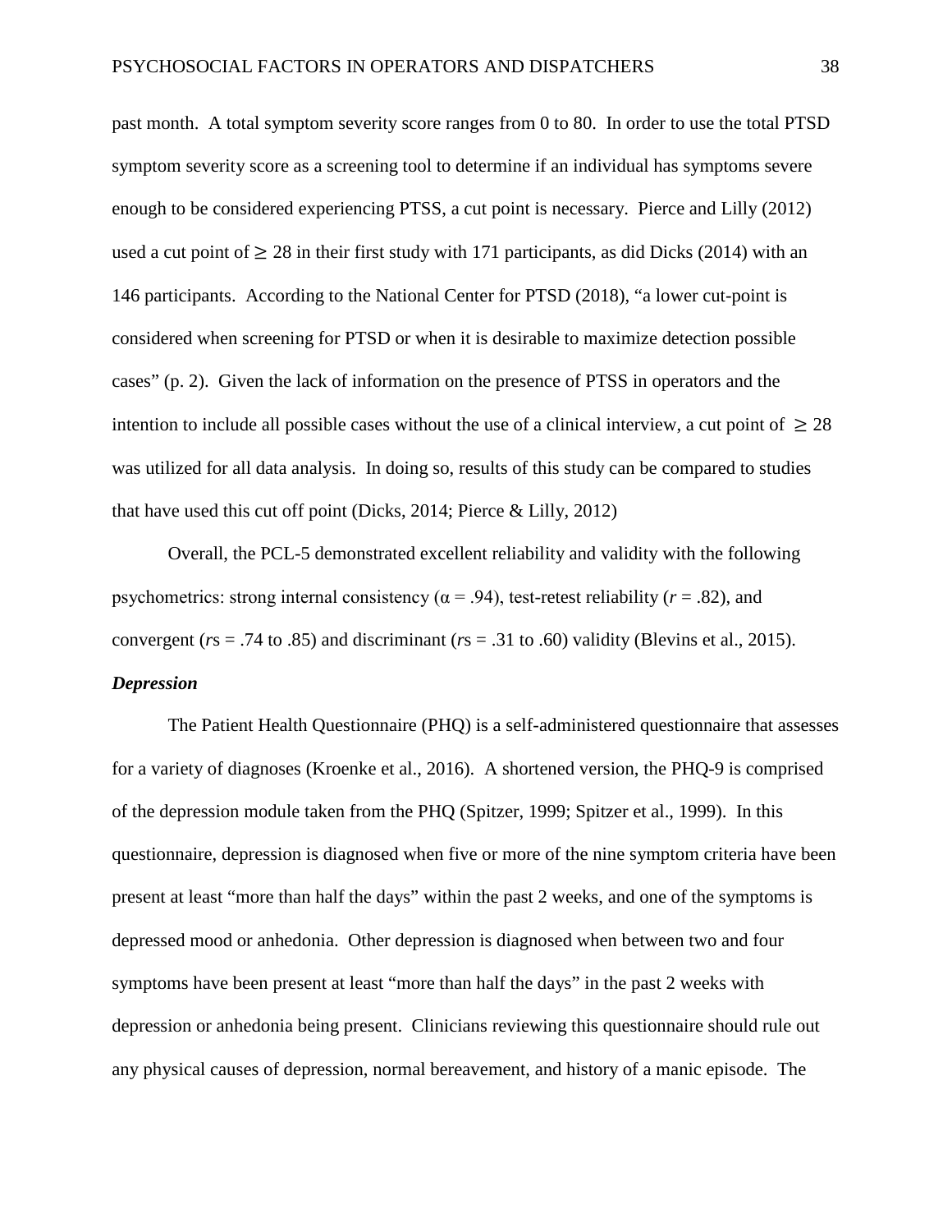past month. A total symptom severity score ranges from 0 to 80. In order to use the total PTSD symptom severity score as a screening tool to determine if an individual has symptoms severe enough to be considered experiencing PTSS, a cut point is necessary. Pierce and Lilly (2012) used a cut point of $\geq 28$ in their first study with 171 participants, as did Dicks (2014) with an 146 participants. According to the National Center for PTSD (2018), "a lower cut-point is considered when screening for PTSD or when it is desirable to maximize detection possible cases" (p. 2). Given the lack of information on the presence of PTSS in operators and the intention to include all possible cases without the use of a clinical interview, a cut point of $\geq 28$ was utilized for all data analysis. In doing so, results of this study can be compared to studies that have used this cut off point (Dicks, 2014; Pierce & Lilly, 2012)

Overall, the PCL-5 demonstrated excellent reliability and validity with the following psychometrics: strong internal consistency ($\alpha = .94$), test-retest reliability ($r = .82$), and convergent ($r$s = .74 to .85) and discriminant ($r$s = .31 to .60) validity (Blevins et al., 2015).

### *Depression*

The Patient Health Questionnaire (PHQ) is a self-administered questionnaire that assesses for a variety of diagnoses (Kroenke et al., 2016). A shortened version, the PHQ-9 is comprised of the depression module taken from the PHQ (Spitzer, 1999; Spitzer et al., 1999). In this questionnaire, depression is diagnosed when five or more of the nine symptom criteria have been present at least "more than half the days" within the past 2 weeks, and one of the symptoms is depressed mood or anhedonia. Other depression is diagnosed when between two and four symptoms have been present at least "more than half the days" in the past 2 weeks with depression or anhedonia being present. Clinicians reviewing this questionnaire should rule out any physical causes of depression, normal bereavement, and history of a manic episode. The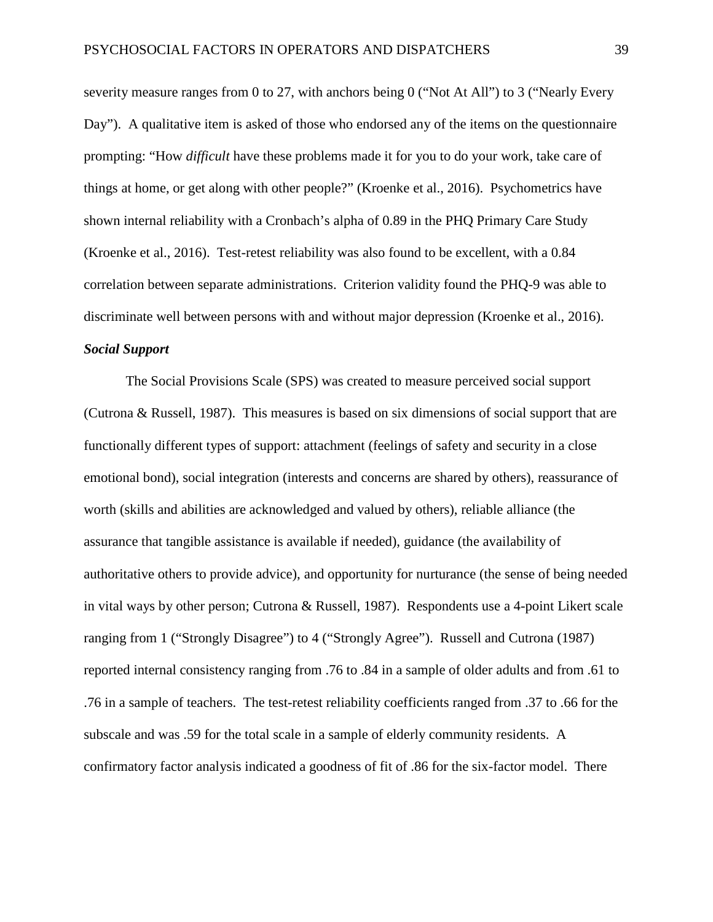severity measure ranges from 0 to 27, with anchors being 0 ("Not At All") to 3 ("Nearly Every Day"). A qualitative item is asked of those who endorsed any of the items on the questionnaire prompting: "How *difficult* have these problems made it for you to do your work, take care of things at home, or get along with other people?" (Kroenke et al., 2016). Psychometrics have shown internal reliability with a Cronbach's alpha of 0.89 in the PHQ Primary Care Study (Kroenke et al., 2016). Test-retest reliability was also found to be excellent, with a 0.84 correlation between separate administrations. Criterion validity found the PHQ-9 was able to discriminate well between persons with and without major depression (Kroenke et al., 2016).

***Social Support***

The Social Provisions Scale (SPS) was created to measure perceived social support (Cutrona & Russell, 1987). This measures is based on six dimensions of social support that are functionally different types of support: attachment (feelings of safety and security in a close emotional bond), social integration (interests and concerns are shared by others), reassurance of worth (skills and abilities are acknowledged and valued by others), reliable alliance (the assurance that tangible assistance is available if needed), guidance (the availability of authoritative others to provide advice), and opportunity for nurturance (the sense of being needed in vital ways by other person; Cutrona & Russell, 1987). Respondents use a 4-point Likert scale ranging from 1 ("Strongly Disagree") to 4 ("Strongly Agree"). Russell and Cutrona (1987) reported internal consistency ranging from .76 to .84 in a sample of older adults and from .61 to .76 in a sample of teachers. The test-retest reliability coefficients ranged from .37 to .66 for the subscale and was .59 for the total scale in a sample of elderly community residents. A confirmatory factor analysis indicated a goodness of fit of .86 for the six-factor model. There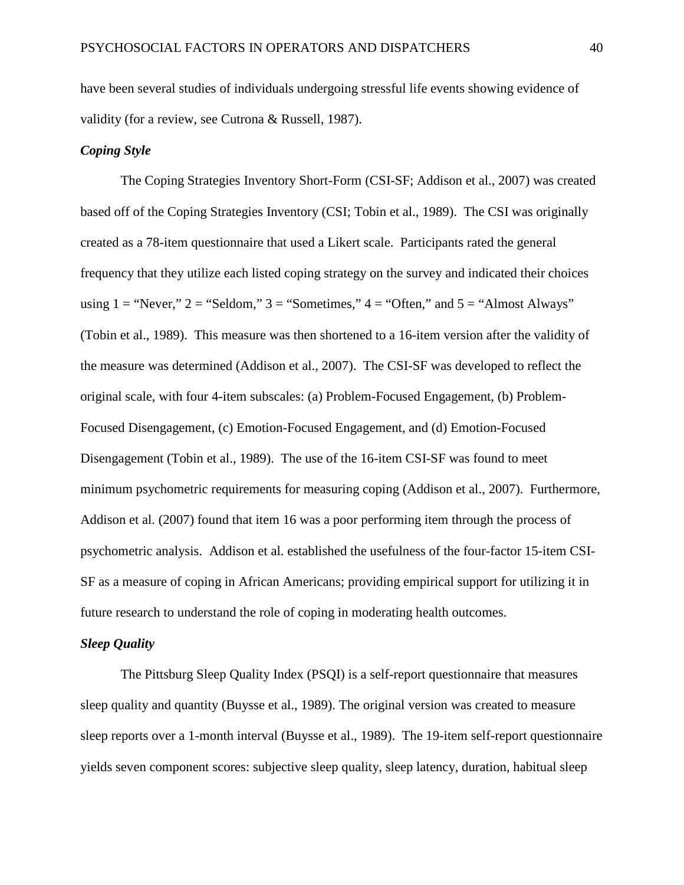have been several studies of individuals undergoing stressful life events showing evidence of validity (for a review, see Cutrona & Russell, 1987).

### *Coping Style*

The Coping Strategies Inventory Short-Form (CSI-SF; Addison et al., 2007) was created based off of the Coping Strategies Inventory (CSI; Tobin et al., 1989). The CSI was originally created as a 78-item questionnaire that used a Likert scale. Participants rated the general frequency that they utilize each listed coping strategy on the survey and indicated their choices using 1 = "Never," 2 = "Seldom," 3 = "Sometimes," 4 = "Often," and 5 = "Almost Always" (Tobin et al., 1989). This measure was then shortened to a 16-item version after the validity of the measure was determined (Addison et al., 2007). The CSI-SF was developed to reflect the original scale, with four 4-item subscales: (a) Problem-Focused Engagement, (b) Problem-Focused Disengagement, (c) Emotion-Focused Engagement, and (d) Emotion-Focused Disengagement (Tobin et al., 1989). The use of the 16-item CSI-SF was found to meet minimum psychometric requirements for measuring coping (Addison et al., 2007). Furthermore, Addison et al. (2007) found that item 16 was a poor performing item through the process of psychometric analysis. Addison et al. established the usefulness of the four-factor 15-item CSI-SF as a measure of coping in African Americans; providing empirical support for utilizing it in future research to understand the role of coping in moderating health outcomes.

### *Sleep Quality*

The Pittsburg Sleep Quality Index (PSQI) is a self-report questionnaire that measures sleep quality and quantity (Buysse et al., 1989). The original version was created to measure sleep reports over a 1-month interval (Buysse et al., 1989). The 19-item self-report questionnaire yields seven component scores: subjective sleep quality, sleep latency, duration, habitual sleep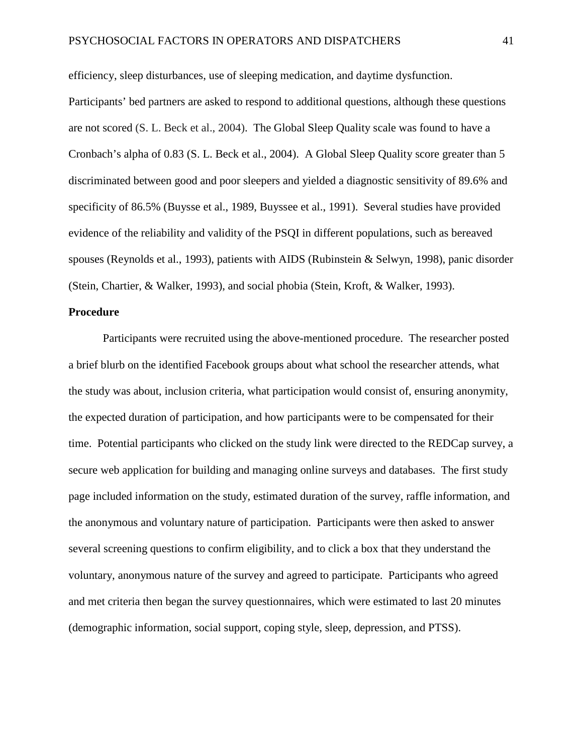efficiency, sleep disturbances, use of sleeping medication, and daytime dysfunction. Participants' bed partners are asked to respond to additional questions, although these questions are not scored (S. L. Beck et al., 2004). The Global Sleep Quality scale was found to have a Cronbach's alpha of 0.83 (S. L. Beck et al., 2004). A Global Sleep Quality score greater than 5 discriminated between good and poor sleepers and yielded a diagnostic sensitivity of 89.6% and specificity of 86.5% (Buysse et al., 1989, Buyssee et al., 1991). Several studies have provided evidence of the reliability and validity of the PSQI in different populations, such as bereaved spouses (Reynolds et al., 1993), patients with AIDS (Rubinstein & Selwyn, 1998), panic disorder (Stein, Chartier, & Walker, 1993), and social phobia (Stein, Kroft, & Walker, 1993).

**Procedure**

Participants were recruited using the above-mentioned procedure. The researcher posted a brief blurb on the identified Facebook groups about what school the researcher attends, what the study was about, inclusion criteria, what participation would consist of, ensuring anonymity, the expected duration of participation, and how participants were to be compensated for their time. Potential participants who clicked on the study link were directed to the REDCap survey, a secure web application for building and managing online surveys and databases. The first study page included information on the study, estimated duration of the survey, raffle information, and the anonymous and voluntary nature of participation. Participants were then asked to answer several screening questions to confirm eligibility, and to click a box that they understand the voluntary, anonymous nature of the survey and agreed to participate. Participants who agreed and met criteria then began the survey questionnaires, which were estimated to last 20 minutes (demographic information, social support, coping style, sleep, depression, and PTSS).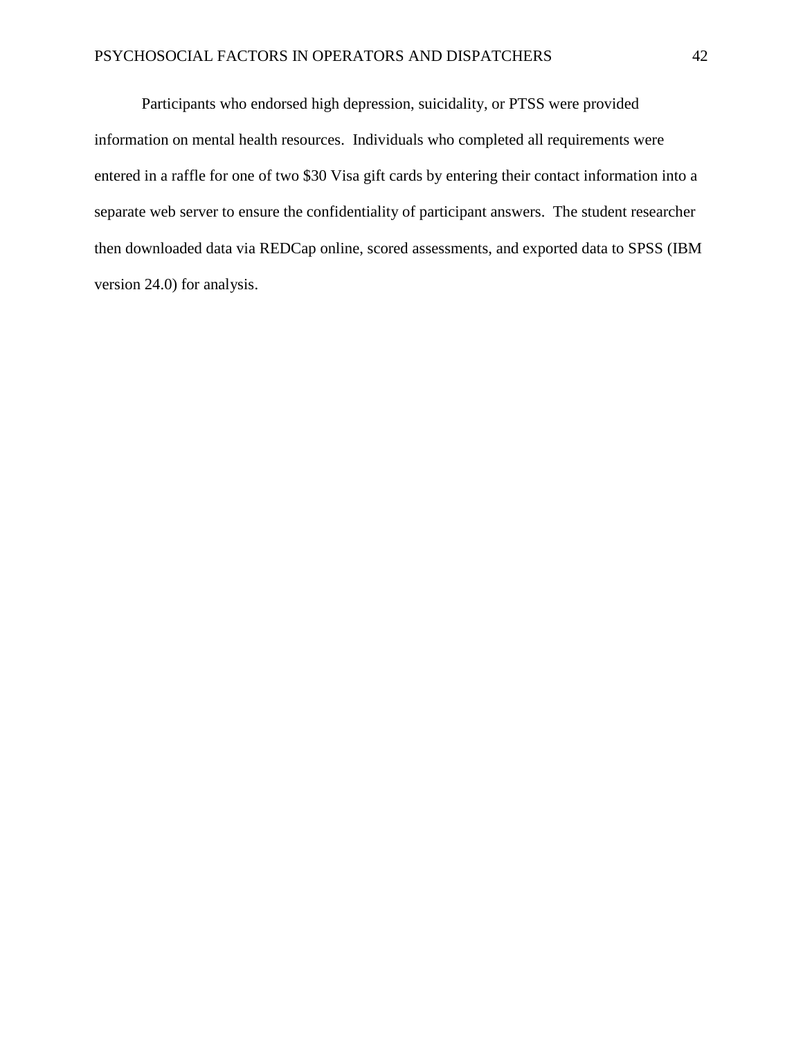Participants who endorsed high depression, suicidality, or PTSS were provided information on mental health resources. Individuals who completed all requirements were entered in a raffle for one of two $30 Visa gift cards by entering their contact information into a separate web server to ensure the confidentiality of participant answers. The student researcher then downloaded data via REDCap online, scored assessments, and exported data to SPSS (IBM version 24.0) for analysis.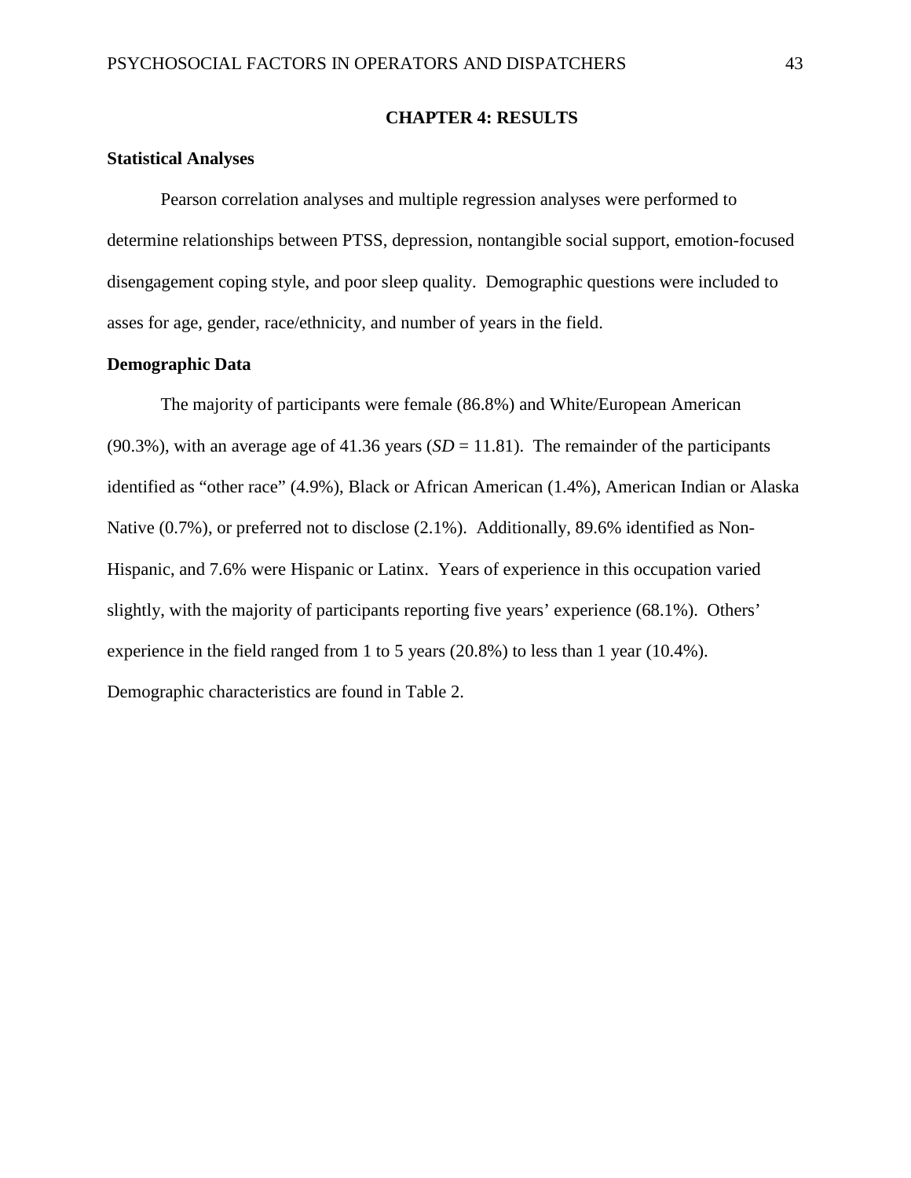# CHAPTER 4: RESULTS

## Statistical Analyses

Pearson correlation analyses and multiple regression analyses were performed to determine relationships between PTSS, depression, nontangible social support, emotion-focused disengagement coping style, and poor sleep quality. Demographic questions were included to asses for age, gender, race/ethnicity, and number of years in the field.

## Demographic Data

The majority of participants were female (86.8%) and White/European American (90.3%), with an average age of 41.36 years (*SD* = 11.81). The remainder of the participants identified as "other race" (4.9%), Black or African American (1.4%), American Indian or Alaska Native (0.7%), or preferred not to disclose (2.1%). Additionally, 89.6% identified as Non-Hispanic, and 7.6% were Hispanic or Latinx. Years of experience in this occupation varied slightly, with the majority of participants reporting five years' experience (68.1%). Others' experience in the field ranged from 1 to 5 years (20.8%) to less than 1 year (10.4%). Demographic characteristics are found in Table 2.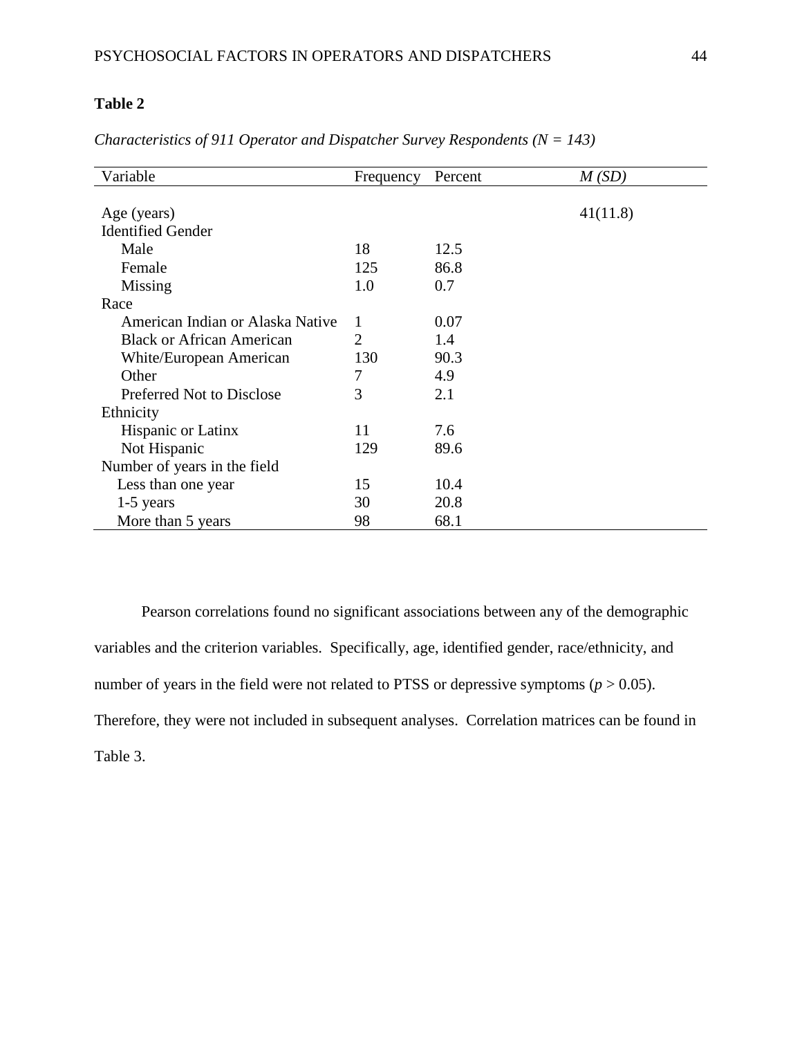**Table 2**

*Characteristics of 911 Operator and Dispatcher Survey Respondents (N = 143)*

| Variable | Frequency | Percent | *M (SD)* |
|---|---|---|---|
| Age (years) | | | 41(11.8) |
| Identified Gender | | | |
| Male | 18 | 12.5 | |
| Female | 125 | 86.8 | |
| Missing | 1.0 | 0.7 | |
| Race | | | |
| American Indian or Alaska Native | 1 | 0.07 | |
| Black or African American | 2 | 1.4 | |
| White/European American | 130 | 90.3 | |
| Other | 7 | 4.9 | |
| Preferred Not to Disclose | 3 | 2.1 | |
| Ethnicity | | | |
| Hispanic or Latinx | 11 | 7.6 | |
| Not Hispanic | 129 | 89.6 | |
| Number of years in the field | | | |
| Less than one year | 15 | 10.4 | |
| 1-5 years | 30 | 20.8 | |
| More than 5 years | 98 | 68.1 | |

Pearson correlations found no significant associations between any of the demographic variables and the criterion variables. Specifically, age, identified gender, race/ethnicity, and number of years in the field were not related to PTSS or depressive symptoms ($p > 0.05$). Therefore, they were not included in subsequent analyses. Correlation matrices can be found in Table 3.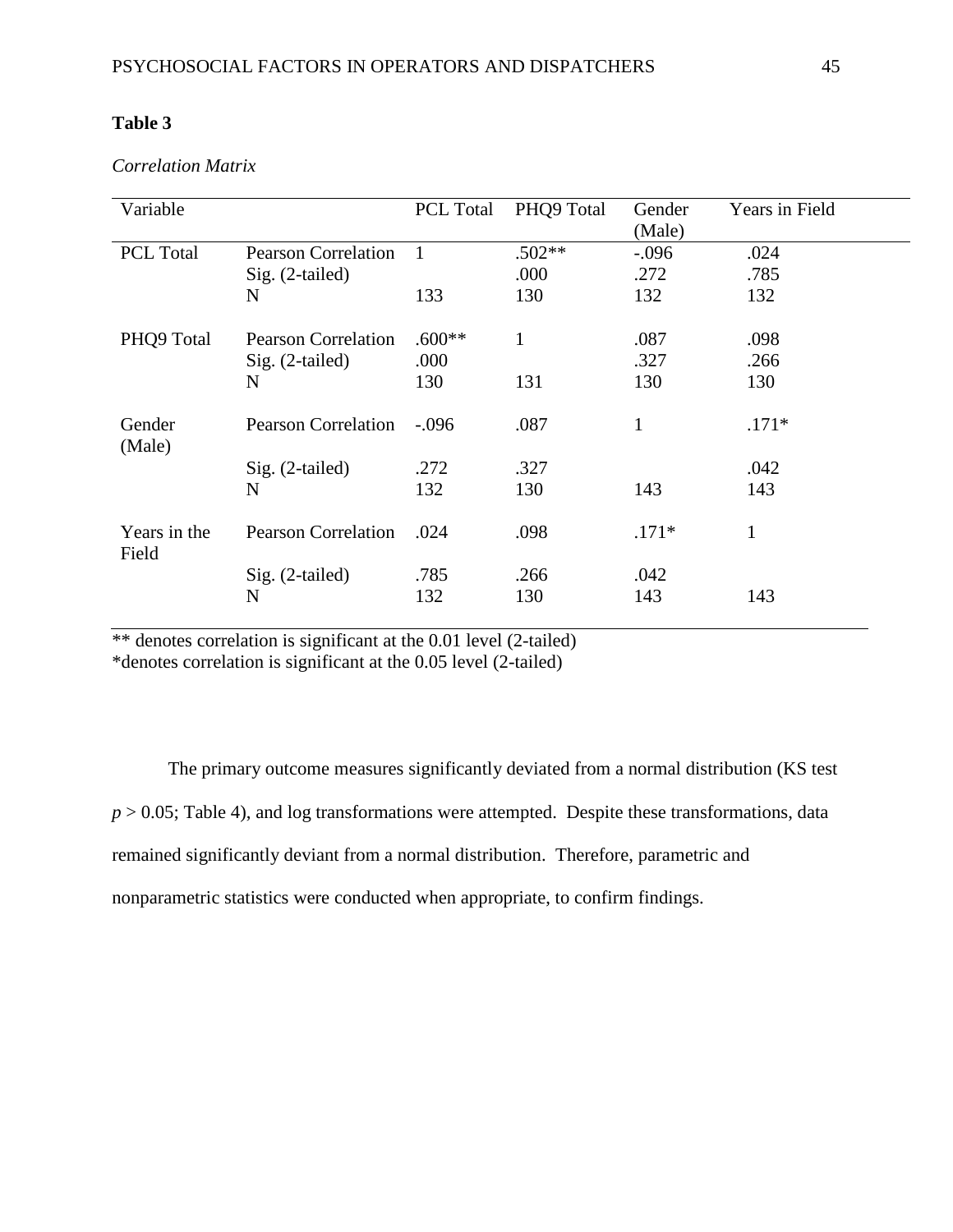**Table 3**

*Correlation Matrix*

| Variable | | PCL Total | PHQ9 Total | Gender (Male) | Years in Field |
|---|---|---|---|---|---|
| PCL Total | Pearson Correlation | 1 | .502** | -.096 | .024 |
| | Sig. (2-tailed) | | .000 | .272 | .785 |
| | N | 133 | 130 | 132 | 132 |
| PHQ9 Total | Pearson Correlation | .600** | 1 | .087 | .098 |
| | Sig. (2-tailed) | .000 | | .327 | .266 |
| | N | 130 | 131 | 130 | 130 |
| Gender (Male) | Pearson Correlation | -.096 | .087 | 1 | .171* |
| | Sig. (2-tailed) | .272 | .327 | | .042 |
| | N | 132 | 130 | 143 | 143 |
| Years in the Field | Pearson Correlation | .024 | .098 | .171* | 1 |
| | Sig. (2-tailed) | .785 | .266 | .042 | |
| | N | 132 | 130 | 143 | 143 |

** denotes correlation is significant at the 0.01 level (2-tailed)
*denotes correlation is significant at the 0.05 level (2-tailed)

The primary outcome measures significantly deviated from a normal distribution (KS test $p > 0.05$; Table 4), and log transformations were attempted. Despite these transformations, data remained significantly deviant from a normal distribution. Therefore, parametric and nonparametric statistics were conducted when appropriate, to confirm findings.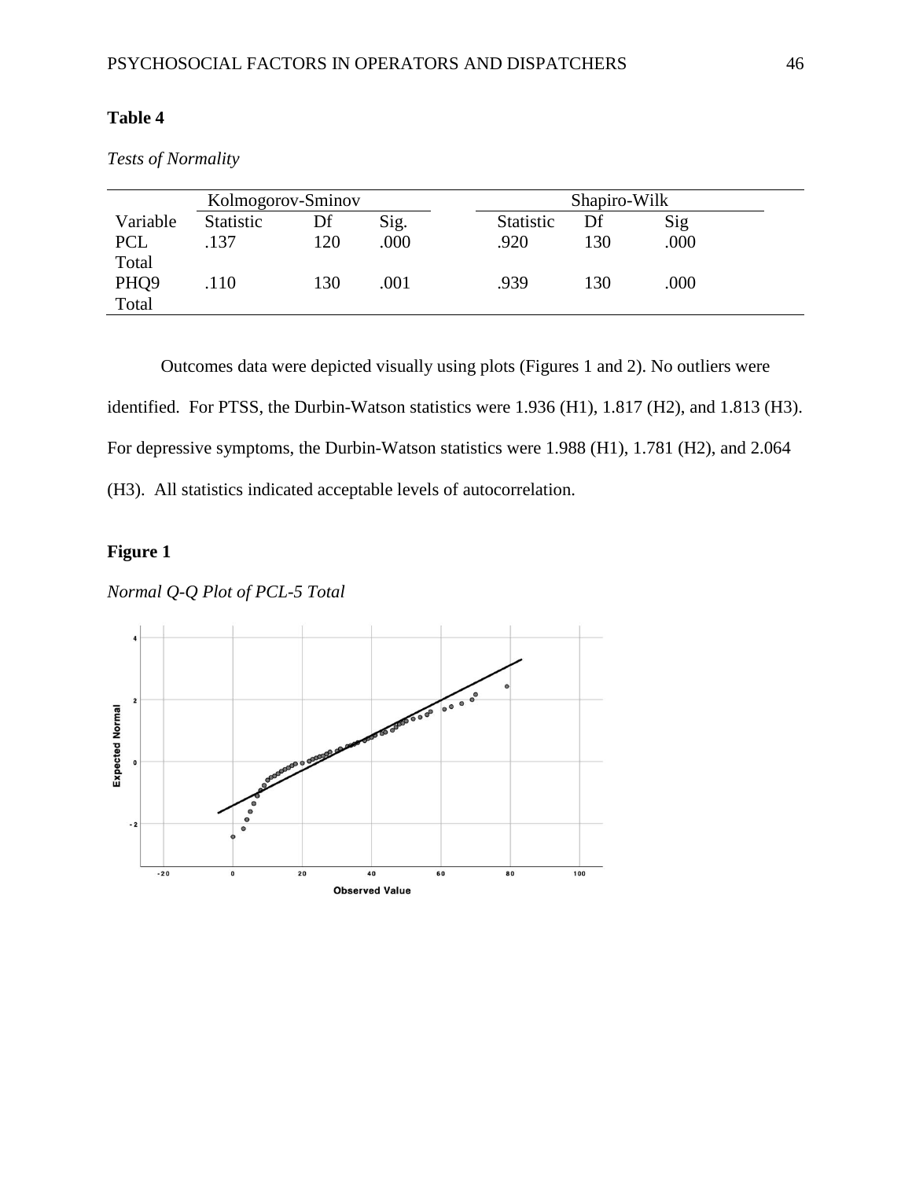**Table 4**

*Tests of Normality*

| | Kolmogorov-Sminov | | | Shapiro-Wilk | | |
|---|---|---|---|---|---|---|
| Variable | Statistic | Df | Sig. | Statistic | Df | Sig |
| PCL Total | .137 | 120 | .000 | .920 | 130 | .000 |
| PHQ9 Total | .110 | 130 | .001 | .939 | 130 | .000 |

Outcomes data were depicted visually using plots (Figures 1 and 2). No outliers were identified. For PTSS, the Durbin-Watson statistics were 1.936 (H1), 1.817 (H2), and 1.813 (H3). For depressive symptoms, the Durbin-Watson statistics were 1.988 (H1), 1.781 (H2), and 2.064 (H3). All statistics indicated acceptable levels of autocorrelation.

**Figure 1**

*Normal Q-Q Plot of PCL-5 Total*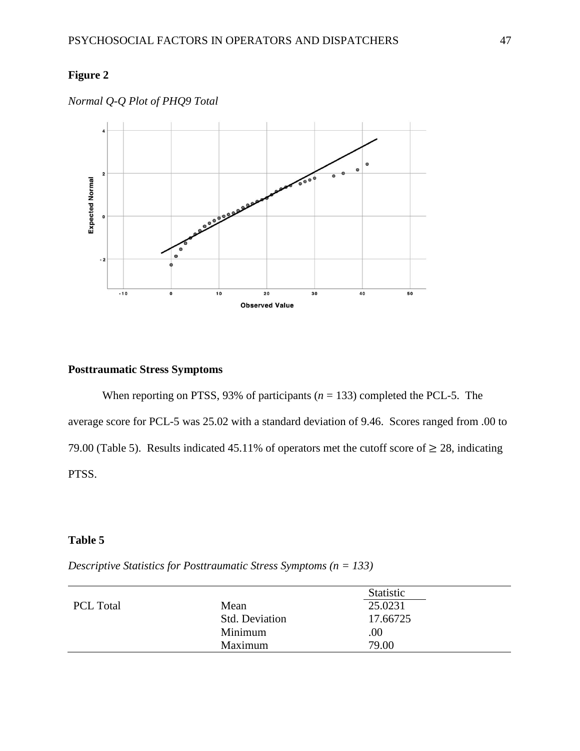**Figure 2**

*Normal Q-Q Plot of PHQ9 Total*

## Posttraumatic Stress Symptoms

When reporting on PTSS, 93% of participants ($n$ = 133) completed the PCL-5. The average score for PCL-5 was 25.02 with a standard deviation of 9.46. Scores ranged from .00 to 79.00 (Table 5). Results indicated 45.11% of operators met the cutoff score of ≥ 28, indicating PTSS.

**Table 5**

*Descriptive Statistics for Posttraumatic Stress Symptoms (n = 133)*

| | | Statistic |
|---|---|---|
| PCL Total | Mean | 25.0231 |
| | Std. Deviation | 17.66725 |
| | Minimum | .00 |
| | Maximum | 79.00 |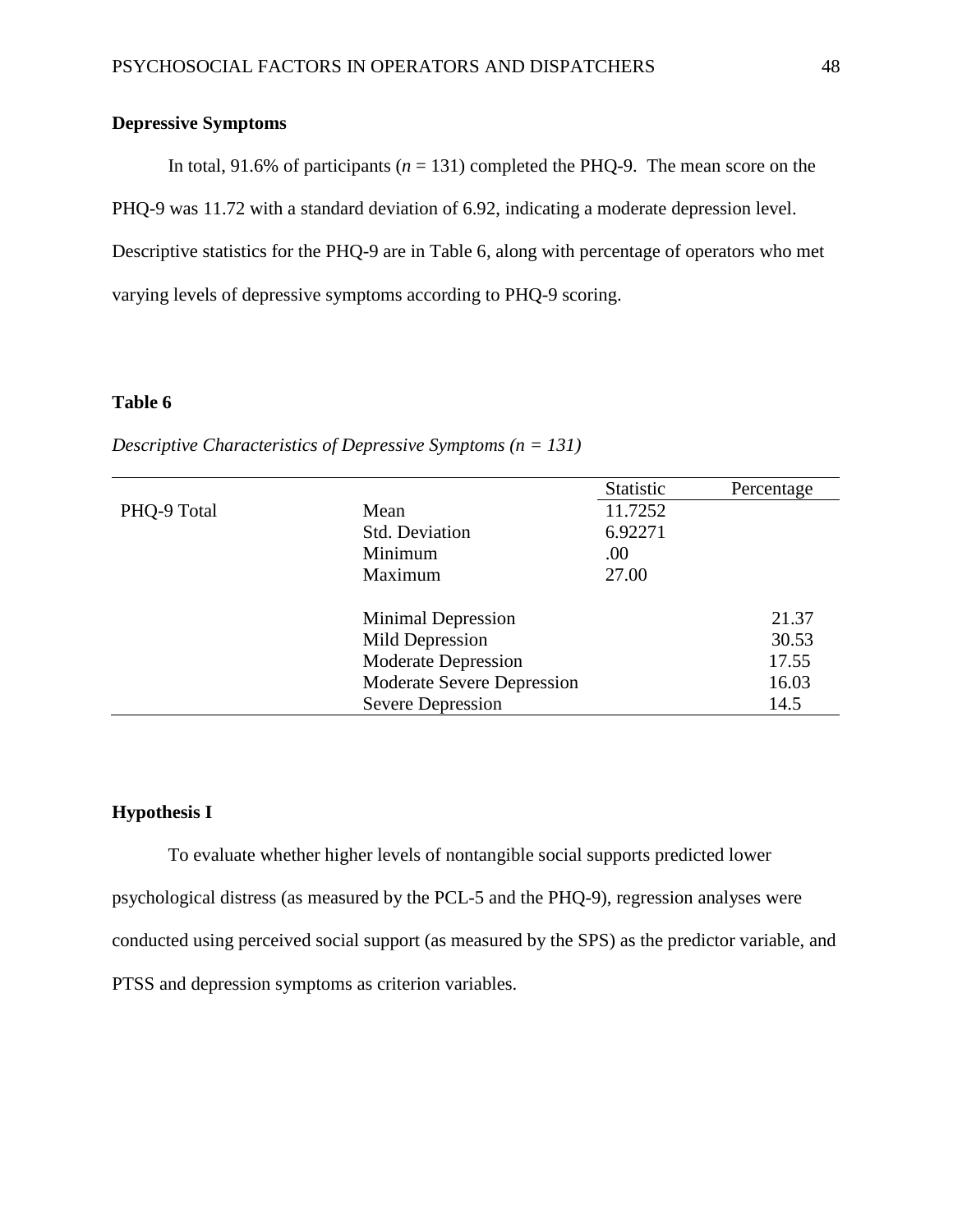**Depressive Symptoms**

In total, 91.6% of participants (*n* = 131) completed the PHQ-9. The mean score on the PHQ-9 was 11.72 with a standard deviation of 6.92, indicating a moderate depression level. Descriptive statistics for the PHQ-9 are in Table 6, along with percentage of operators who met varying levels of depressive symptoms according to PHQ-9 scoring.

**Table 6**

*Descriptive Characteristics of Depressive Symptoms (n = 131)*

| | | Statistic | Percentage |
|---|---|---|---|
| PHQ-9 Total | Mean | 11.7252 | |
| | Std. Deviation | 6.92271 | |
| | Minimum | .00 | |
| | Maximum | 27.00 | |
| | Minimal Depression | | 21.37 |
| | Mild Depression | | 30.53 |
| | Moderate Depression | | 17.55 |
| | Moderate Severe Depression | | 16.03 |
| | Severe Depression | | 14.5 |

**Hypothesis I**

To evaluate whether higher levels of nontangible social supports predicted lower psychological distress (as measured by the PCL-5 and the PHQ-9), regression analyses were conducted using perceived social support (as measured by the SPS) as the predictor variable, and PTSS and depression symptoms as criterion variables.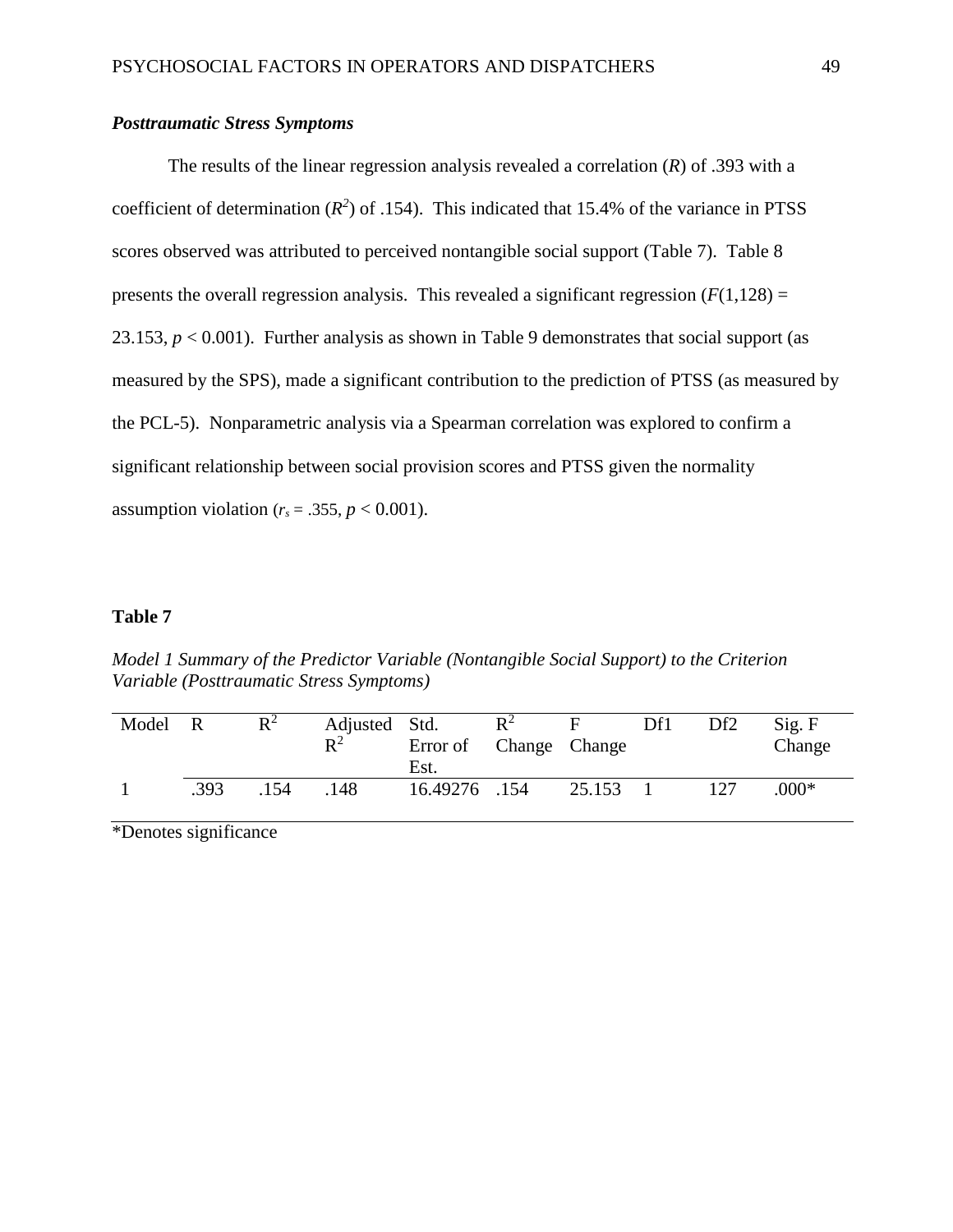### ***Posttraumatic Stress Symptoms***

The results of the linear regression analysis revealed a correlation ($R$) of .393 with a coefficient of determination ($R^2$) of .154). This indicated that 15.4% of the variance in PTSS scores observed was attributed to perceived nontangible social support (Table 7). Table 8 presents the overall regression analysis. This revealed a significant regression ($F(1,128) = 23.153$, $p < 0.001$). Further analysis as shown in Table 9 demonstrates that social support (as measured by the SPS), made a significant contribution to the prediction of PTSS (as measured by the PCL-5). Nonparametric analysis via a Spearman correlation was explored to confirm a significant relationship between social provision scores and PTSS given the normality assumption violation ($r_s = .355$, $p < 0.001$).

**Table 7**

*Model 1 Summary of the Predictor Variable (Nontangible Social Support) to the Criterion Variable (Posttraumatic Stress Symptoms)*

| Model | R | $R^2$ | Adjusted $R^2$ | Std. Error of Est. | $R^2$ Change | F Change | Df1 | Df2 | Sig. F Change |
|---|---|---|---|---|---|---|---|---|---|
| 1 | .393 | .154 | .148 | 16.49276 | .154 | 25.153 | 1 | 127 | .000* |

*Denotes significance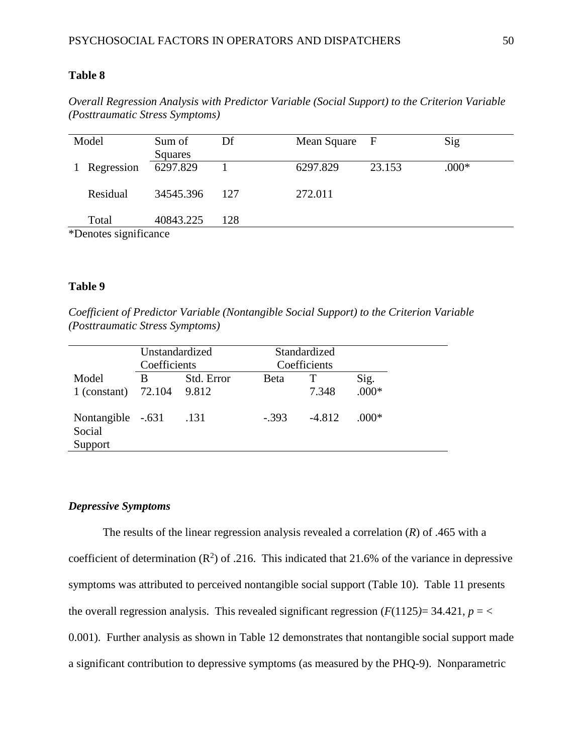**Table 8**

*Overall Regression Analysis with Predictor Variable (Social Support) to the Criterion Variable (Posttraumatic Stress Symptoms)*

| Model | | Sum of Squares | Df | Mean Square | F | Sig |
|---|---|---|---|---|---|---|
| 1 | Regression | 6297.829 | 1 | 6297.829 | 23.153 | .000* |
| | Residual | 34545.396 | 127 | 272.011 | | |
| | Total | 40843.225 | 128 | | | |

*Denotes significance

**Table 9**

*Coefficient of Predictor Variable (Nontangible Social Support) to the Criterion Variable (Posttraumatic Stress Symptoms)*

| | Unstandardized Coefficients | | Standardized Coefficients | | |
|---|---|---|---|---|---|
| Model | B | Std. Error | Beta | T | Sig. |
| 1 (constant) | 72.104 | 9.812 | | 7.348 | .000* |
| Nontangible Social Support | -.631 | .131 | -.393 | -4.812 | .000* |

### *Depressive Symptoms*

The results of the linear regression analysis revealed a correlation (*R*) of .465 with a coefficient of determination ($R^2$) of .216. This indicated that 21.6% of the variance in depressive symptoms was attributed to perceived nontangible social support (Table 10). Table 11 presents the overall regression analysis. This revealed significant regression ($F(1125)$= 34.421, $p$ = < 0.001). Further analysis as shown in Table 12 demonstrates that nontangible social support made a significant contribution to depressive symptoms (as measured by the PHQ-9). Nonparametric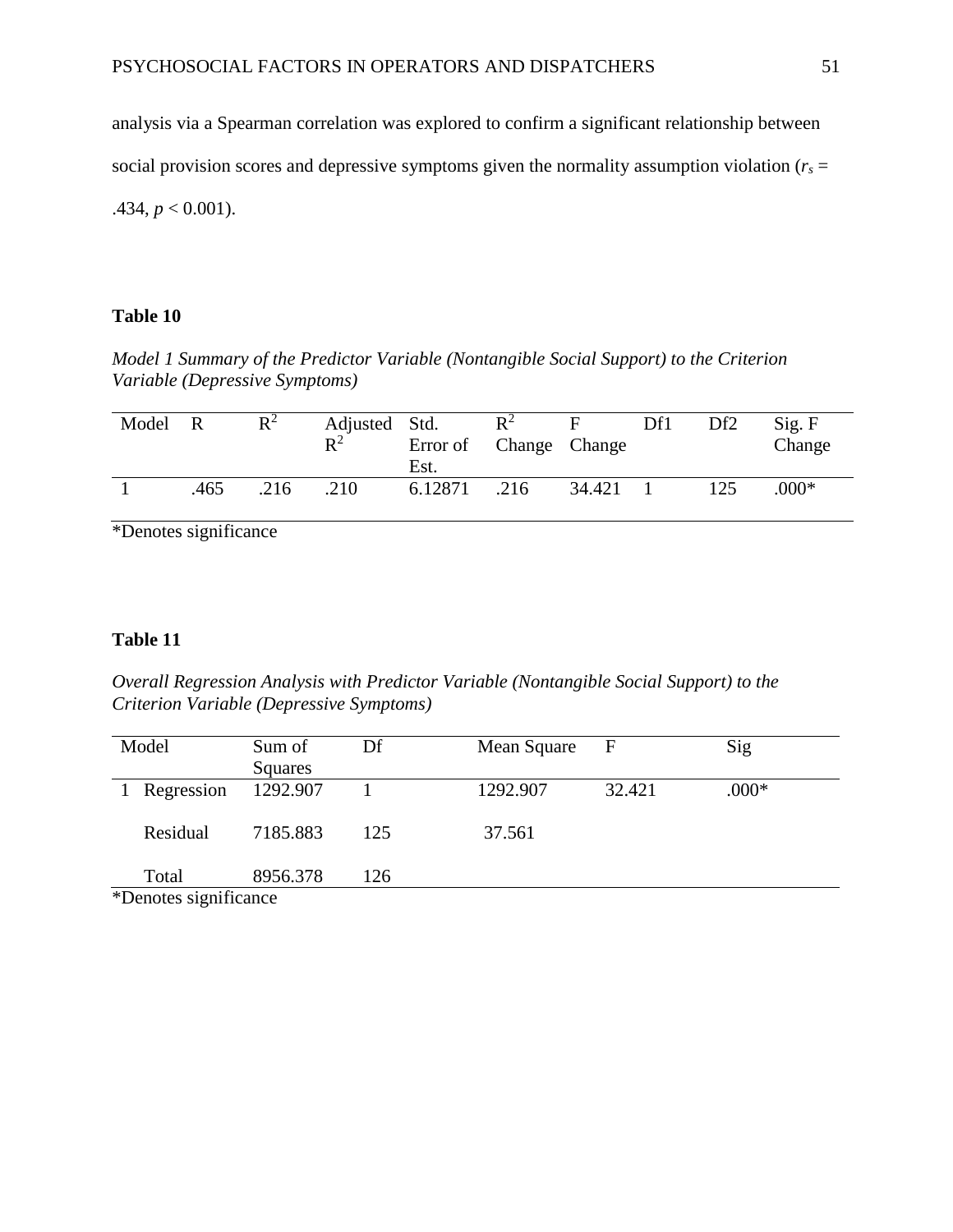analysis via a Spearman correlation was explored to confirm a significant relationship between social provision scores and depressive symptoms given the normality assumption violation ($r_s$ = .434, $p < 0.001$).

**Table 10**

*Model 1 Summary of the Predictor Variable (Nontangible Social Support) to the Criterion Variable (Depressive Symptoms)*

| Model | R | $R^2$ | Adjusted $R^2$ | Std. Error of Est. | $R^2$ Change | F Change | Df1 | Df2 | Sig. F Change |
|---|---|---|---|---|---|---|---|---|---|
| 1 | .465 | .216 | .210 | 6.12871 | .216 | 34.421 | 1 | 125 | .000* |

*Denotes significance

**Table 11**

*Overall Regression Analysis with Predictor Variable (Nontangible Social Support) to the Criterion Variable (Depressive Symptoms)*

| Model | | Sum of Squares | Df | Mean Square | F | Sig |
|---|---|---|---|---|---|---|
| 1 | Regression | 1292.907 | 1 | 1292.907 | 32.421 | .000* |
| | Residual | 7185.883 | 125 | 37.561 | | |
| | Total | 8956.378 | 126 | | | |

*Denotes significance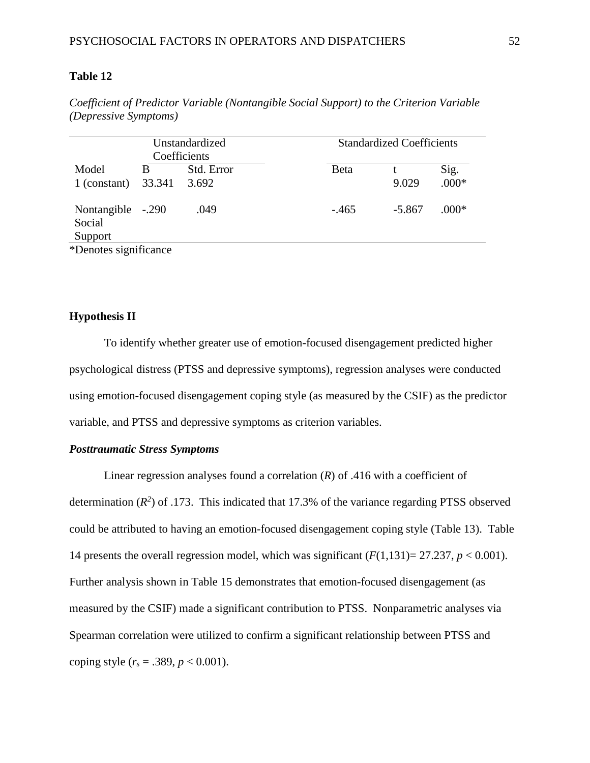**Table 12**

*Coefficient of Predictor Variable (Nontangible Social Support) to the Criterion Variable (Depressive Symptoms)*

| | Unstandardized Coefficients | | Standardized Coefficients | | |
|---|---|---|---|---|---|
| Model | B | Std. Error | Beta | t | Sig. |
| 1 (constant) | 33.341 | 3.692 | | 9.029 | .000* |
| Nontangible Social Support | -.290 | .049 | -.465 | -5.867 | .000* |

*Denotes significance

**Hypothesis II**

To identify whether greater use of emotion-focused disengagement predicted higher psychological distress (PTSS and depressive symptoms), regression analyses were conducted using emotion-focused disengagement coping style (as measured by the CSIF) as the predictor variable, and PTSS and depressive symptoms as criterion variables.

***Posttraumatic Stress Symptoms***

Linear regression analyses found a correlation ($R$) of .416 with a coefficient of determination ($R^2$) of .173. This indicated that 17.3% of the variance regarding PTSS observed could be attributed to having an emotion-focused disengagement coping style (Table 13). Table 14 presents the overall regression model, which was significant ($F(1,131) = 27.237$, $p < 0.001$). Further analysis shown in Table 15 demonstrates that emotion-focused disengagement (as measured by the CSIF) made a significant contribution to PTSS. Nonparametric analyses via Spearman correlation were utilized to confirm a significant relationship between PTSS and coping style ($r_s = .389$, $p < 0.001$).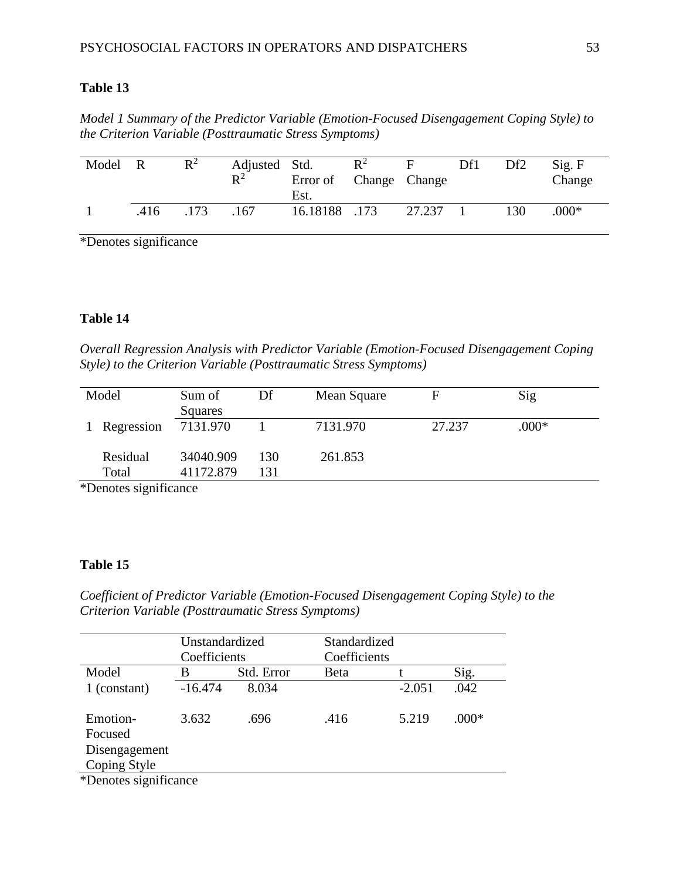**Table 13**

*Model 1 Summary of the Predictor Variable (Emotion-Focused Disengagement Coping Style) to the Criterion Variable (Posttraumatic Stress Symptoms)*

| Model | R | $R^2$ | Adjusted $R^2$ | Std. Error of Est. | $R^2$ Change | F Change | Df1 | Df2 | Sig. F Change |
|---|---|---|---|---|---|---|---|---|---|
| 1 | .416 | .173 | .167 | 16.18188 | .173 | 27.237 | 1 | 130 | .000* |

*Denotes significance

**Table 14**

*Overall Regression Analysis with Predictor Variable (Emotion-Focused Disengagement Coping Style) to the Criterion Variable (Posttraumatic Stress Symptoms)*

| Model | | Sum of Squares | Df | Mean Square | F | Sig |
|---|---|---|---|---|---|---|
| 1 | Regression | 7131.970 | 1 | 7131.970 | 27.237 | .000* |
| | Residual | 34040.909 | 130 | 261.853 | | |
| | Total | 41172.879 | 131 | | | |

*Denotes significance

**Table 15**

*Coefficient of Predictor Variable (Emotion-Focused Disengagement Coping Style) to the Criterion Variable (Posttraumatic Stress Symptoms)*

| | Unstandardized Coefficients | | Standardized Coefficients | | |
|---|---|---|---|---|---|
| Model | B | Std. Error | Beta | t | Sig. |
| 1 (constant) | -16.474 | 8.034 | | -2.051 | .042 |
| Emotion-Focused Disengagement Coping Style | 3.632 | .696 | .416 | 5.219 | .000* |

*Denotes significance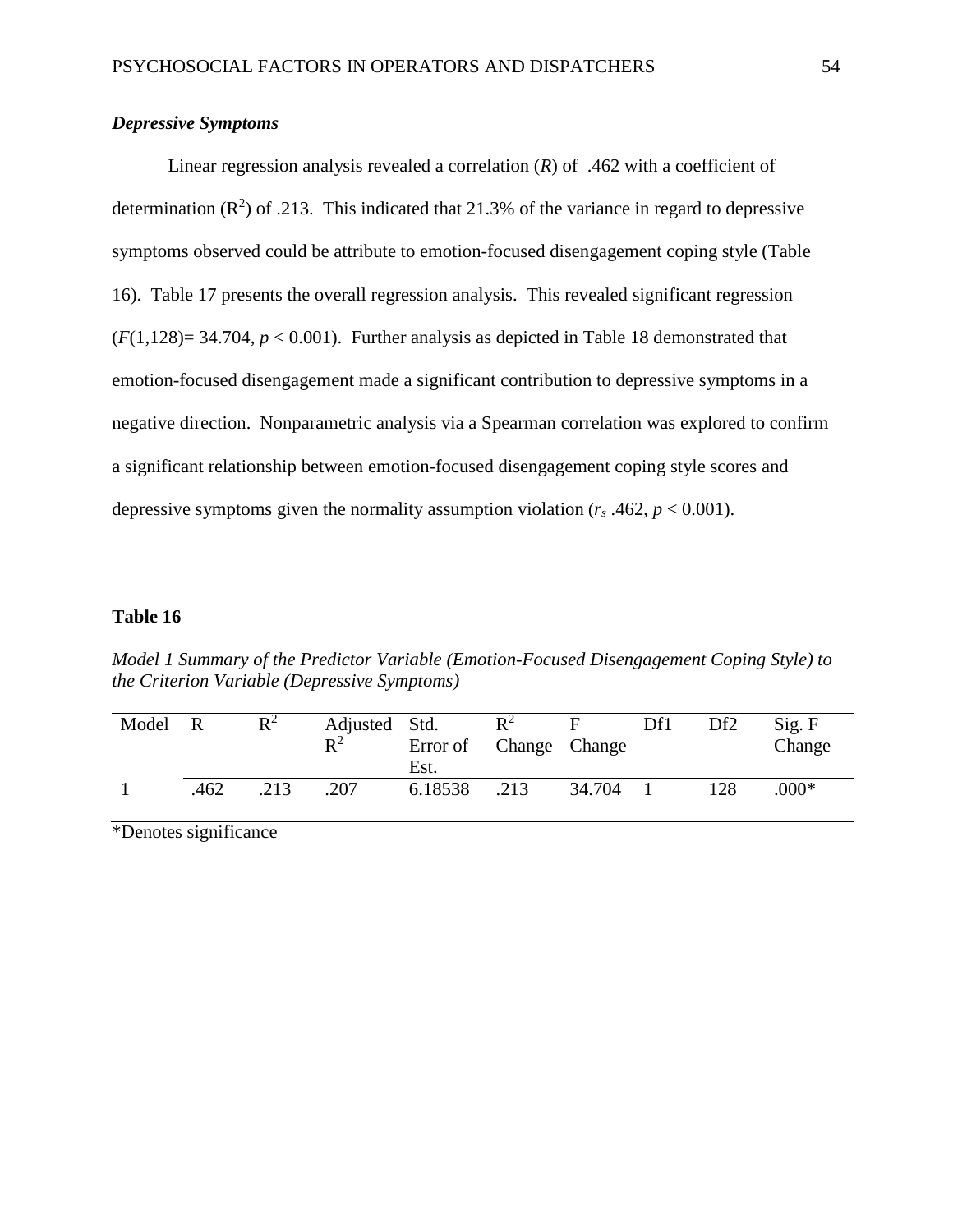### *Depressive Symptoms*

Linear regression analysis revealed a correlation (*R*) of .462 with a coefficient of determination ($R^2$) of .213. This indicated that 21.3% of the variance in regard to depressive symptoms observed could be attribute to emotion-focused disengagement coping style (Table 16). Table 17 presents the overall regression analysis. This revealed significant regression ($F(1,128) = 34.704$, $p < 0.001$). Further analysis as depicted in Table 18 demonstrated that emotion-focused disengagement made a significant contribution to depressive symptoms in a negative direction. Nonparametric analysis via a Spearman correlation was explored to confirm a significant relationship between emotion-focused disengagement coping style scores and depressive symptoms given the normality assumption violation ($r_s$ .462, $p < 0.001$).

**Table 16**

*Model 1 Summary of the Predictor Variable (Emotion-Focused Disengagement Coping Style) to the Criterion Variable (Depressive Symptoms)*

| Model | R | $R^2$ | Adjusted $R^2$ | Std. Error of Est. | $R^2$ Change | F Change | Df1 | Df2 | Sig. F Change |
|---|---|---|---|---|---|---|---|---|---|
| 1 | .462 | .213 | .207 | 6.18538 | .213 | 34.704 | 1 | 128 | .000* |

*Denotes significance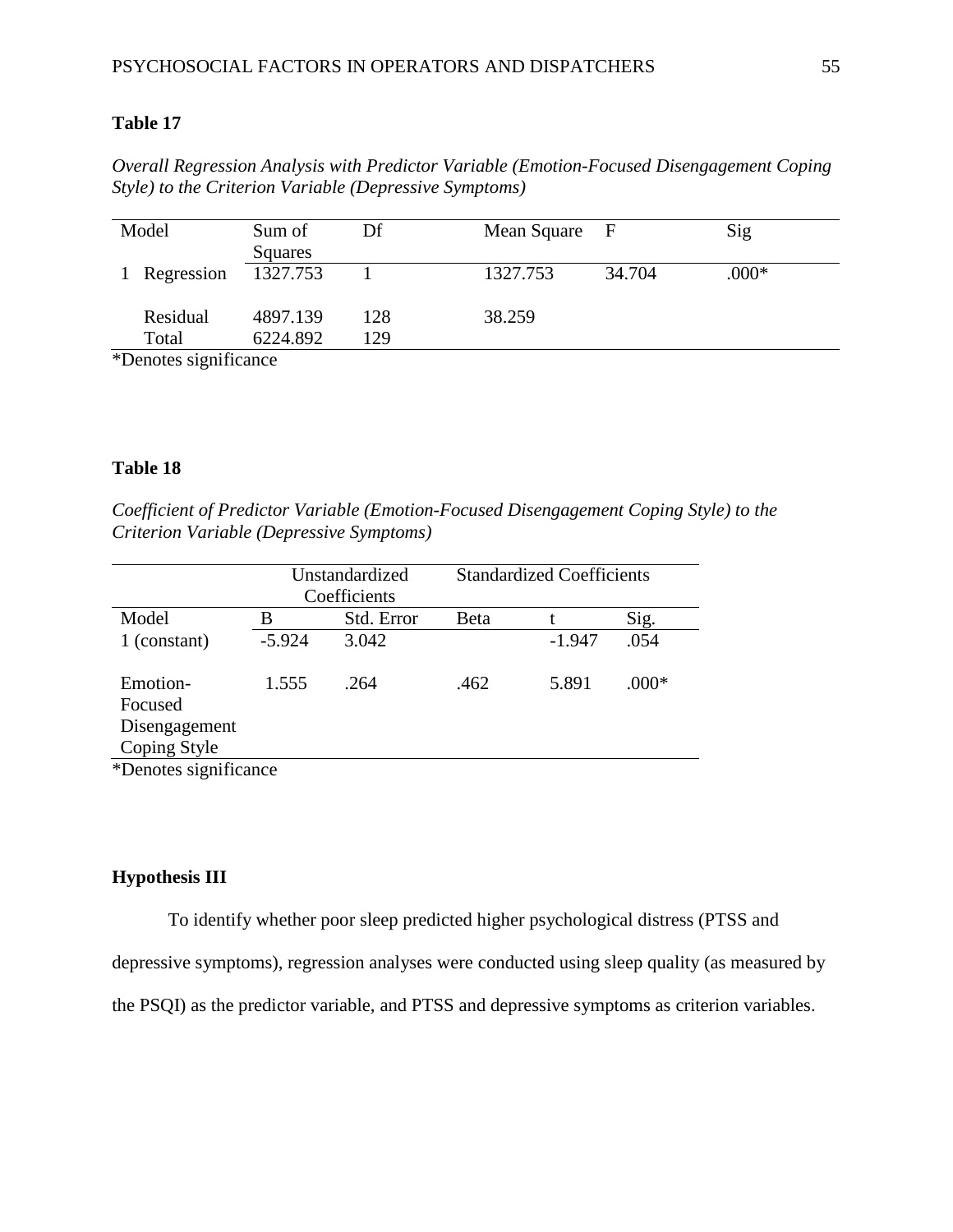**Table 17**

*Overall Regression Analysis with Predictor Variable (Emotion-Focused Disengagement Coping Style) to the Criterion Variable (Depressive Symptoms)*

| Model | | Sum of Squares | Df | Mean Square | F | Sig |
|---|---|---|---|---|---|---|
| 1 | Regression | 1327.753 | 1 | 1327.753 | 34.704 | .000* |
| | Residual | 4897.139 | 128 | 38.259 | | |
| | Total | 6224.892 | 129 | | | |

*Denotes significance

**Table 18**

*Coefficient of Predictor Variable (Emotion-Focused Disengagement Coping Style) to the Criterion Variable (Depressive Symptoms)*

| | Unstandardized Coefficients | | Standardized Coefficients | | |
|---|---|---|---|---|---|
| Model | B | Std. Error | Beta | t | Sig. |
| 1 (constant) | -5.924 | 3.042 | | -1.947 | .054 |
| Emotion-Focused Disengagement Coping Style | 1.555 | .264 | .462 | 5.891 | .000* |

*Denotes significance

**Hypothesis III**

To identify whether poor sleep predicted higher psychological distress (PTSS and depressive symptoms), regression analyses were conducted using sleep quality (as measured by the PSQI) as the predictor variable, and PTSS and depressive symptoms as criterion variables.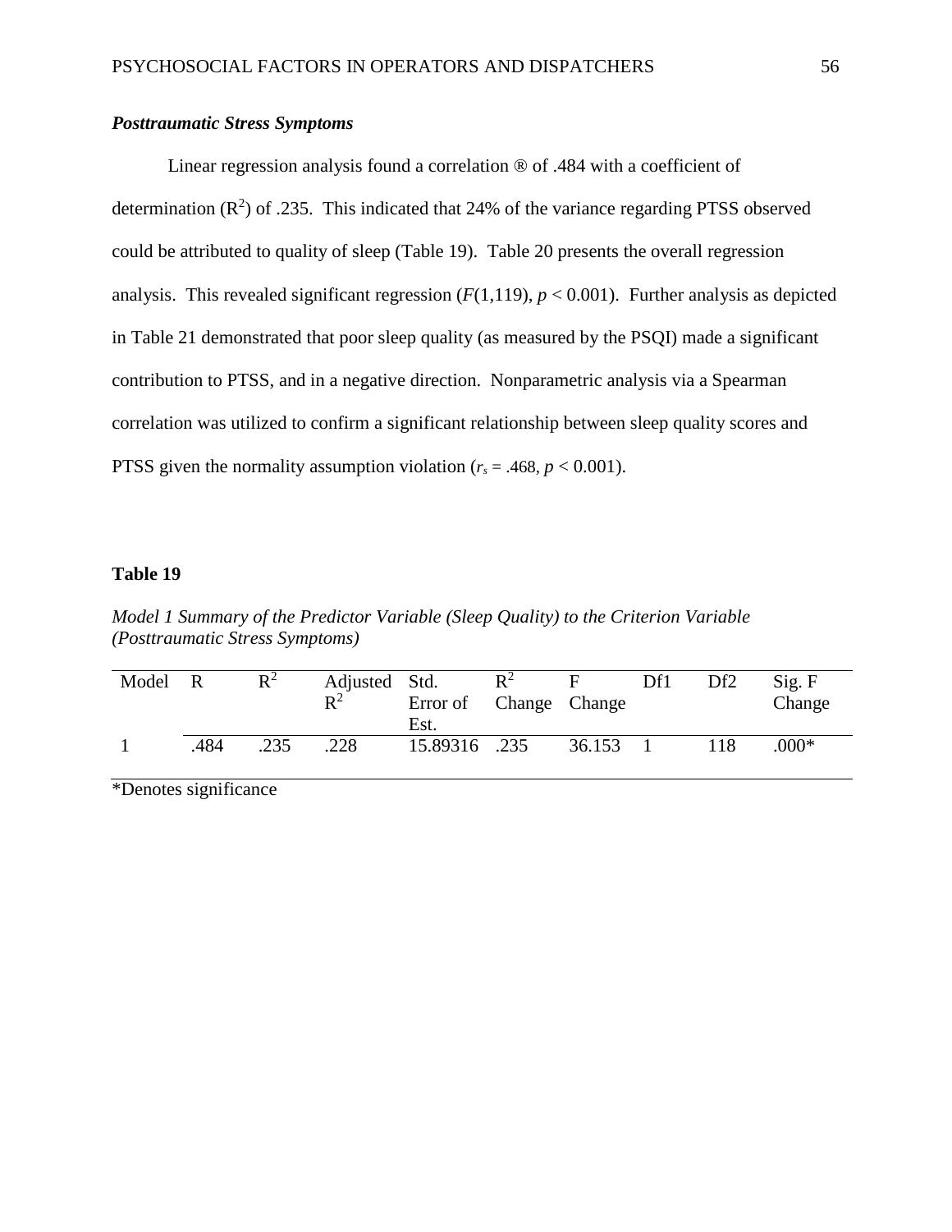### ***Posttraumatic Stress Symptoms***

Linear regression analysis found a correlation ® of .484 with a coefficient of determination ($R^2$) of .235. This indicated that 24% of the variance regarding PTSS observed could be attributed to quality of sleep (Table 19). Table 20 presents the overall regression analysis. This revealed significant regression ($F(1,119)$, $p < 0.001$). Further analysis as depicted in Table 21 demonstrated that poor sleep quality (as measured by the PSQI) made a significant contribution to PTSS, and in a negative direction. Nonparametric analysis via a Spearman correlation was utilized to confirm a significant relationship between sleep quality scores and PTSS given the normality assumption violation ($r_s$ = .468, $p < 0.001$).

**Table 19**

*Model 1 Summary of the Predictor Variable (Sleep Quality) to the Criterion Variable (Posttraumatic Stress Symptoms)*

| Model | R | $R^2$ | Adjusted $R^2$ | Std. Error of Est. | $R^2$ Change | F Change | Df1 | Df2 | Sig. F Change |
|---|---|---|---|---|---|---|---|---|---|
| 1 | .484 | .235 | .228 | 15.89316 | .235 | 36.153 | 1 | 118 | .000* |

*Denotes significance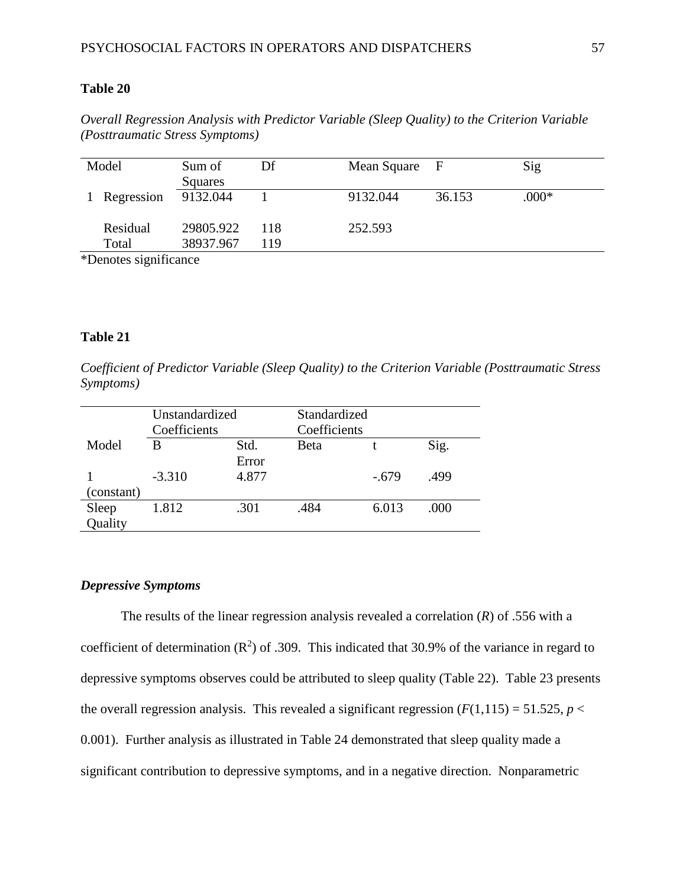**Table 20**

*Overall Regression Analysis with Predictor Variable (Sleep Quality) to the Criterion Variable (Posttraumatic Stress Symptoms)*

| Model | | Sum of Squares | Df | Mean Square | F | Sig |
|---|---|---|---|---|---|---|
| 1 | Regression | 9132.044 | 1 | 9132.044 | 36.153 | .000* |
| | Residual | 29805.922 | 118 | 252.593 | | |
| | Total | 38937.967 | 119 | | | |

*Denotes significance

**Table 21**

*Coefficient of Predictor Variable (Sleep Quality) to the Criterion Variable (Posttraumatic Stress Symptoms)*

| | Unstandardized Coefficients | | Standardized Coefficients | | |
|---|---|---|---|---|---|
| Model | B | Std. Error | Beta | t | Sig. |
| 1 (constant) | -3.310 | 4.877 | | -.679 | .499 |
| Sleep Quality | 1.812 | .301 | .484 | 6.013 | .000 |

### *Depressive Symptoms*

The results of the linear regression analysis revealed a correlation ($R$) of .556 with a coefficient of determination ($R^2$) of .309. This indicated that 30.9% of the variance in regard to depressive symptoms observes could be attributed to sleep quality (Table 22). Table 23 presents the overall regression analysis. This revealed a significant regression ($F(1,115) = 51.525$, $p < 0.001$). Further analysis as illustrated in Table 24 demonstrated that sleep quality made a significant contribution to depressive symptoms, and in a negative direction. Nonparametric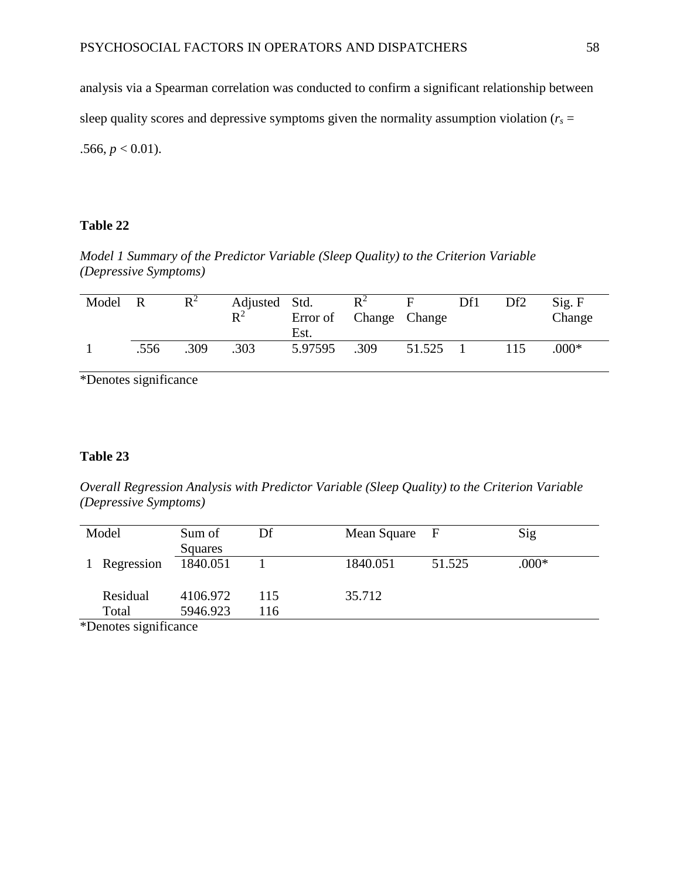analysis via a Spearman correlation was conducted to confirm a significant relationship between sleep quality scores and depressive symptoms given the normality assumption violation ($r_s$ = .566, $p < 0.01$).

**Table 22**

*Model 1 Summary of the Predictor Variable (Sleep Quality) to the Criterion Variable (Depressive Symptoms)*

| Model | R | $R^2$ | Adjusted $R^2$ | Std. Error of Est. | $R^2$ Change | F Change | Df1 | Df2 | Sig. F Change |
|---|---|---|---|---|---|---|---|---|---|
| 1 | .556 | .309 | .303 | 5.97595 | .309 | 51.525 | 1 | 115 | .000* |

*Denotes significance

**Table 23**

*Overall Regression Analysis with Predictor Variable (Sleep Quality) to the Criterion Variable (Depressive Symptoms)*

| Model | | Sum of Squares | Df | Mean Square | F | Sig |
|---|---|---|---|---|---|---|
| 1 | Regression | 1840.051 | 1 | 1840.051 | 51.525 | .000* |
| | Residual | 4106.972 | 115 | 35.712 | | |
| | Total | 5946.923 | 116 | | | |

*Denotes significance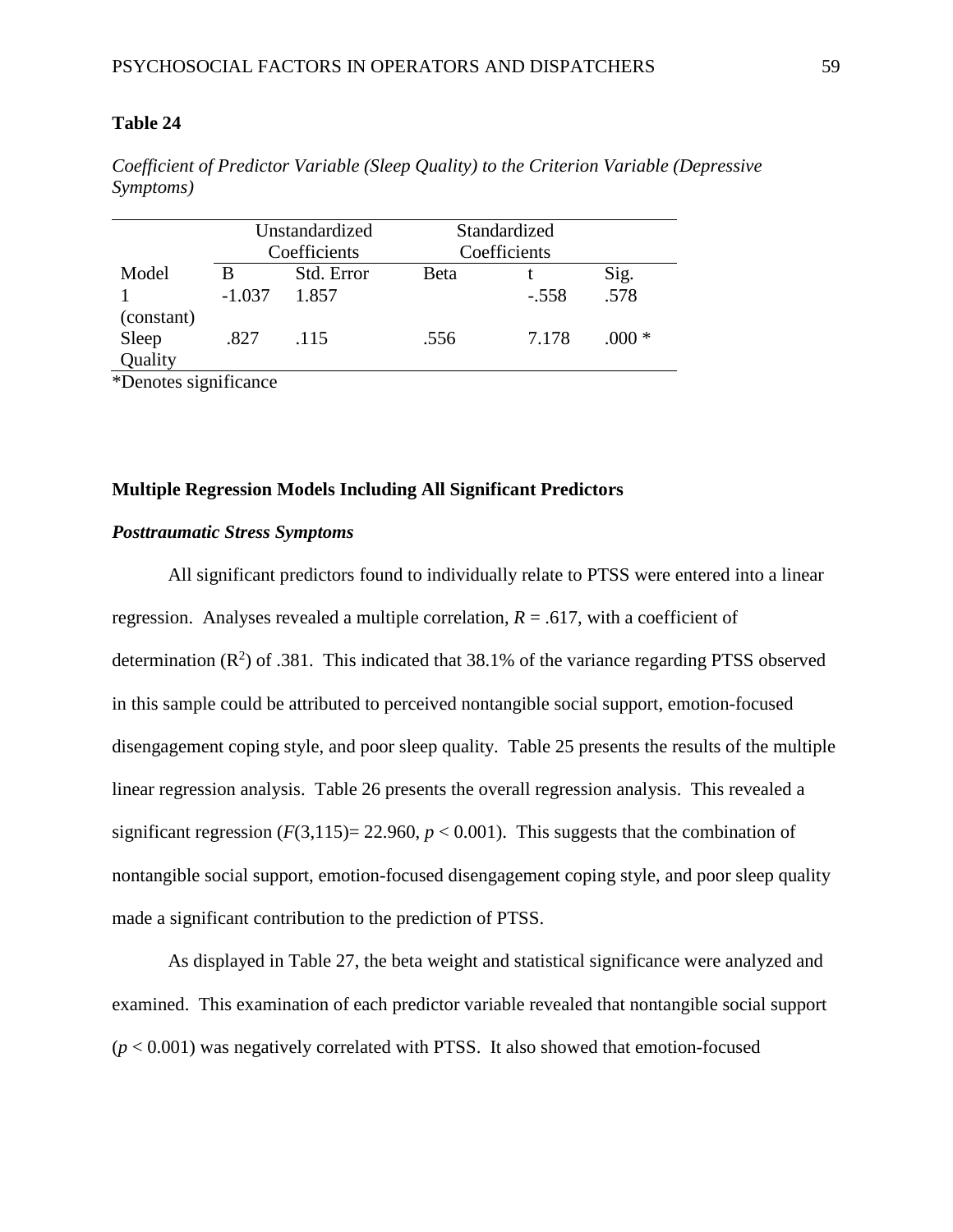**Table 24**

*Coefficient of Predictor Variable (Sleep Quality) to the Criterion Variable (Depressive Symptoms)*

| | Unstandardized Coefficients | | Standardized Coefficients | | |
|---|---|---|---|---|---|
| Model | B | Std. Error | Beta | t | Sig. |
| 1 (constant) | -1.037 | 1.857 | | -.558 | .578 |
| Sleep Quality | .827 | .115 | .556 | 7.178 | .000 * |

*Denotes significance

## Multiple Regression Models Including All Significant Predictors

### *Posttraumatic Stress Symptoms*

All significant predictors found to individually relate to PTSS were entered into a linear regression. Analyses revealed a multiple correlation, $R = .617$, with a coefficient of determination ($R^2$) of .381. This indicated that 38.1% of the variance regarding PTSS observed in this sample could be attributed to perceived nontangible social support, emotion-focused disengagement coping style, and poor sleep quality. Table 25 presents the results of the multiple linear regression analysis. Table 26 presents the overall regression analysis. This revealed a significant regression ($F(3,115)= 22.960$, $p < 0.001$). This suggests that the combination of nontangible social support, emotion-focused disengagement coping style, and poor sleep quality made a significant contribution to the prediction of PTSS.

As displayed in Table 27, the beta weight and statistical significance were analyzed and examined. This examination of each predictor variable revealed that nontangible social support ($p < 0.001$) was negatively correlated with PTSS. It also showed that emotion-focused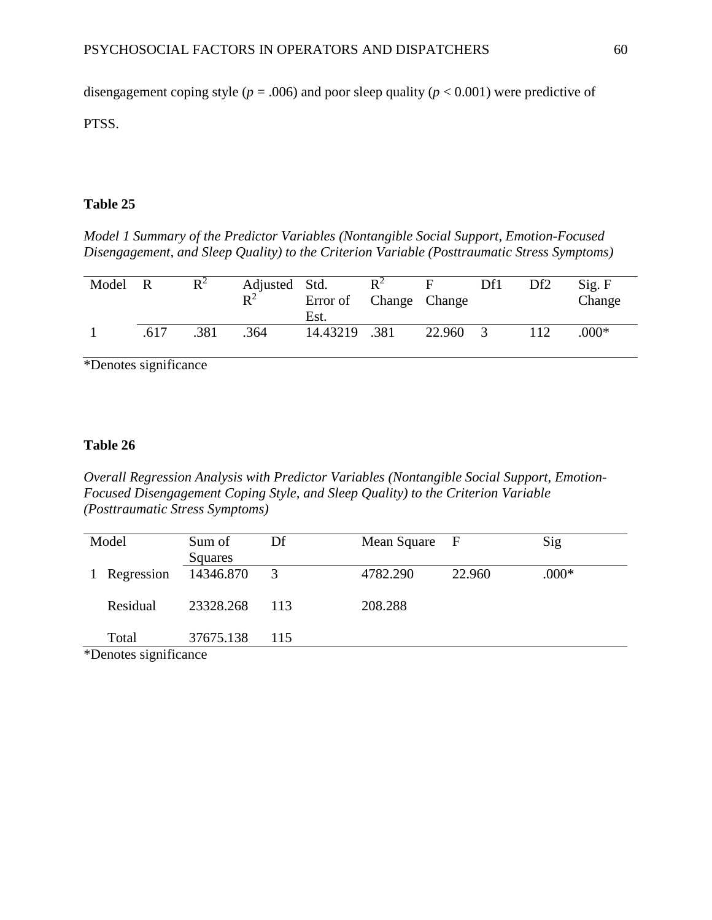disengagement coping style ($p = .006$) and poor sleep quality ($p < 0.001$) were predictive of PTSS.

**Table 25**

*Model 1 Summary of the Predictor Variables (Nontangible Social Support, Emotion-Focused Disengagement, and Sleep Quality) to the Criterion Variable (Posttraumatic Stress Symptoms)*

| Model | R | $R^2$ | Adjusted $R^2$ | Std. Error of Est. | $R^2$ Change | F Change | Df1 | Df2 | Sig. F Change |
|---|---|---|---|---|---|---|---|---|---|
| 1 | .617 | .381 | .364 | 14.43219 | .381 | 22.960 | 3 | 112 | .000* |

*Denotes significance

**Table 26**

*Overall Regression Analysis with Predictor Variables (Nontangible Social Support, Emotion-Focused Disengagement Coping Style, and Sleep Quality) to the Criterion Variable (Posttraumatic Stress Symptoms)*

| Model | | Sum of Squares | Df | Mean Square | F | Sig |
|---|---|---|---|---|---|---|
| 1 | Regression | 14346.870 | 3 | 4782.290 | 22.960 | .000* |
| | Residual | 23328.268 | 113 | 208.288 | | |
| | Total | 37675.138 | 115 | | | |

*Denotes significance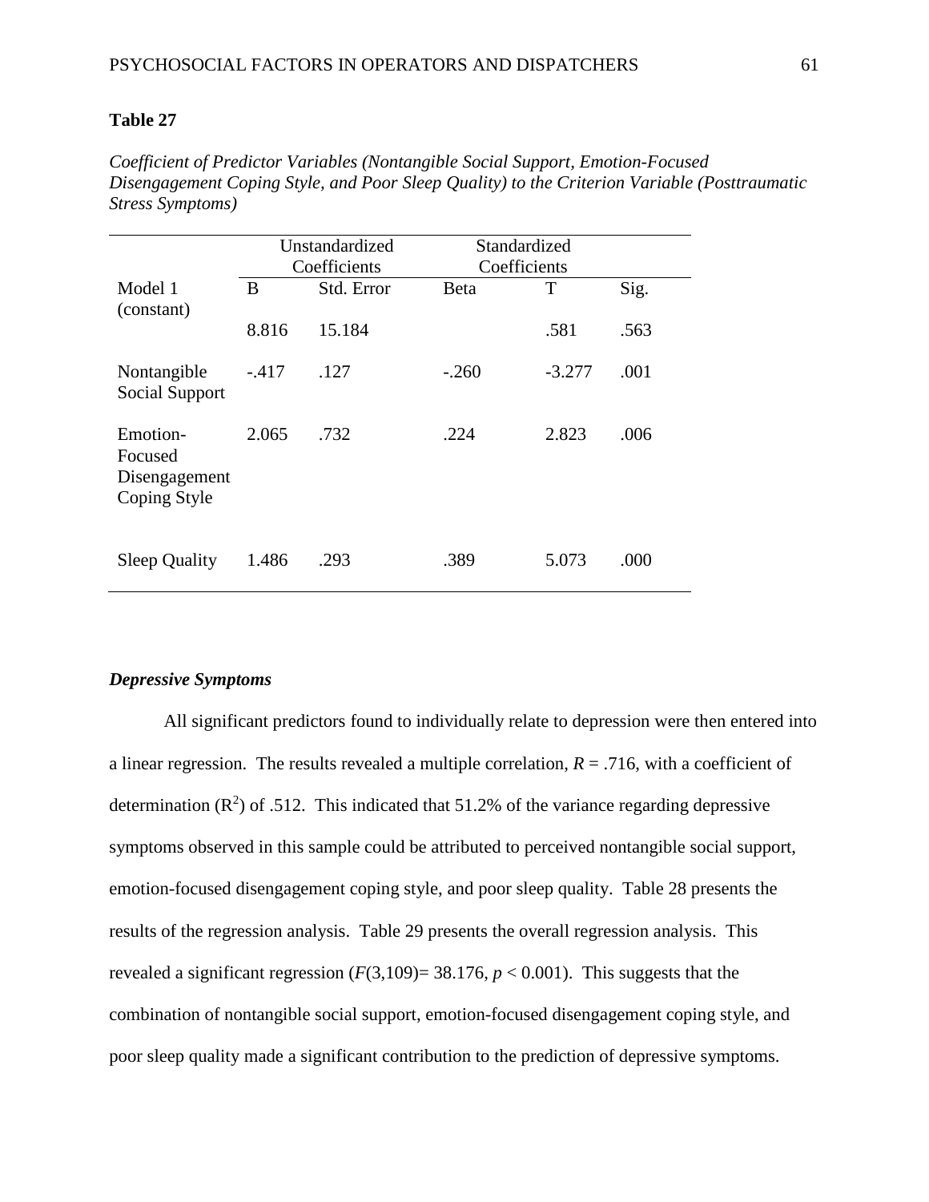**Table 27**

*Coefficient of Predictor Variables (Nontangible Social Support, Emotion-Focused Disengagement Coping Style, and Poor Sleep Quality) to the Criterion Variable (Posttraumatic Stress Symptoms)*

| | Unstandardized Coefficients | | Standardized Coefficients | | |
|---|---|---|---|---|---|
| Model 1 (constant) | B | Std. Error | Beta | T | Sig. |
| | 8.816 | 15.184 | | .581 | .563 |
| Nontangible Social Support | -.417 | .127 | -.260 | -3.277 | .001 |
| Emotion-Focused Disengagement Coping Style | 2.065 | .732 | .224 | 2.823 | .006 |
| Sleep Quality | 1.486 | .293 | .389 | 5.073 | .000 |

### *Depressive Symptoms*

All significant predictors found to individually relate to depression were then entered into a linear regression. The results revealed a multiple correlation, $R = .716$, with a coefficient of determination ($R^2$) of .512. This indicated that 51.2% of the variance regarding depressive symptoms observed in this sample could be attributed to perceived nontangible social support, emotion-focused disengagement coping style, and poor sleep quality. Table 28 presents the results of the regression analysis. Table 29 presents the overall regression analysis. This revealed a significant regression ($F(3,109) = 38.176$, $p < 0.001$). This suggests that the combination of nontangible social support, emotion-focused disengagement coping style, and poor sleep quality made a significant contribution to the prediction of depressive symptoms.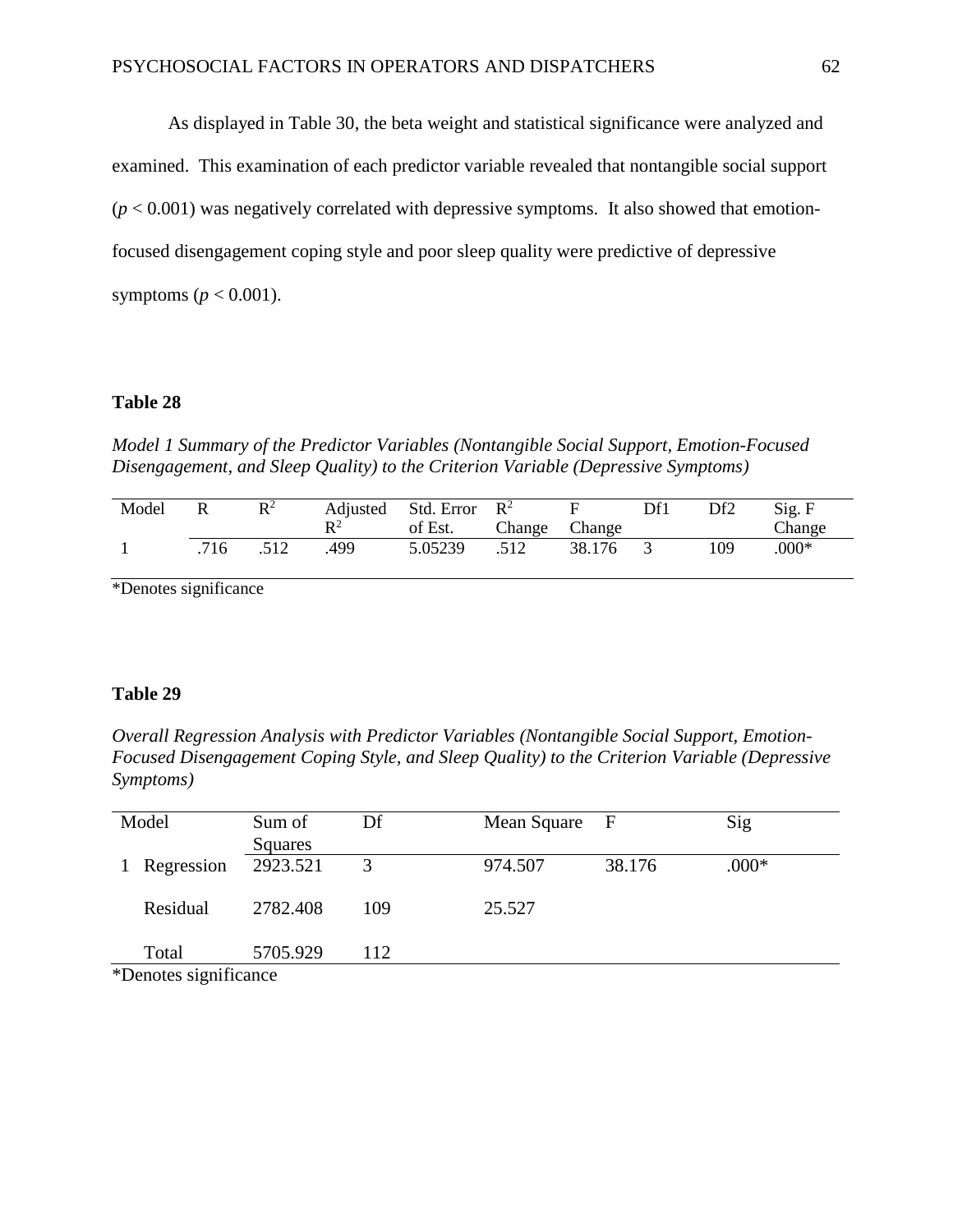As displayed in Table 30, the beta weight and statistical significance were analyzed and examined. This examination of each predictor variable revealed that nontangible social support ($p < 0.001$) was negatively correlated with depressive symptoms. It also showed that emotion-focused disengagement coping style and poor sleep quality were predictive of depressive symptoms ($p < 0.001$).

**Table 28**

*Model 1 Summary of the Predictor Variables (Nontangible Social Support, Emotion-Focused Disengagement, and Sleep Quality) to the Criterion Variable (Depressive Symptoms)*

| Model | R | $R^2$ | Adjusted $R^2$ | Std. Error of Est. | $R^2$ Change | F Change | Df1 | Df2 | Sig. F Change |
|---|---|---|---|---|---|---|---|---|---|
| 1 | .716 | .512 | .499 | 5.05239 | .512 | 38.176 | 3 | 109 | .000* |

*Denotes significance

**Table 29**

*Overall Regression Analysis with Predictor Variables (Nontangible Social Support, Emotion-Focused Disengagement Coping Style, and Sleep Quality) to the Criterion Variable (Depressive Symptoms)*

| Model | | Sum of Squares | Df | Mean Square | F | Sig |
|---|---|---|---|---|---|---|
| 1 | Regression | 2923.521 | 3 | 974.507 | 38.176 | .000* |
| | Residual | 2782.408 | 109 | 25.527 | | |
| | Total | 5705.929 | 112 | | | |

*Denotes significance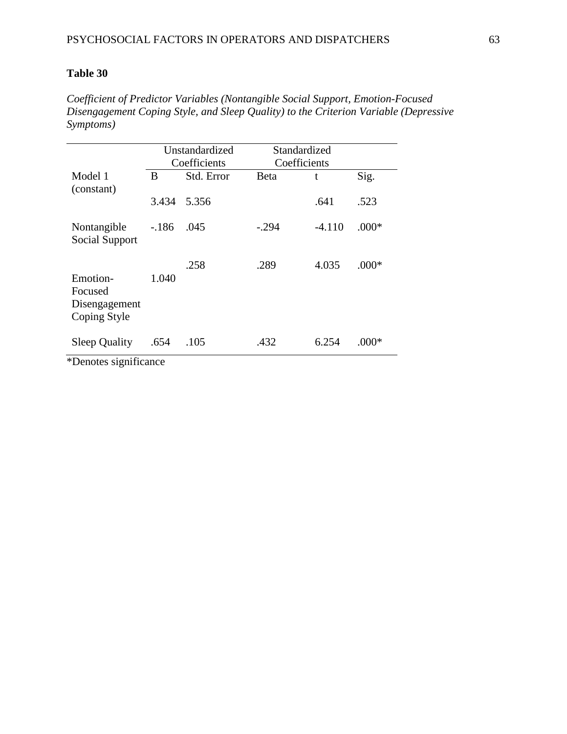**Table 30**

*Coefficient of Predictor Variables (Nontangible Social Support, Emotion-Focused Disengagement Coping Style, and Sleep Quality) to the Criterion Variable (Depressive Symptoms)*

| | Unstandardized Coefficients | | Standardized Coefficients | | |
|---|---|---|---|---|---|
| Model 1 | B | Std. Error | Beta | t | Sig. |
| (constant) | 3.434 | 5.356 | | .641 | .523 |
| Nontangible Social Support | -.186 | .045 | -.294 | -4.110 | .000* |
| Emotion-Focused Disengagement Coping Style | 1.040 | .258 | .289 | 4.035 | .000* |
| Sleep Quality | .654 | .105 | .432 | 6.254 | .000* |

*Denotes significance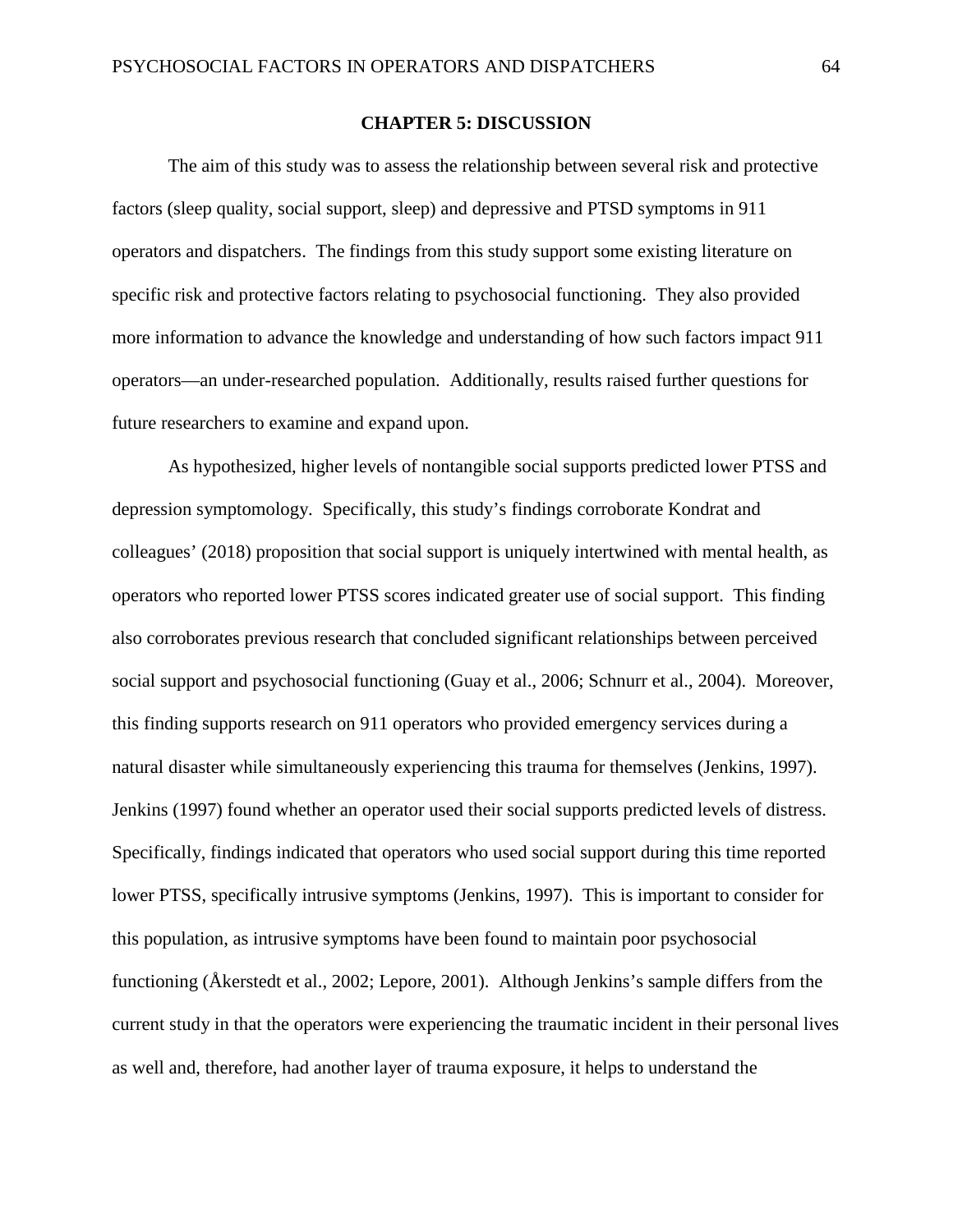# CHAPTER 5: DISCUSSION

The aim of this study was to assess the relationship between several risk and protective factors (sleep quality, social support, sleep) and depressive and PTSD symptoms in 911 operators and dispatchers. The findings from this study support some existing literature on specific risk and protective factors relating to psychosocial functioning. They also provided more information to advance the knowledge and understanding of how such factors impact 911 operators—an under-researched population. Additionally, results raised further questions for future researchers to examine and expand upon.

As hypothesized, higher levels of nontangible social supports predicted lower PTSS and depression symptomology. Specifically, this study's findings corroborate Kondrat and colleagues' (2018) proposition that social support is uniquely intertwined with mental health, as operators who reported lower PTSS scores indicated greater use of social support. This finding also corroborates previous research that concluded significant relationships between perceived social support and psychosocial functioning (Guay et al., 2006; Schnurr et al., 2004). Moreover, this finding supports research on 911 operators who provided emergency services during a natural disaster while simultaneously experiencing this trauma for themselves (Jenkins, 1997). Jenkins (1997) found whether an operator used their social supports predicted levels of distress. Specifically, findings indicated that operators who used social support during this time reported lower PTSS, specifically intrusive symptoms (Jenkins, 1997). This is important to consider for this population, as intrusive symptoms have been found to maintain poor psychosocial functioning (Åkerstedt et al., 2002; Lepore, 2001). Although Jenkins's sample differs from the current study in that the operators were experiencing the traumatic incident in their personal lives as well and, therefore, had another layer of trauma exposure, it helps to understand the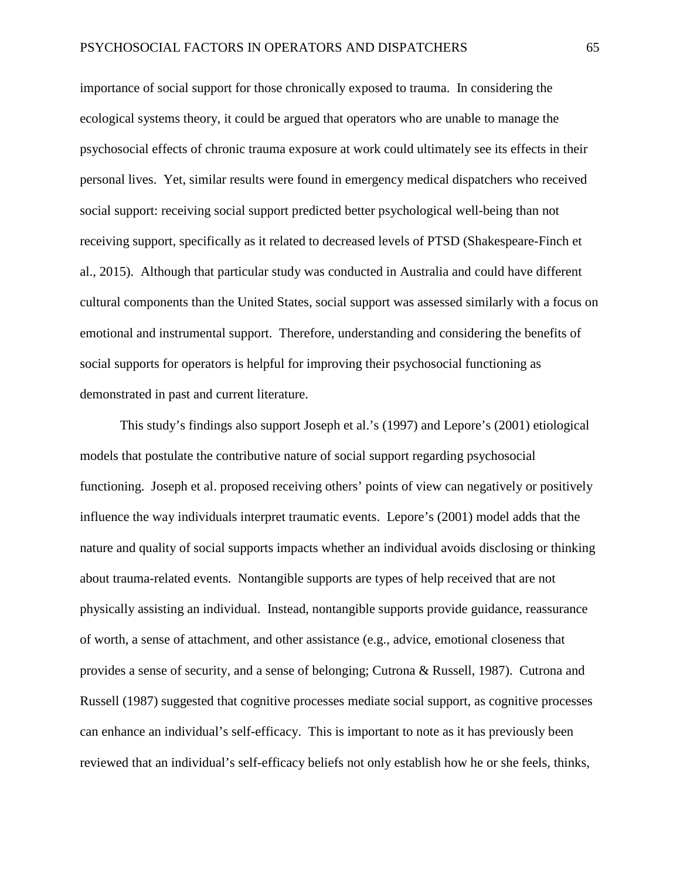importance of social support for those chronically exposed to trauma. In considering the ecological systems theory, it could be argued that operators who are unable to manage the psychosocial effects of chronic trauma exposure at work could ultimately see its effects in their personal lives. Yet, similar results were found in emergency medical dispatchers who received social support: receiving social support predicted better psychological well-being than not receiving support, specifically as it related to decreased levels of PTSD (Shakespeare-Finch et al., 2015). Although that particular study was conducted in Australia and could have different cultural components than the United States, social support was assessed similarly with a focus on emotional and instrumental support. Therefore, understanding and considering the benefits of social supports for operators is helpful for improving their psychosocial functioning as demonstrated in past and current literature.

This study's findings also support Joseph et al.'s (1997) and Lepore's (2001) etiological models that postulate the contributive nature of social support regarding psychosocial functioning. Joseph et al. proposed receiving others' points of view can negatively or positively influence the way individuals interpret traumatic events. Lepore's (2001) model adds that the nature and quality of social supports impacts whether an individual avoids disclosing or thinking about trauma-related events. Nontangible supports are types of help received that are not physically assisting an individual. Instead, nontangible supports provide guidance, reassurance of worth, a sense of attachment, and other assistance (e.g., advice, emotional closeness that provides a sense of security, and a sense of belonging; Cutrona & Russell, 1987). Cutrona and Russell (1987) suggested that cognitive processes mediate social support, as cognitive processes can enhance an individual's self-efficacy. This is important to note as it has previously been reviewed that an individual's self-efficacy beliefs not only establish how he or she feels, thinks,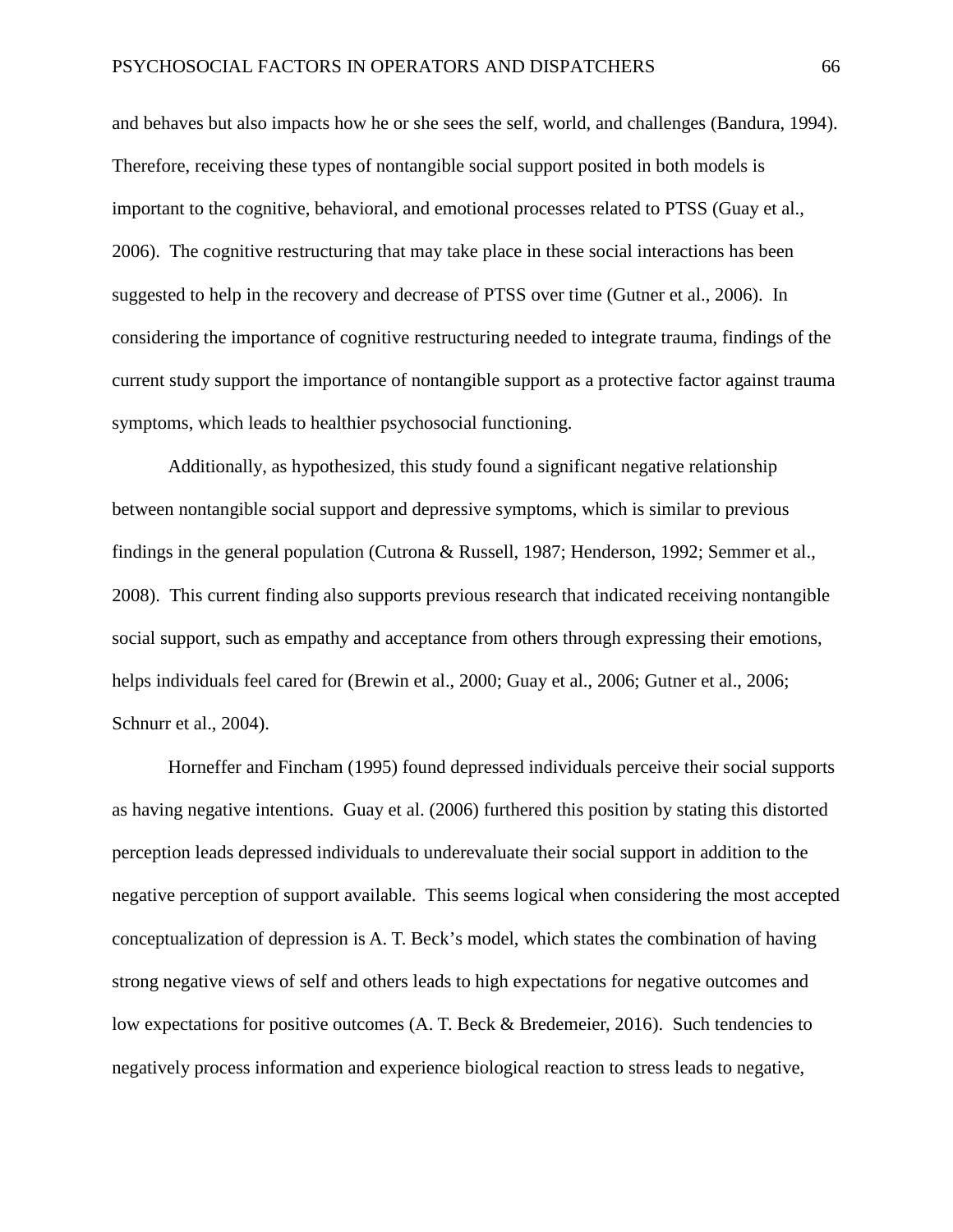and behaves but also impacts how he or she sees the self, world, and challenges (Bandura, 1994). Therefore, receiving these types of nontangible social support posited in both models is important to the cognitive, behavioral, and emotional processes related to PTSS (Guay et al., 2006). The cognitive restructuring that may take place in these social interactions has been suggested to help in the recovery and decrease of PTSS over time (Gutner et al., 2006). In considering the importance of cognitive restructuring needed to integrate trauma, findings of the current study support the importance of nontangible support as a protective factor against trauma symptoms, which leads to healthier psychosocial functioning.

Additionally, as hypothesized, this study found a significant negative relationship between nontangible social support and depressive symptoms, which is similar to previous findings in the general population (Cutrona & Russell, 1987; Henderson, 1992; Semmer et al., 2008). This current finding also supports previous research that indicated receiving nontangible social support, such as empathy and acceptance from others through expressing their emotions, helps individuals feel cared for (Brewin et al., 2000; Guay et al., 2006; Gutner et al., 2006; Schnurr et al., 2004).

Horneffer and Fincham (1995) found depressed individuals perceive their social supports as having negative intentions. Guay et al. (2006) furthered this position by stating this distorted perception leads depressed individuals to underevaluate their social support in addition to the negative perception of support available. This seems logical when considering the most accepted conceptualization of depression is A. T. Beck's model, which states the combination of having strong negative views of self and others leads to high expectations for negative outcomes and low expectations for positive outcomes (A. T. Beck & Bredemeier, 2016). Such tendencies to negatively process information and experience biological reaction to stress leads to negative,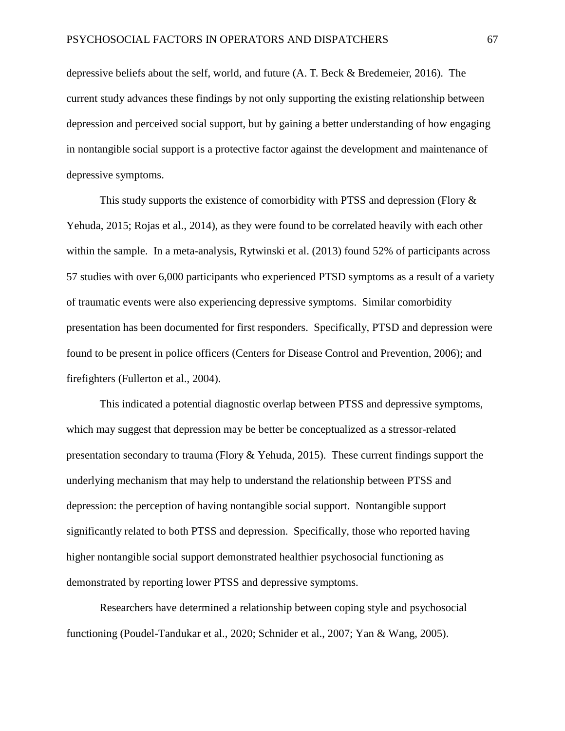depressive beliefs about the self, world, and future (A. T. Beck & Bredemeier, 2016). The current study advances these findings by not only supporting the existing relationship between depression and perceived social support, but by gaining a better understanding of how engaging in nontangible social support is a protective factor against the development and maintenance of depressive symptoms.

This study supports the existence of comorbidity with PTSS and depression (Flory & Yehuda, 2015; Rojas et al., 2014), as they were found to be correlated heavily with each other within the sample. In a meta-analysis, Rytwinski et al. (2013) found 52% of participants across 57 studies with over 6,000 participants who experienced PTSD symptoms as a result of a variety of traumatic events were also experiencing depressive symptoms. Similar comorbidity presentation has been documented for first responders. Specifically, PTSD and depression were found to be present in police officers (Centers for Disease Control and Prevention, 2006); and firefighters (Fullerton et al., 2004).

This indicated a potential diagnostic overlap between PTSS and depressive symptoms, which may suggest that depression may be better be conceptualized as a stressor-related presentation secondary to trauma (Flory & Yehuda, 2015). These current findings support the underlying mechanism that may help to understand the relationship between PTSS and depression: the perception of having nontangible social support. Nontangible support significantly related to both PTSS and depression. Specifically, those who reported having higher nontangible social support demonstrated healthier psychosocial functioning as demonstrated by reporting lower PTSS and depressive symptoms.

Researchers have determined a relationship between coping style and psychosocial functioning (Poudel-Tandukar et al., 2020; Schnider et al., 2007; Yan & Wang, 2005).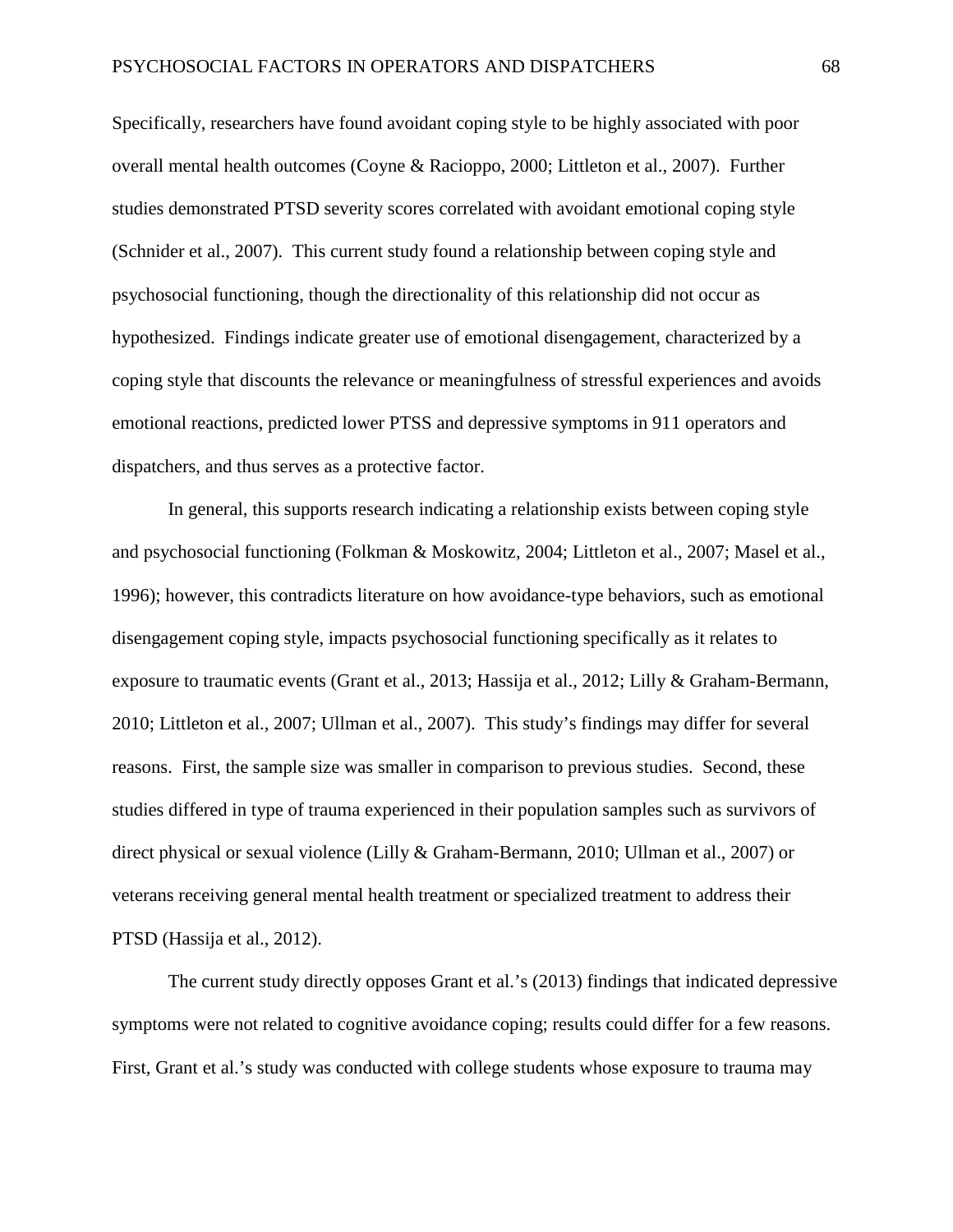Specifically, researchers have found avoidant coping style to be highly associated with poor overall mental health outcomes (Coyne & Racioppo, 2000; Littleton et al., 2007). Further studies demonstrated PTSD severity scores correlated with avoidant emotional coping style (Schnider et al., 2007). This current study found a relationship between coping style and psychosocial functioning, though the directionality of this relationship did not occur as hypothesized. Findings indicate greater use of emotional disengagement, characterized by a coping style that discounts the relevance or meaningfulness of stressful experiences and avoids emotional reactions, predicted lower PTSS and depressive symptoms in 911 operators and dispatchers, and thus serves as a protective factor.

In general, this supports research indicating a relationship exists between coping style and psychosocial functioning (Folkman & Moskowitz, 2004; Littleton et al., 2007; Masel et al., 1996); however, this contradicts literature on how avoidance-type behaviors, such as emotional disengagement coping style, impacts psychosocial functioning specifically as it relates to exposure to traumatic events (Grant et al., 2013; Hassija et al., 2012; Lilly & Graham-Bermann, 2010; Littleton et al., 2007; Ullman et al., 2007). This study's findings may differ for several reasons. First, the sample size was smaller in comparison to previous studies. Second, these studies differed in type of trauma experienced in their population samples such as survivors of direct physical or sexual violence (Lilly & Graham-Bermann, 2010; Ullman et al., 2007) or veterans receiving general mental health treatment or specialized treatment to address their PTSD (Hassija et al., 2012).

The current study directly opposes Grant et al.'s (2013) findings that indicated depressive symptoms were not related to cognitive avoidance coping; results could differ for a few reasons. First, Grant et al.'s study was conducted with college students whose exposure to trauma may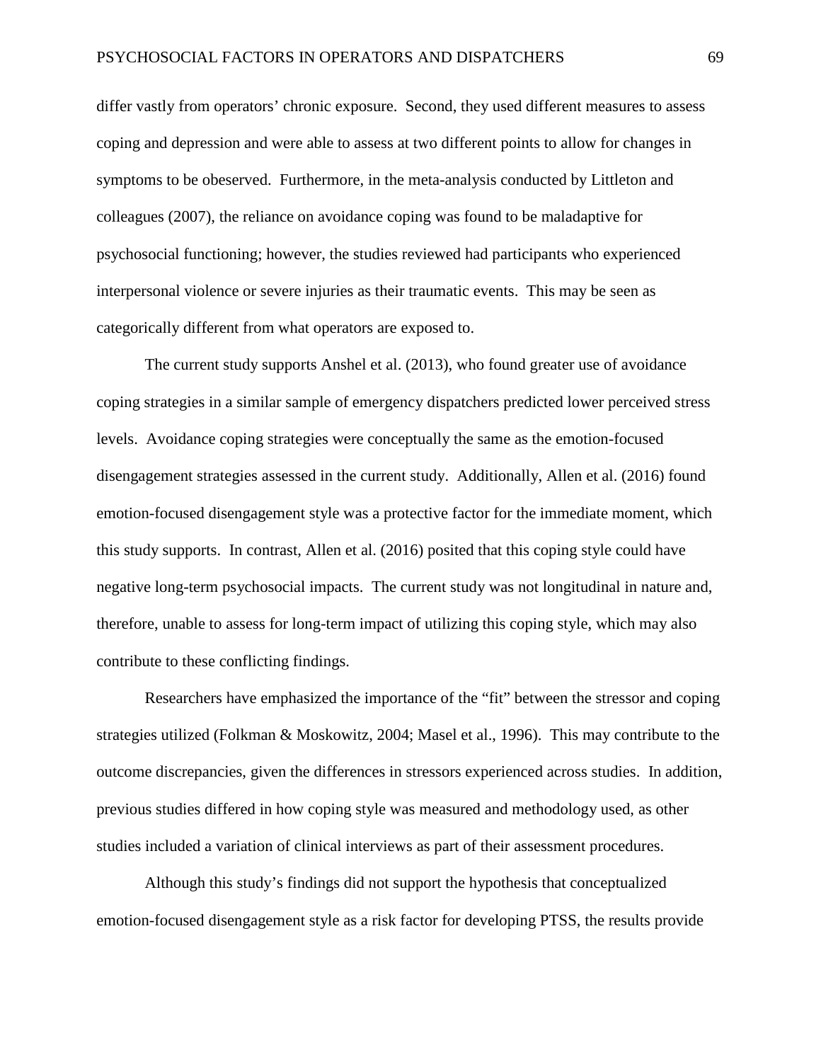differ vastly from operators' chronic exposure. Second, they used different measures to assess coping and depression and were able to assess at two different points to allow for changes in symptoms to be obeserved. Furthermore, in the meta-analysis conducted by Littleton and colleagues (2007), the reliance on avoidance coping was found to be maladaptive for psychosocial functioning; however, the studies reviewed had participants who experienced interpersonal violence or severe injuries as their traumatic events. This may be seen as categorically different from what operators are exposed to.

The current study supports Anshel et al. (2013), who found greater use of avoidance coping strategies in a similar sample of emergency dispatchers predicted lower perceived stress levels. Avoidance coping strategies were conceptually the same as the emotion-focused disengagement strategies assessed in the current study. Additionally, Allen et al. (2016) found emotion-focused disengagement style was a protective factor for the immediate moment, which this study supports. In contrast, Allen et al. (2016) posited that this coping style could have negative long-term psychosocial impacts. The current study was not longitudinal in nature and, therefore, unable to assess for long-term impact of utilizing this coping style, which may also contribute to these conflicting findings.

Researchers have emphasized the importance of the "fit" between the stressor and coping strategies utilized (Folkman & Moskowitz, 2004; Masel et al., 1996). This may contribute to the outcome discrepancies, given the differences in stressors experienced across studies. In addition, previous studies differed in how coping style was measured and methodology used, as other studies included a variation of clinical interviews as part of their assessment procedures.

Although this study's findings did not support the hypothesis that conceptualized emotion-focused disengagement style as a risk factor for developing PTSS, the results provide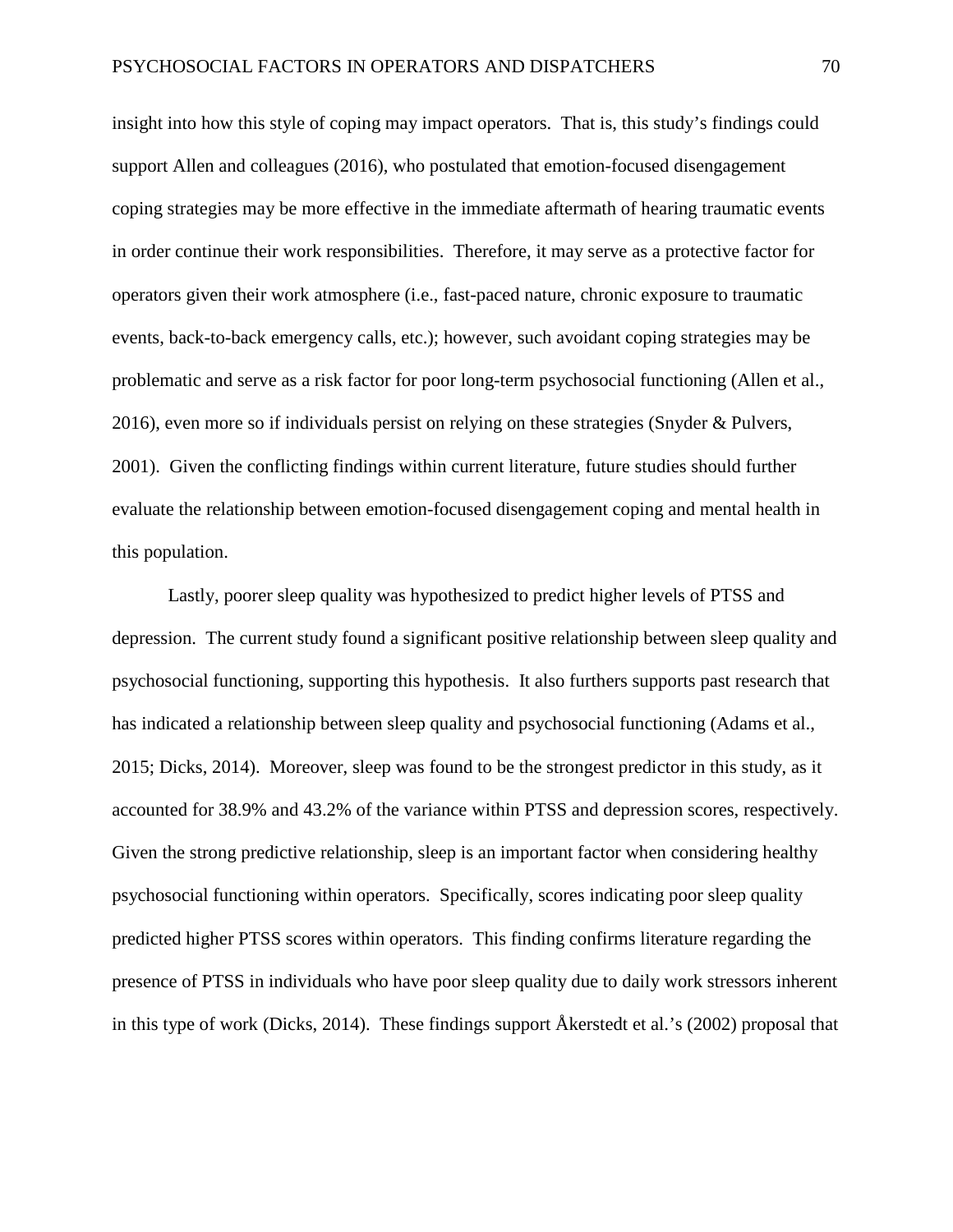insight into how this style of coping may impact operators. That is, this study's findings could support Allen and colleagues (2016), who postulated that emotion-focused disengagement coping strategies may be more effective in the immediate aftermath of hearing traumatic events in order continue their work responsibilities. Therefore, it may serve as a protective factor for operators given their work atmosphere (i.e., fast-paced nature, chronic exposure to traumatic events, back-to-back emergency calls, etc.); however, such avoidant coping strategies may be problematic and serve as a risk factor for poor long-term psychosocial functioning (Allen et al., 2016), even more so if individuals persist on relying on these strategies (Snyder & Pulvers, 2001). Given the conflicting findings within current literature, future studies should further evaluate the relationship between emotion-focused disengagement coping and mental health in this population.

Lastly, poorer sleep quality was hypothesized to predict higher levels of PTSS and depression. The current study found a significant positive relationship between sleep quality and psychosocial functioning, supporting this hypothesis. It also furthers supports past research that has indicated a relationship between sleep quality and psychosocial functioning (Adams et al., 2015; Dicks, 2014). Moreover, sleep was found to be the strongest predictor in this study, as it accounted for 38.9% and 43.2% of the variance within PTSS and depression scores, respectively. Given the strong predictive relationship, sleep is an important factor when considering healthy psychosocial functioning within operators. Specifically, scores indicating poor sleep quality predicted higher PTSS scores within operators. This finding confirms literature regarding the presence of PTSS in individuals who have poor sleep quality due to daily work stressors inherent in this type of work (Dicks, 2014). These findings support Åkerstedt et al.'s (2002) proposal that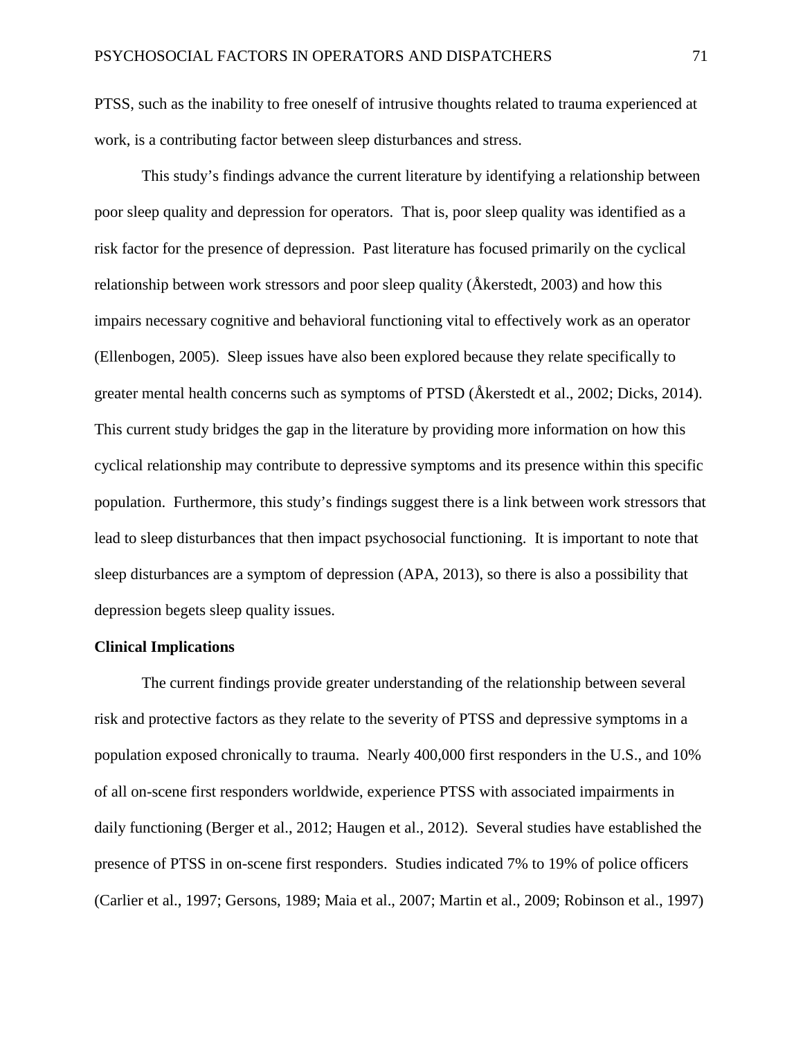PTSS, such as the inability to free oneself of intrusive thoughts related to trauma experienced at work, is a contributing factor between sleep disturbances and stress.

This study's findings advance the current literature by identifying a relationship between poor sleep quality and depression for operators. That is, poor sleep quality was identified as a risk factor for the presence of depression. Past literature has focused primarily on the cyclical relationship between work stressors and poor sleep quality (Åkerstedt, 2003) and how this impairs necessary cognitive and behavioral functioning vital to effectively work as an operator (Ellenbogen, 2005). Sleep issues have also been explored because they relate specifically to greater mental health concerns such as symptoms of PTSD (Åkerstedt et al., 2002; Dicks, 2014). This current study bridges the gap in the literature by providing more information on how this cyclical relationship may contribute to depressive symptoms and its presence within this specific population. Furthermore, this study's findings suggest there is a link between work stressors that lead to sleep disturbances that then impact psychosocial functioning. It is important to note that sleep disturbances are a symptom of depression (APA, 2013), so there is also a possibility that depression begets sleep quality issues.

**Clinical Implications**

The current findings provide greater understanding of the relationship between several risk and protective factors as they relate to the severity of PTSS and depressive symptoms in a population exposed chronically to trauma. Nearly 400,000 first responders in the U.S., and 10% of all on-scene first responders worldwide, experience PTSS with associated impairments in daily functioning (Berger et al., 2012; Haugen et al., 2012). Several studies have established the presence of PTSS in on-scene first responders. Studies indicated 7% to 19% of police officers (Carlier et al., 1997; Gersons, 1989; Maia et al., 2007; Martin et al., 2009; Robinson et al., 1997)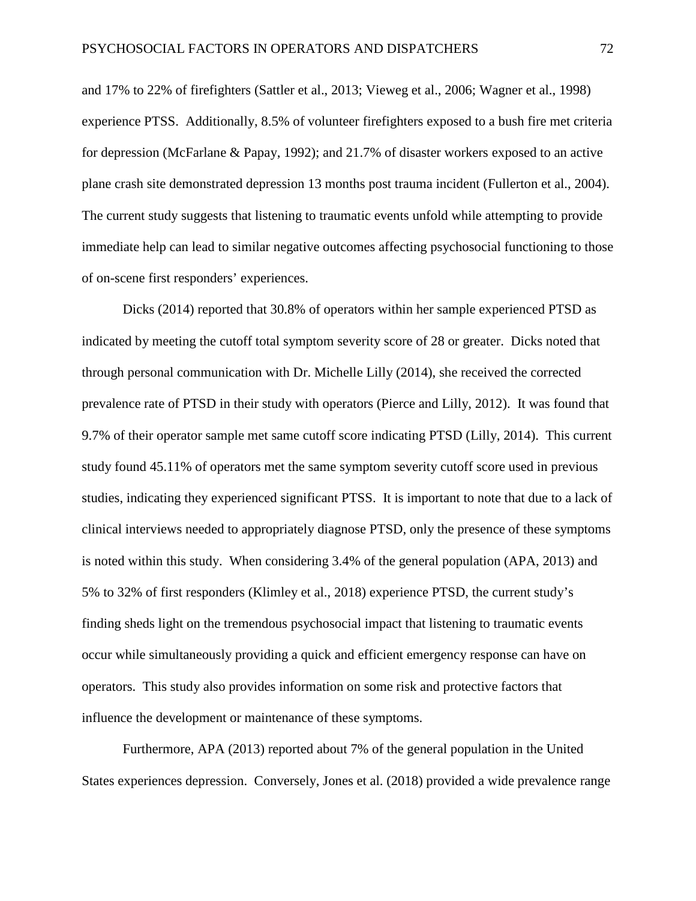and 17% to 22% of firefighters (Sattler et al., 2013; Vieweg et al., 2006; Wagner et al., 1998) experience PTSS. Additionally, 8.5% of volunteer firefighters exposed to a bush fire met criteria for depression (McFarlane & Papay, 1992); and 21.7% of disaster workers exposed to an active plane crash site demonstrated depression 13 months post trauma incident (Fullerton et al., 2004). The current study suggests that listening to traumatic events unfold while attempting to provide immediate help can lead to similar negative outcomes affecting psychosocial functioning to those of on-scene first responders' experiences.

Dicks (2014) reported that 30.8% of operators within her sample experienced PTSD as indicated by meeting the cutoff total symptom severity score of 28 or greater. Dicks noted that through personal communication with Dr. Michelle Lilly (2014), she received the corrected prevalence rate of PTSD in their study with operators (Pierce and Lilly, 2012). It was found that 9.7% of their operator sample met same cutoff score indicating PTSD (Lilly, 2014). This current study found 45.11% of operators met the same symptom severity cutoff score used in previous studies, indicating they experienced significant PTSS. It is important to note that due to a lack of clinical interviews needed to appropriately diagnose PTSD, only the presence of these symptoms is noted within this study. When considering 3.4% of the general population (APA, 2013) and 5% to 32% of first responders (Klimley et al., 2018) experience PTSD, the current study's finding sheds light on the tremendous psychosocial impact that listening to traumatic events occur while simultaneously providing a quick and efficient emergency response can have on operators. This study also provides information on some risk and protective factors that influence the development or maintenance of these symptoms.

Furthermore, APA (2013) reported about 7% of the general population in the United States experiences depression. Conversely, Jones et al. (2018) provided a wide prevalence range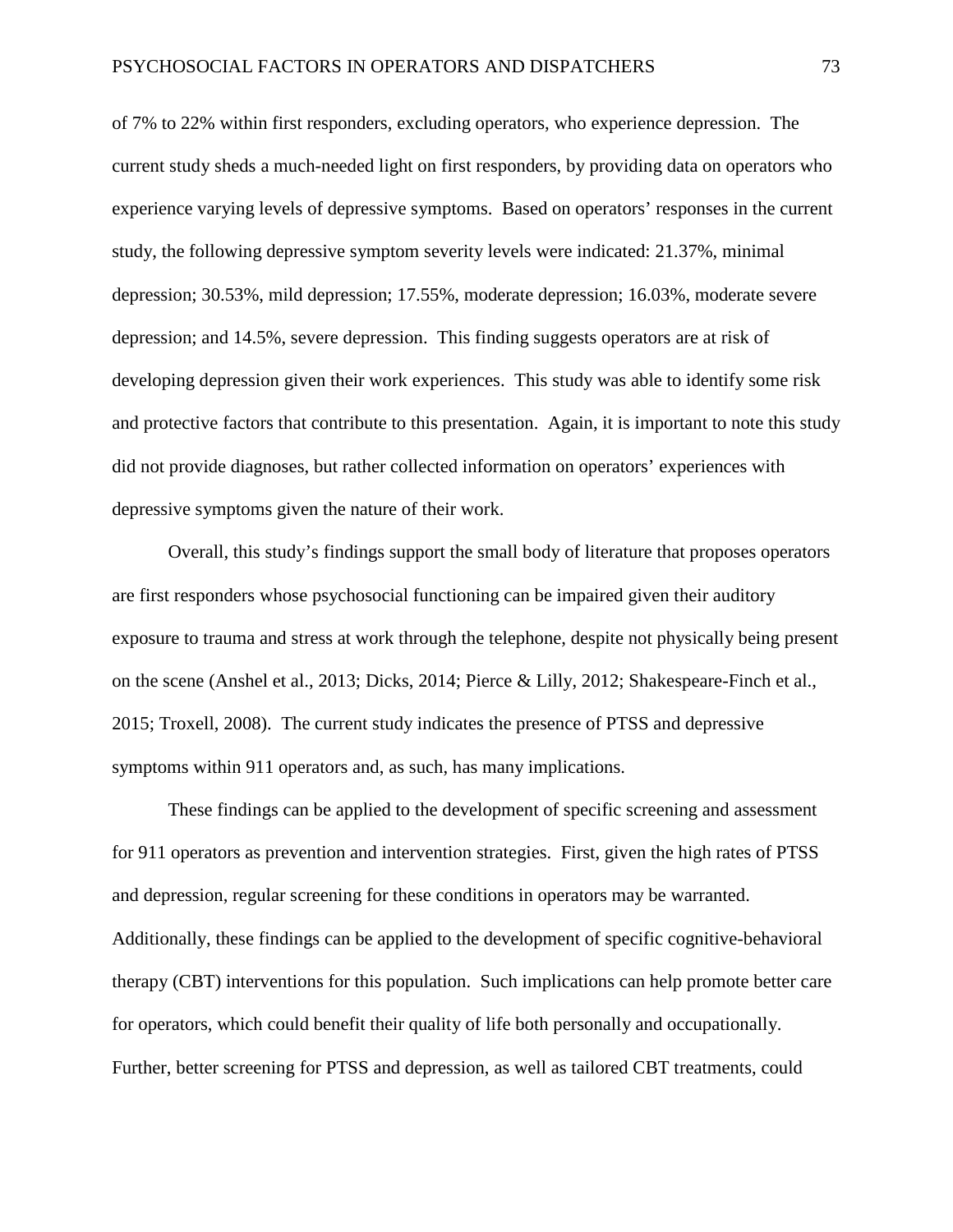of 7% to 22% within first responders, excluding operators, who experience depression. The current study sheds a much-needed light on first responders, by providing data on operators who experience varying levels of depressive symptoms. Based on operators' responses in the current study, the following depressive symptom severity levels were indicated: 21.37%, minimal depression; 30.53%, mild depression; 17.55%, moderate depression; 16.03%, moderate severe depression; and 14.5%, severe depression. This finding suggests operators are at risk of developing depression given their work experiences. This study was able to identify some risk and protective factors that contribute to this presentation. Again, it is important to note this study did not provide diagnoses, but rather collected information on operators' experiences with depressive symptoms given the nature of their work.

Overall, this study's findings support the small body of literature that proposes operators are first responders whose psychosocial functioning can be impaired given their auditory exposure to trauma and stress at work through the telephone, despite not physically being present on the scene (Anshel et al., 2013; Dicks, 2014; Pierce & Lilly, 2012; Shakespeare-Finch et al., 2015; Troxell, 2008). The current study indicates the presence of PTSS and depressive symptoms within 911 operators and, as such, has many implications.

These findings can be applied to the development of specific screening and assessment for 911 operators as prevention and intervention strategies. First, given the high rates of PTSS and depression, regular screening for these conditions in operators may be warranted. Additionally, these findings can be applied to the development of specific cognitive-behavioral therapy (CBT) interventions for this population. Such implications can help promote better care for operators, which could benefit their quality of life both personally and occupationally. Further, better screening for PTSS and depression, as well as tailored CBT treatments, could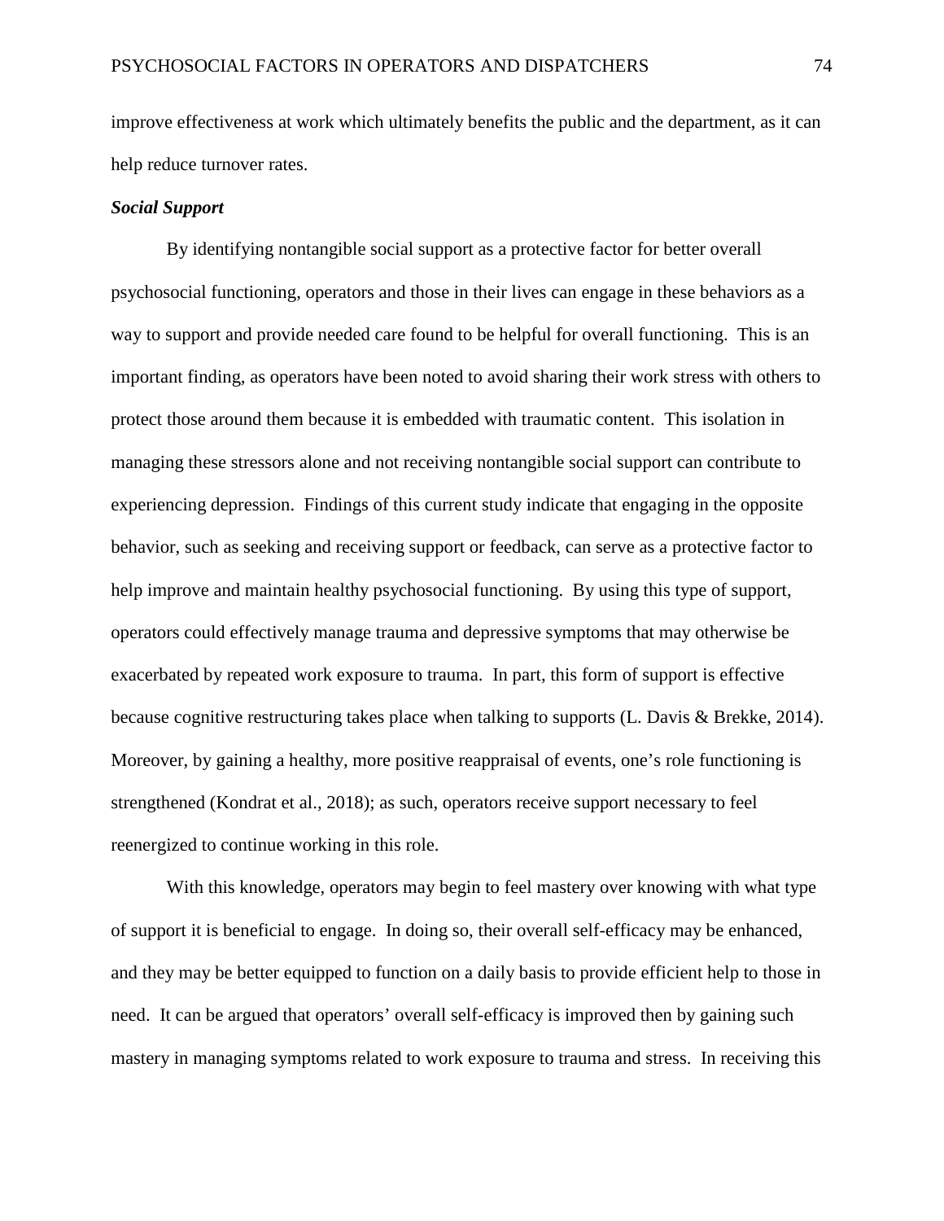improve effectiveness at work which ultimately benefits the public and the department, as it can help reduce turnover rates.

***Social Support***

By identifying nontangible social support as a protective factor for better overall psychosocial functioning, operators and those in their lives can engage in these behaviors as a way to support and provide needed care found to be helpful for overall functioning. This is an important finding, as operators have been noted to avoid sharing their work stress with others to protect those around them because it is embedded with traumatic content. This isolation in managing these stressors alone and not receiving nontangible social support can contribute to experiencing depression. Findings of this current study indicate that engaging in the opposite behavior, such as seeking and receiving support or feedback, can serve as a protective factor to help improve and maintain healthy psychosocial functioning. By using this type of support, operators could effectively manage trauma and depressive symptoms that may otherwise be exacerbated by repeated work exposure to trauma. In part, this form of support is effective because cognitive restructuring takes place when talking to supports (L. Davis & Brekke, 2014). Moreover, by gaining a healthy, more positive reappraisal of events, one's role functioning is strengthened (Kondrat et al., 2018); as such, operators receive support necessary to feel reenergized to continue working in this role.

With this knowledge, operators may begin to feel mastery over knowing with what type of support it is beneficial to engage. In doing so, their overall self-efficacy may be enhanced, and they may be better equipped to function on a daily basis to provide efficient help to those in need. It can be argued that operators' overall self-efficacy is improved then by gaining such mastery in managing symptoms related to work exposure to trauma and stress. In receiving this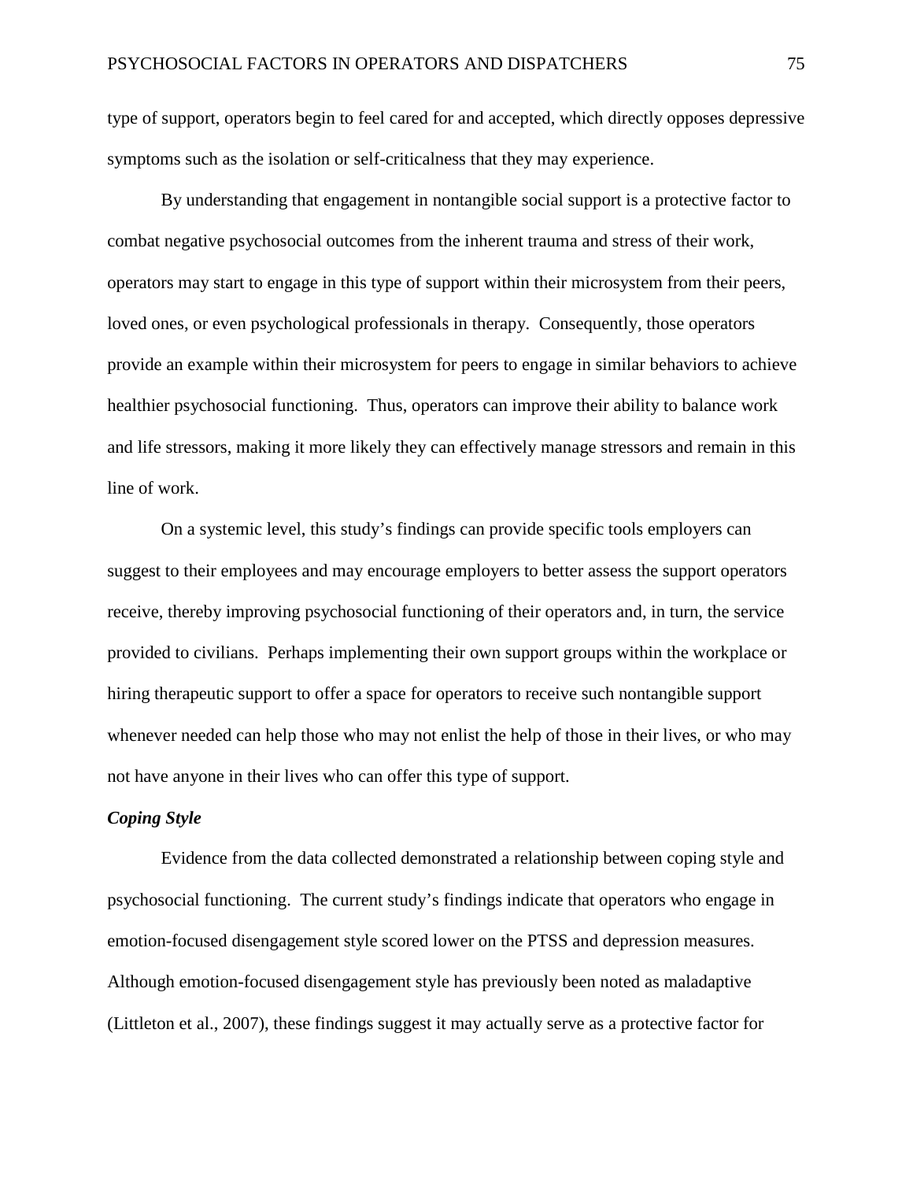type of support, operators begin to feel cared for and accepted, which directly opposes depressive symptoms such as the isolation or self-criticalness that they may experience.

By understanding that engagement in nontangible social support is a protective factor to combat negative psychosocial outcomes from the inherent trauma and stress of their work, operators may start to engage in this type of support within their microsystem from their peers, loved ones, or even psychological professionals in therapy. Consequently, those operators provide an example within their microsystem for peers to engage in similar behaviors to achieve healthier psychosocial functioning. Thus, operators can improve their ability to balance work and life stressors, making it more likely they can effectively manage stressors and remain in this line of work.

On a systemic level, this study's findings can provide specific tools employers can suggest to their employees and may encourage employers to better assess the support operators receive, thereby improving psychosocial functioning of their operators and, in turn, the service provided to civilians. Perhaps implementing their own support groups within the workplace or hiring therapeutic support to offer a space for operators to receive such nontangible support whenever needed can help those who may not enlist the help of those in their lives, or who may not have anyone in their lives who can offer this type of support.

### *Coping Style*

Evidence from the data collected demonstrated a relationship between coping style and psychosocial functioning. The current study's findings indicate that operators who engage in emotion-focused disengagement style scored lower on the PTSS and depression measures. Although emotion-focused disengagement style has previously been noted as maladaptive (Littleton et al., 2007), these findings suggest it may actually serve as a protective factor for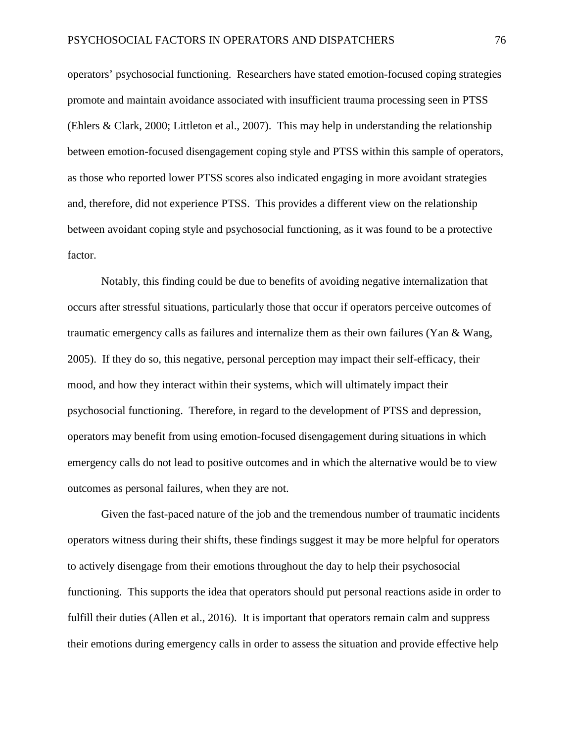operators' psychosocial functioning. Researchers have stated emotion-focused coping strategies promote and maintain avoidance associated with insufficient trauma processing seen in PTSS (Ehlers & Clark, 2000; Littleton et al., 2007). This may help in understanding the relationship between emotion-focused disengagement coping style and PTSS within this sample of operators, as those who reported lower PTSS scores also indicated engaging in more avoidant strategies and, therefore, did not experience PTSS. This provides a different view on the relationship between avoidant coping style and psychosocial functioning, as it was found to be a protective factor.

Notably, this finding could be due to benefits of avoiding negative internalization that occurs after stressful situations, particularly those that occur if operators perceive outcomes of traumatic emergency calls as failures and internalize them as their own failures (Yan & Wang, 2005). If they do so, this negative, personal perception may impact their self-efficacy, their mood, and how they interact within their systems, which will ultimately impact their psychosocial functioning. Therefore, in regard to the development of PTSS and depression, operators may benefit from using emotion-focused disengagement during situations in which emergency calls do not lead to positive outcomes and in which the alternative would be to view outcomes as personal failures, when they are not.

Given the fast-paced nature of the job and the tremendous number of traumatic incidents operators witness during their shifts, these findings suggest it may be more helpful for operators to actively disengage from their emotions throughout the day to help their psychosocial functioning. This supports the idea that operators should put personal reactions aside in order to fulfill their duties (Allen et al., 2016). It is important that operators remain calm and suppress their emotions during emergency calls in order to assess the situation and provide effective help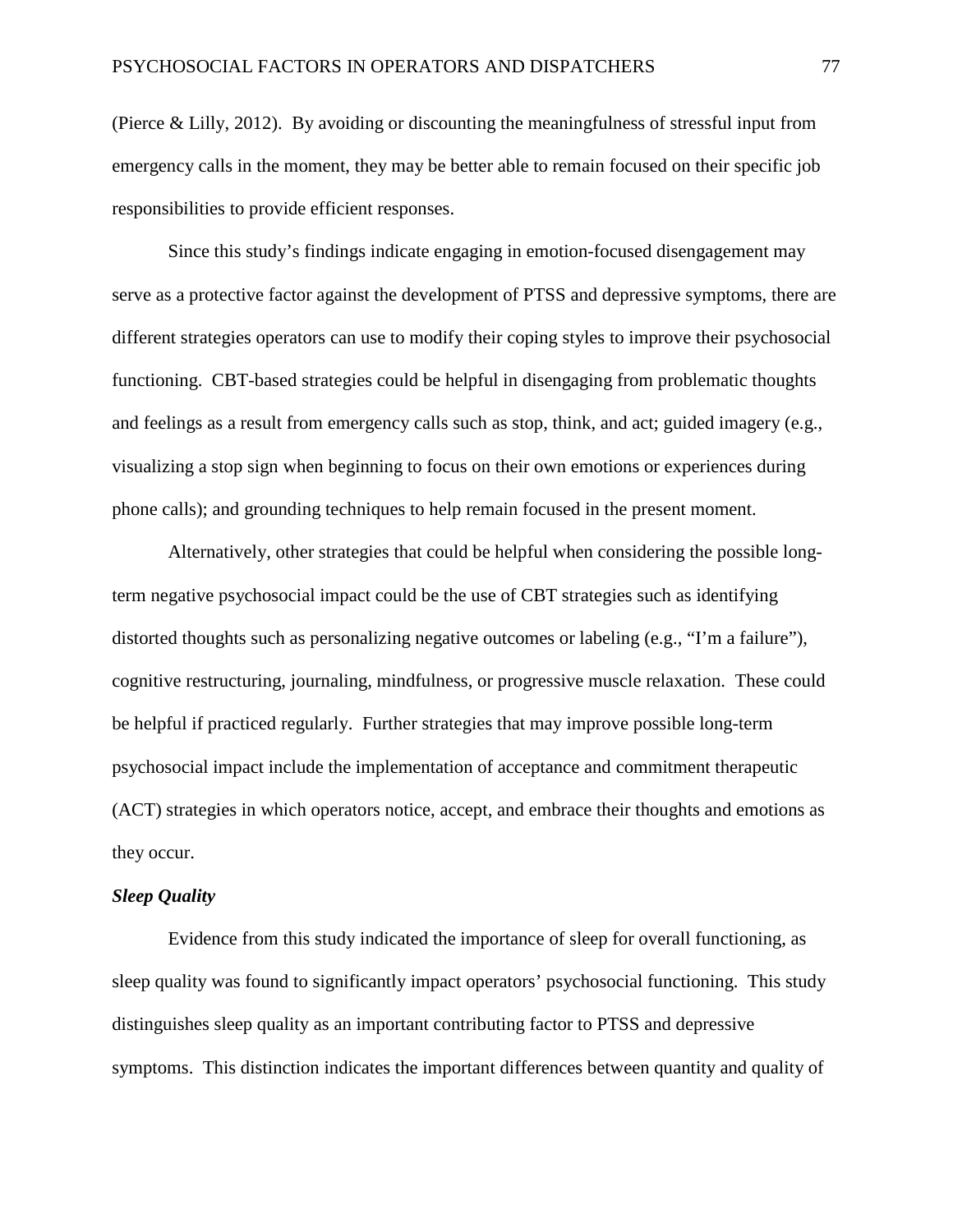(Pierce & Lilly, 2012). By avoiding or discounting the meaningfulness of stressful input from emergency calls in the moment, they may be better able to remain focused on their specific job responsibilities to provide efficient responses.

Since this study's findings indicate engaging in emotion-focused disengagement may serve as a protective factor against the development of PTSS and depressive symptoms, there are different strategies operators can use to modify their coping styles to improve their psychosocial functioning. CBT-based strategies could be helpful in disengaging from problematic thoughts and feelings as a result from emergency calls such as stop, think, and act; guided imagery (e.g., visualizing a stop sign when beginning to focus on their own emotions or experiences during phone calls); and grounding techniques to help remain focused in the present moment.

Alternatively, other strategies that could be helpful when considering the possible long-term negative psychosocial impact could be the use of CBT strategies such as identifying distorted thoughts such as personalizing negative outcomes or labeling (e.g., "I'm a failure"), cognitive restructuring, journaling, mindfulness, or progressive muscle relaxation. These could be helpful if practiced regularly. Further strategies that may improve possible long-term psychosocial impact include the implementation of acceptance and commitment therapeutic (ACT) strategies in which operators notice, accept, and embrace their thoughts and emotions as they occur.

***Sleep Quality***

Evidence from this study indicated the importance of sleep for overall functioning, as sleep quality was found to significantly impact operators' psychosocial functioning. This study distinguishes sleep quality as an important contributing factor to PTSS and depressive symptoms. This distinction indicates the important differences between quantity and quality of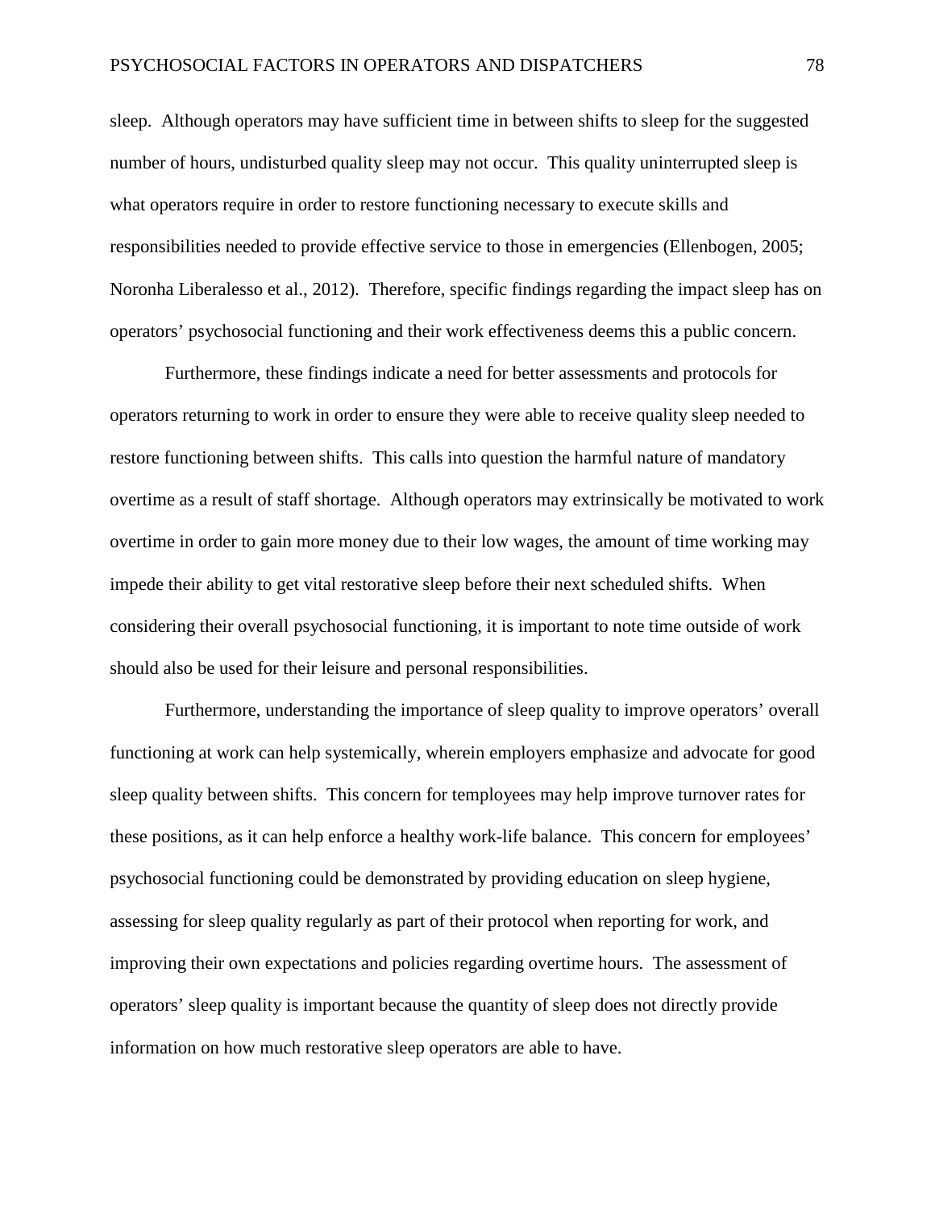sleep. Although operators may have sufficient time in between shifts to sleep for the suggested number of hours, undisturbed quality sleep may not occur. This quality uninterrupted sleep is what operators require in order to restore functioning necessary to execute skills and responsibilities needed to provide effective service to those in emergencies (Ellenbogen, 2005; Noronha Liberalesso et al., 2012). Therefore, specific findings regarding the impact sleep has on operators' psychosocial functioning and their work effectiveness deems this a public concern.

Furthermore, these findings indicate a need for better assessments and protocols for operators returning to work in order to ensure they were able to receive quality sleep needed to restore functioning between shifts. This calls into question the harmful nature of mandatory overtime as a result of staff shortage. Although operators may extrinsically be motivated to work overtime in order to gain more money due to their low wages, the amount of time working may impede their ability to get vital restorative sleep before their next scheduled shifts. When considering their overall psychosocial functioning, it is important to note time outside of work should also be used for their leisure and personal responsibilities.

Furthermore, understanding the importance of sleep quality to improve operators' overall functioning at work can help systemically, wherein employers emphasize and advocate for good sleep quality between shifts. This concern for temployees may help improve turnover rates for these positions, as it can help enforce a healthy work-life balance. This concern for employees' psychosocial functioning could be demonstrated by providing education on sleep hygiene, assessing for sleep quality regularly as part of their protocol when reporting for work, and improving their own expectations and policies regarding overtime hours. The assessment of operators' sleep quality is important because the quantity of sleep does not directly provide information on how much restorative sleep operators are able to have.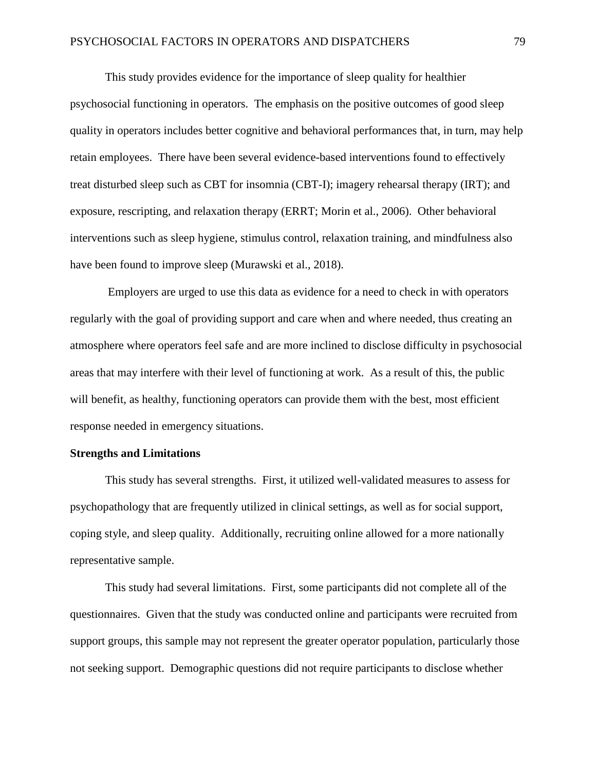This study provides evidence for the importance of sleep quality for healthier psychosocial functioning in operators. The emphasis on the positive outcomes of good sleep quality in operators includes better cognitive and behavioral performances that, in turn, may help retain employees. There have been several evidence-based interventions found to effectively treat disturbed sleep such as CBT for insomnia (CBT-I); imagery rehearsal therapy (IRT); and exposure, rescripting, and relaxation therapy (ERRT; Morin et al., 2006). Other behavioral interventions such as sleep hygiene, stimulus control, relaxation training, and mindfulness also have been found to improve sleep (Murawski et al., 2018).

Employers are urged to use this data as evidence for a need to check in with operators regularly with the goal of providing support and care when and where needed, thus creating an atmosphere where operators feel safe and are more inclined to disclose difficulty in psychosocial areas that may interfere with their level of functioning at work. As a result of this, the public will benefit, as healthy, functioning operators can provide them with the best, most efficient response needed in emergency situations.

**Strengths and Limitations**

This study has several strengths. First, it utilized well-validated measures to assess for psychopathology that are frequently utilized in clinical settings, as well as for social support, coping style, and sleep quality. Additionally, recruiting online allowed for a more nationally representative sample.

This study had several limitations. First, some participants did not complete all of the questionnaires. Given that the study was conducted online and participants were recruited from support groups, this sample may not represent the greater operator population, particularly those not seeking support. Demographic questions did not require participants to disclose whether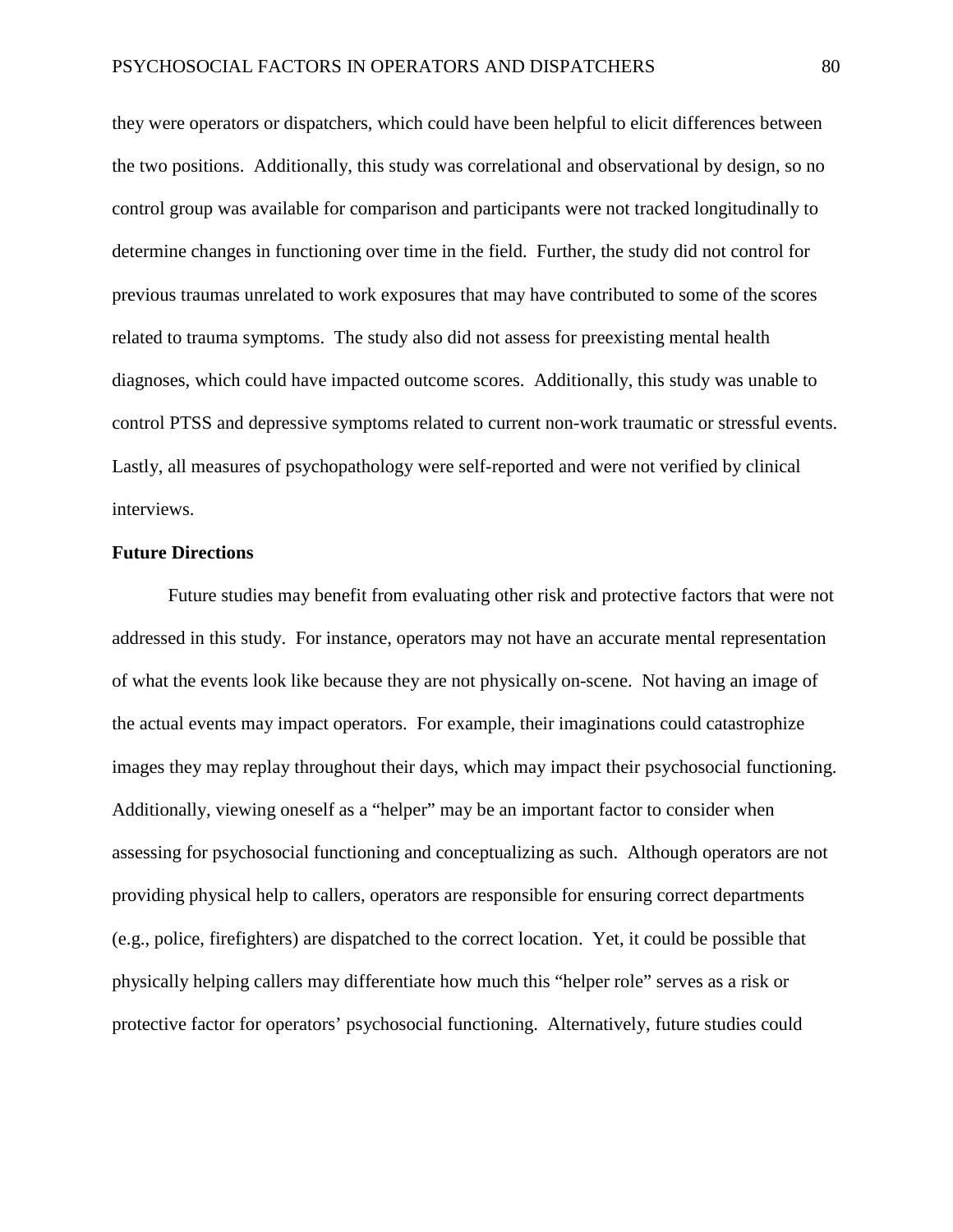they were operators or dispatchers, which could have been helpful to elicit differences between the two positions. Additionally, this study was correlational and observational by design, so no control group was available for comparison and participants were not tracked longitudinally to determine changes in functioning over time in the field. Further, the study did not control for previous traumas unrelated to work exposures that may have contributed to some of the scores related to trauma symptoms. The study also did not assess for preexisting mental health diagnoses, which could have impacted outcome scores. Additionally, this study was unable to control PTSS and depressive symptoms related to current non-work traumatic or stressful events. Lastly, all measures of psychopathology were self-reported and were not verified by clinical interviews.

**Future Directions**

Future studies may benefit from evaluating other risk and protective factors that were not addressed in this study. For instance, operators may not have an accurate mental representation of what the events look like because they are not physically on-scene. Not having an image of the actual events may impact operators. For example, their imaginations could catastrophize images they may replay throughout their days, which may impact their psychosocial functioning. Additionally, viewing oneself as a "helper" may be an important factor to consider when assessing for psychosocial functioning and conceptualizing as such. Although operators are not providing physical help to callers, operators are responsible for ensuring correct departments (e.g., police, firefighters) are dispatched to the correct location. Yet, it could be possible that physically helping callers may differentiate how much this "helper role" serves as a risk or protective factor for operators' psychosocial functioning. Alternatively, future studies could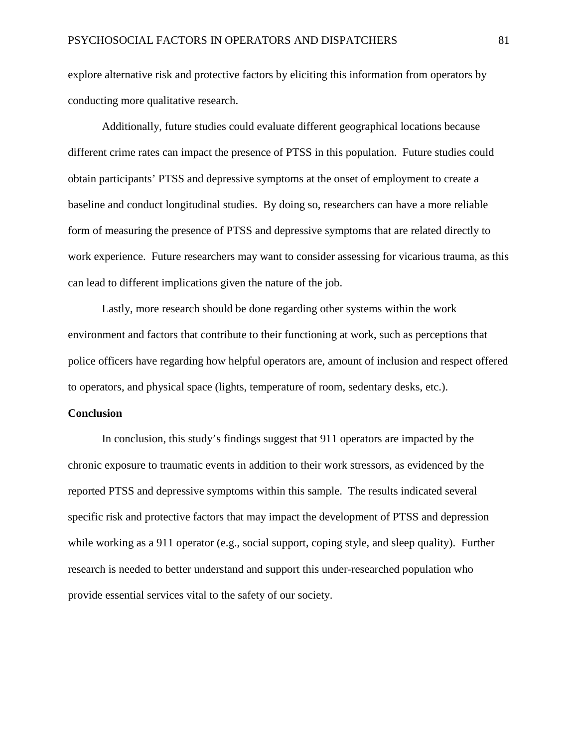explore alternative risk and protective factors by eliciting this information from operators by conducting more qualitative research.

Additionally, future studies could evaluate different geographical locations because different crime rates can impact the presence of PTSS in this population. Future studies could obtain participants' PTSS and depressive symptoms at the onset of employment to create a baseline and conduct longitudinal studies. By doing so, researchers can have a more reliable form of measuring the presence of PTSS and depressive symptoms that are related directly to work experience. Future researchers may want to consider assessing for vicarious trauma, as this can lead to different implications given the nature of the job.

Lastly, more research should be done regarding other systems within the work environment and factors that contribute to their functioning at work, such as perceptions that police officers have regarding how helpful operators are, amount of inclusion and respect offered to operators, and physical space (lights, temperature of room, sedentary desks, etc.).

## Conclusion

In conclusion, this study's findings suggest that 911 operators are impacted by the chronic exposure to traumatic events in addition to their work stressors, as evidenced by the reported PTSS and depressive symptoms within this sample. The results indicated several specific risk and protective factors that may impact the development of PTSS and depression while working as a 911 operator (e.g., social support, coping style, and sleep quality). Further research is needed to better understand and support this under-researched population who provide essential services vital to the safety of our society.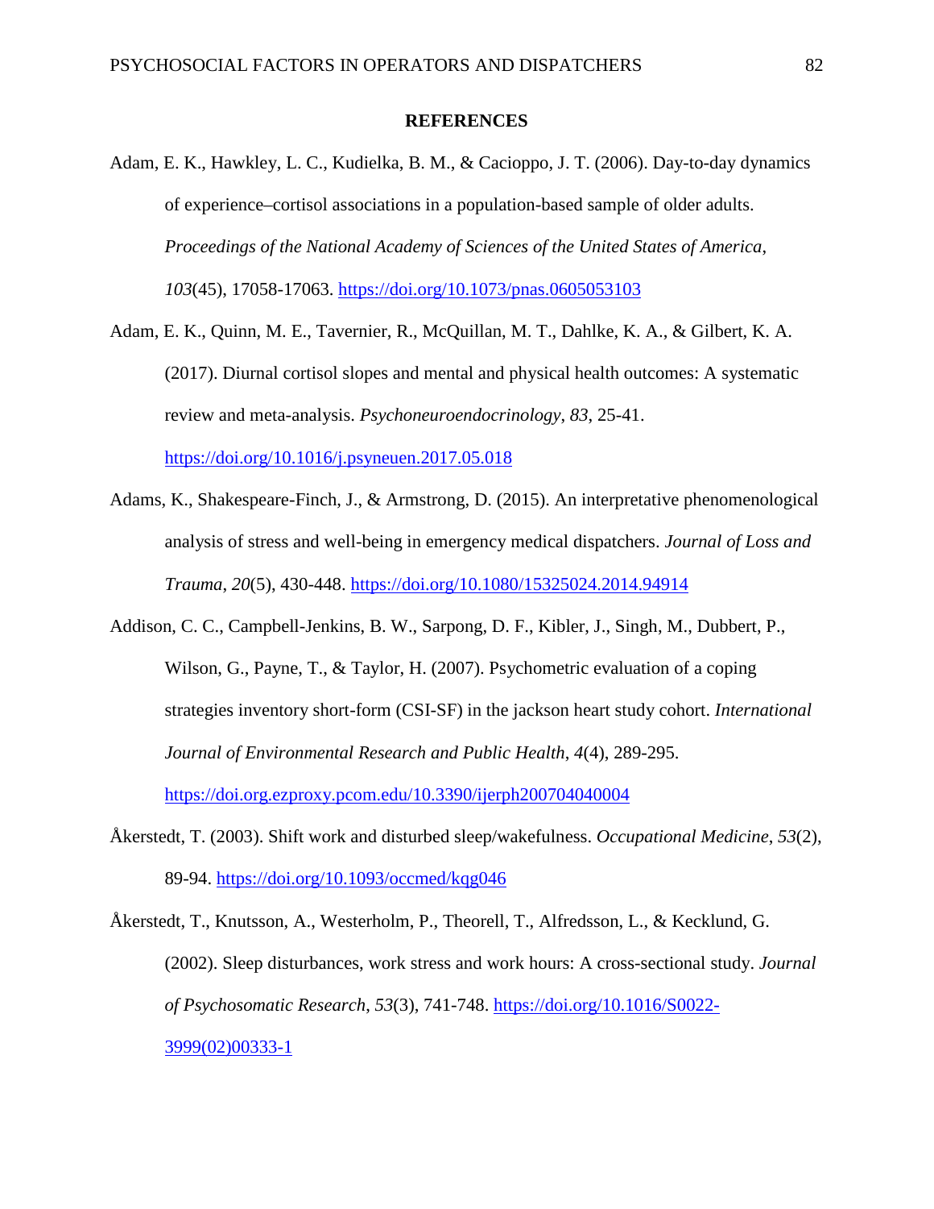**REFERENCES**

Adam, E. K., Hawkley, L. C., Kudielka, B. M., & Cacioppo, J. T. (2006). Day-to-day dynamics of experience–cortisol associations in a population-based sample of older adults. *Proceedings of the National Academy of Sciences of the United States of America*, *103*(45), 17058-17063. https://doi.org/10.1073/pnas.0605053103

Adam, E. K., Quinn, M. E., Tavernier, R., McQuillan, M. T., Dahlke, K. A., & Gilbert, K. A. (2017). Diurnal cortisol slopes and mental and physical health outcomes: A systematic review and meta-analysis. *Psychoneuroendocrinology*, *83*, 25-41. https://doi.org/10.1016/j.psyneuen.2017.05.018

Adams, K., Shakespeare-Finch, J., & Armstrong, D. (2015). An interpretative phenomenological analysis of stress and well-being in emergency medical dispatchers. *Journal of Loss and Trauma*, *20*(5), 430-448. https://doi.org/10.1080/15325024.2014.94914

Addison, C. C., Campbell-Jenkins, B. W., Sarpong, D. F., Kibler, J., Singh, M., Dubbert, P., Wilson, G., Payne, T., & Taylor, H. (2007). Psychometric evaluation of a coping strategies inventory short-form (CSI-SF) in the jackson heart study cohort. *International Journal of Environmental Research and Public Health*, *4*(4), 289-295. https://doi.org.ezproxy.pcom.edu/10.3390/ijerph200704040004

Åkerstedt, T. (2003). Shift work and disturbed sleep/wakefulness. *Occupational Medicine*, *53*(2), 89-94. https://doi.org/10.1093/occmed/kqg046

Åkerstedt, T., Knutsson, A., Westerholm, P., Theorell, T., Alfredsson, L., & Kecklund, G. (2002). Sleep disturbances, work stress and work hours: A cross-sectional study. *Journal of Psychosomatic Research*, *53*(3), 741-748. https://doi.org/10.1016/S0022-3999(02)00333-1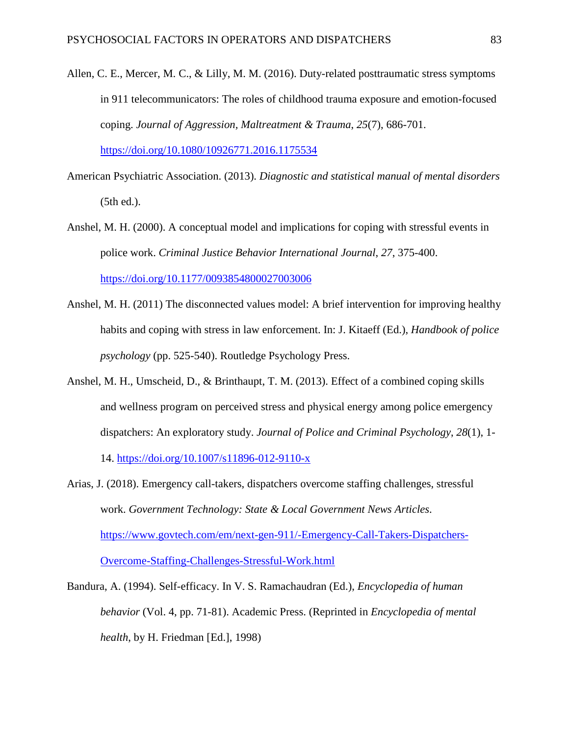Allen, C. E., Mercer, M. C., & Lilly, M. M. (2016). Duty-related posttraumatic stress symptoms in 911 telecommunicators: The roles of childhood trauma exposure and emotion-focused coping. *Journal of Aggression, Maltreatment & Trauma*, *25*(7), 686-701. https://doi.org/10.1080/10926771.2016.1175534

American Psychiatric Association. (2013). *Diagnostic and statistical manual of mental disorders* (5th ed.).

Anshel, M. H. (2000). A conceptual model and implications for coping with stressful events in police work. *Criminal Justice Behavior International Journal*, *27*, 375-400. https://doi.org/10.1177/0093854800027003006

Anshel, M. H. (2011) The disconnected values model: A brief intervention for improving healthy habits and coping with stress in law enforcement. In: J. Kitaeff (Ed.), *Handbook of police psychology* (pp. 525-540). Routledge Psychology Press.

Anshel, M. H., Umscheid, D., & Brinthaupt, T. M. (2013). Effect of a combined coping skills and wellness program on perceived stress and physical energy among police emergency dispatchers: An exploratory study. *Journal of Police and Criminal Psychology*, *28*(1), 1-14. https://doi.org/10.1007/s11896-012-9110-x

Arias, J. (2018). Emergency call-takers, dispatchers overcome staffing challenges, stressful work. *Government Technology: State & Local Government News Articles*. https://www.govtech.com/em/next-gen-911/-Emergency-Call-Takers-Dispatchers-Overcome-Staffing-Challenges-Stressful-Work.html

Bandura, A. (1994). Self-efficacy. In V. S. Ramachaudran (Ed.), *Encyclopedia of human behavior* (Vol. 4, pp. 71-81). Academic Press. (Reprinted in *Encyclopedia of mental health*, by H. Friedman [Ed.], 1998)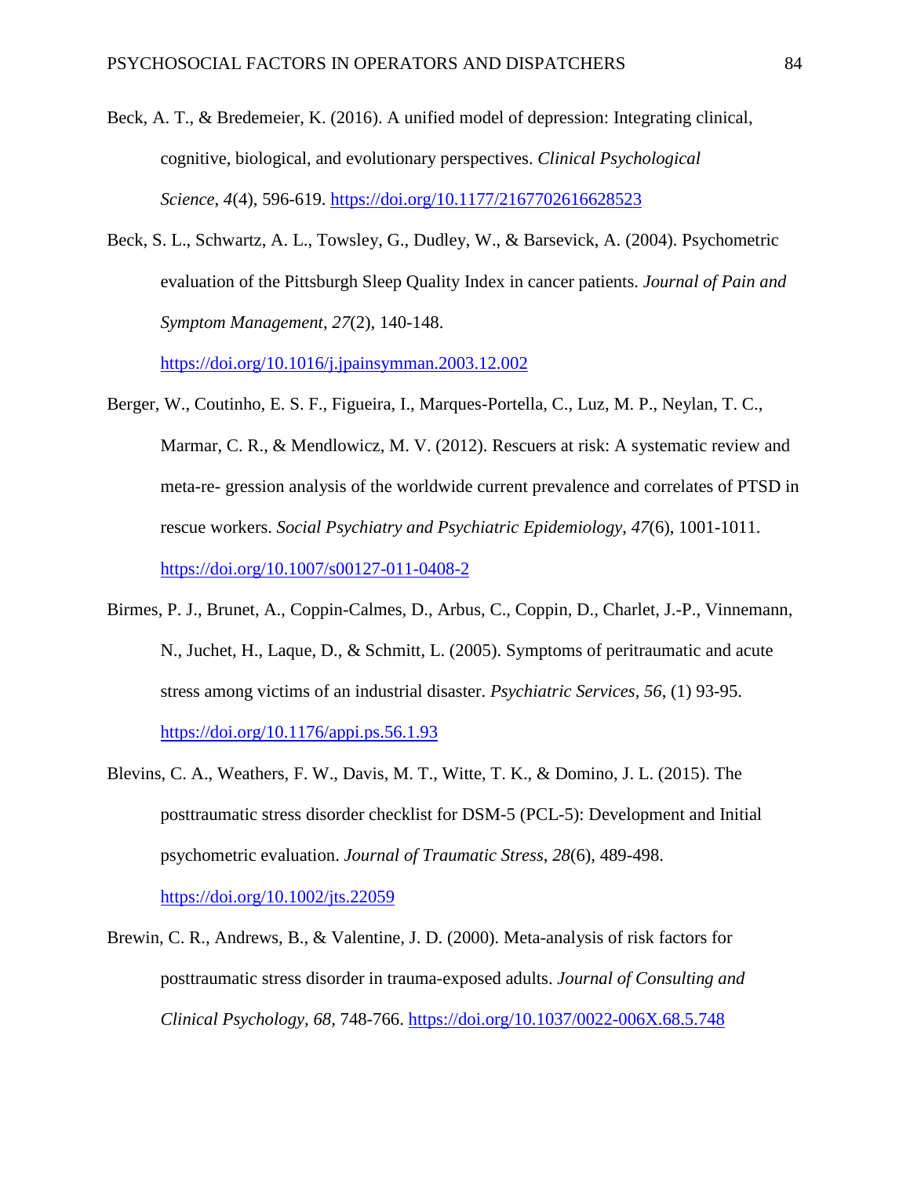Beck, A. T., & Bredemeier, K. (2016). A unified model of depression: Integrating clinical, cognitive, biological, and evolutionary perspectives. *Clinical Psychological Science*, *4*(4), 596-619. https://doi.org/10.1177/2167702616628523

Beck, S. L., Schwartz, A. L., Towsley, G., Dudley, W., & Barsevick, A. (2004). Psychometric evaluation of the Pittsburgh Sleep Quality Index in cancer patients. *Journal of Pain and Symptom Management*, *27*(2), 140-148. https://doi.org/10.1016/j.jpainsymman.2003.12.002

Berger, W., Coutinho, E. S. F., Figueira, I., Marques-Portella, C., Luz, M. P., Neylan, T. C., Marmar, C. R., & Mendlowicz, M. V. (2012). Rescuers at risk: A systematic review and meta-re- gression analysis of the worldwide current prevalence and correlates of PTSD in rescue workers. *Social Psychiatry and Psychiatric Epidemiology*, *47*(6), 1001-1011. https://doi.org/10.1007/s00127-011-0408-2

Birmes, P. J., Brunet, A., Coppin-Calmes, D., Arbus, C., Coppin, D., Charlet, J.-P., Vinnemann, N., Juchet, H., Laque, D., & Schmitt, L. (2005). Symptoms of peritraumatic and acute stress among victims of an industrial disaster. *Psychiatric Services*, *56*, (1) 93-95. https://doi.org/10.1176/appi.ps.56.1.93

Blevins, C. A., Weathers, F. W., Davis, M. T., Witte, T. K., & Domino, J. L. (2015). The posttraumatic stress disorder checklist for DSM-5 (PCL-5): Development and Initial psychometric evaluation. *Journal of Traumatic Stress*, *28*(6), 489-498. https://doi.org/10.1002/jts.22059

Brewin, C. R., Andrews, B., & Valentine, J. D. (2000). Meta-analysis of risk factors for posttraumatic stress disorder in trauma-exposed adults. *Journal of Consulting and Clinical Psychology*, *68*, 748-766. https://doi.org/10.1037/0022-006X.68.5.748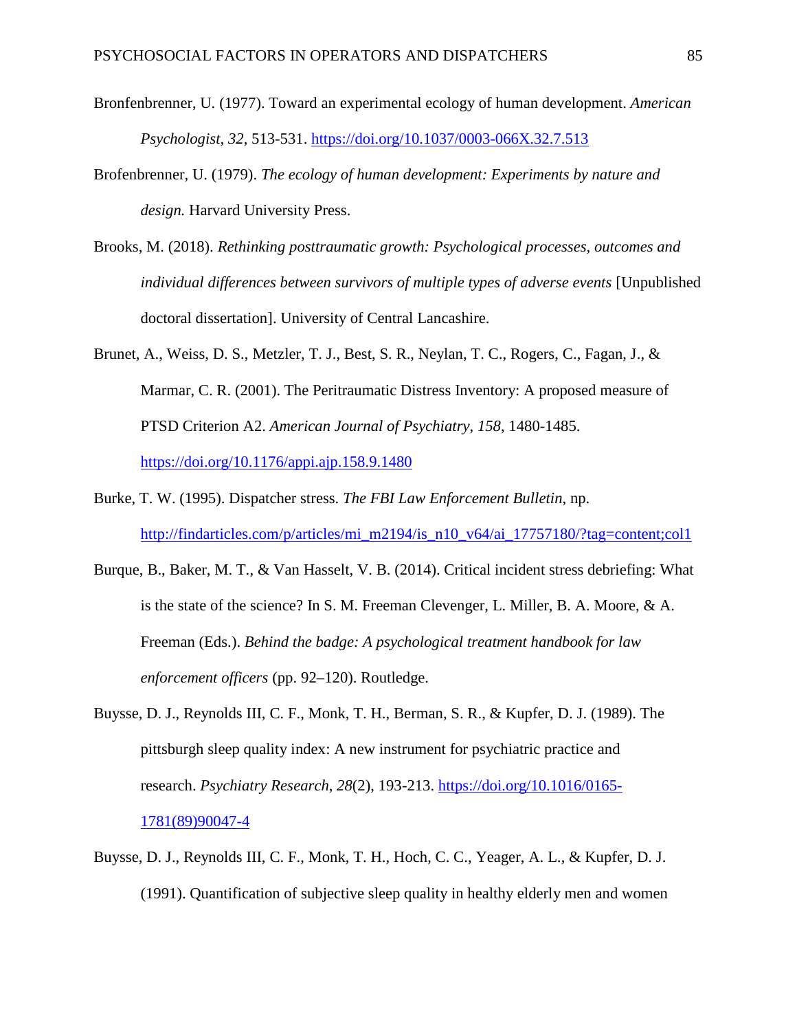Bronfenbrenner, U. (1977). Toward an experimental ecology of human development. *American Psychologist*, *32*, 513-531. https://doi.org/10.1037/0003-066X.32.7.513

Brofenbrenner, U. (1979). *The ecology of human development: Experiments by nature and design.* Harvard University Press.

Brooks, M. (2018). *Rethinking posttraumatic growth: Psychological processes, outcomes and individual differences between survivors of multiple types of adverse events* [Unpublished doctoral dissertation]. University of Central Lancashire.

Brunet, A., Weiss, D. S., Metzler, T. J., Best, S. R., Neylan, T. C., Rogers, C., Fagan, J., & Marmar, C. R. (2001). The Peritraumatic Distress Inventory: A proposed measure of PTSD Criterion A2. *American Journal of Psychiatry*, *158*, 1480-1485. https://doi.org/10.1176/appi.ajp.158.9.1480

Burke, T. W. (1995). Dispatcher stress. *The FBI Law Enforcement Bulletin*, np. http://findarticles.com/p/articles/mi_m2194/is_n10_v64/ai_17757180/?tag=content;col1

Burque, B., Baker, M. T., & Van Hasselt, V. B. (2014). Critical incident stress debriefing: What is the state of the science? In S. M. Freeman Clevenger, L. Miller, B. A. Moore, & A. Freeman (Eds.). *Behind the badge: A psychological treatment handbook for law enforcement officers* (pp. 92–120). Routledge.

Buysse, D. J., Reynolds III, C. F., Monk, T. H., Berman, S. R., & Kupfer, D. J. (1989). The pittsburgh sleep quality index: A new instrument for psychiatric practice and research. *Psychiatry Research*, *28*(2), 193-213. https://doi.org/10.1016/0165-1781(89)90047-4

Buysse, D. J., Reynolds III, C. F., Monk, T. H., Hoch, C. C., Yeager, A. L., & Kupfer, D. J. (1991). Quantification of subjective sleep quality in healthy elderly men and women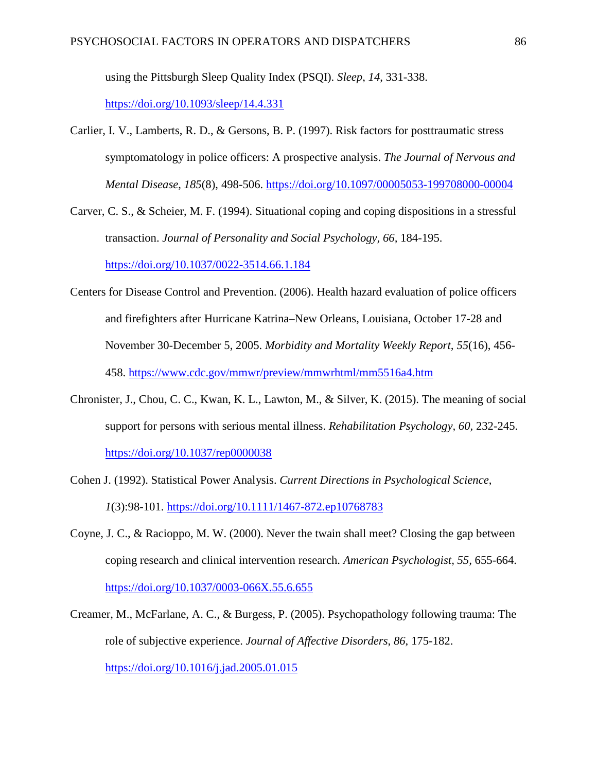using the Pittsburgh Sleep Quality Index (PSQI). *Sleep*, *14*, 331-338. https://doi.org/10.1093/sleep/14.4.331

Carlier, I. V., Lamberts, R. D., & Gersons, B. P. (1997). Risk factors for posttraumatic stress symptomatology in police officers: A prospective analysis. *The Journal of Nervous and Mental Disease*, *185*(8), 498-506. https://doi.org/10.1097/00005053-199708000-00004

Carver, C. S., & Scheier, M. F. (1994). Situational coping and coping dispositions in a stressful transaction. *Journal of Personality and Social Psychology*, *66*, 184-195. https://doi.org/10.1037/0022-3514.66.1.184

Centers for Disease Control and Prevention. (2006). Health hazard evaluation of police officers and firefighters after Hurricane Katrina–New Orleans, Louisiana, October 17-28 and November 30-December 5, 2005. *Morbidity and Mortality Weekly Report*, *55*(16), 456-458. https://www.cdc.gov/mmwr/preview/mmwrhtml/mm5516a4.htm

Chronister, J., Chou, C. C., Kwan, K. L., Lawton, M., & Silver, K. (2015). The meaning of social support for persons with serious mental illness. *Rehabilitation Psychology*, *60*, 232-245. https://doi.org/10.1037/rep0000038

Cohen J. (1992). Statistical Power Analysis. *Current Directions in Psychological Science*, *1*(3):98-101. https://doi.org/10.1111/1467-872.ep10768783

Coyne, J. C., & Racioppo, M. W. (2000). Never the twain shall meet? Closing the gap between coping research and clinical intervention research. *American Psychologist*, *55*, 655-664. https://doi.org/10.1037/0003-066X.55.6.655

Creamer, M., McFarlane, A. C., & Burgess, P. (2005). Psychopathology following trauma: The role of subjective experience. *Journal of Affective Disorders*, *86*, 175-182. https://doi.org/10.1016/j.jad.2005.01.015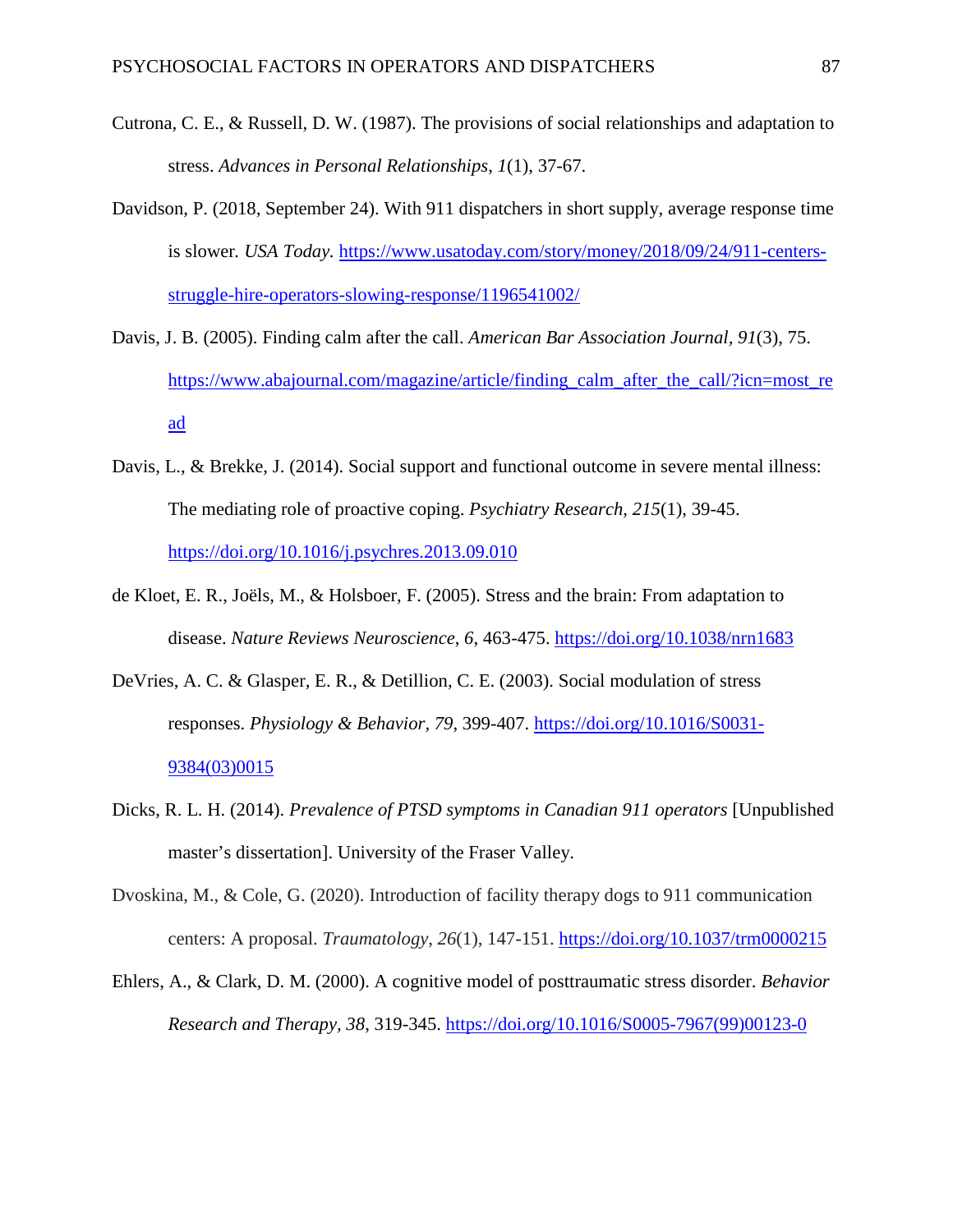Cutrona, C. E., & Russell, D. W. (1987). The provisions of social relationships and adaptation to stress. *Advances in Personal Relationships*, *1*(1), 37-67.

Davidson, P. (2018, September 24). With 911 dispatchers in short supply, average response time is slower. *USA Today.* https://www.usatoday.com/story/money/2018/09/24/911-centers-struggle-hire-operators-slowing-response/1196541002/

Davis, J. B. (2005). Finding calm after the call. *American Bar Association Journal, 91*(3), 75. https://www.abajournal.com/magazine/article/finding_calm_after_the_call/?icn=most_read

Davis, L., & Brekke, J. (2014). Social support and functional outcome in severe mental illness: The mediating role of proactive coping. *Psychiatry Research*, *215*(1), 39-45. https://doi.org/10.1016/j.psychres.2013.09.010

de Kloet, E. R., Joëls, M., & Holsboer, F. (2005). Stress and the brain: From adaptation to disease. *Nature Reviews Neuroscience*, *6*, 463-475. https://doi.org/10.1038/nrn1683

DeVries, A. C. & Glasper, E. R., & Detillion, C. E. (2003). Social modulation of stress responses. *Physiology & Behavior, 79*, 399-407. https://doi.org/10.1016/S0031-9384(03)0015

Dicks, R. L. H. (2014). *Prevalence of PTSD symptoms in Canadian 911 operators* [Unpublished master's dissertation]. University of the Fraser Valley.

Dvoskina, M., & Cole, G. (2020). Introduction of facility therapy dogs to 911 communication centers: A proposal. *Traumatology*, *26*(1), 147-151. https://doi.org/10.1037/trm0000215

Ehlers, A., & Clark, D. M. (2000). A cognitive model of posttraumatic stress disorder. *Behavior Research and Therapy*, *38*, 319-345. https://doi.org/10.1016/S0005-7967(99)00123-0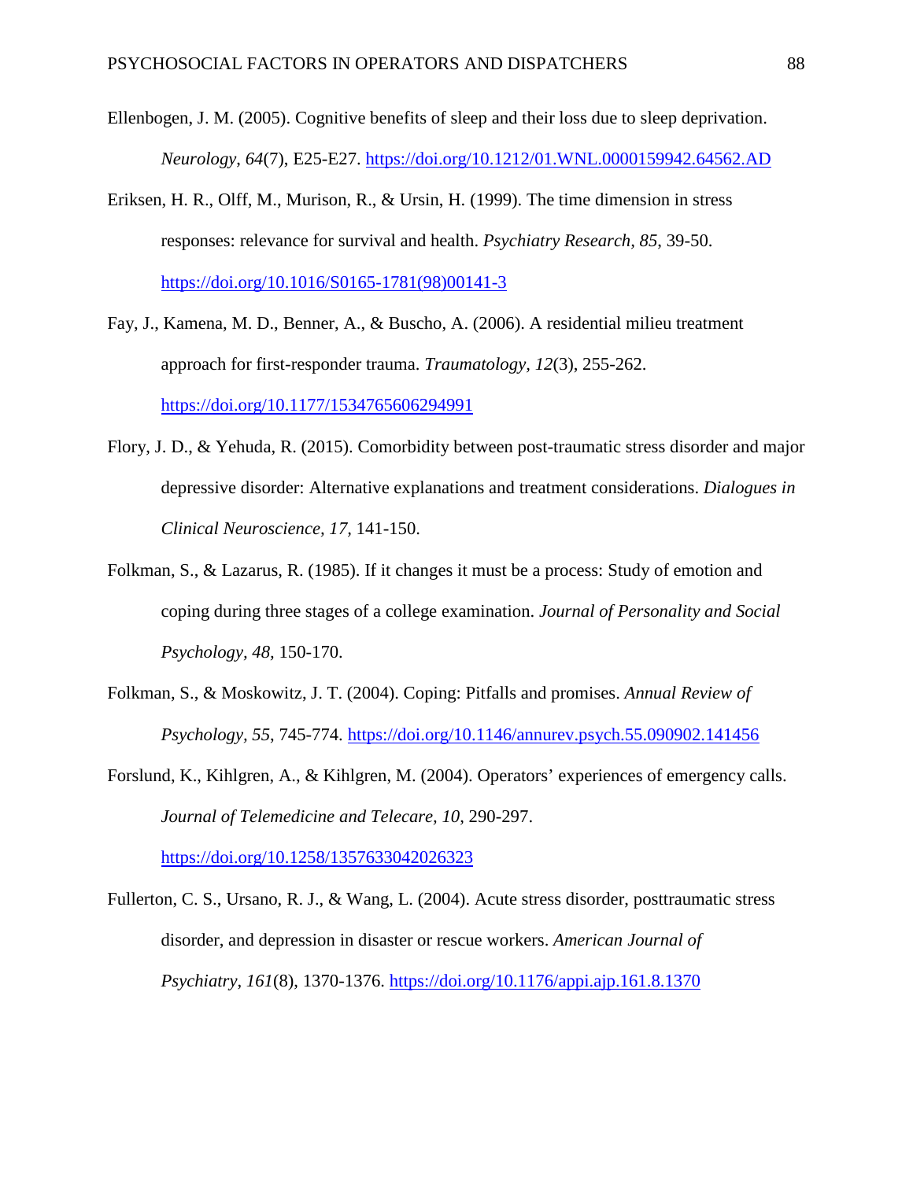Ellenbogen, J. M. (2005). Cognitive benefits of sleep and their loss due to sleep deprivation. *Neurology, 64*(7), E25-E27. https://doi.org/10.1212/01.WNL.0000159942.64562.AD

Eriksen, H. R., Olff, M., Murison, R., & Ursin, H. (1999). The time dimension in stress responses: relevance for survival and health. *Psychiatry Research, 85*, 39-50. https://doi.org/10.1016/S0165-1781(98)00141-3

Fay, J., Kamena, M. D., Benner, A., & Buscho, A. (2006). A residential milieu treatment approach for first-responder trauma. *Traumatology, 12*(3), 255-262. https://doi.org/10.1177/1534765606294991

Flory, J. D., & Yehuda, R. (2015). Comorbidity between post-traumatic stress disorder and major depressive disorder: Alternative explanations and treatment considerations. *Dialogues in Clinical Neuroscience, 17,* 141-150.

Folkman, S., & Lazarus, R. (1985). If it changes it must be a process: Study of emotion and coping during three stages of a college examination. *Journal of Personality and Social Psychology, 48,* 150-170.

Folkman, S., & Moskowitz, J. T. (2004). Coping: Pitfalls and promises. *Annual Review of Psychology, 55*, 745-774. https://doi.org/10.1146/annurev.psych.55.090902.141456

Forslund, K., Kihlgren, A., & Kihlgren, M. (2004). Operators' experiences of emergency calls. *Journal of Telemedicine and Telecare, 10*, 290-297. https://doi.org/10.1258/1357633042026323

Fullerton, C. S., Ursano, R. J., & Wang, L. (2004). Acute stress disorder, posttraumatic stress disorder, and depression in disaster or rescue workers. *American Journal of Psychiatry*, *161*(8), 1370-1376. https://doi.org/10.1176/appi.ajp.161.8.1370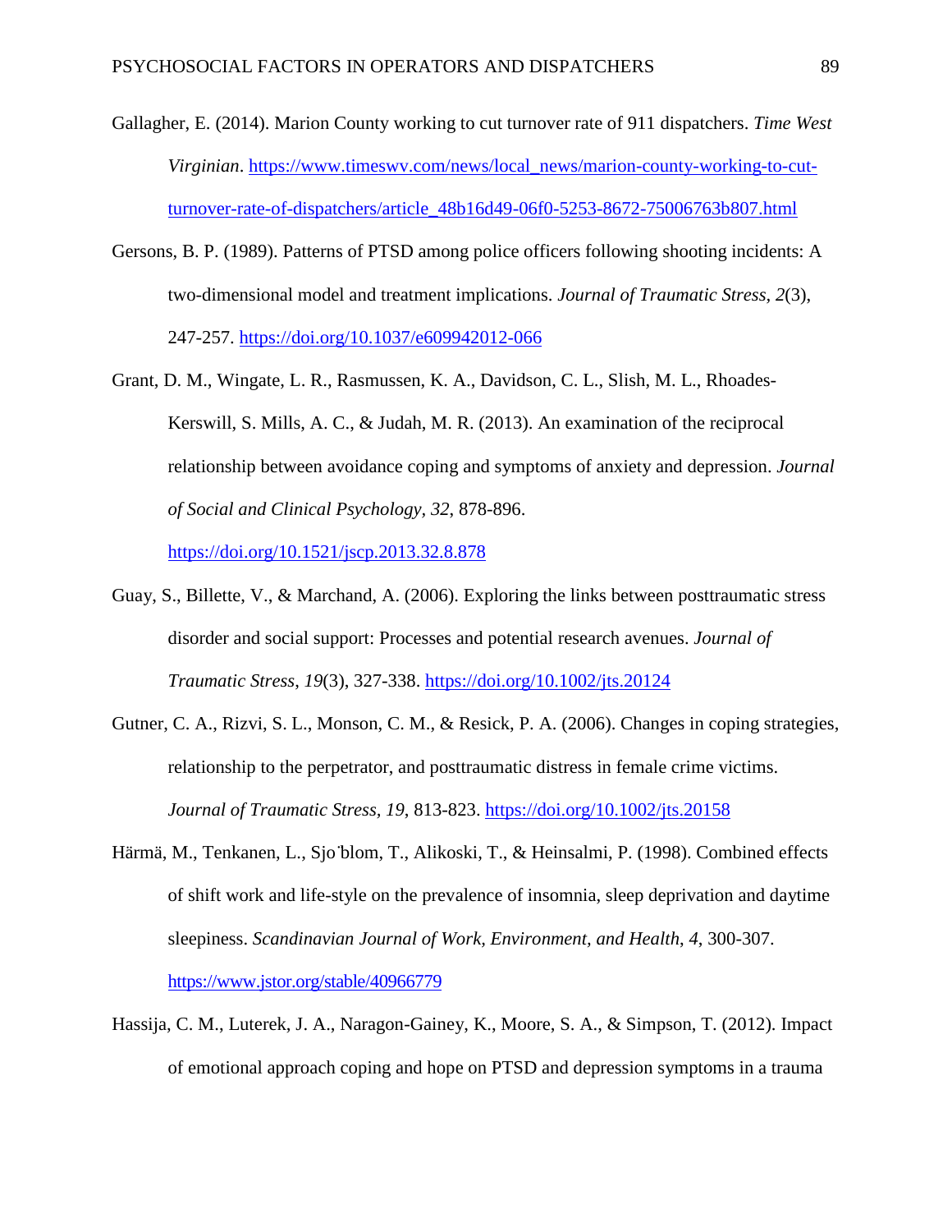Gallagher, E. (2014). Marion County working to cut turnover rate of 911 dispatchers. *Time West Virginian*. https://www.timeswv.com/news/local_news/marion-county-working-to-cut-turnover-rate-of-dispatchers/article_48b16d49-06f0-5253-8672-75006763b807.html

Gersons, B. P. (1989). Patterns of PTSD among police officers following shooting incidents: A two-dimensional model and treatment implications. *Journal of Traumatic Stress*, *2*(3), 247-257. https://doi.org/10.1037/e609942012-066

Grant, D. M., Wingate, L. R., Rasmussen, K. A., Davidson, C. L., Slish, M. L., Rhoades-Kerswill, S. Mills, A. C., & Judah, M. R. (2013). An examination of the reciprocal relationship between avoidance coping and symptoms of anxiety and depression. *Journal of Social and Clinical Psychology*, *32*, 878-896. https://doi.org/10.1521/jscp.2013.32.8.878

Guay, S., Billette, V., & Marchand, A. (2006). Exploring the links between posttraumatic stress disorder and social support: Processes and potential research avenues. *Journal of Traumatic Stress*, *19*(3), 327-338. https://doi.org/10.1002/jts.20124

Gutner, C. A., Rizvi, S. L., Monson, C. M., & Resick, P. A. (2006). Changes in coping strategies, relationship to the perpetrator, and posttraumatic distress in female crime victims. *Journal of Traumatic Stress, 19*, 813-823. https://doi.org/10.1002/jts.20158

Härmä, M., Tenkanen, L., Sjo ̈blom, T., Alikoski, T., & Heinsalmi, P. (1998). Combined effects of shift work and life-style on the prevalence of insomnia, sleep deprivation and daytime sleepiness. *Scandinavian Journal of Work, Environment, and Health*, *4*, 300-307. https://www.jstor.org/stable/40966779

Hassija, C. M., Luterek, J. A., Naragon-Gainey, K., Moore, S. A., & Simpson, T. (2012). Impact of emotional approach coping and hope on PTSD and depression symptoms in a trauma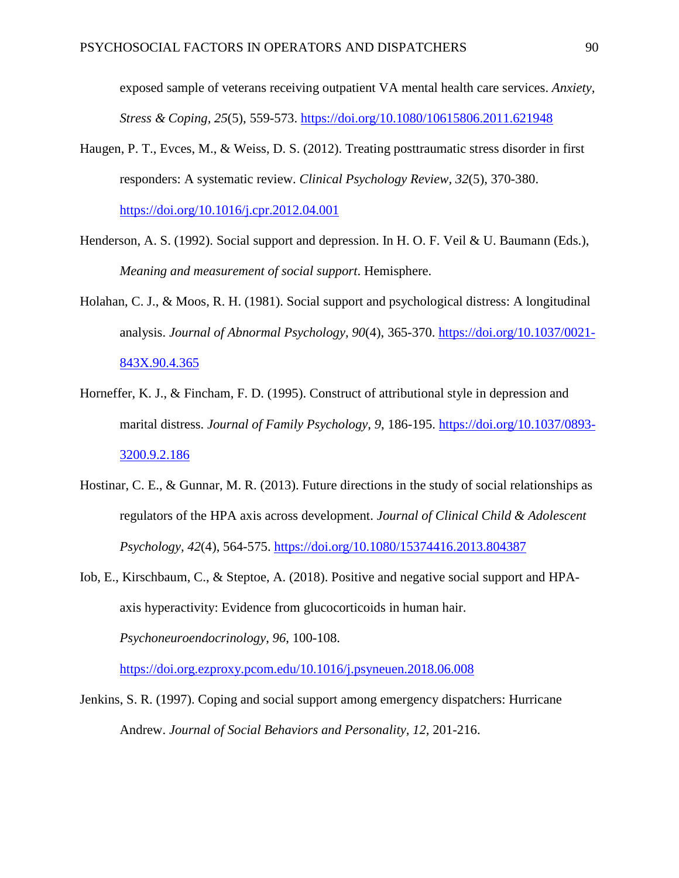exposed sample of veterans receiving outpatient VA mental health care services. *Anxiety, Stress & Coping, 25*(5), 559-573. https://doi.org/10.1080/10615806.2011.621948

Haugen, P. T., Evces, M., & Weiss, D. S. (2012). Treating posttraumatic stress disorder in first responders: A systematic review. *Clinical Psychology Review, 32*(5), 370-380. https://doi.org/10.1016/j.cpr.2012.04.001

Henderson, A. S. (1992). Social support and depression. In H. O. F. Veil & U. Baumann (Eds.), *Meaning and measurement of social support*. Hemisphere.

Holahan, C. J., & Moos, R. H. (1981). Social support and psychological distress: A longitudinal analysis. *Journal of Abnormal Psychology, 90*(4), 365-370. https://doi.org/10.1037/0021-843X.90.4.365

Horneffer, K. J., & Fincham, F. D. (1995). Construct of attributional style in depression and marital distress. *Journal of Family Psychology, 9*, 186-195. https://doi.org/10.1037/0893-3200.9.2.186

Hostinar, C. E., & Gunnar, M. R. (2013). Future directions in the study of social relationships as regulators of the HPA axis across development. *Journal of Clinical Child & Adolescent Psychology, 42*(4), 564-575. https://doi.org/10.1080/15374416.2013.804387

Iob, E., Kirschbaum, C., & Steptoe, A. (2018). Positive and negative social support and HPA-axis hyperactivity: Evidence from glucocorticoids in human hair. *Psychoneuroendocrinology, 96*, 100-108. https://doi.org.ezproxy.pcom.edu/10.1016/j.psyneuen.2018.06.008

Jenkins, S. R. (1997). Coping and social support among emergency dispatchers: Hurricane Andrew. *Journal of Social Behaviors and Personality, 12*, 201-216.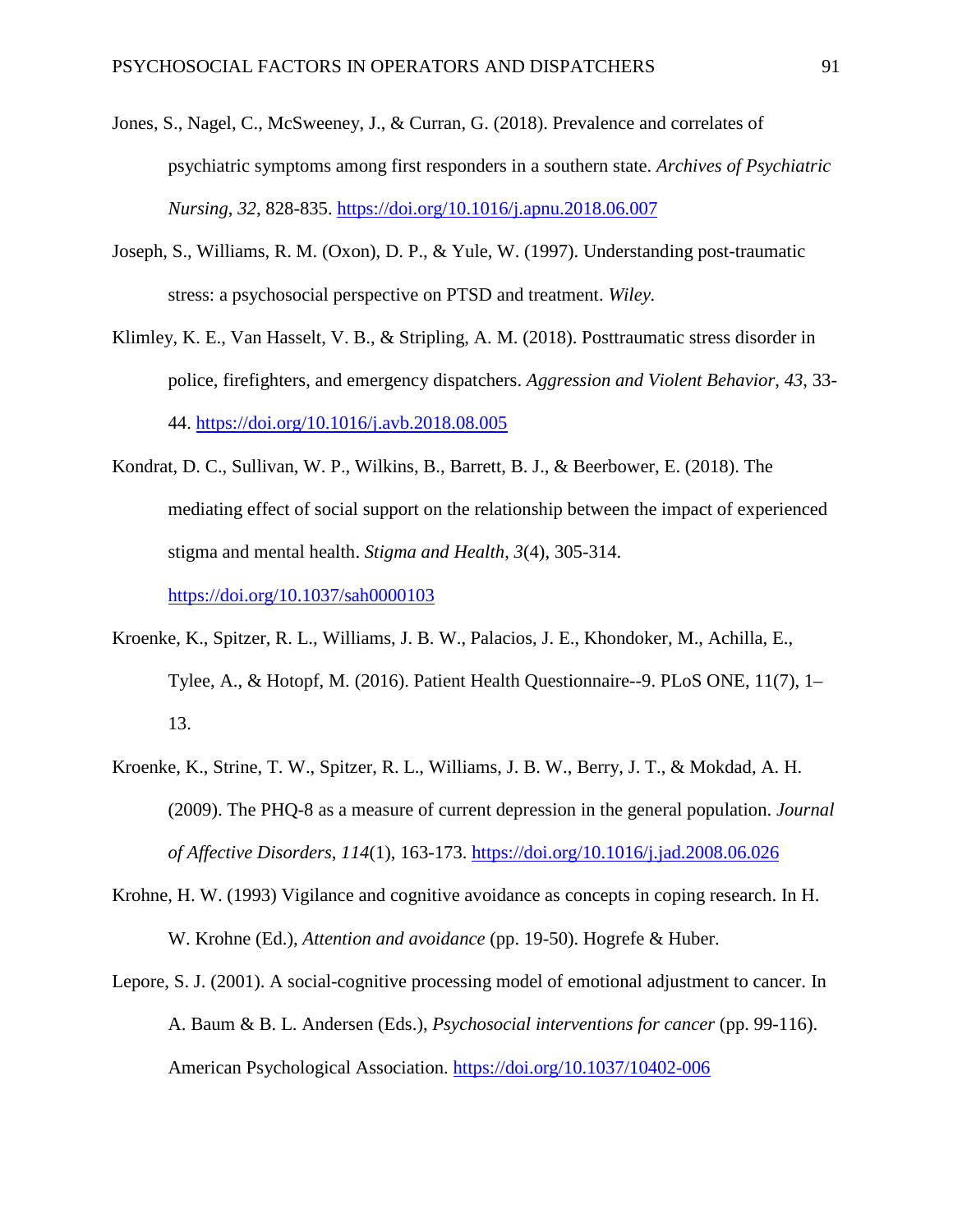Jones, S., Nagel, C., McSweeney, J., & Curran, G. (2018). Prevalence and correlates of psychiatric symptoms among first responders in a southern state. *Archives of Psychiatric Nursing*, *32*, 828-835. https://doi.org/10.1016/j.apnu.2018.06.007

Joseph, S., Williams, R. M. (Oxon), D. P., & Yule, W. (1997). Understanding post-traumatic stress: a psychosocial perspective on PTSD and treatment. *Wiley.*

Klimley, K. E., Van Hasselt, V. B., & Stripling, A. M. (2018). Posttraumatic stress disorder in police, firefighters, and emergency dispatchers. *Aggression and Violent Behavior*, *43*, 33-44. https://doi.org/10.1016/j.avb.2018.08.005

Kondrat, D. C., Sullivan, W. P., Wilkins, B., Barrett, B. J., & Beerbower, E. (2018). The mediating effect of social support on the relationship between the impact of experienced stigma and mental health. *Stigma and Health*, *3*(4), 305-314. https://doi.org/10.1037/sah0000103

Kroenke, K., Spitzer, R. L., Williams, J. B. W., Palacios, J. E., Khondoker, M., Achilla, E., Tylee, A., & Hotopf, M. (2016). Patient Health Questionnaire--9. PLoS ONE, 11(7), 1–13.

Kroenke, K., Strine, T. W., Spitzer, R. L., Williams, J. B. W., Berry, J. T., & Mokdad, A. H. (2009). The PHQ-8 as a measure of current depression in the general population. *Journal of Affective Disorders*, *114*(1), 163-173. https://doi.org/10.1016/j.jad.2008.06.026

Krohne, H. W. (1993) Vigilance and cognitive avoidance as concepts in coping research. In H. W. Krohne (Ed.), *Attention and avoidance* (pp. 19-50). Hogrefe & Huber.

Lepore, S. J. (2001). A social-cognitive processing model of emotional adjustment to cancer. In A. Baum & B. L. Andersen (Eds.), *Psychosocial interventions for cancer* (pp. 99-116). American Psychological Association. https://doi.org/10.1037/10402-006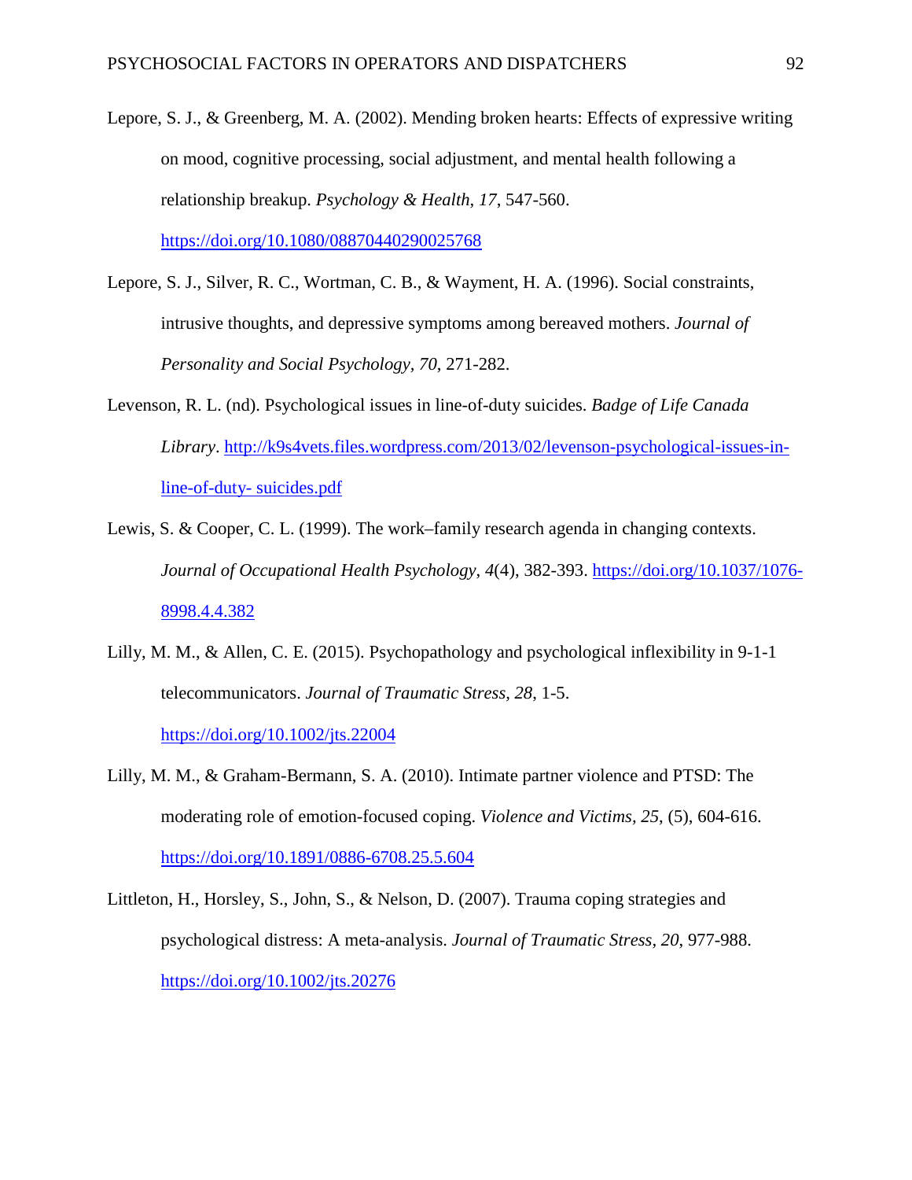Lepore, S. J., & Greenberg, M. A. (2002). Mending broken hearts: Effects of expressive writing on mood, cognitive processing, social adjustment, and mental health following a relationship breakup. *Psychology & Health, 17*, 547-560. https://doi.org/10.1080/08870440290025768

Lepore, S. J., Silver, R. C., Wortman, C. B., & Wayment, H. A. (1996). Social constraints, intrusive thoughts, and depressive symptoms among bereaved mothers. *Journal of Personality and Social Psychology, 70*, 271-282.

Levenson, R. L. (nd). Psychological issues in line-of-duty suicides. *Badge of Life Canada Library*. http://k9s4vets.files.wordpress.com/2013/02/levenson-psychological-issues-in-line-of-duty- suicides.pdf

Lewis, S. & Cooper, C. L. (1999). The work–family research agenda in changing contexts. *Journal of Occupational Health Psychology*, *4*(4), 382-393. https://doi.org/10.1037/1076-8998.4.4.382

Lilly, M. M., & Allen, C. E. (2015). Psychopathology and psychological inflexibility in 9-1-1 telecommunicators. *Journal of Traumatic Stress, 28*, 1-5. https://doi.org/10.1002/jts.22004

Lilly, M. M., & Graham-Bermann, S. A. (2010). Intimate partner violence and PTSD: The moderating role of emotion-focused coping. *Violence and Victims, 25*, (5), 604-616. https://doi.org/10.1891/0886-6708.25.5.604

Littleton, H., Horsley, S., John, S., & Nelson, D. (2007). Trauma coping strategies and psychological distress: A meta-analysis. *Journal of Traumatic Stress*, *20*, 977-988. https://doi.org/10.1002/jts.20276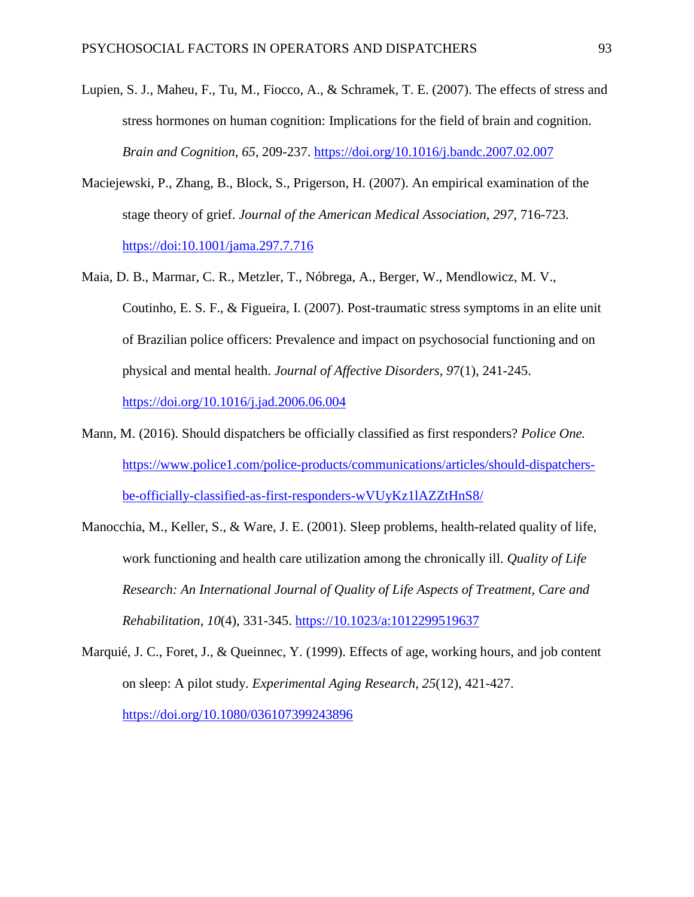Lupien, S. J., Maheu, F., Tu, M., Fiocco, A., & Schramek, T. E. (2007). The effects of stress and stress hormones on human cognition: Implications for the field of brain and cognition. *Brain and Cognition*, *65*, 209-237. https://doi.org/10.1016/j.bandc.2007.02.007

Maciejewski, P., Zhang, B., Block, S., Prigerson, H. (2007). An empirical examination of the stage theory of grief. *Journal of the American Medical Association*, *297*, 716-723. https://doi:10.1001/jama.297.7.716

Maia, D. B., Marmar, C. R., Metzler, T., Nóbrega, A., Berger, W., Mendlowicz, M. V., Coutinho, E. S. F., & Figueira, I. (2007). Post-traumatic stress symptoms in an elite unit of Brazilian police officers: Prevalence and impact on psychosocial functioning and on physical and mental health. *Journal of Affective Disorders*, *97*(1), 241-245. https://doi.org/10.1016/j.jad.2006.06.004

Mann, M. (2016). Should dispatchers be officially classified as first responders? *Police One.* https://www.police1.com/police-products/communications/articles/should-dispatchers-be-officially-classified-as-first-responders-wVUyKz1lAZZtHnS8/

Manocchia, M., Keller, S., & Ware, J. E. (2001). Sleep problems, health-related quality of life, work functioning and health care utilization among the chronically ill. *Quality of Life Research: An International Journal of Quality of Life Aspects of Treatment, Care and Rehabilitation*, *10*(4), 331-345. https://10.1023/a:1012299519637

Marquié, J. C., Foret, J., & Queinnec, Y. (1999). Effects of age, working hours, and job content on sleep: A pilot study. *Experimental Aging Research*, *25*(12), 421-427. https://doi.org/10.1080/036107399243896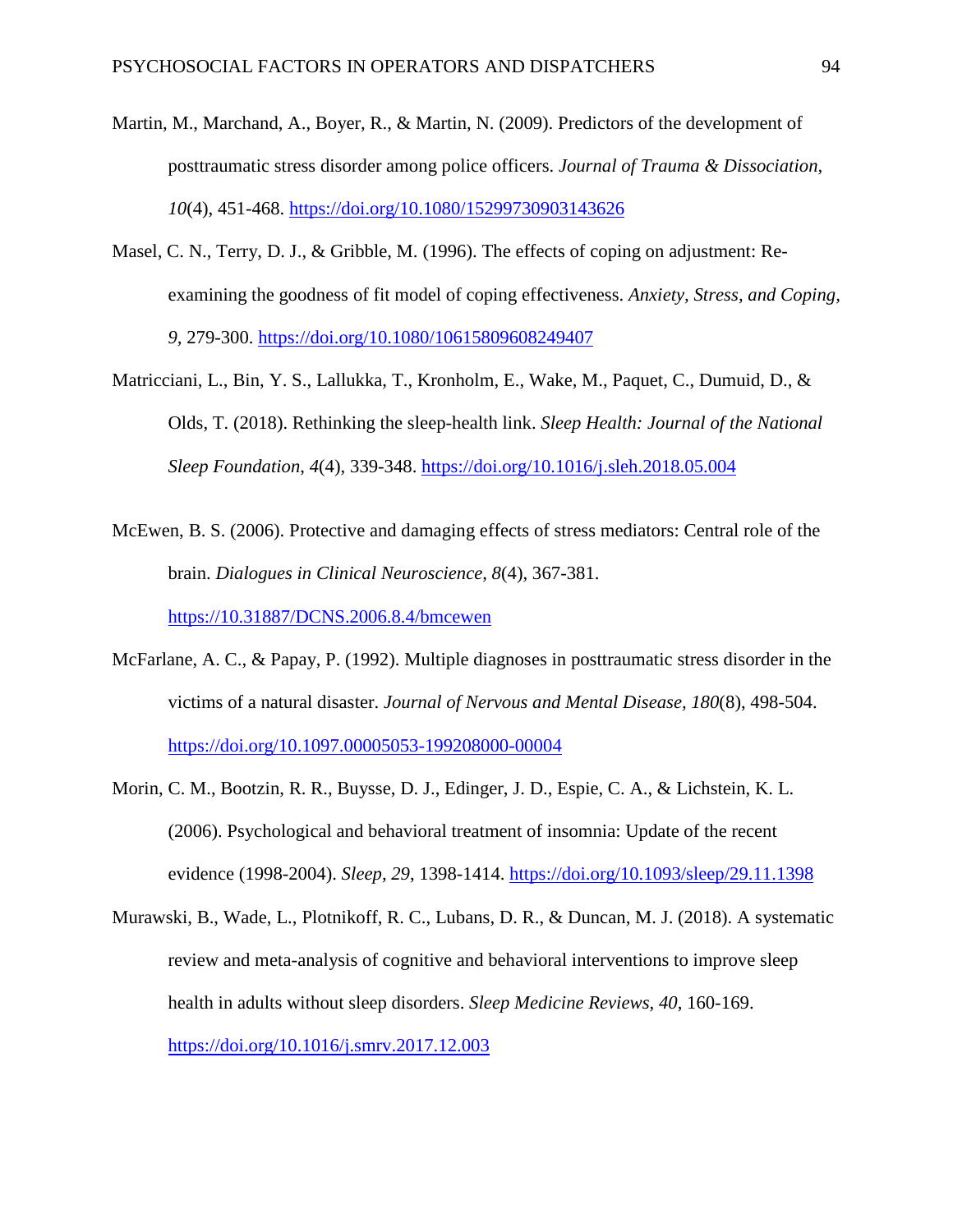Martin, M., Marchand, A., Boyer, R., & Martin, N. (2009). Predictors of the development of posttraumatic stress disorder among police officers. *Journal of Trauma & Dissociation, 10*(4), 451-468. https://doi.org/10.1080/15299730903143626

Masel, C. N., Terry, D. J., & Gribble, M. (1996). The effects of coping on adjustment: Re-examining the goodness of fit model of coping effectiveness. *Anxiety, Stress, and Coping, 9*, 279-300. https://doi.org/10.1080/10615809608249407

Matricciani, L., Bin, Y. S., Lallukka, T., Kronholm, E., Wake, M., Paquet, C., Dumuid, D., & Olds, T. (2018). Rethinking the sleep-health link. *Sleep Health: Journal of the National Sleep Foundation, 4*(4), 339-348. https://doi.org/10.1016/j.sleh.2018.05.004

McEwen, B. S. (2006). Protective and damaging effects of stress mediators: Central role of the brain. *Dialogues in Clinical Neuroscience, 8*(4), 367-381. https://10.31887/DCNS.2006.8.4/bmcewen

McFarlane, A. C., & Papay, P. (1992). Multiple diagnoses in posttraumatic stress disorder in the victims of a natural disaster. *Journal of Nervous and Mental Disease, 180*(8), 498-504. https://doi.org/10.1097.00005053-199208000-00004

Morin, C. M., Bootzin, R. R., Buysse, D. J., Edinger, J. D., Espie, C. A., & Lichstein, K. L. (2006). Psychological and behavioral treatment of insomnia: Update of the recent evidence (1998-2004). *Sleep, 29*, 1398-1414. https://doi.org/10.1093/sleep/29.11.1398

Murawski, B., Wade, L., Plotnikoff, R. C., Lubans, D. R., & Duncan, M. J. (2018). A systematic review and meta-analysis of cognitive and behavioral interventions to improve sleep health in adults without sleep disorders. *Sleep Medicine Reviews, 40*, 160-169. https://doi.org/10.1016/j.smrv.2017.12.003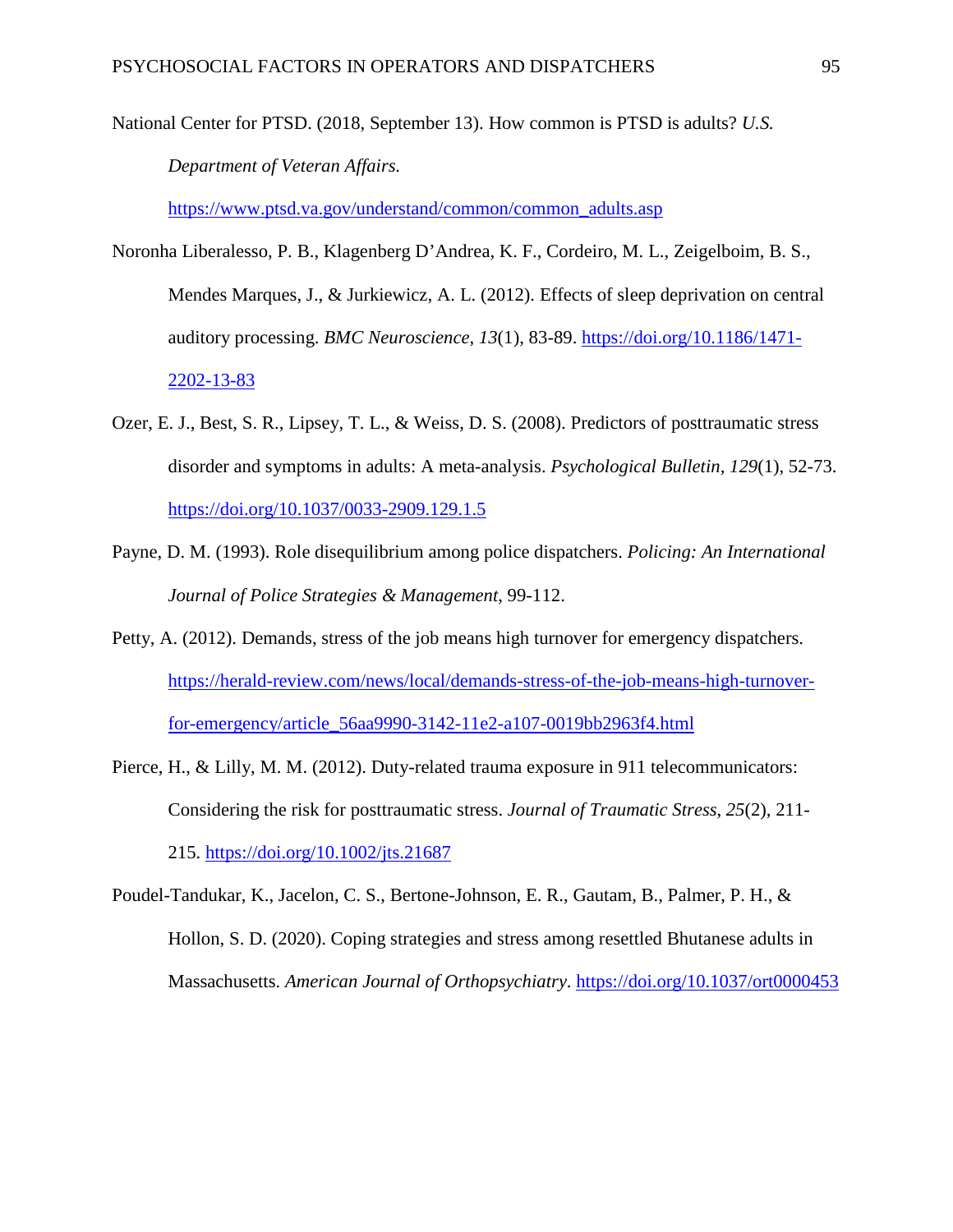National Center for PTSD. (2018, September 13). How common is PTSD is adults? *U.S. Department of Veteran Affairs.* https://www.ptsd.va.gov/understand/common/common_adults.asp

Noronha Liberalesso, P. B., Klagenberg D'Andrea, K. F., Cordeiro, M. L., Zeigelboim, B. S., Mendes Marques, J., & Jurkiewicz, A. L. (2012). Effects of sleep deprivation on central auditory processing. *BMC Neuroscience*, *13*(1), 83-89. https://doi.org/10.1186/1471-2202-13-83

Ozer, E. J., Best, S. R., Lipsey, T. L., & Weiss, D. S. (2008). Predictors of posttraumatic stress disorder and symptoms in adults: A meta-analysis. *Psychological Bulletin*, *129*(1), 52-73. https://doi.org/10.1037/0033-2909.129.1.5

Payne, D. M. (1993). Role disequilibrium among police dispatchers. *Policing: An International Journal of Police Strategies & Management*, 99-112.

Petty, A. (2012). Demands, stress of the job means high turnover for emergency dispatchers. https://herald-review.com/news/local/demands-stress-of-the-job-means-high-turnover-for-emergency/article_56aa9990-3142-11e2-a107-0019bb2963f4.html

Pierce, H., & Lilly, M. M. (2012). Duty-related trauma exposure in 911 telecommunicators: Considering the risk for posttraumatic stress. *Journal of Traumatic Stress*, *25*(2), 211-215. https://doi.org/10.1002/jts.21687

Poudel-Tandukar, K., Jacelon, C. S., Bertone-Johnson, E. R., Gautam, B., Palmer, P. H., & Hollon, S. D. (2020). Coping strategies and stress among resettled Bhutanese adults in Massachusetts. *American Journal of Orthopsychiatry*. https://doi.org/10.1037/ort0000453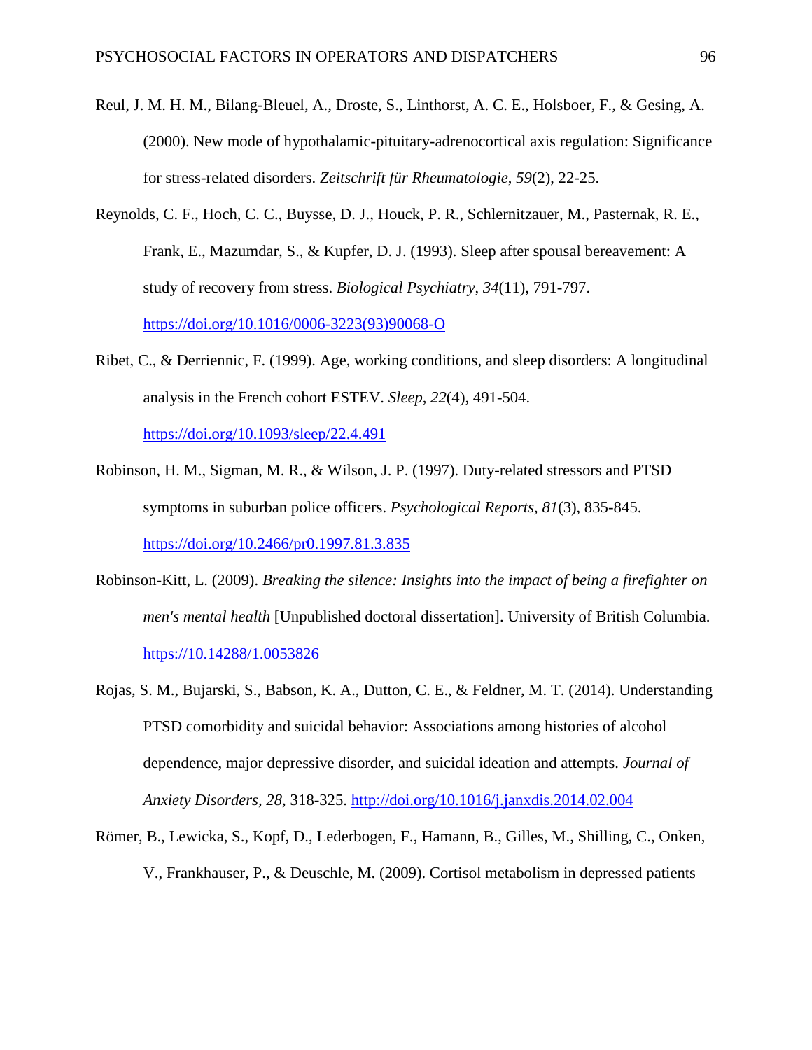Reul, J. M. H. M., Bilang-Bleuel, A., Droste, S., Linthorst, A. C. E., Holsboer, F., & Gesing, A. (2000). New mode of hypothalamic-pituitary-adrenocortical axis regulation: Significance for stress-related disorders. *Zeitschrift für Rheumatologie*, *59*(2), 22-25.

Reynolds, C. F., Hoch, C. C., Buysse, D. J., Houck, P. R., Schlernitzauer, M., Pasternak, R. E., Frank, E., Mazumdar, S., & Kupfer, D. J. (1993). Sleep after spousal bereavement: A study of recovery from stress. *Biological Psychiatry*, *34*(11), 791-797. https://doi.org/10.1016/0006-3223(93)90068-O

Ribet, C., & Derriennic, F. (1999). Age, working conditions, and sleep disorders: A longitudinal analysis in the French cohort ESTEV. *Sleep*, *22*(4), 491-504. https://doi.org/10.1093/sleep/22.4.491

Robinson, H. M., Sigman, M. R., & Wilson, J. P. (1997). Duty-related stressors and PTSD symptoms in suburban police officers. *Psychological Reports, 81*(3), 835-845. https://doi.org/10.2466/pr0.1997.81.3.835

Robinson-Kitt, L. (2009). *Breaking the silence: Insights into the impact of being a firefighter on men's mental health* [Unpublished doctoral dissertation]. University of British Columbia. https://10.14288/1.0053826

Rojas, S. M., Bujarski, S., Babson, K. A., Dutton, C. E., & Feldner, M. T. (2014). Understanding PTSD comorbidity and suicidal behavior: Associations among histories of alcohol dependence, major depressive disorder, and suicidal ideation and attempts. *Journal of Anxiety Disorders, 28,* 318-325. http://doi.org/10.1016/j.janxdis.2014.02.004

Römer, B., Lewicka, S., Kopf, D., Lederbogen, F., Hamann, B., Gilles, M., Shilling, C., Onken, V., Frankhauser, P., & Deuschle, M. (2009). Cortisol metabolism in depressed patients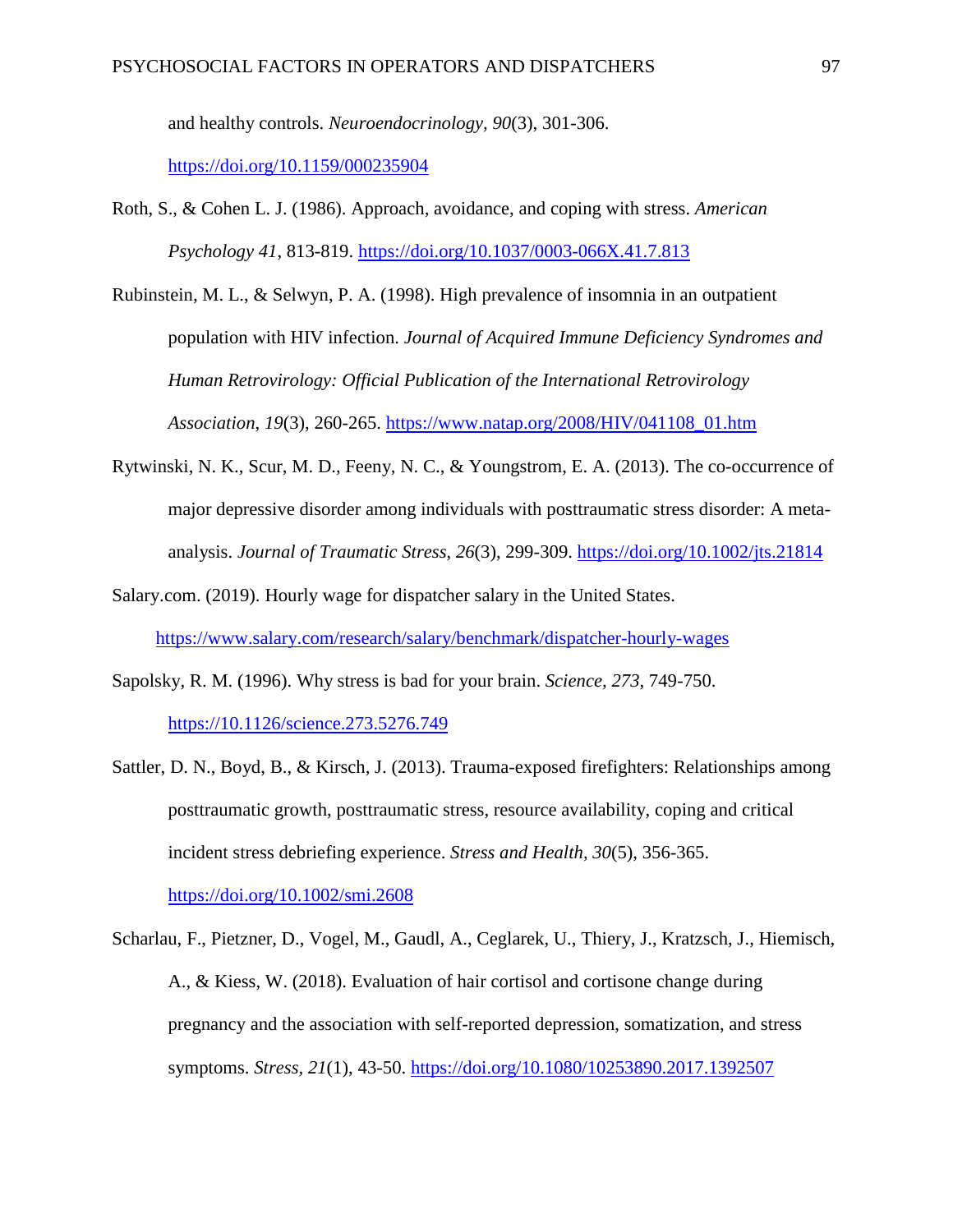and healthy controls. *Neuroendocrinology, 90*(3), 301-306. https://doi.org/10.1159/000235904

Roth, S., & Cohen L. J. (1986). Approach, avoidance, and coping with stress. *American Psychology 41*, 813-819. https://doi.org/10.1037/0003-066X.41.7.813

Rubinstein, M. L., & Selwyn, P. A. (1998). High prevalence of insomnia in an outpatient population with HIV infection. *Journal of Acquired Immune Deficiency Syndromes and Human Retrovirology: Official Publication of the International Retrovirology Association*, *19*(3), 260-265. https://www.natap.org/2008/HIV/041108_01.htm

Rytwinski, N. K., Scur, M. D., Feeny, N. C., & Youngstrom, E. A. (2013). The co-occurrence of major depressive disorder among individuals with posttraumatic stress disorder: A meta-analysis. *Journal of Traumatic Stress*, *26*(3), 299-309. https://doi.org/10.1002/jts.21814

Salary.com. (2019). Hourly wage for dispatcher salary in the United States. https://www.salary.com/research/salary/benchmark/dispatcher-hourly-wages

Sapolsky, R. M. (1996). Why stress is bad for your brain. *Science, 273,* 749-750. https://10.1126/science.273.5276.749

Sattler, D. N., Boyd, B., & Kirsch, J. (2013). Trauma-exposed firefighters: Relationships among posttraumatic growth, posttraumatic stress, resource availability, coping and critical incident stress debriefing experience. *Stress and Health, 30*(5), 356-365. https://doi.org/10.1002/smi.2608

Scharlau, F., Pietzner, D., Vogel, M., Gaudl, A., Ceglarek, U., Thiery, J., Kratzsch, J., Hiemisch, A., & Kiess, W. (2018). Evaluation of hair cortisol and cortisone change during pregnancy and the association with self-reported depression, somatization, and stress symptoms. *Stress, 21*(1), 43-50. https://doi.org/10.1080/10253890.2017.1392507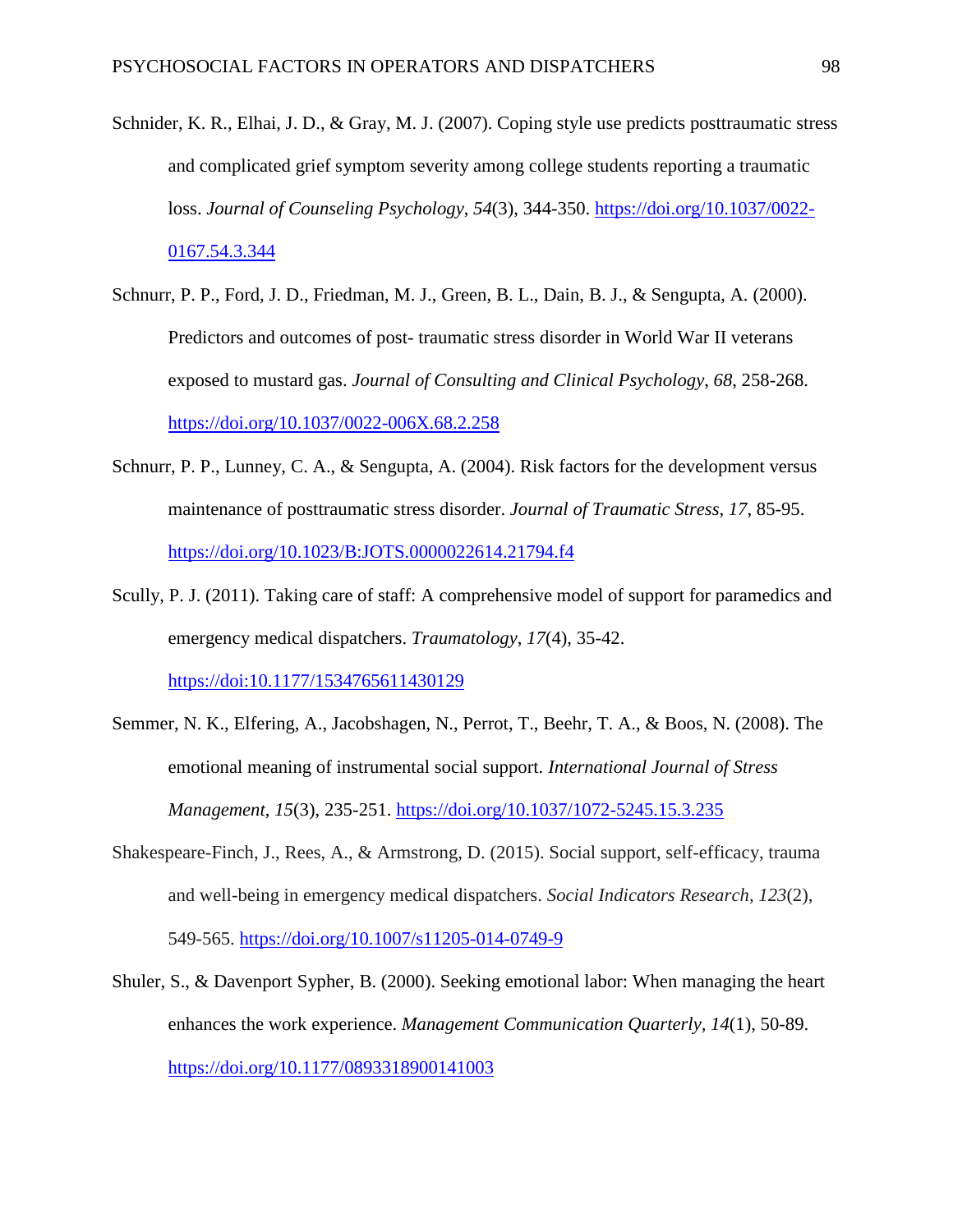Schnider, K. R., Elhai, J. D., & Gray, M. J. (2007). Coping style use predicts posttraumatic stress and complicated grief symptom severity among college students reporting a traumatic loss. *Journal of Counseling Psychology*, *54*(3), 344-350. https://doi.org/10.1037/0022-0167.54.3.344

Schnurr, P. P., Ford, J. D., Friedman, M. J., Green, B. L., Dain, B. J., & Sengupta, A. (2000). Predictors and outcomes of post- traumatic stress disorder in World War II veterans exposed to mustard gas. *Journal of Consulting and Clinical Psychology*, *68*, 258-268. https://doi.org/10.1037/0022-006X.68.2.258

Schnurr, P. P., Lunney, C. A., & Sengupta, A. (2004). Risk factors for the development versus maintenance of posttraumatic stress disorder. *Journal of Traumatic Stress*, *17*, 85-95. https://doi.org/10.1023/B:JOTS.0000022614.21794.f4

Scully, P. J. (2011). Taking care of staff: A comprehensive model of support for paramedics and emergency medical dispatchers. *Traumatology*, *17*(4), 35-42. https://doi:10.1177/1534765611430129

Semmer, N. K., Elfering, A., Jacobshagen, N., Perrot, T., Beehr, T. A., & Boos, N. (2008). The emotional meaning of instrumental social support. *International Journal of Stress Management*, *15*(3), 235-251. https://doi.org/10.1037/1072-5245.15.3.235

Shakespeare-Finch, J., Rees, A., & Armstrong, D. (2015). Social support, self-efficacy, trauma and well-being in emergency medical dispatchers. *Social Indicators Research*, *123*(2), 549-565. https://doi.org/10.1007/s11205-014-0749-9

Shuler, S., & Davenport Sypher, B. (2000). Seeking emotional labor: When managing the heart enhances the work experience. *Management Communication Quarterly*, *14*(1), 50-89. https://doi.org/10.1177/0893318900141003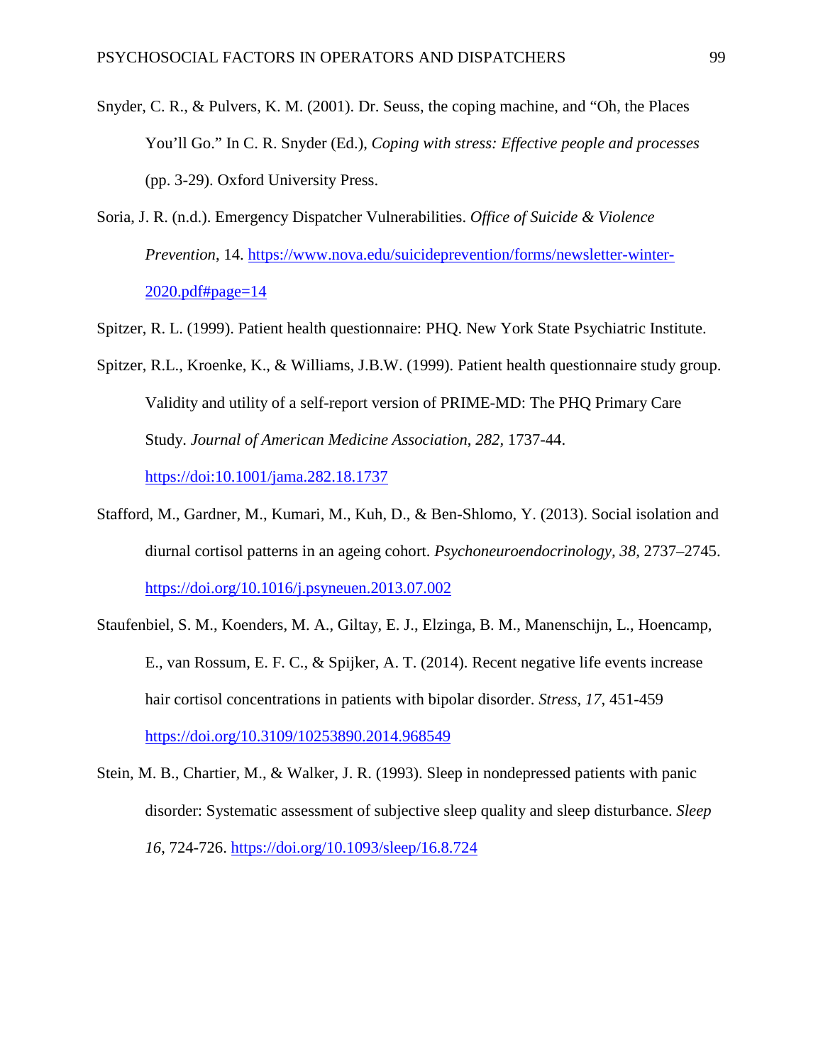Snyder, C. R., & Pulvers, K. M. (2001). Dr. Seuss, the coping machine, and "Oh, the Places You'll Go." In C. R. Snyder (Ed.), *Coping with stress: Effective people and processes* (pp. 3-29). Oxford University Press.

Soria, J. R. (n.d.). Emergency Dispatcher Vulnerabilities. *Office of Suicide & Violence Prevention*, 14. https://www.nova.edu/suicideprevention/forms/newsletter-winter-2020.pdf#page=14

Spitzer, R. L. (1999). Patient health questionnaire: PHQ. New York State Psychiatric Institute.

Spitzer, R.L., Kroenke, K., & Williams, J.B.W. (1999). Patient health questionnaire study group. Validity and utility of a self-report version of PRIME-MD: The PHQ Primary Care Study. *Journal of American Medicine Association*, *282*, 1737-44. https://doi:10.1001/jama.282.18.1737

Stafford, M., Gardner, M., Kumari, M., Kuh, D., & Ben-Shlomo, Y. (2013). Social isolation and diurnal cortisol patterns in an ageing cohort. *Psychoneuroendocrinology, 38*, 2737–2745. https://doi.org/10.1016/j.psyneuen.2013.07.002

Staufenbiel, S. M., Koenders, M. A., Giltay, E. J., Elzinga, B. M., Manenschijn, L., Hoencamp, E., van Rossum, E. F. C., & Spijker, A. T. (2014). Recent negative life events increase hair cortisol concentrations in patients with bipolar disorder. *Stress*, *17*, 451-459 https://doi.org/10.3109/10253890.2014.968549

Stein, M. B., Chartier, M., & Walker, J. R. (1993). Sleep in nondepressed patients with panic disorder: Systematic assessment of subjective sleep quality and sleep disturbance. *Sleep 16*, 724-726. https://doi.org/10.1093/sleep/16.8.724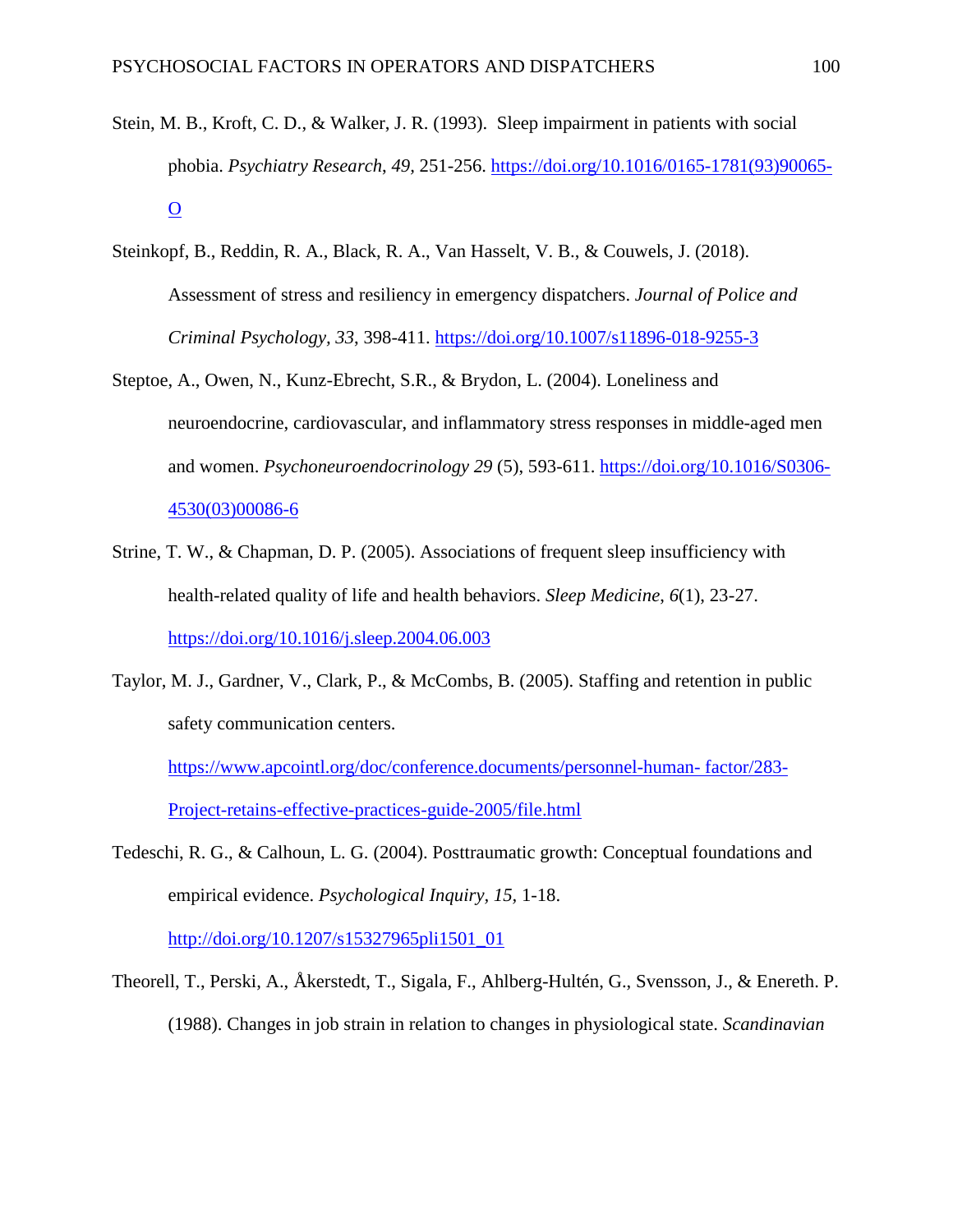Stein, M. B., Kroft, C. D., & Walker, J. R. (1993). Sleep impairment in patients with social phobia. *Psychiatry Research*, *49*, 251-256. https://doi.org/10.1016/0165-1781(93)90065-O

Steinkopf, B., Reddin, R. A., Black, R. A., Van Hasselt, V. B., & Couwels, J. (2018). Assessment of stress and resiliency in emergency dispatchers. *Journal of Police and Criminal Psychology*, *33*, 398-411. https://doi.org/10.1007/s11896-018-9255-3

Steptoe, A., Owen, N., Kunz-Ebrecht, S.R., & Brydon, L. (2004). Loneliness and neuroendocrine, cardiovascular, and inflammatory stress responses in middle-aged men and women. *Psychoneuroendocrinology 29* (5), 593-611. https://doi.org/10.1016/S0306-4530(03)00086-6

Strine, T. W., & Chapman, D. P. (2005). Associations of frequent sleep insufficiency with health-related quality of life and health behaviors. *Sleep Medicine*, *6*(1), 23-27. https://doi.org/10.1016/j.sleep.2004.06.003

Taylor, M. J., Gardner, V., Clark, P., & McCombs, B. (2005). Staffing and retention in public safety communication centers. https://www.apcointl.org/doc/conference.documents/personnel-human- factor/283-Project-retains-effective-practices-guide-2005/file.html

Tedeschi, R. G., & Calhoun, L. G. (2004). Posttraumatic growth: Conceptual foundations and empirical evidence. *Psychological Inquiry*, *15*, 1-18. http://doi.org/10.1207/s15327965pli1501_01

Theorell, T., Perski, A., Åkerstedt, T., Sigala, F., Ahlberg-Hultén, G., Svensson, J., & Enereth. P. (1988). Changes in job strain in relation to changes in physiological state. *Scandinavian*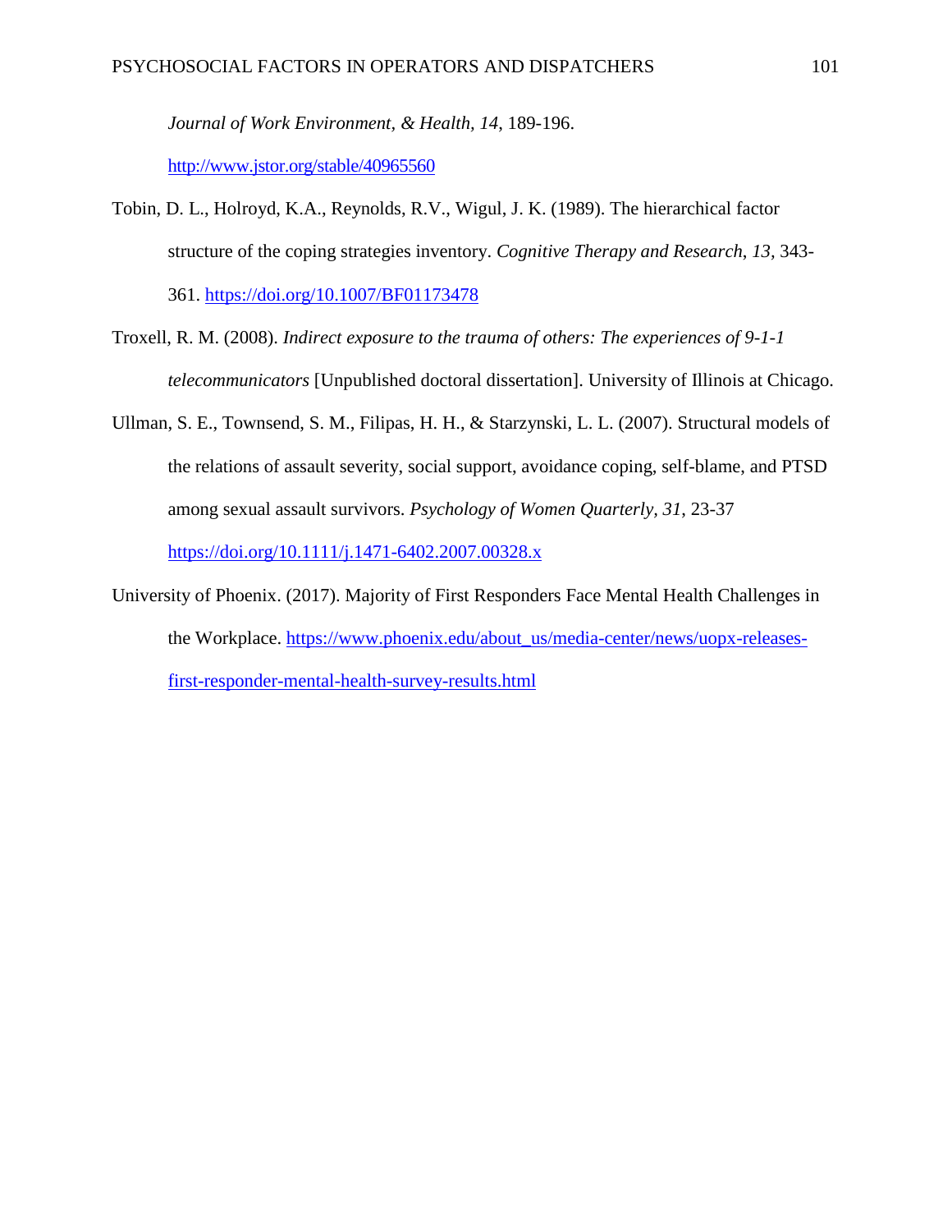*Journal of Work Environment, & Health, 14*, 189-196. http://www.jstor.org/stable/40965560

Tobin, D. L., Holroyd, K.A., Reynolds, R.V., Wigul, J. K. (1989). The hierarchical factor structure of the coping strategies inventory. *Cognitive Therapy and Research*, *13*, 343-361. https://doi.org/10.1007/BF01173478

Troxell, R. M. (2008). *Indirect exposure to the trauma of others: The experiences of 9-1-1 telecommunicators* [Unpublished doctoral dissertation]. University of Illinois at Chicago.

Ullman, S. E., Townsend, S. M., Filipas, H. H., & Starzynski, L. L. (2007). Structural models of the relations of assault severity, social support, avoidance coping, self-blame, and PTSD among sexual assault survivors. *Psychology of Women Quarterly*, *31*, 23-37 https://doi.org/10.1111/j.1471-6402.2007.00328.x

University of Phoenix. (2017). Majority of First Responders Face Mental Health Challenges in the Workplace. https://www.phoenix.edu/about_us/media-center/news/uopx-releases-first-responder-mental-health-survey-results.html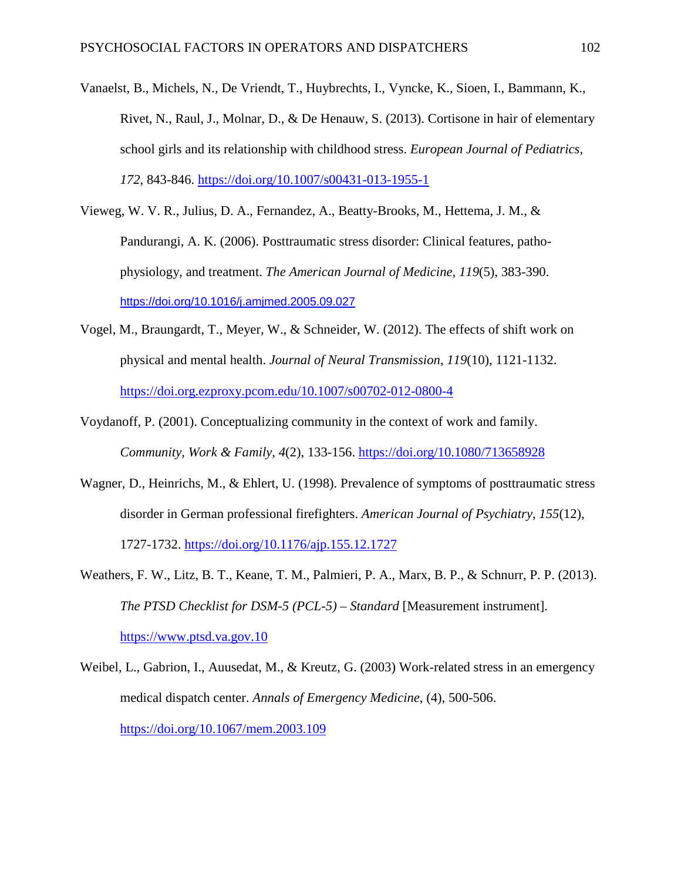Vanaelst, B., Michels, N., De Vriendt, T., Huybrechts, I., Vyncke, K., Sioen, I., Bammann, K., Rivet, N., Raul, J., Molnar, D., & De Henauw, S. (2013). Cortisone in hair of elementary school girls and its relationship with childhood stress. *European Journal of Pediatrics*, *172*, 843-846. https://doi.org/10.1007/s00431-013-1955-1

Vieweg, W. V. R., Julius, D. A., Fernandez, A., Beatty-Brooks, M., Hettema, J. M., & Pandurangi, A. K. (2006). Posttraumatic stress disorder: Clinical features, pathophysiology, and treatment. *The American Journal of Medicine*, *119*(5), 383-390. https://doi.org/10.1016/j.amjmed.2005.09.027

Vogel, M., Braungardt, T., Meyer, W., & Schneider, W. (2012). The effects of shift work on physical and mental health. *Journal of Neural Transmission*, *119*(10), 1121-1132. https://doi.org.ezproxy.pcom.edu/10.1007/s00702-012-0800-4

Voydanoff, P. (2001). Conceptualizing community in the context of work and family. *Community, Work & Family*, *4*(2), 133-156. https://doi.org/10.1080/713658928

Wagner, D., Heinrichs, M., & Ehlert, U. (1998). Prevalence of symptoms of posttraumatic stress disorder in German professional firefighters. *American Journal of Psychiatry, 155*(12), 1727-1732. https://doi.org/10.1176/ajp.155.12.1727

Weathers, F. W., Litz, B. T., Keane, T. M., Palmieri, P. A., Marx, B. P., & Schnurr, P. P. (2013). *The PTSD Checklist for DSM-5 (PCL-5) – Standard* [Measurement instrument]. https://www.ptsd.va.gov.10

Weibel, L., Gabrion, I., Auusedat, M., & Kreutz, G. (2003) Work-related stress in an emergency medical dispatch center. *Annals of Emergency Medicine*, (4), 500-506. https://doi.org/10.1067/mem.2003.109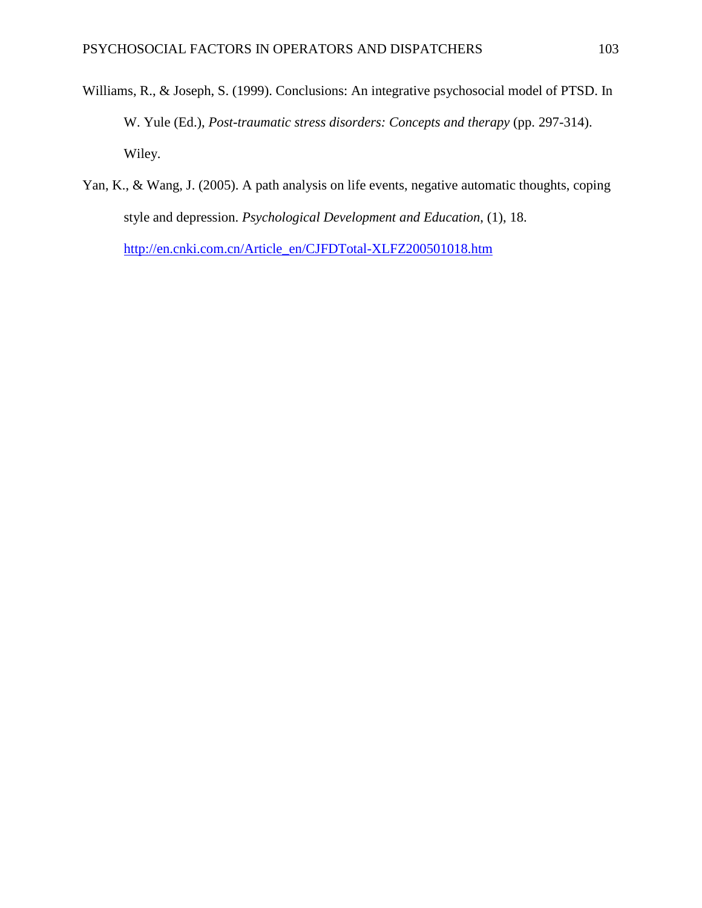Williams, R., & Joseph, S. (1999). Conclusions: An integrative psychosocial model of PTSD. In W. Yule (Ed.), *Post-traumatic stress disorders: Concepts and therapy* (pp. 297-314). Wiley.

Yan, K., & Wang, J. (2005). A path analysis on life events, negative automatic thoughts, coping style and depression. *Psychological Development and Education*, (1), 18. http://en.cnki.com.cn/Article_en/CJFDTotal-XLFZ200501018.htm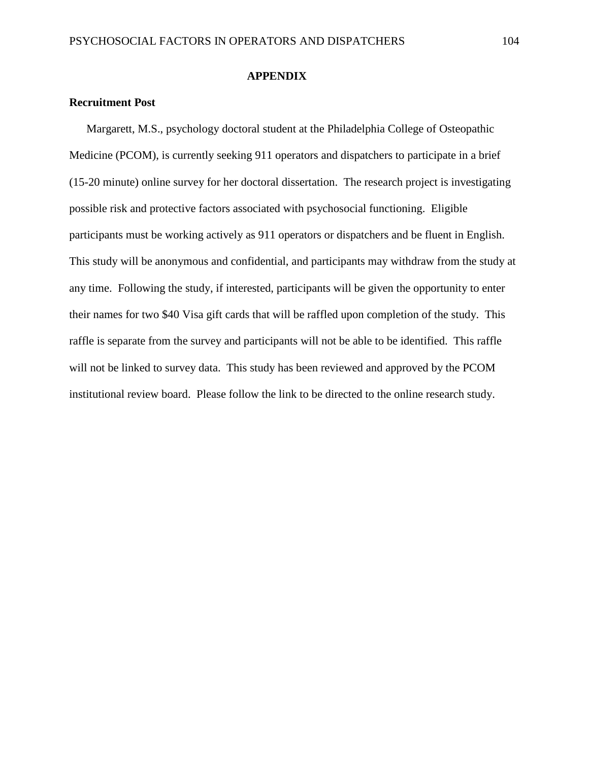# APPENDIX

## Recruitment Post

Margarett, M.S., psychology doctoral student at the Philadelphia College of Osteopathic Medicine (PCOM), is currently seeking 911 operators and dispatchers to participate in a brief (15-20 minute) online survey for her doctoral dissertation. The research project is investigating possible risk and protective factors associated with psychosocial functioning. Eligible participants must be working actively as 911 operators or dispatchers and be fluent in English. This study will be anonymous and confidential, and participants may withdraw from the study at any time. Following the study, if interested, participants will be given the opportunity to enter their names for two $40 Visa gift cards that will be raffled upon completion of the study. This raffle is separate from the survey and participants will not be able to be identified. This raffle will not be linked to survey data. This study has been reviewed and approved by the PCOM institutional review board. Please follow the link to be directed to the online research study.